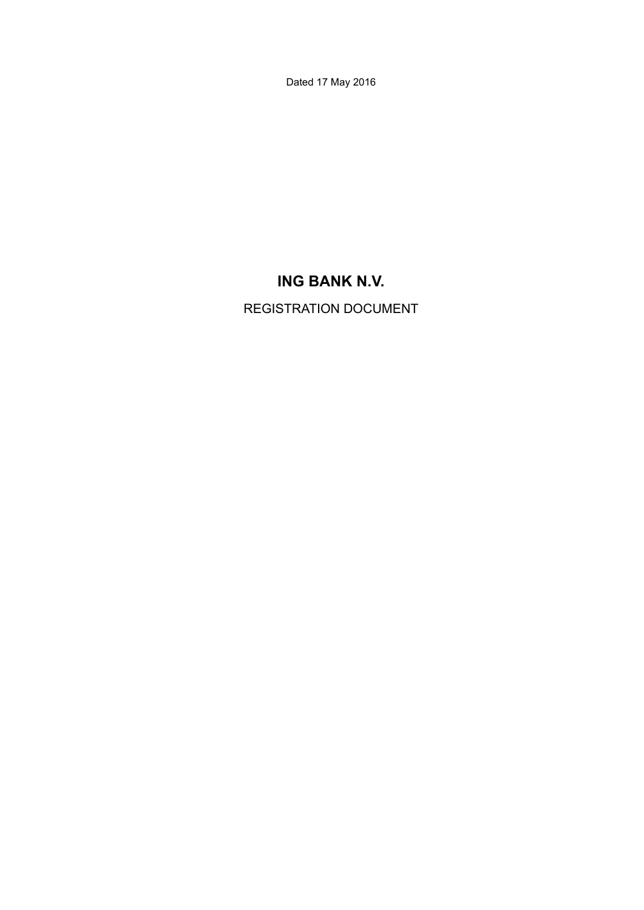Dated 17 May 2016

# ING BANK N.V.

REGISTRATION DOCUMENT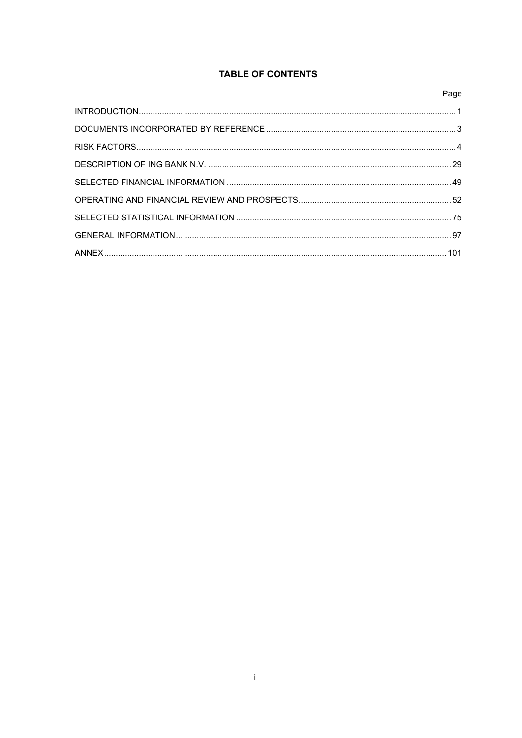# TABLE OF CONTENTS

| | Page |
|---|---|
| INTRODUCTION | 1 |
| DOCUMENTS INCORPORATED BY REFERENCE | 3 |
| RISK FACTORS | 4 |
| DESCRIPTION OF ING BANK N.V. | 29 |
| SELECTED FINANCIAL INFORMATION | 49 |
| OPERATING AND FINANCIAL REVIEW AND PROSPECTS | 52 |
| SELECTED STATISTICAL INFORMATION | 75 |
| GENERAL INFORMATION | 97 |
| ANNEX | 101 |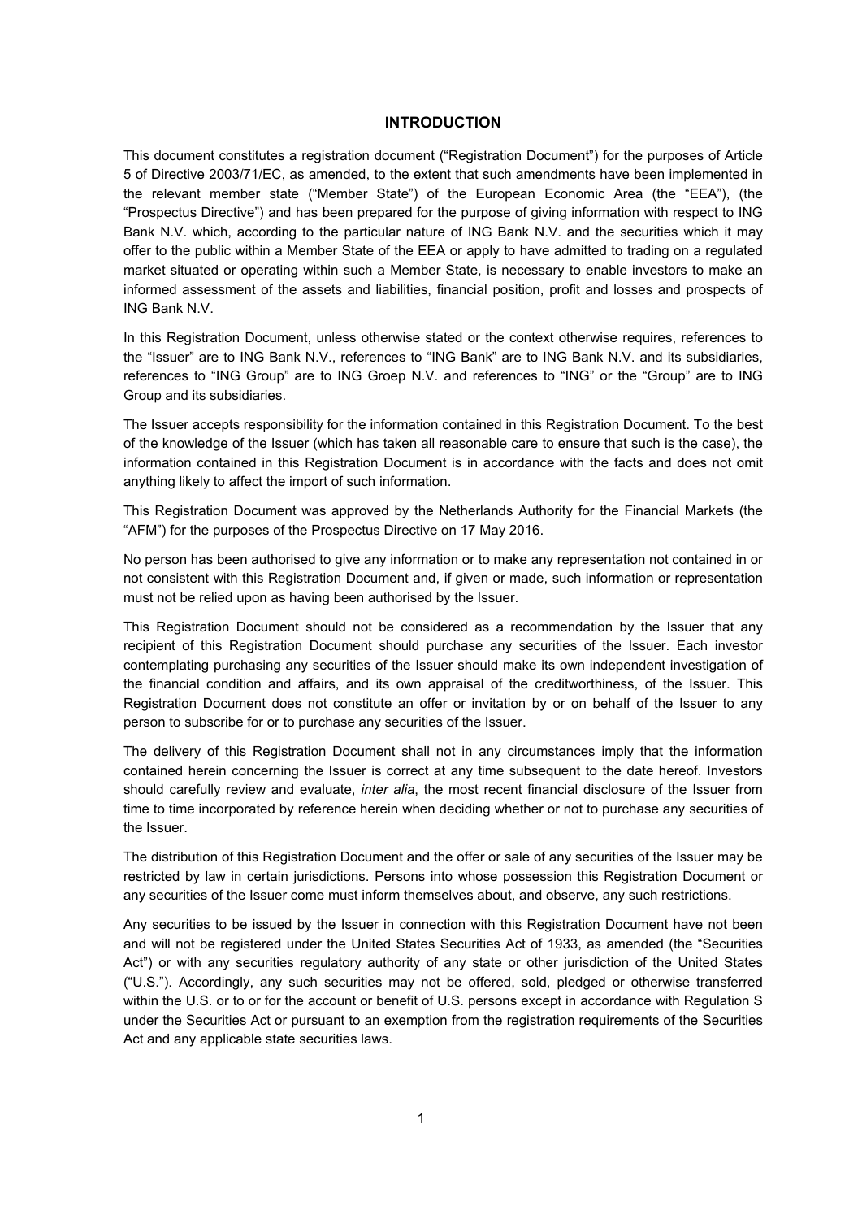## INTRODUCTION

This document constitutes a registration document ("Registration Document") for the purposes of Article 5 of Directive 2003/71/EC, as amended, to the extent that such amendments have been implemented in the relevant member state ("Member State") of the European Economic Area (the "EEA"), (the "Prospectus Directive") and has been prepared for the purpose of giving information with respect to ING Bank N.V. which, according to the particular nature of ING Bank N.V. and the securities which it may offer to the public within a Member State of the EEA or apply to have admitted to trading on a regulated market situated or operating within such a Member State, is necessary to enable investors to make an informed assessment of the assets and liabilities, financial position, profit and losses and prospects of ING Bank N.V.

In this Registration Document, unless otherwise stated or the context otherwise requires, references to the "Issuer" are to ING Bank N.V., references to "ING Bank" are to ING Bank N.V. and its subsidiaries, references to "ING Group" are to ING Groep N.V. and references to "ING" or the "Group" are to ING Group and its subsidiaries.

The Issuer accepts responsibility for the information contained in this Registration Document. To the best of the knowledge of the Issuer (which has taken all reasonable care to ensure that such is the case), the information contained in this Registration Document is in accordance with the facts and does not omit anything likely to affect the import of such information.

This Registration Document was approved by the Netherlands Authority for the Financial Markets (the "AFM") for the purposes of the Prospectus Directive on 17 May 2016.

No person has been authorised to give any information or to make any representation not contained in or not consistent with this Registration Document and, if given or made, such information or representation must not be relied upon as having been authorised by the Issuer.

This Registration Document should not be considered as a recommendation by the Issuer that any recipient of this Registration Document should purchase any securities of the Issuer. Each investor contemplating purchasing any securities of the Issuer should make its own independent investigation of the financial condition and affairs, and its own appraisal of the creditworthiness, of the Issuer. This Registration Document does not constitute an offer or invitation by or on behalf of the Issuer to any person to subscribe for or to purchase any securities of the Issuer.

The delivery of this Registration Document shall not in any circumstances imply that the information contained herein concerning the Issuer is correct at any time subsequent to the date hereof. Investors should carefully review and evaluate, *inter alia*, the most recent financial disclosure of the Issuer from time to time incorporated by reference herein when deciding whether or not to purchase any securities of the Issuer.

The distribution of this Registration Document and the offer or sale of any securities of the Issuer may be restricted by law in certain jurisdictions. Persons into whose possession this Registration Document or any securities of the Issuer come must inform themselves about, and observe, any such restrictions.

Any securities to be issued by the Issuer in connection with this Registration Document have not been and will not be registered under the United States Securities Act of 1933, as amended (the "Securities Act") or with any securities regulatory authority of any state or other jurisdiction of the United States ("U.S."). Accordingly, any such securities may not be offered, sold, pledged or otherwise transferred within the U.S. or to or for the account or benefit of U.S. persons except in accordance with Regulation S under the Securities Act or pursuant to an exemption from the registration requirements of the Securities Act and any applicable state securities laws.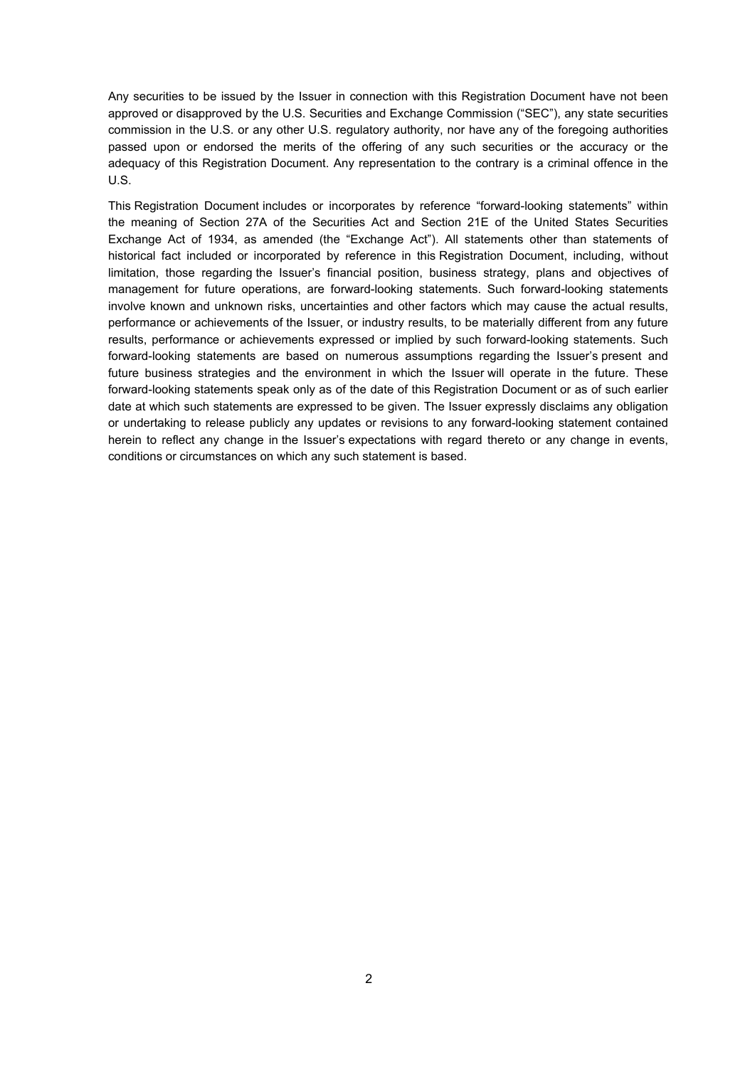Any securities to be issued by the Issuer in connection with this Registration Document have not been approved or disapproved by the U.S. Securities and Exchange Commission ("SEC"), any state securities commission in the U.S. or any other U.S. regulatory authority, nor have any of the foregoing authorities passed upon or endorsed the merits of the offering of any such securities or the accuracy or the adequacy of this Registration Document. Any representation to the contrary is a criminal offence in the U.S.

This Registration Document includes or incorporates by reference "forward-looking statements" within the meaning of Section 27A of the Securities Act and Section 21E of the United States Securities Exchange Act of 1934, as amended (the "Exchange Act"). All statements other than statements of historical fact included or incorporated by reference in this Registration Document, including, without limitation, those regarding the Issuer's financial position, business strategy, plans and objectives of management for future operations, are forward-looking statements. Such forward-looking statements involve known and unknown risks, uncertainties and other factors which may cause the actual results, performance or achievements of the Issuer, or industry results, to be materially different from any future results, performance or achievements expressed or implied by such forward-looking statements. Such forward-looking statements are based on numerous assumptions regarding the Issuer's present and future business strategies and the environment in which the Issuer will operate in the future. These forward-looking statements speak only as of the date of this Registration Document or as of such earlier date at which such statements are expressed to be given. The Issuer expressly disclaims any obligation or undertaking to release publicly any updates or revisions to any forward-looking statement contained herein to reflect any change in the Issuer's expectations with regard thereto or any change in events, conditions or circumstances on which any such statement is based.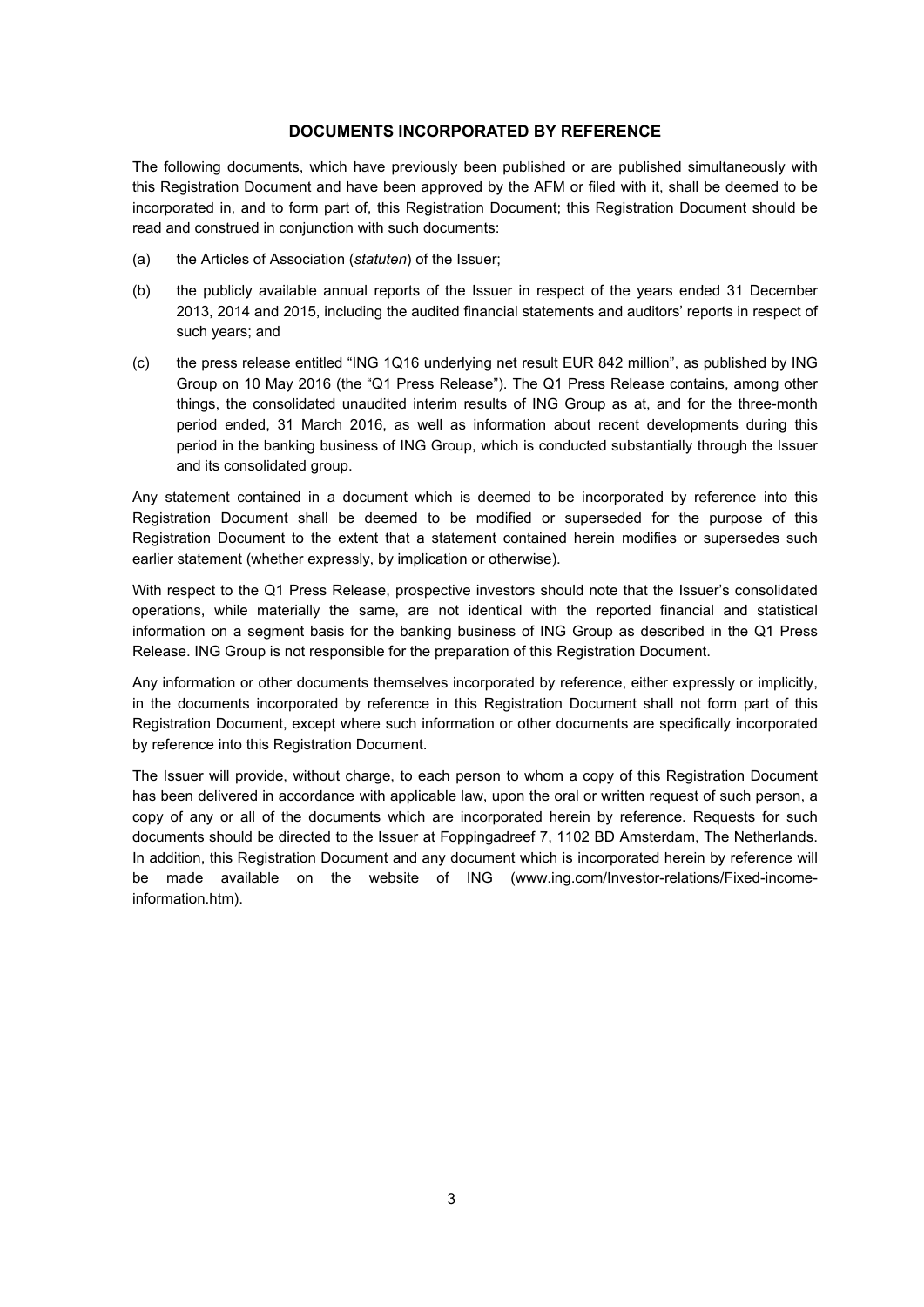## DOCUMENTS INCORPORATED BY REFERENCE

The following documents, which have previously been published or are published simultaneously with this Registration Document and have been approved by the AFM or filed with it, shall be deemed to be incorporated in, and to form part of, this Registration Document; this Registration Document should be read and construed in conjunction with such documents:

(a) the Articles of Association (*statuten*) of the Issuer;

(b) the publicly available annual reports of the Issuer in respect of the years ended 31 December 2013, 2014 and 2015, including the audited financial statements and auditors' reports in respect of such years; and

(c) the press release entitled "ING 1Q16 underlying net result EUR 842 million", as published by ING Group on 10 May 2016 (the "Q1 Press Release"). The Q1 Press Release contains, among other things, the consolidated unaudited interim results of ING Group as at, and for the three-month period ended, 31 March 2016, as well as information about recent developments during this period in the banking business of ING Group, which is conducted substantially through the Issuer and its consolidated group.

Any statement contained in a document which is deemed to be incorporated by reference into this Registration Document shall be deemed to be modified or superseded for the purpose of this Registration Document to the extent that a statement contained herein modifies or supersedes such earlier statement (whether expressly, by implication or otherwise).

With respect to the Q1 Press Release, prospective investors should note that the Issuer's consolidated operations, while materially the same, are not identical with the reported financial and statistical information on a segment basis for the banking business of ING Group as described in the Q1 Press Release. ING Group is not responsible for the preparation of this Registration Document.

Any information or other documents themselves incorporated by reference, either expressly or implicitly, in the documents incorporated by reference in this Registration Document shall not form part of this Registration Document, except where such information or other documents are specifically incorporated by reference into this Registration Document.

The Issuer will provide, without charge, to each person to whom a copy of this Registration Document has been delivered in accordance with applicable law, upon the oral or written request of such person, a copy of any or all of the documents which are incorporated herein by reference. Requests for such documents should be directed to the Issuer at Foppingadreef 7, 1102 BD Amsterdam, The Netherlands. In addition, this Registration Document and any document which is incorporated herein by reference will be made available on the website of ING (www.ing.com/Investor-relations/Fixed-income-information.htm).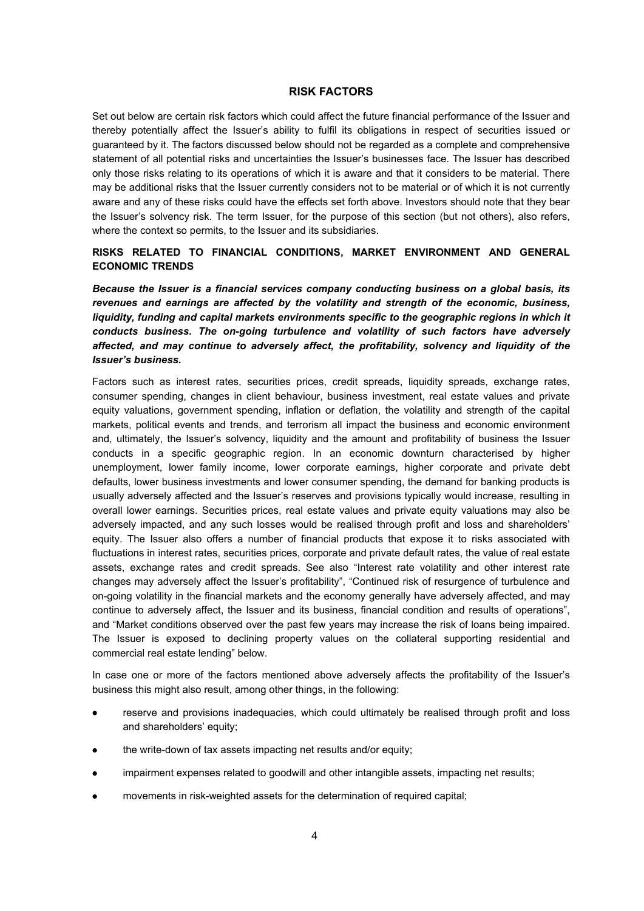# RISK FACTORS

Set out below are certain risk factors which could affect the future financial performance of the Issuer and thereby potentially affect the Issuer's ability to fulfil its obligations in respect of securities issued or guaranteed by it. The factors discussed below should not be regarded as a complete and comprehensive statement of all potential risks and uncertainties the Issuer's businesses face. The Issuer has described only those risks relating to its operations of which it is aware and that it considers to be material. There may be additional risks that the Issuer currently considers not to be material or of which it is not currently aware and any of these risks could have the effects set forth above. Investors should note that they bear the Issuer's solvency risk. The term Issuer, for the purpose of this section (but not others), also refers, where the context so permits, to the Issuer and its subsidiaries.

## RISKS RELATED TO FINANCIAL CONDITIONS, MARKET ENVIRONMENT AND GENERAL ECONOMIC TRENDS

***Because the Issuer is a financial services company conducting business on a global basis, its revenues and earnings are affected by the volatility and strength of the economic, business, liquidity, funding and capital markets environments specific to the geographic regions in which it conducts business. The on-going turbulence and volatility of such factors have adversely affected, and may continue to adversely affect, the profitability, solvency and liquidity of the Issuer's business.***

Factors such as interest rates, securities prices, credit spreads, liquidity spreads, exchange rates, consumer spending, changes in client behaviour, business investment, real estate values and private equity valuations, government spending, inflation or deflation, the volatility and strength of the capital markets, political events and trends, and terrorism all impact the business and economic environment and, ultimately, the Issuer's solvency, liquidity and the amount and profitability of business the Issuer conducts in a specific geographic region. In an economic downturn characterised by higher unemployment, lower family income, lower corporate earnings, higher corporate and private debt defaults, lower business investments and lower consumer spending, the demand for banking products is usually adversely affected and the Issuer's reserves and provisions typically would increase, resulting in overall lower earnings. Securities prices, real estate values and private equity valuations may also be adversely impacted, and any such losses would be realised through profit and loss and shareholders' equity. The Issuer also offers a number of financial products that expose it to risks associated with fluctuations in interest rates, securities prices, corporate and private default rates, the value of real estate assets, exchange rates and credit spreads. See also "Interest rate volatility and other interest rate changes may adversely affect the Issuer's profitability", "Continued risk of resurgence of turbulence and on-going volatility in the financial markets and the economy generally have adversely affected, and may continue to adversely affect, the Issuer and its business, financial condition and results of operations", and "Market conditions observed over the past few years may increase the risk of loans being impaired. The Issuer is exposed to declining property values on the collateral supporting residential and commercial real estate lending" below.

In case one or more of the factors mentioned above adversely affects the profitability of the Issuer's business this might also result, among other things, in the following:

- reserve and provisions inadequacies, which could ultimately be realised through profit and loss and shareholders' equity;
- the write-down of tax assets impacting net results and/or equity;
- impairment expenses related to goodwill and other intangible assets, impacting net results;
- movements in risk-weighted assets for the determination of required capital;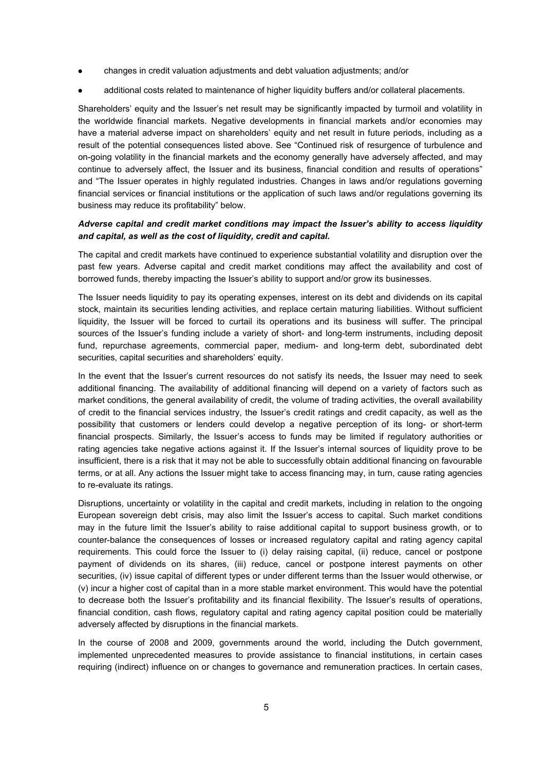- changes in credit valuation adjustments and debt valuation adjustments; and/or
- additional costs related to maintenance of higher liquidity buffers and/or collateral placements.

Shareholders' equity and the Issuer's net result may be significantly impacted by turmoil and volatility in the worldwide financial markets. Negative developments in financial markets and/or economies may have a material adverse impact on shareholders' equity and net result in future periods, including as a result of the potential consequences listed above. See "Continued risk of resurgence of turbulence and on-going volatility in the financial markets and the economy generally have adversely affected, and may continue to adversely affect, the Issuer and its business, financial condition and results of operations" and "The Issuer operates in highly regulated industries. Changes in laws and/or regulations governing financial services or financial institutions or the application of such laws and/or regulations governing its business may reduce its profitability" below.

***Adverse capital and credit market conditions may impact the Issuer's ability to access liquidity and capital, as well as the cost of liquidity, credit and capital.***

The capital and credit markets have continued to experience substantial volatility and disruption over the past few years. Adverse capital and credit market conditions may affect the availability and cost of borrowed funds, thereby impacting the Issuer's ability to support and/or grow its businesses.

The Issuer needs liquidity to pay its operating expenses, interest on its debt and dividends on its capital stock, maintain its securities lending activities, and replace certain maturing liabilities. Without sufficient liquidity, the Issuer will be forced to curtail its operations and its business will suffer. The principal sources of the Issuer's funding include a variety of short- and long-term instruments, including deposit fund, repurchase agreements, commercial paper, medium- and long-term debt, subordinated debt securities, capital securities and shareholders' equity.

In the event that the Issuer's current resources do not satisfy its needs, the Issuer may need to seek additional financing. The availability of additional financing will depend on a variety of factors such as market conditions, the general availability of credit, the volume of trading activities, the overall availability of credit to the financial services industry, the Issuer's credit ratings and credit capacity, as well as the possibility that customers or lenders could develop a negative perception of its long- or short-term financial prospects. Similarly, the Issuer's access to funds may be limited if regulatory authorities or rating agencies take negative actions against it. If the Issuer's internal sources of liquidity prove to be insufficient, there is a risk that it may not be able to successfully obtain additional financing on favourable terms, or at all. Any actions the Issuer might take to access financing may, in turn, cause rating agencies to re-evaluate its ratings.

Disruptions, uncertainty or volatility in the capital and credit markets, including in relation to the ongoing European sovereign debt crisis, may also limit the Issuer's access to capital. Such market conditions may in the future limit the Issuer's ability to raise additional capital to support business growth, or to counter-balance the consequences of losses or increased regulatory capital and rating agency capital requirements. This could force the Issuer to (i) delay raising capital, (ii) reduce, cancel or postpone payment of dividends on its shares, (iii) reduce, cancel or postpone interest payments on other securities, (iv) issue capital of different types or under different terms than the Issuer would otherwise, or (v) incur a higher cost of capital than in a more stable market environment. This would have the potential to decrease both the Issuer's profitability and its financial flexibility. The Issuer's results of operations, financial condition, cash flows, regulatory capital and rating agency capital position could be materially adversely affected by disruptions in the financial markets.

In the course of 2008 and 2009, governments around the world, including the Dutch government, implemented unprecedented measures to provide assistance to financial institutions, in certain cases requiring (indirect) influence on or changes to governance and remuneration practices. In certain cases,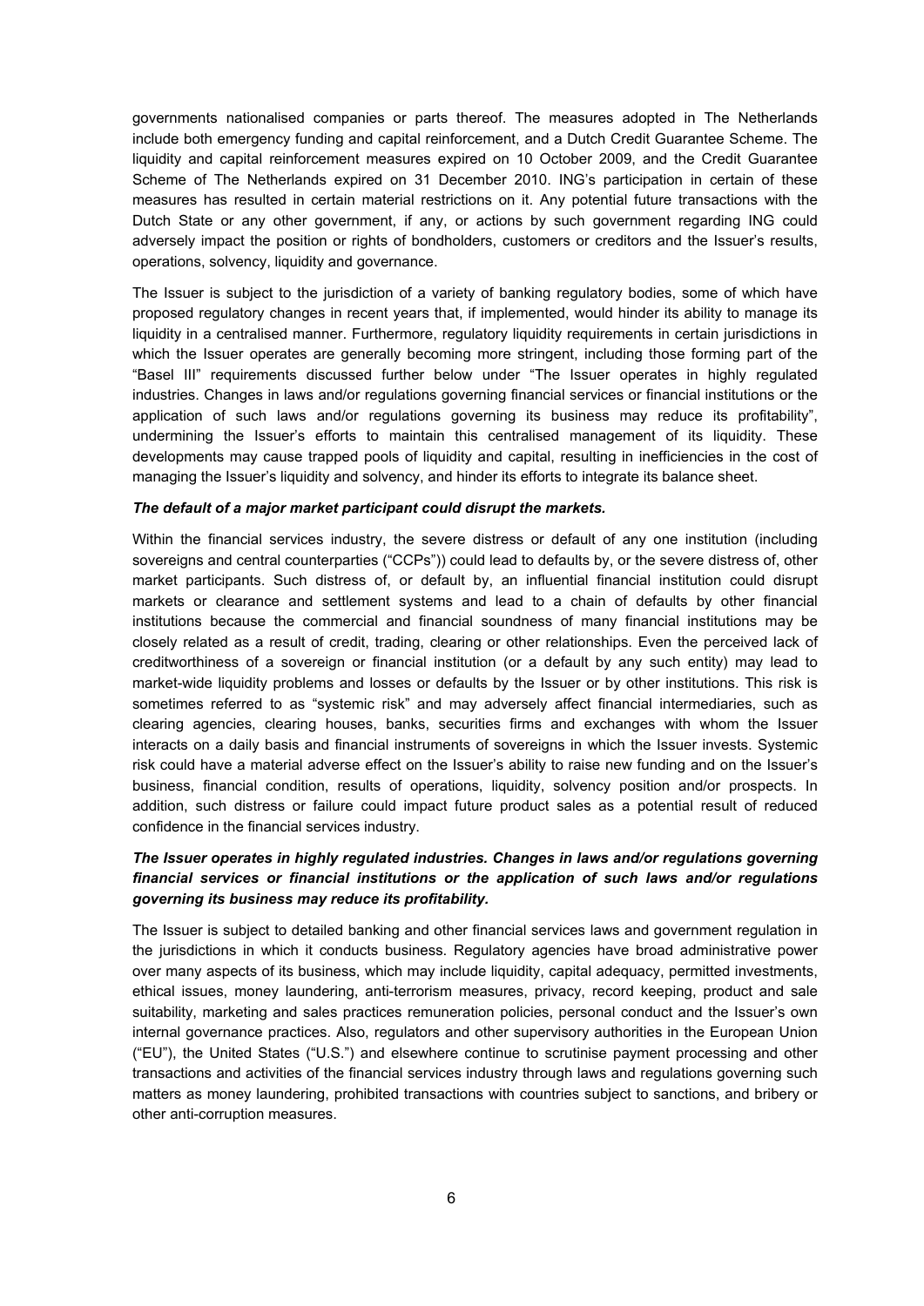governments nationalised companies or parts thereof. The measures adopted in The Netherlands include both emergency funding and capital reinforcement, and a Dutch Credit Guarantee Scheme. The liquidity and capital reinforcement measures expired on 10 October 2009, and the Credit Guarantee Scheme of The Netherlands expired on 31 December 2010. ING's participation in certain of these measures has resulted in certain material restrictions on it. Any potential future transactions with the Dutch State or any other government, if any, or actions by such government regarding ING could adversely impact the position or rights of bondholders, customers or creditors and the Issuer's results, operations, solvency, liquidity and governance.

The Issuer is subject to the jurisdiction of a variety of banking regulatory bodies, some of which have proposed regulatory changes in recent years that, if implemented, would hinder its ability to manage its liquidity in a centralised manner. Furthermore, regulatory liquidity requirements in certain jurisdictions in which the Issuer operates are generally becoming more stringent, including those forming part of the "Basel III" requirements discussed further below under "The Issuer operates in highly regulated industries. Changes in laws and/or regulations governing financial services or financial institutions or the application of such laws and/or regulations governing its business may reduce its profitability", undermining the Issuer's efforts to maintain this centralised management of its liquidity. These developments may cause trapped pools of liquidity and capital, resulting in inefficiencies in the cost of managing the Issuer's liquidity and solvency, and hinder its efforts to integrate its balance sheet.

***The default of a major market participant could disrupt the markets.***

Within the financial services industry, the severe distress or default of any one institution (including sovereigns and central counterparties ("CCPs")) could lead to defaults by, or the severe distress of, other market participants. Such distress of, or default by, an influential financial institution could disrupt markets or clearance and settlement systems and lead to a chain of defaults by other financial institutions because the commercial and financial soundness of many financial institutions may be closely related as a result of credit, trading, clearing or other relationships. Even the perceived lack of creditworthiness of a sovereign or financial institution (or a default by any such entity) may lead to market-wide liquidity problems and losses or defaults by the Issuer or by other institutions. This risk is sometimes referred to as "systemic risk" and may adversely affect financial intermediaries, such as clearing agencies, clearing houses, banks, securities firms and exchanges with whom the Issuer interacts on a daily basis and financial instruments of sovereigns in which the Issuer invests. Systemic risk could have a material adverse effect on the Issuer's ability to raise new funding and on the Issuer's business, financial condition, results of operations, liquidity, solvency position and/or prospects. In addition, such distress or failure could impact future product sales as a potential result of reduced confidence in the financial services industry.

***The Issuer operates in highly regulated industries. Changes in laws and/or regulations governing financial services or financial institutions or the application of such laws and/or regulations governing its business may reduce its profitability.***

The Issuer is subject to detailed banking and other financial services laws and government regulation in the jurisdictions in which it conducts business. Regulatory agencies have broad administrative power over many aspects of its business, which may include liquidity, capital adequacy, permitted investments, ethical issues, money laundering, anti-terrorism measures, privacy, record keeping, product and sale suitability, marketing and sales practices remuneration policies, personal conduct and the Issuer's own internal governance practices. Also, regulators and other supervisory authorities in the European Union ("EU"), the United States ("U.S.") and elsewhere continue to scrutinise payment processing and other transactions and activities of the financial services industry through laws and regulations governing such matters as money laundering, prohibited transactions with countries subject to sanctions, and bribery or other anti-corruption measures.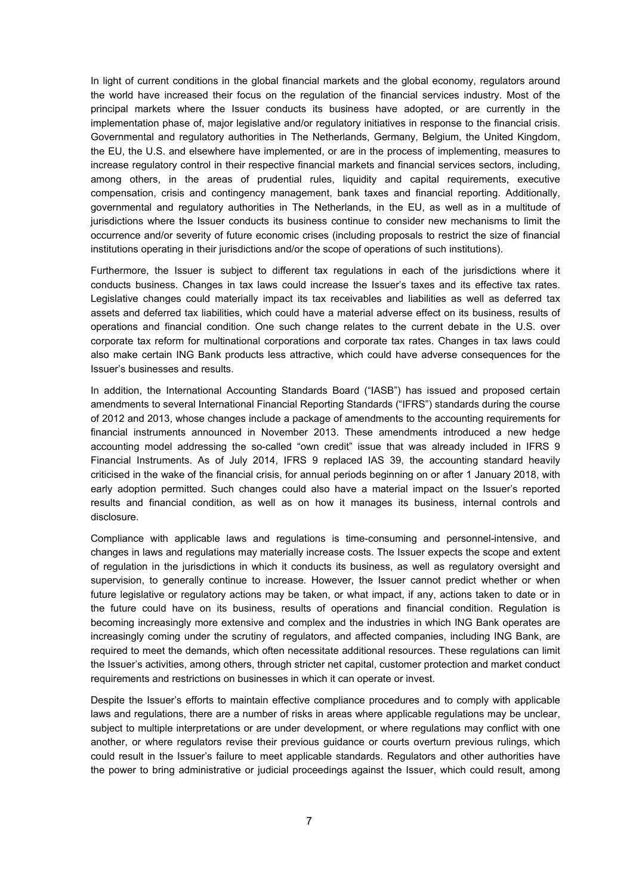In light of current conditions in the global financial markets and the global economy, regulators around the world have increased their focus on the regulation of the financial services industry. Most of the principal markets where the Issuer conducts its business have adopted, or are currently in the implementation phase of, major legislative and/or regulatory initiatives in response to the financial crisis. Governmental and regulatory authorities in The Netherlands, Germany, Belgium, the United Kingdom, the EU, the U.S. and elsewhere have implemented, or are in the process of implementing, measures to increase regulatory control in their respective financial markets and financial services sectors, including, among others, in the areas of prudential rules, liquidity and capital requirements, executive compensation, crisis and contingency management, bank taxes and financial reporting. Additionally, governmental and regulatory authorities in The Netherlands, in the EU, as well as in a multitude of jurisdictions where the Issuer conducts its business continue to consider new mechanisms to limit the occurrence and/or severity of future economic crises (including proposals to restrict the size of financial institutions operating in their jurisdictions and/or the scope of operations of such institutions).

Furthermore, the Issuer is subject to different tax regulations in each of the jurisdictions where it conducts business. Changes in tax laws could increase the Issuer's taxes and its effective tax rates. Legislative changes could materially impact its tax receivables and liabilities as well as deferred tax assets and deferred tax liabilities, which could have a material adverse effect on its business, results of operations and financial condition. One such change relates to the current debate in the U.S. over corporate tax reform for multinational corporations and corporate tax rates. Changes in tax laws could also make certain ING Bank products less attractive, which could have adverse consequences for the Issuer's businesses and results.

In addition, the International Accounting Standards Board ("IASB") has issued and proposed certain amendments to several International Financial Reporting Standards ("IFRS") standards during the course of 2012 and 2013, whose changes include a package of amendments to the accounting requirements for financial instruments announced in November 2013. These amendments introduced a new hedge accounting model addressing the so-called "own credit" issue that was already included in IFRS 9 Financial Instruments. As of July 2014, IFRS 9 replaced IAS 39, the accounting standard heavily criticised in the wake of the financial crisis, for annual periods beginning on or after 1 January 2018, with early adoption permitted. Such changes could also have a material impact on the Issuer's reported results and financial condition, as well as on how it manages its business, internal controls and disclosure.

Compliance with applicable laws and regulations is time-consuming and personnel-intensive, and changes in laws and regulations may materially increase costs. The Issuer expects the scope and extent of regulation in the jurisdictions in which it conducts its business, as well as regulatory oversight and supervision, to generally continue to increase. However, the Issuer cannot predict whether or when future legislative or regulatory actions may be taken, or what impact, if any, actions taken to date or in the future could have on its business, results of operations and financial condition. Regulation is becoming increasingly more extensive and complex and the industries in which ING Bank operates are increasingly coming under the scrutiny of regulators, and affected companies, including ING Bank, are required to meet the demands, which often necessitate additional resources. These regulations can limit the Issuer's activities, among others, through stricter net capital, customer protection and market conduct requirements and restrictions on businesses in which it can operate or invest.

Despite the Issuer's efforts to maintain effective compliance procedures and to comply with applicable laws and regulations, there are a number of risks in areas where applicable regulations may be unclear, subject to multiple interpretations or are under development, or where regulations may conflict with one another, or where regulators revise their previous guidance or courts overturn previous rulings, which could result in the Issuer's failure to meet applicable standards. Regulators and other authorities have the power to bring administrative or judicial proceedings against the Issuer, which could result, among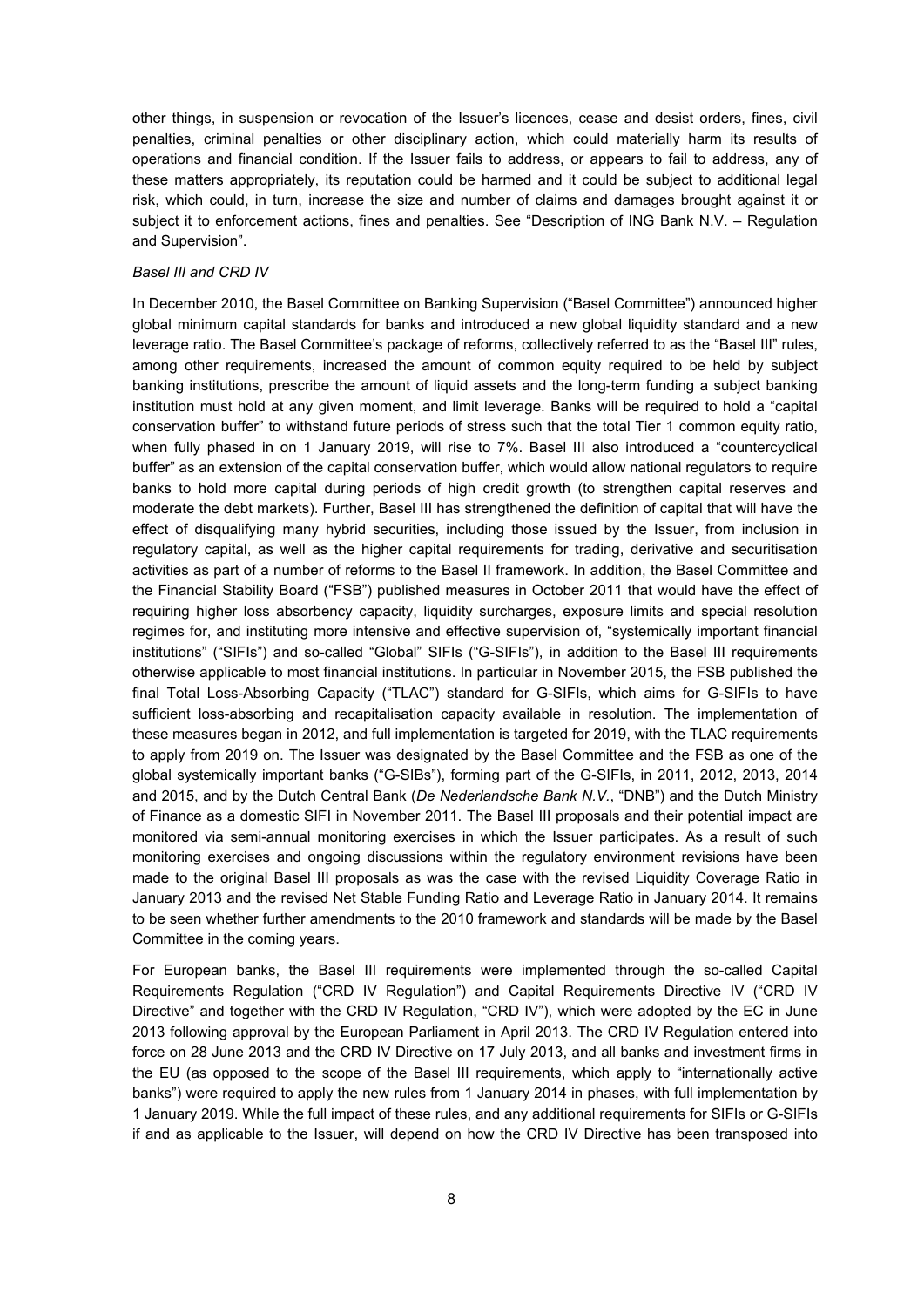other things, in suspension or revocation of the Issuer's licences, cease and desist orders, fines, civil penalties, criminal penalties or other disciplinary action, which could materially harm its results of operations and financial condition. If the Issuer fails to address, or appears to fail to address, any of these matters appropriately, its reputation could be harmed and it could be subject to additional legal risk, which could, in turn, increase the size and number of claims and damages brought against it or subject it to enforcement actions, fines and penalties. See "Description of ING Bank N.V. – Regulation and Supervision".

*Basel III and CRD IV*

In December 2010, the Basel Committee on Banking Supervision ("Basel Committee") announced higher global minimum capital standards for banks and introduced a new global liquidity standard and a new leverage ratio. The Basel Committee's package of reforms, collectively referred to as the "Basel III" rules, among other requirements, increased the amount of common equity required to be held by subject banking institutions, prescribe the amount of liquid assets and the long-term funding a subject banking institution must hold at any given moment, and limit leverage. Banks will be required to hold a "capital conservation buffer" to withstand future periods of stress such that the total Tier 1 common equity ratio, when fully phased in on 1 January 2019, will rise to 7%. Basel III also introduced a "countercyclical buffer" as an extension of the capital conservation buffer, which would allow national regulators to require banks to hold more capital during periods of high credit growth (to strengthen capital reserves and moderate the debt markets). Further, Basel III has strengthened the definition of capital that will have the effect of disqualifying many hybrid securities, including those issued by the Issuer, from inclusion in regulatory capital, as well as the higher capital requirements for trading, derivative and securitisation activities as part of a number of reforms to the Basel II framework. In addition, the Basel Committee and the Financial Stability Board ("FSB") published measures in October 2011 that would have the effect of requiring higher loss absorbency capacity, liquidity surcharges, exposure limits and special resolution regimes for, and instituting more intensive and effective supervision of, "systemically important financial institutions" ("SIFIs") and so-called "Global" SIFIs ("G-SIFIs"), in addition to the Basel III requirements otherwise applicable to most financial institutions. In particular in November 2015, the FSB published the final Total Loss-Absorbing Capacity ("TLAC") standard for G-SIFIs, which aims for G-SIFIs to have sufficient loss-absorbing and recapitalisation capacity available in resolution. The implementation of these measures began in 2012, and full implementation is targeted for 2019, with the TLAC requirements to apply from 2019 on. The Issuer was designated by the Basel Committee and the FSB as one of the global systemically important banks ("G-SIBs"), forming part of the G-SIFIs, in 2011, 2012, 2013, 2014 and 2015, and by the Dutch Central Bank (*De Nederlandsche Bank N.V.*, "DNB") and the Dutch Ministry of Finance as a domestic SIFI in November 2011. The Basel III proposals and their potential impact are monitored via semi-annual monitoring exercises in which the Issuer participates. As a result of such monitoring exercises and ongoing discussions within the regulatory environment revisions have been made to the original Basel III proposals as was the case with the revised Liquidity Coverage Ratio in January 2013 and the revised Net Stable Funding Ratio and Leverage Ratio in January 2014. It remains to be seen whether further amendments to the 2010 framework and standards will be made by the Basel Committee in the coming years.

For European banks, the Basel III requirements were implemented through the so-called Capital Requirements Regulation ("CRD IV Regulation") and Capital Requirements Directive IV ("CRD IV Directive" and together with the CRD IV Regulation, "CRD IV"), which were adopted by the EC in June 2013 following approval by the European Parliament in April 2013. The CRD IV Regulation entered into force on 28 June 2013 and the CRD IV Directive on 17 July 2013, and all banks and investment firms in the EU (as opposed to the scope of the Basel III requirements, which apply to "internationally active banks") were required to apply the new rules from 1 January 2014 in phases, with full implementation by 1 January 2019. While the full impact of these rules, and any additional requirements for SIFIs or G-SIFIs if and as applicable to the Issuer, will depend on how the CRD IV Directive has been transposed into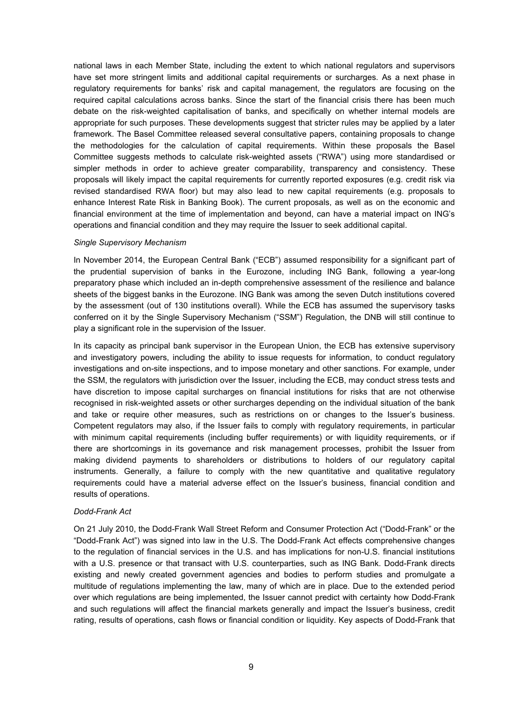national laws in each Member State, including the extent to which national regulators and supervisors have set more stringent limits and additional capital requirements or surcharges. As a next phase in regulatory requirements for banks' risk and capital management, the regulators are focusing on the required capital calculations across banks. Since the start of the financial crisis there has been much debate on the risk-weighted capitalisation of banks, and specifically on whether internal models are appropriate for such purposes. These developments suggest that stricter rules may be applied by a later framework. The Basel Committee released several consultative papers, containing proposals to change the methodologies for the calculation of capital requirements. Within these proposals the Basel Committee suggests methods to calculate risk-weighted assets ("RWA") using more standardised or simpler methods in order to achieve greater comparability, transparency and consistency. These proposals will likely impact the capital requirements for currently reported exposures (e.g. credit risk via revised standardised RWA floor) but may also lead to new capital requirements (e.g. proposals to enhance Interest Rate Risk in Banking Book). The current proposals, as well as on the economic and financial environment at the time of implementation and beyond, can have a material impact on ING's operations and financial condition and they may require the Issuer to seek additional capital.

*Single Supervisory Mechanism*

In November 2014, the European Central Bank ("ECB") assumed responsibility for a significant part of the prudential supervision of banks in the Eurozone, including ING Bank, following a year-long preparatory phase which included an in-depth comprehensive assessment of the resilience and balance sheets of the biggest banks in the Eurozone. ING Bank was among the seven Dutch institutions covered by the assessment (out of 130 institutions overall). While the ECB has assumed the supervisory tasks conferred on it by the Single Supervisory Mechanism ("SSM") Regulation, the DNB will still continue to play a significant role in the supervision of the Issuer.

In its capacity as principal bank supervisor in the European Union, the ECB has extensive supervisory and investigatory powers, including the ability to issue requests for information, to conduct regulatory investigations and on-site inspections, and to impose monetary and other sanctions. For example, under the SSM, the regulators with jurisdiction over the Issuer, including the ECB, may conduct stress tests and have discretion to impose capital surcharges on financial institutions for risks that are not otherwise recognised in risk-weighted assets or other surcharges depending on the individual situation of the bank and take or require other measures, such as restrictions on or changes to the Issuer's business. Competent regulators may also, if the Issuer fails to comply with regulatory requirements, in particular with minimum capital requirements (including buffer requirements) or with liquidity requirements, or if there are shortcomings in its governance and risk management processes, prohibit the Issuer from making dividend payments to shareholders or distributions to holders of our regulatory capital instruments. Generally, a failure to comply with the new quantitative and qualitative regulatory requirements could have a material adverse effect on the Issuer's business, financial condition and results of operations.

*Dodd-Frank Act*

On 21 July 2010, the Dodd-Frank Wall Street Reform and Consumer Protection Act ("Dodd-Frank" or the "Dodd-Frank Act") was signed into law in the U.S. The Dodd-Frank Act effects comprehensive changes to the regulation of financial services in the U.S. and has implications for non-U.S. financial institutions with a U.S. presence or that transact with U.S. counterparties, such as ING Bank. Dodd-Frank directs existing and newly created government agencies and bodies to perform studies and promulgate a multitude of regulations implementing the law, many of which are in place. Due to the extended period over which regulations are being implemented, the Issuer cannot predict with certainty how Dodd-Frank and such regulations will affect the financial markets generally and impact the Issuer's business, credit rating, results of operations, cash flows or financial condition or liquidity. Key aspects of Dodd-Frank that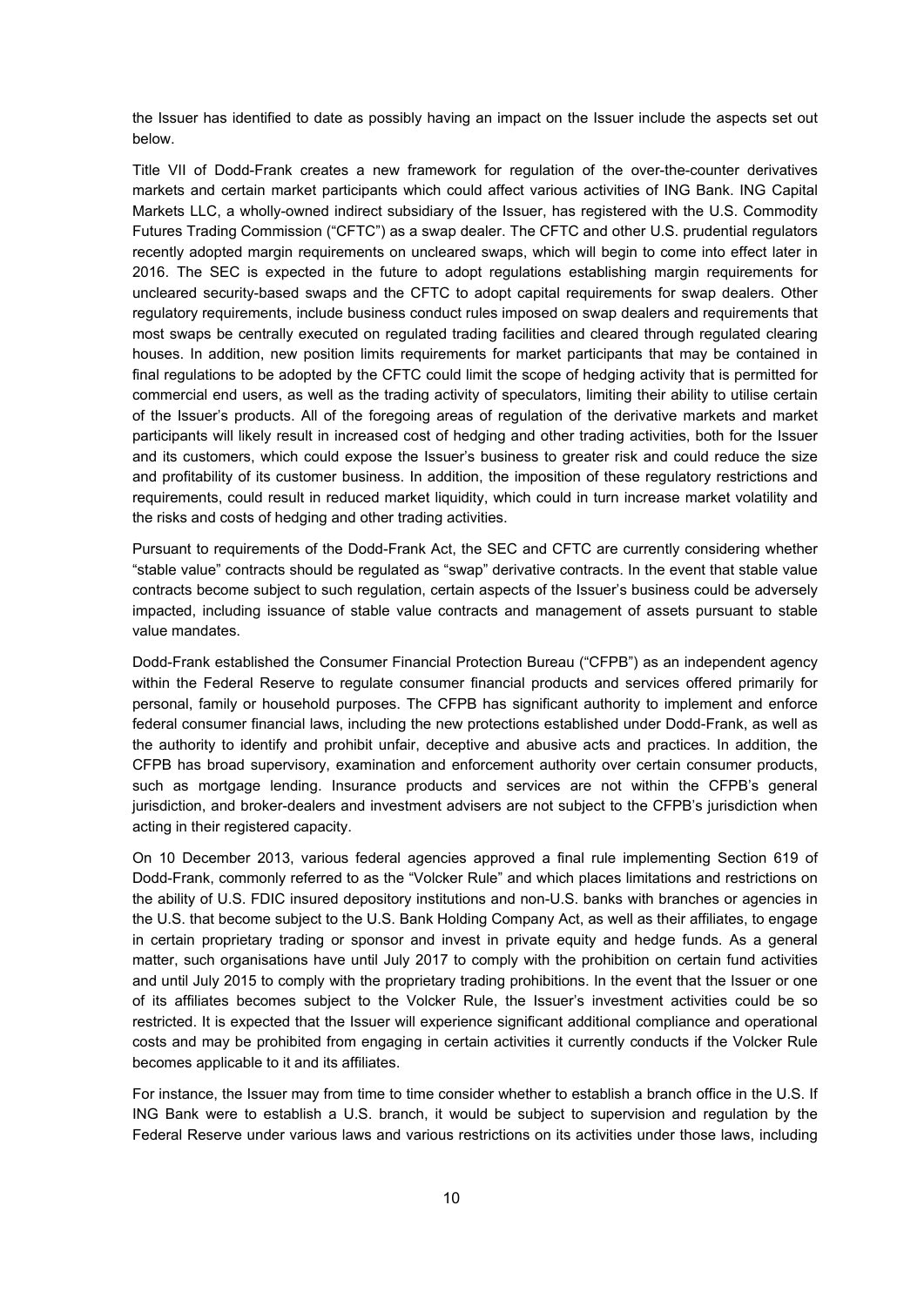the Issuer has identified to date as possibly having an impact on the Issuer include the aspects set out below.

Title VII of Dodd-Frank creates a new framework for regulation of the over-the-counter derivatives markets and certain market participants which could affect various activities of ING Bank. ING Capital Markets LLC, a wholly-owned indirect subsidiary of the Issuer, has registered with the U.S. Commodity Futures Trading Commission ("CFTC") as a swap dealer. The CFTC and other U.S. prudential regulators recently adopted margin requirements on uncleared swaps, which will begin to come into effect later in 2016. The SEC is expected in the future to adopt regulations establishing margin requirements for uncleared security-based swaps and the CFTC to adopt capital requirements for swap dealers. Other regulatory requirements, include business conduct rules imposed on swap dealers and requirements that most swaps be centrally executed on regulated trading facilities and cleared through regulated clearing houses. In addition, new position limits requirements for market participants that may be contained in final regulations to be adopted by the CFTC could limit the scope of hedging activity that is permitted for commercial end users, as well as the trading activity of speculators, limiting their ability to utilise certain of the Issuer's products. All of the foregoing areas of regulation of the derivative markets and market participants will likely result in increased cost of hedging and other trading activities, both for the Issuer and its customers, which could expose the Issuer's business to greater risk and could reduce the size and profitability of its customer business. In addition, the imposition of these regulatory restrictions and requirements, could result in reduced market liquidity, which could in turn increase market volatility and the risks and costs of hedging and other trading activities.

Pursuant to requirements of the Dodd-Frank Act, the SEC and CFTC are currently considering whether "stable value" contracts should be regulated as "swap" derivative contracts. In the event that stable value contracts become subject to such regulation, certain aspects of the Issuer's business could be adversely impacted, including issuance of stable value contracts and management of assets pursuant to stable value mandates.

Dodd-Frank established the Consumer Financial Protection Bureau ("CFPB") as an independent agency within the Federal Reserve to regulate consumer financial products and services offered primarily for personal, family or household purposes. The CFPB has significant authority to implement and enforce federal consumer financial laws, including the new protections established under Dodd-Frank, as well as the authority to identify and prohibit unfair, deceptive and abusive acts and practices. In addition, the CFPB has broad supervisory, examination and enforcement authority over certain consumer products, such as mortgage lending. Insurance products and services are not within the CFPB's general jurisdiction, and broker-dealers and investment advisers are not subject to the CFPB's jurisdiction when acting in their registered capacity.

On 10 December 2013, various federal agencies approved a final rule implementing Section 619 of Dodd-Frank, commonly referred to as the "Volcker Rule" and which places limitations and restrictions on the ability of U.S. FDIC insured depository institutions and non-U.S. banks with branches or agencies in the U.S. that become subject to the U.S. Bank Holding Company Act, as well as their affiliates, to engage in certain proprietary trading or sponsor and invest in private equity and hedge funds. As a general matter, such organisations have until July 2017 to comply with the prohibition on certain fund activities and until July 2015 to comply with the proprietary trading prohibitions. In the event that the Issuer or one of its affiliates becomes subject to the Volcker Rule, the Issuer's investment activities could be so restricted. It is expected that the Issuer will experience significant additional compliance and operational costs and may be prohibited from engaging in certain activities it currently conducts if the Volcker Rule becomes applicable to it and its affiliates.

For instance, the Issuer may from time to time consider whether to establish a branch office in the U.S. If ING Bank were to establish a U.S. branch, it would be subject to supervision and regulation by the Federal Reserve under various laws and various restrictions on its activities under those laws, including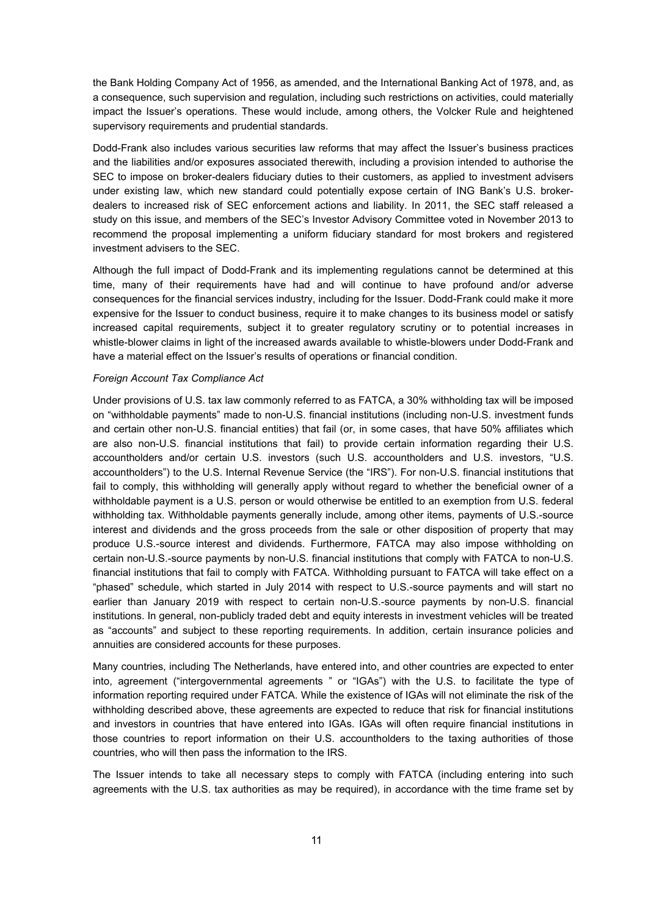the Bank Holding Company Act of 1956, as amended, and the International Banking Act of 1978, and, as a consequence, such supervision and regulation, including such restrictions on activities, could materially impact the Issuer's operations. These would include, among others, the Volcker Rule and heightened supervisory requirements and prudential standards.

Dodd-Frank also includes various securities law reforms that may affect the Issuer's business practices and the liabilities and/or exposures associated therewith, including a provision intended to authorise the SEC to impose on broker-dealers fiduciary duties to their customers, as applied to investment advisers under existing law, which new standard could potentially expose certain of ING Bank's U.S. broker-dealers to increased risk of SEC enforcement actions and liability. In 2011, the SEC staff released a study on this issue, and members of the SEC's Investor Advisory Committee voted in November 2013 to recommend the proposal implementing a uniform fiduciary standard for most brokers and registered investment advisers to the SEC.

Although the full impact of Dodd-Frank and its implementing regulations cannot be determined at this time, many of their requirements have had and will continue to have profound and/or adverse consequences for the financial services industry, including for the Issuer. Dodd-Frank could make it more expensive for the Issuer to conduct business, require it to make changes to its business model or satisfy increased capital requirements, subject it to greater regulatory scrutiny or to potential increases in whistle-blower claims in light of the increased awards available to whistle-blowers under Dodd-Frank and have a material effect on the Issuer's results of operations or financial condition.

*Foreign Account Tax Compliance Act*

Under provisions of U.S. tax law commonly referred to as FATCA, a 30% withholding tax will be imposed on "withholdable payments" made to non-U.S. financial institutions (including non-U.S. investment funds and certain other non-U.S. financial entities) that fail (or, in some cases, that have 50% affiliates which are also non-U.S. financial institutions that fail) to provide certain information regarding their U.S. accountholders and/or certain U.S. investors (such U.S. accountholders and U.S. investors, "U.S. accountholders") to the U.S. Internal Revenue Service (the "IRS"). For non-U.S. financial institutions that fail to comply, this withholding will generally apply without regard to whether the beneficial owner of a withholdable payment is a U.S. person or would otherwise be entitled to an exemption from U.S. federal withholding tax. Withholdable payments generally include, among other items, payments of U.S.-source interest and dividends and the gross proceeds from the sale or other disposition of property that may produce U.S.-source interest and dividends. Furthermore, FATCA may also impose withholding on certain non-U.S.-source payments by non-U.S. financial institutions that comply with FATCA to non-U.S. financial institutions that fail to comply with FATCA. Withholding pursuant to FATCA will take effect on a "phased" schedule, which started in July 2014 with respect to U.S.-source payments and will start no earlier than January 2019 with respect to certain non-U.S.-source payments by non-U.S. financial institutions. In general, non-publicly traded debt and equity interests in investment vehicles will be treated as "accounts" and subject to these reporting requirements. In addition, certain insurance policies and annuities are considered accounts for these purposes.

Many countries, including The Netherlands, have entered into, and other countries are expected to enter into, agreement ("intergovernmental agreements " or "IGAs") with the U.S. to facilitate the type of information reporting required under FATCA. While the existence of IGAs will not eliminate the risk of the withholding described above, these agreements are expected to reduce that risk for financial institutions and investors in countries that have entered into IGAs. IGAs will often require financial institutions in those countries to report information on their U.S. accountholders to the taxing authorities of those countries, who will then pass the information to the IRS.

The Issuer intends to take all necessary steps to comply with FATCA (including entering into such agreements with the U.S. tax authorities as may be required), in accordance with the time frame set by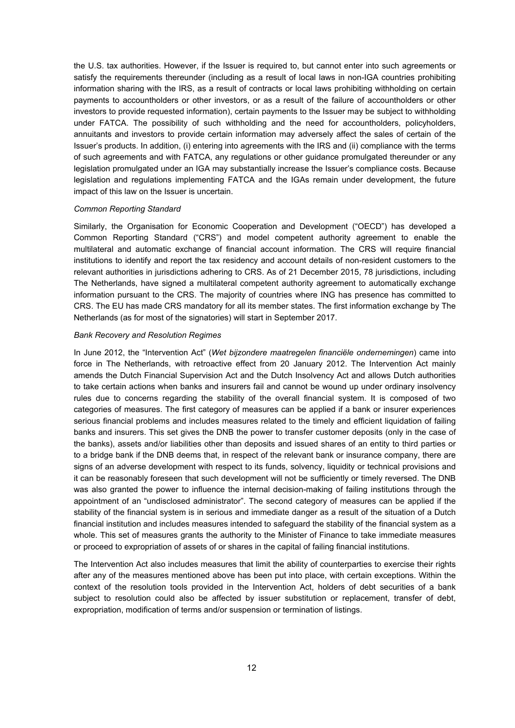the U.S. tax authorities. However, if the Issuer is required to, but cannot enter into such agreements or satisfy the requirements thereunder (including as a result of local laws in non-IGA countries prohibiting information sharing with the IRS, as a result of contracts or local laws prohibiting withholding on certain payments to accountholders or other investors, or as a result of the failure of accountholders or other investors to provide requested information), certain payments to the Issuer may be subject to withholding under FATCA. The possibility of such withholding and the need for accountholders, policyholders, annuitants and investors to provide certain information may adversely affect the sales of certain of the Issuer's products. In addition, (i) entering into agreements with the IRS and (ii) compliance with the terms of such agreements and with FATCA, any regulations or other guidance promulgated thereunder or any legislation promulgated under an IGA may substantially increase the Issuer's compliance costs. Because legislation and regulations implementing FATCA and the IGAs remain under development, the future impact of this law on the Issuer is uncertain.

*Common Reporting Standard*

Similarly, the Organisation for Economic Cooperation and Development ("OECD") has developed a Common Reporting Standard ("CRS") and model competent authority agreement to enable the multilateral and automatic exchange of financial account information. The CRS will require financial institutions to identify and report the tax residency and account details of non-resident customers to the relevant authorities in jurisdictions adhering to CRS. As of 21 December 2015, 78 jurisdictions, including The Netherlands, have signed a multilateral competent authority agreement to automatically exchange information pursuant to the CRS. The majority of countries where ING has presence has committed to CRS. The EU has made CRS mandatory for all its member states. The first information exchange by The Netherlands (as for most of the signatories) will start in September 2017.

*Bank Recovery and Resolution Regimes*

In June 2012, the "Intervention Act" (*Wet bijzondere maatregelen financiële ondernemingen*) came into force in The Netherlands, with retroactive effect from 20 January 2012. The Intervention Act mainly amends the Dutch Financial Supervision Act and the Dutch Insolvency Act and allows Dutch authorities to take certain actions when banks and insurers fail and cannot be wound up under ordinary insolvency rules due to concerns regarding the stability of the overall financial system. It is composed of two categories of measures. The first category of measures can be applied if a bank or insurer experiences serious financial problems and includes measures related to the timely and efficient liquidation of failing banks and insurers. This set gives the DNB the power to transfer customer deposits (only in the case of the banks), assets and/or liabilities other than deposits and issued shares of an entity to third parties or to a bridge bank if the DNB deems that, in respect of the relevant bank or insurance company, there are signs of an adverse development with respect to its funds, solvency, liquidity or technical provisions and it can be reasonably foreseen that such development will not be sufficiently or timely reversed. The DNB was also granted the power to influence the internal decision-making of failing institutions through the appointment of an "undisclosed administrator". The second category of measures can be applied if the stability of the financial system is in serious and immediate danger as a result of the situation of a Dutch financial institution and includes measures intended to safeguard the stability of the financial system as a whole. This set of measures grants the authority to the Minister of Finance to take immediate measures or proceed to expropriation of assets of or shares in the capital of failing financial institutions.

The Intervention Act also includes measures that limit the ability of counterparties to exercise their rights after any of the measures mentioned above has been put into place, with certain exceptions. Within the context of the resolution tools provided in the Intervention Act, holders of debt securities of a bank subject to resolution could also be affected by issuer substitution or replacement, transfer of debt, expropriation, modification of terms and/or suspension or termination of listings.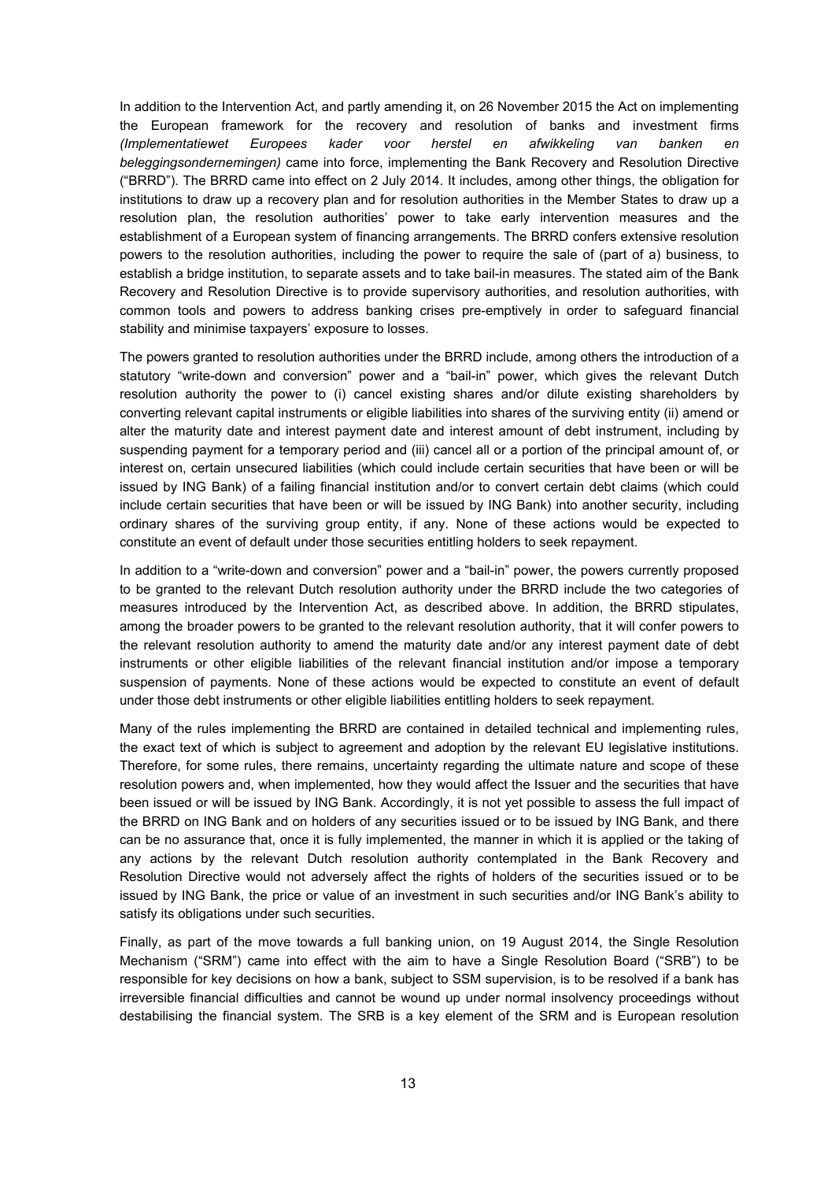In addition to the Intervention Act, and partly amending it, on 26 November 2015 the Act on implementing the European framework for the recovery and resolution of banks and investment firms *(Implementatiewet Europees kader voor herstel en afwikkeling van banken en beleggingsondernemingen)* came into force, implementing the Bank Recovery and Resolution Directive ("BRRD"). The BRRD came into effect on 2 July 2014. It includes, among other things, the obligation for institutions to draw up a recovery plan and for resolution authorities in the Member States to draw up a resolution plan, the resolution authorities' power to take early intervention measures and the establishment of a European system of financing arrangements. The BRRD confers extensive resolution powers to the resolution authorities, including the power to require the sale of (part of a) business, to establish a bridge institution, to separate assets and to take bail-in measures. The stated aim of the Bank Recovery and Resolution Directive is to provide supervisory authorities, and resolution authorities, with common tools and powers to address banking crises pre-emptively in order to safeguard financial stability and minimise taxpayers' exposure to losses.

The powers granted to resolution authorities under the BRRD include, among others the introduction of a statutory "write-down and conversion" power and a "bail-in" power, which gives the relevant Dutch resolution authority the power to (i) cancel existing shares and/or dilute existing shareholders by converting relevant capital instruments or eligible liabilities into shares of the surviving entity (ii) amend or alter the maturity date and interest payment date and interest amount of debt instrument, including by suspending payment for a temporary period and (iii) cancel all or a portion of the principal amount of, or interest on, certain unsecured liabilities (which could include certain securities that have been or will be issued by ING Bank) of a failing financial institution and/or to convert certain debt claims (which could include certain securities that have been or will be issued by ING Bank) into another security, including ordinary shares of the surviving group entity, if any. None of these actions would be expected to constitute an event of default under those securities entitling holders to seek repayment.

In addition to a "write-down and conversion" power and a "bail-in" power, the powers currently proposed to be granted to the relevant Dutch resolution authority under the BRRD include the two categories of measures introduced by the Intervention Act, as described above. In addition, the BRRD stipulates, among the broader powers to be granted to the relevant resolution authority, that it will confer powers to the relevant resolution authority to amend the maturity date and/or any interest payment date of debt instruments or other eligible liabilities of the relevant financial institution and/or impose a temporary suspension of payments. None of these actions would be expected to constitute an event of default under those debt instruments or other eligible liabilities entitling holders to seek repayment.

Many of the rules implementing the BRRD are contained in detailed technical and implementing rules, the exact text of which is subject to agreement and adoption by the relevant EU legislative institutions. Therefore, for some rules, there remains, uncertainty regarding the ultimate nature and scope of these resolution powers and, when implemented, how they would affect the Issuer and the securities that have been issued or will be issued by ING Bank. Accordingly, it is not yet possible to assess the full impact of the BRRD on ING Bank and on holders of any securities issued or to be issued by ING Bank, and there can be no assurance that, once it is fully implemented, the manner in which it is applied or the taking of any actions by the relevant Dutch resolution authority contemplated in the Bank Recovery and Resolution Directive would not adversely affect the rights of holders of the securities issued or to be issued by ING Bank, the price or value of an investment in such securities and/or ING Bank's ability to satisfy its obligations under such securities.

Finally, as part of the move towards a full banking union, on 19 August 2014, the Single Resolution Mechanism ("SRM") came into effect with the aim to have a Single Resolution Board ("SRB") to be responsible for key decisions on how a bank, subject to SSM supervision, is to be resolved if a bank has irreversible financial difficulties and cannot be wound up under normal insolvency proceedings without destabilising the financial system. The SRB is a key element of the SRM and is European resolution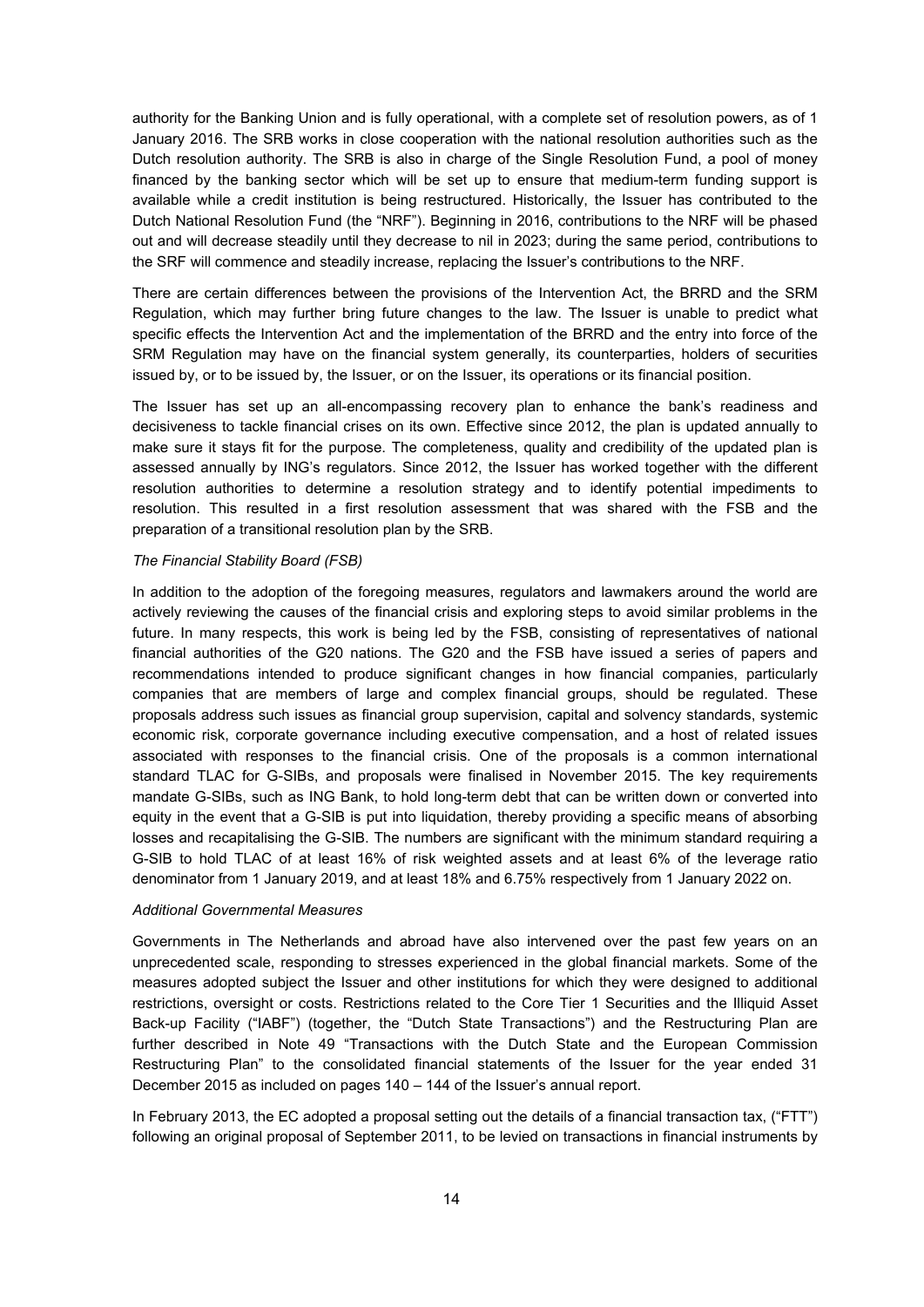authority for the Banking Union and is fully operational, with a complete set of resolution powers, as of 1 January 2016. The SRB works in close cooperation with the national resolution authorities such as the Dutch resolution authority. The SRB is also in charge of the Single Resolution Fund, a pool of money financed by the banking sector which will be set up to ensure that medium-term funding support is available while a credit institution is being restructured. Historically, the Issuer has contributed to the Dutch National Resolution Fund (the "NRF"). Beginning in 2016, contributions to the NRF will be phased out and will decrease steadily until they decrease to nil in 2023; during the same period, contributions to the SRF will commence and steadily increase, replacing the Issuer's contributions to the NRF.

There are certain differences between the provisions of the Intervention Act, the BRRD and the SRM Regulation, which may further bring future changes to the law. The Issuer is unable to predict what specific effects the Intervention Act and the implementation of the BRRD and the entry into force of the SRM Regulation may have on the financial system generally, its counterparties, holders of securities issued by, or to be issued by, the Issuer, or on the Issuer, its operations or its financial position.

The Issuer has set up an all-encompassing recovery plan to enhance the bank's readiness and decisiveness to tackle financial crises on its own. Effective since 2012, the plan is updated annually to make sure it stays fit for the purpose. The completeness, quality and credibility of the updated plan is assessed annually by ING's regulators. Since 2012, the Issuer has worked together with the different resolution authorities to determine a resolution strategy and to identify potential impediments to resolution. This resulted in a first resolution assessment that was shared with the FSB and the preparation of a transitional resolution plan by the SRB.

*The Financial Stability Board (FSB)*

In addition to the adoption of the foregoing measures, regulators and lawmakers around the world are actively reviewing the causes of the financial crisis and exploring steps to avoid similar problems in the future. In many respects, this work is being led by the FSB, consisting of representatives of national financial authorities of the G20 nations. The G20 and the FSB have issued a series of papers and recommendations intended to produce significant changes in how financial companies, particularly companies that are members of large and complex financial groups, should be regulated. These proposals address such issues as financial group supervision, capital and solvency standards, systemic economic risk, corporate governance including executive compensation, and a host of related issues associated with responses to the financial crisis. One of the proposals is a common international standard TLAC for G-SIBs, and proposals were finalised in November 2015. The key requirements mandate G-SIBs, such as ING Bank, to hold long-term debt that can be written down or converted into equity in the event that a G-SIB is put into liquidation, thereby providing a specific means of absorbing losses and recapitalising the G-SIB. The numbers are significant with the minimum standard requiring a G-SIB to hold TLAC of at least 16% of risk weighted assets and at least 6% of the leverage ratio denominator from 1 January 2019, and at least 18% and 6.75% respectively from 1 January 2022 on.

*Additional Governmental Measures*

Governments in The Netherlands and abroad have also intervened over the past few years on an unprecedented scale, responding to stresses experienced in the global financial markets. Some of the measures adopted subject the Issuer and other institutions for which they were designed to additional restrictions, oversight or costs. Restrictions related to the Core Tier 1 Securities and the Illiquid Asset Back-up Facility ("IABF") (together, the "Dutch State Transactions") and the Restructuring Plan are further described in Note 49 "Transactions with the Dutch State and the European Commission Restructuring Plan" to the consolidated financial statements of the Issuer for the year ended 31 December 2015 as included on pages 140 – 144 of the Issuer's annual report.

In February 2013, the EC adopted a proposal setting out the details of a financial transaction tax, ("FTT") following an original proposal of September 2011, to be levied on transactions in financial instruments by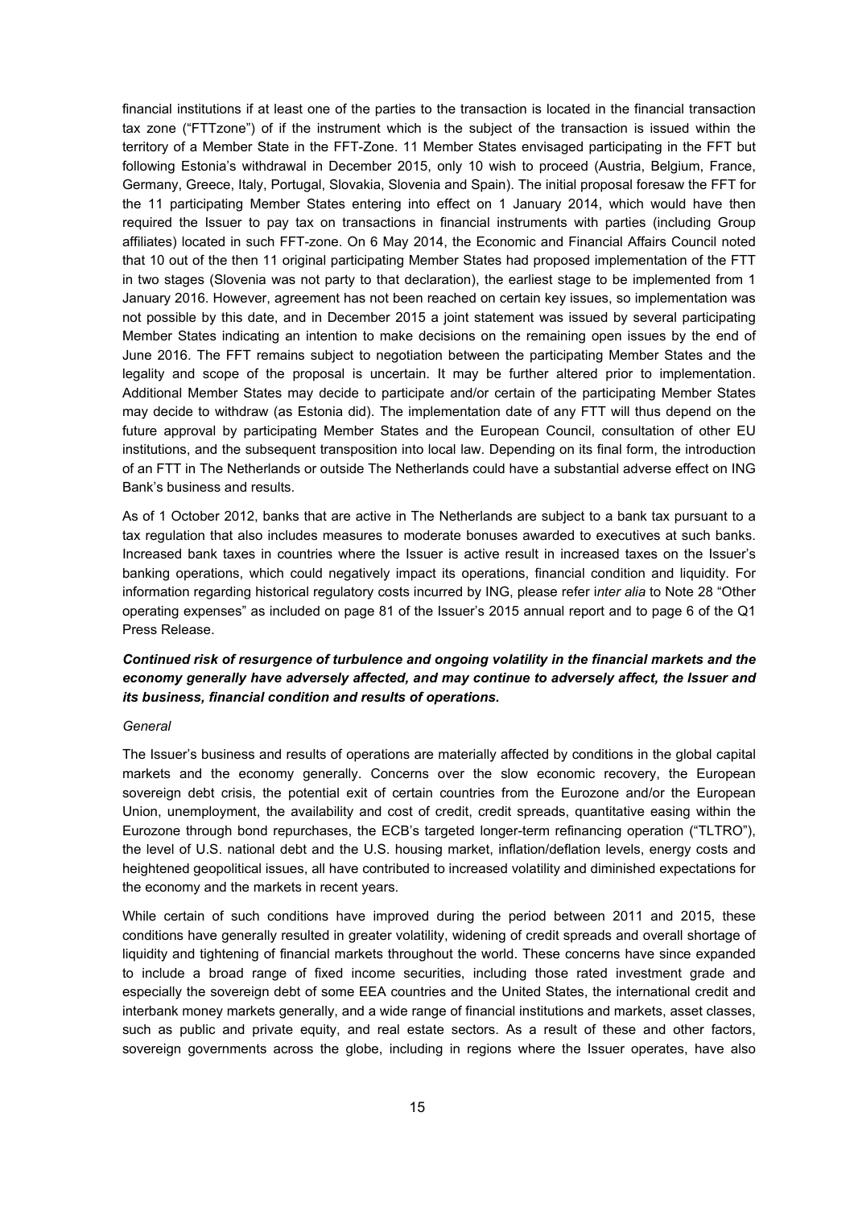financial institutions if at least one of the parties to the transaction is located in the financial transaction tax zone ("FTTzone") of if the instrument which is the subject of the transaction is issued within the territory of a Member State in the FFT-Zone. 11 Member States envisaged participating in the FFT but following Estonia's withdrawal in December 2015, only 10 wish to proceed (Austria, Belgium, France, Germany, Greece, Italy, Portugal, Slovakia, Slovenia and Spain). The initial proposal foresaw the FFT for the 11 participating Member States entering into effect on 1 January 2014, which would have then required the Issuer to pay tax on transactions in financial instruments with parties (including Group affiliates) located in such FFT-zone. On 6 May 2014, the Economic and Financial Affairs Council noted that 10 out of the then 11 original participating Member States had proposed implementation of the FTT in two stages (Slovenia was not party to that declaration), the earliest stage to be implemented from 1 January 2016. However, agreement has not been reached on certain key issues, so implementation was not possible by this date, and in December 2015 a joint statement was issued by several participating Member States indicating an intention to make decisions on the remaining open issues by the end of June 2016. The FFT remains subject to negotiation between the participating Member States and the legality and scope of the proposal is uncertain. It may be further altered prior to implementation. Additional Member States may decide to participate and/or certain of the participating Member States may decide to withdraw (as Estonia did). The implementation date of any FTT will thus depend on the future approval by participating Member States and the European Council, consultation of other EU institutions, and the subsequent transposition into local law. Depending on its final form, the introduction of an FTT in The Netherlands or outside The Netherlands could have a substantial adverse effect on ING Bank's business and results.

As of 1 October 2012, banks that are active in The Netherlands are subject to a bank tax pursuant to a tax regulation that also includes measures to moderate bonuses awarded to executives at such banks. Increased bank taxes in countries where the Issuer is active result in increased taxes on the Issuer's banking operations, which could negatively impact its operations, financial condition and liquidity. For information regarding historical regulatory costs incurred by ING, please refer i*nter alia* to Note 28 "Other operating expenses" as included on page 81 of the Issuer's 2015 annual report and to page 6 of the Q1 Press Release.

***Continued risk of resurgence of turbulence and ongoing volatility in the financial markets and the economy generally have adversely affected, and may continue to adversely affect, the Issuer and its business, financial condition and results of operations.***

*General*

The Issuer's business and results of operations are materially affected by conditions in the global capital markets and the economy generally. Concerns over the slow economic recovery, the European sovereign debt crisis, the potential exit of certain countries from the Eurozone and/or the European Union, unemployment, the availability and cost of credit, credit spreads, quantitative easing within the Eurozone through bond repurchases, the ECB's targeted longer-term refinancing operation ("TLTRO"), the level of U.S. national debt and the U.S. housing market, inflation/deflation levels, energy costs and heightened geopolitical issues, all have contributed to increased volatility and diminished expectations for the economy and the markets in recent years.

While certain of such conditions have improved during the period between 2011 and 2015, these conditions have generally resulted in greater volatility, widening of credit spreads and overall shortage of liquidity and tightening of financial markets throughout the world. These concerns have since expanded to include a broad range of fixed income securities, including those rated investment grade and especially the sovereign debt of some EEA countries and the United States, the international credit and interbank money markets generally, and a wide range of financial institutions and markets, asset classes, such as public and private equity, and real estate sectors. As a result of these and other factors, sovereign governments across the globe, including in regions where the Issuer operates, have also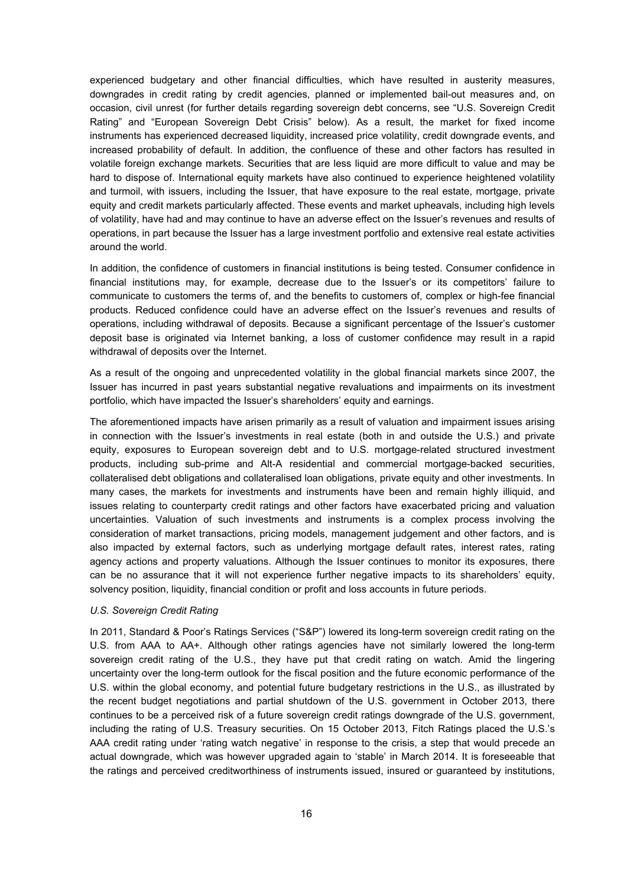experienced budgetary and other financial difficulties, which have resulted in austerity measures, downgrades in credit rating by credit agencies, planned or implemented bail-out measures and, on occasion, civil unrest (for further details regarding sovereign debt concerns, see "U.S. Sovereign Credit Rating" and "European Sovereign Debt Crisis" below). As a result, the market for fixed income instruments has experienced decreased liquidity, increased price volatility, credit downgrade events, and increased probability of default. In addition, the confluence of these and other factors has resulted in volatile foreign exchange markets. Securities that are less liquid are more difficult to value and may be hard to dispose of. International equity markets have also continued to experience heightened volatility and turmoil, with issuers, including the Issuer, that have exposure to the real estate, mortgage, private equity and credit markets particularly affected. These events and market upheavals, including high levels of volatility, have had and may continue to have an adverse effect on the Issuer's revenues and results of operations, in part because the Issuer has a large investment portfolio and extensive real estate activities around the world.

In addition, the confidence of customers in financial institutions is being tested. Consumer confidence in financial institutions may, for example, decrease due to the Issuer's or its competitors' failure to communicate to customers the terms of, and the benefits to customers of, complex or high-fee financial products. Reduced confidence could have an adverse effect on the Issuer's revenues and results of operations, including withdrawal of deposits. Because a significant percentage of the Issuer's customer deposit base is originated via Internet banking, a loss of customer confidence may result in a rapid withdrawal of deposits over the Internet.

As a result of the ongoing and unprecedented volatility in the global financial markets since 2007, the Issuer has incurred in past years substantial negative revaluations and impairments on its investment portfolio, which have impacted the Issuer's shareholders' equity and earnings.

The aforementioned impacts have arisen primarily as a result of valuation and impairment issues arising in connection with the Issuer's investments in real estate (both in and outside the U.S.) and private equity, exposures to European sovereign debt and to U.S. mortgage-related structured investment products, including sub-prime and Alt-A residential and commercial mortgage-backed securities, collateralised debt obligations and collateralised loan obligations, private equity and other investments. In many cases, the markets for investments and instruments have been and remain highly illiquid, and issues relating to counterparty credit ratings and other factors have exacerbated pricing and valuation uncertainties. Valuation of such investments and instruments is a complex process involving the consideration of market transactions, pricing models, management judgement and other factors, and is also impacted by external factors, such as underlying mortgage default rates, interest rates, rating agency actions and property valuations. Although the Issuer continues to monitor its exposures, there can be no assurance that it will not experience further negative impacts to its shareholders' equity, solvency position, liquidity, financial condition or profit and loss accounts in future periods.

*U.S. Sovereign Credit Rating*

In 2011, Standard & Poor's Ratings Services ("S&P") lowered its long-term sovereign credit rating on the U.S. from AAA to AA+. Although other ratings agencies have not similarly lowered the long-term sovereign credit rating of the U.S., they have put that credit rating on watch. Amid the lingering uncertainty over the long-term outlook for the fiscal position and the future economic performance of the U.S. within the global economy, and potential future budgetary restrictions in the U.S., as illustrated by the recent budget negotiations and partial shutdown of the U.S. government in October 2013, there continues to be a perceived risk of a future sovereign credit ratings downgrade of the U.S. government, including the rating of U.S. Treasury securities. On 15 October 2013, Fitch Ratings placed the U.S.'s AAA credit rating under 'rating watch negative' in response to the crisis, a step that would precede an actual downgrade, which was however upgraded again to 'stable' in March 2014. It is foreseeable that the ratings and perceived creditworthiness of instruments issued, insured or guaranteed by institutions,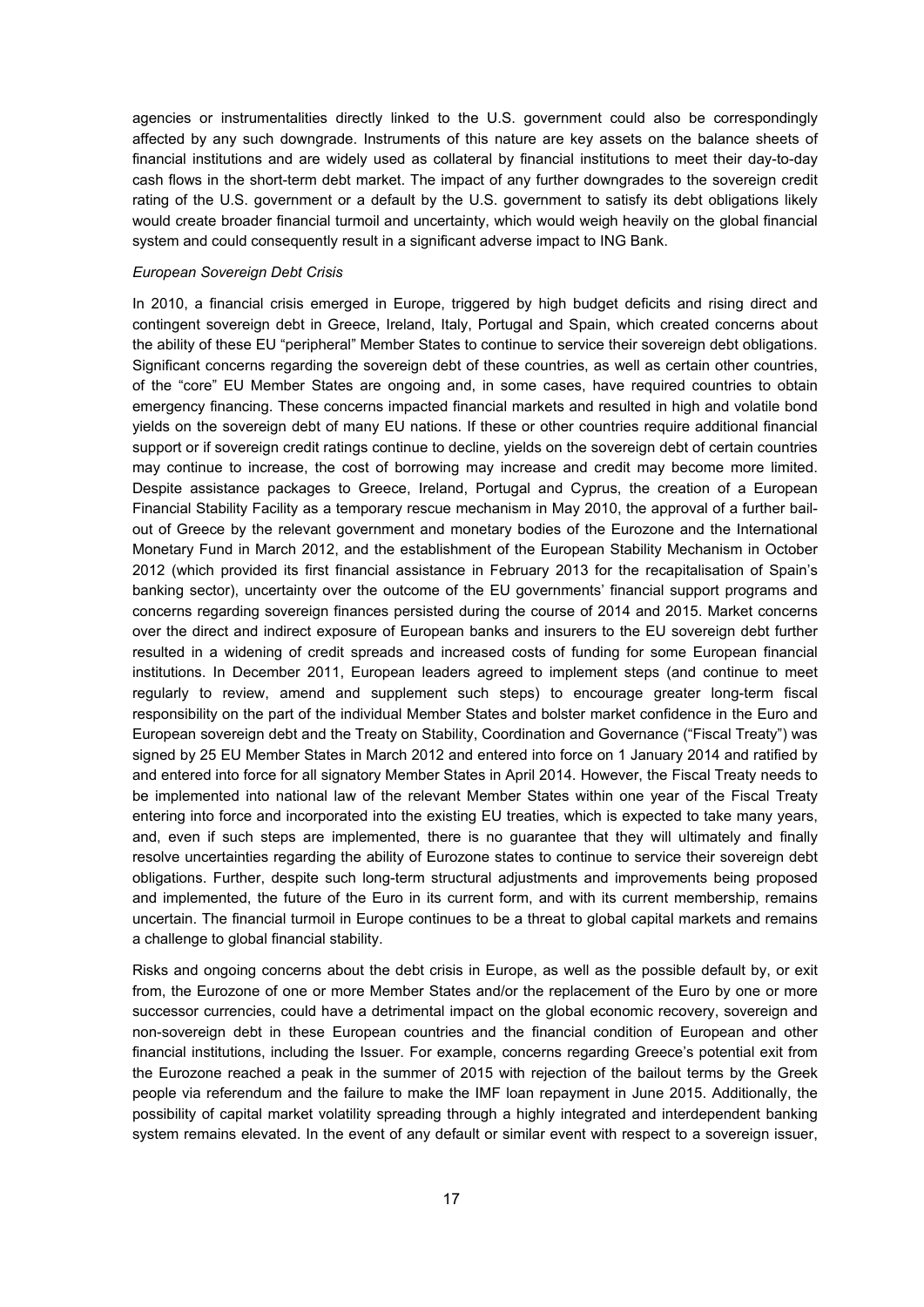agencies or instrumentalities directly linked to the U.S. government could also be correspondingly affected by any such downgrade. Instruments of this nature are key assets on the balance sheets of financial institutions and are widely used as collateral by financial institutions to meet their day-to-day cash flows in the short-term debt market. The impact of any further downgrades to the sovereign credit rating of the U.S. government or a default by the U.S. government to satisfy its debt obligations likely would create broader financial turmoil and uncertainty, which would weigh heavily on the global financial system and could consequently result in a significant adverse impact to ING Bank.

*European Sovereign Debt Crisis*

In 2010, a financial crisis emerged in Europe, triggered by high budget deficits and rising direct and contingent sovereign debt in Greece, Ireland, Italy, Portugal and Spain, which created concerns about the ability of these EU "peripheral" Member States to continue to service their sovereign debt obligations. Significant concerns regarding the sovereign debt of these countries, as well as certain other countries, of the "core" EU Member States are ongoing and, in some cases, have required countries to obtain emergency financing. These concerns impacted financial markets and resulted in high and volatile bond yields on the sovereign debt of many EU nations. If these or other countries require additional financial support or if sovereign credit ratings continue to decline, yields on the sovereign debt of certain countries may continue to increase, the cost of borrowing may increase and credit may become more limited. Despite assistance packages to Greece, Ireland, Portugal and Cyprus, the creation of a European Financial Stability Facility as a temporary rescue mechanism in May 2010, the approval of a further bail-out of Greece by the relevant government and monetary bodies of the Eurozone and the International Monetary Fund in March 2012, and the establishment of the European Stability Mechanism in October 2012 (which provided its first financial assistance in February 2013 for the recapitalisation of Spain's banking sector), uncertainty over the outcome of the EU governments' financial support programs and concerns regarding sovereign finances persisted during the course of 2014 and 2015. Market concerns over the direct and indirect exposure of European banks and insurers to the EU sovereign debt further resulted in a widening of credit spreads and increased costs of funding for some European financial institutions. In December 2011, European leaders agreed to implement steps (and continue to meet regularly to review, amend and supplement such steps) to encourage greater long-term fiscal responsibility on the part of the individual Member States and bolster market confidence in the Euro and European sovereign debt and the Treaty on Stability, Coordination and Governance ("Fiscal Treaty") was signed by 25 EU Member States in March 2012 and entered into force on 1 January 2014 and ratified by and entered into force for all signatory Member States in April 2014. However, the Fiscal Treaty needs to be implemented into national law of the relevant Member States within one year of the Fiscal Treaty entering into force and incorporated into the existing EU treaties, which is expected to take many years, and, even if such steps are implemented, there is no guarantee that they will ultimately and finally resolve uncertainties regarding the ability of Eurozone states to continue to service their sovereign debt obligations. Further, despite such long-term structural adjustments and improvements being proposed and implemented, the future of the Euro in its current form, and with its current membership, remains uncertain. The financial turmoil in Europe continues to be a threat to global capital markets and remains a challenge to global financial stability.

Risks and ongoing concerns about the debt crisis in Europe, as well as the possible default by, or exit from, the Eurozone of one or more Member States and/or the replacement of the Euro by one or more successor currencies, could have a detrimental impact on the global economic recovery, sovereign and non-sovereign debt in these European countries and the financial condition of European and other financial institutions, including the Issuer. For example, concerns regarding Greece's potential exit from the Eurozone reached a peak in the summer of 2015 with rejection of the bailout terms by the Greek people via referendum and the failure to make the IMF loan repayment in June 2015. Additionally, the possibility of capital market volatility spreading through a highly integrated and interdependent banking system remains elevated. In the event of any default or similar event with respect to a sovereign issuer,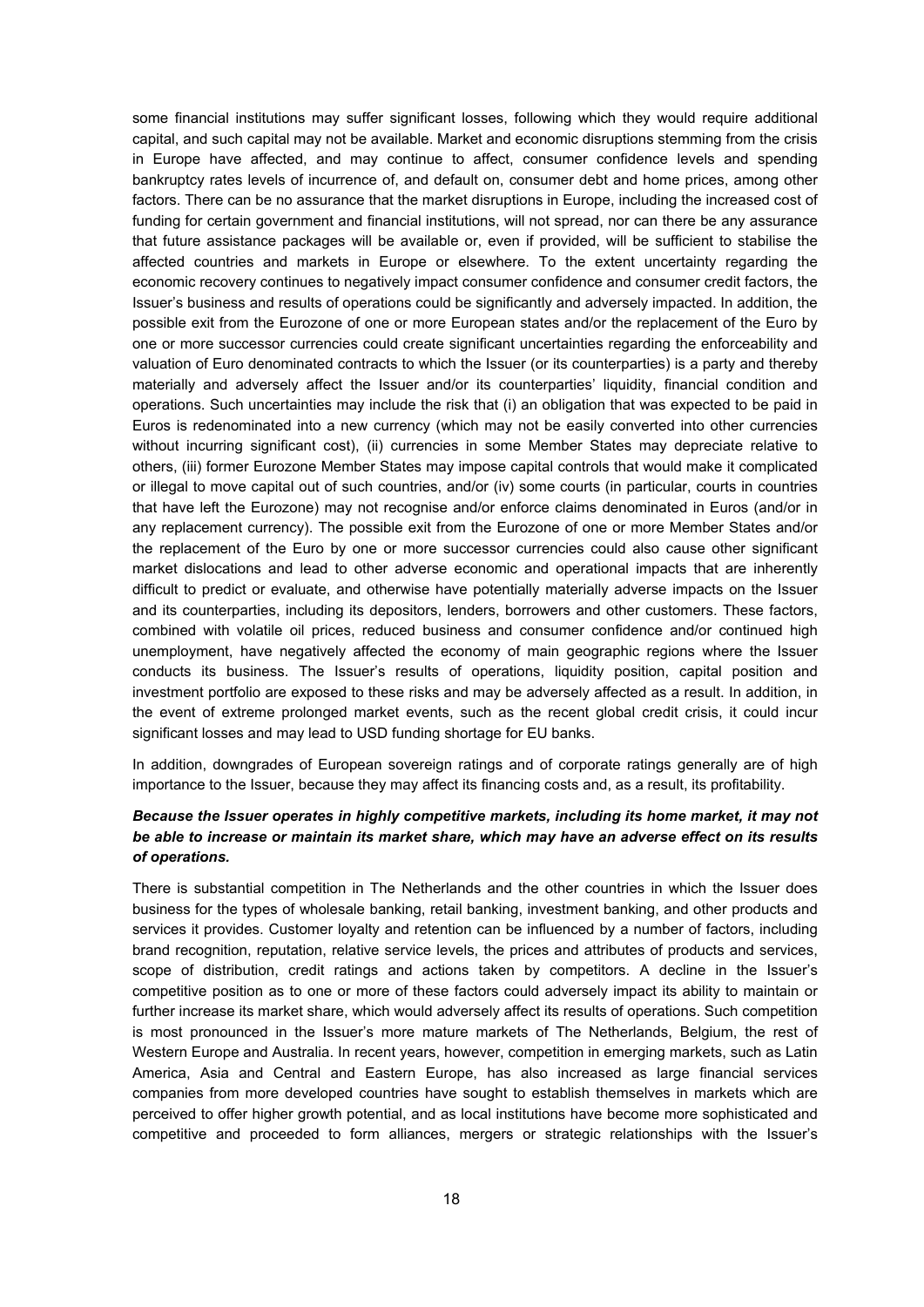some financial institutions may suffer significant losses, following which they would require additional capital, and such capital may not be available. Market and economic disruptions stemming from the crisis in Europe have affected, and may continue to affect, consumer confidence levels and spending bankruptcy rates levels of incurrence of, and default on, consumer debt and home prices, among other factors. There can be no assurance that the market disruptions in Europe, including the increased cost of funding for certain government and financial institutions, will not spread, nor can there be any assurance that future assistance packages will be available or, even if provided, will be sufficient to stabilise the affected countries and markets in Europe or elsewhere. To the extent uncertainty regarding the economic recovery continues to negatively impact consumer confidence and consumer credit factors, the Issuer's business and results of operations could be significantly and adversely impacted. In addition, the possible exit from the Eurozone of one or more European states and/or the replacement of the Euro by one or more successor currencies could create significant uncertainties regarding the enforceability and valuation of Euro denominated contracts to which the Issuer (or its counterparties) is a party and thereby materially and adversely affect the Issuer and/or its counterparties' liquidity, financial condition and operations. Such uncertainties may include the risk that (i) an obligation that was expected to be paid in Euros is redenominated into a new currency (which may not be easily converted into other currencies without incurring significant cost), (ii) currencies in some Member States may depreciate relative to others, (iii) former Eurozone Member States may impose capital controls that would make it complicated or illegal to move capital out of such countries, and/or (iv) some courts (in particular, courts in countries that have left the Eurozone) may not recognise and/or enforce claims denominated in Euros (and/or in any replacement currency). The possible exit from the Eurozone of one or more Member States and/or the replacement of the Euro by one or more successor currencies could also cause other significant market dislocations and lead to other adverse economic and operational impacts that are inherently difficult to predict or evaluate, and otherwise have potentially materially adverse impacts on the Issuer and its counterparties, including its depositors, lenders, borrowers and other customers. These factors, combined with volatile oil prices, reduced business and consumer confidence and/or continued high unemployment, have negatively affected the economy of main geographic regions where the Issuer conducts its business. The Issuer's results of operations, liquidity position, capital position and investment portfolio are exposed to these risks and may be adversely affected as a result. In addition, in the event of extreme prolonged market events, such as the recent global credit crisis, it could incur significant losses and may lead to USD funding shortage for EU banks.

In addition, downgrades of European sovereign ratings and of corporate ratings generally are of high importance to the Issuer, because they may affect its financing costs and, as a result, its profitability.

***Because the Issuer operates in highly competitive markets, including its home market, it may not be able to increase or maintain its market share, which may have an adverse effect on its results of operations.***

There is substantial competition in The Netherlands and the other countries in which the Issuer does business for the types of wholesale banking, retail banking, investment banking, and other products and services it provides. Customer loyalty and retention can be influenced by a number of factors, including brand recognition, reputation, relative service levels, the prices and attributes of products and services, scope of distribution, credit ratings and actions taken by competitors. A decline in the Issuer's competitive position as to one or more of these factors could adversely impact its ability to maintain or further increase its market share, which would adversely affect its results of operations. Such competition is most pronounced in the Issuer's more mature markets of The Netherlands, Belgium, the rest of Western Europe and Australia. In recent years, however, competition in emerging markets, such as Latin America, Asia and Central and Eastern Europe, has also increased as large financial services companies from more developed countries have sought to establish themselves in markets which are perceived to offer higher growth potential, and as local institutions have become more sophisticated and competitive and proceeded to form alliances, mergers or strategic relationships with the Issuer's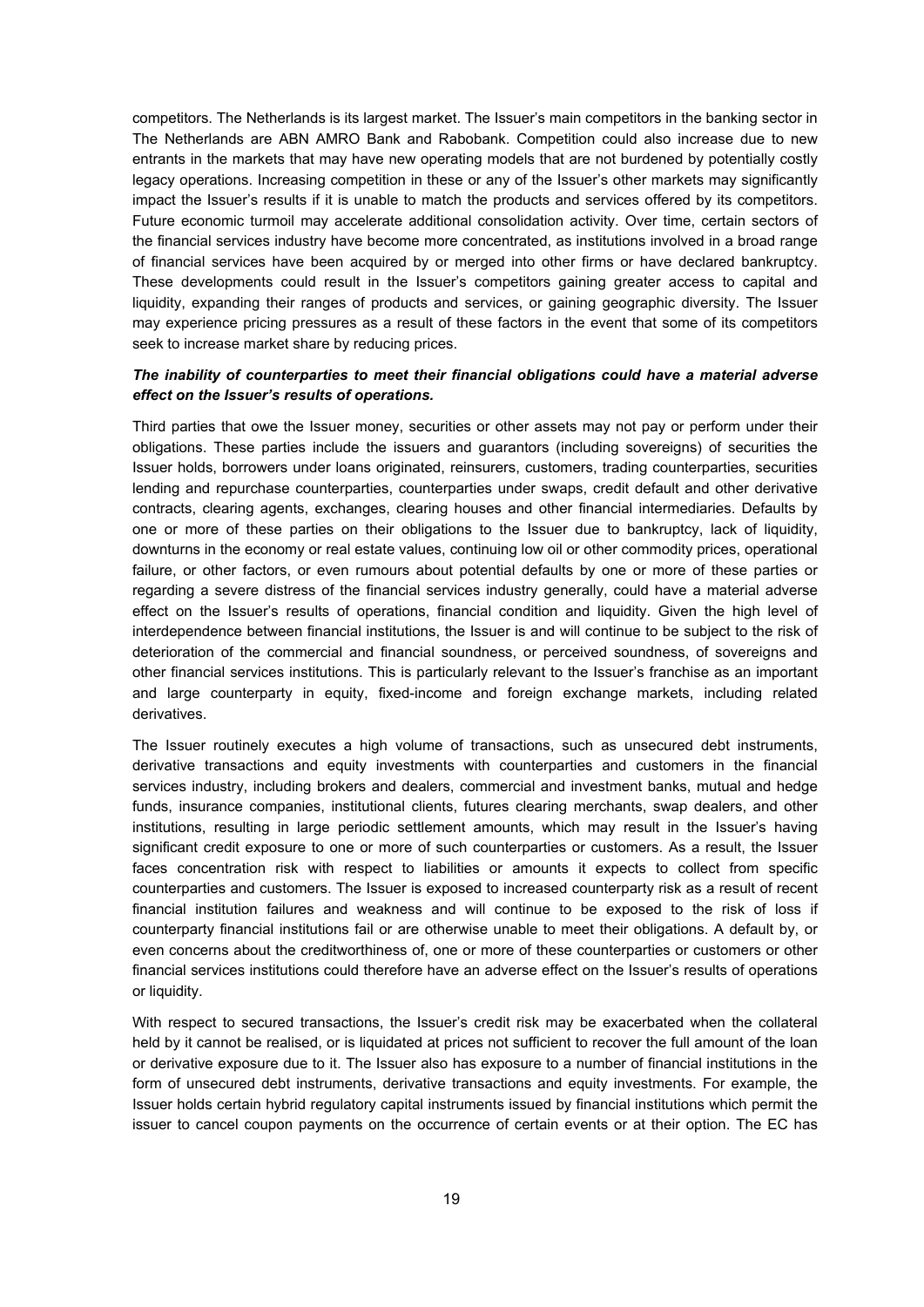competitors. The Netherlands is its largest market. The Issuer's main competitors in the banking sector in The Netherlands are ABN AMRO Bank and Rabobank. Competition could also increase due to new entrants in the markets that may have new operating models that are not burdened by potentially costly legacy operations. Increasing competition in these or any of the Issuer's other markets may significantly impact the Issuer's results if it is unable to match the products and services offered by its competitors. Future economic turmoil may accelerate additional consolidation activity. Over time, certain sectors of the financial services industry have become more concentrated, as institutions involved in a broad range of financial services have been acquired by or merged into other firms or have declared bankruptcy. These developments could result in the Issuer's competitors gaining greater access to capital and liquidity, expanding their ranges of products and services, or gaining geographic diversity. The Issuer may experience pricing pressures as a result of these factors in the event that some of its competitors seek to increase market share by reducing prices.

***The inability of counterparties to meet their financial obligations could have a material adverse effect on the Issuer's results of operations.***

Third parties that owe the Issuer money, securities or other assets may not pay or perform under their obligations. These parties include the issuers and guarantors (including sovereigns) of securities the Issuer holds, borrowers under loans originated, reinsurers, customers, trading counterparties, securities lending and repurchase counterparties, counterparties under swaps, credit default and other derivative contracts, clearing agents, exchanges, clearing houses and other financial intermediaries. Defaults by one or more of these parties on their obligations to the Issuer due to bankruptcy, lack of liquidity, downturns in the economy or real estate values, continuing low oil or other commodity prices, operational failure, or other factors, or even rumours about potential defaults by one or more of these parties or regarding a severe distress of the financial services industry generally, could have a material adverse effect on the Issuer's results of operations, financial condition and liquidity. Given the high level of interdependence between financial institutions, the Issuer is and will continue to be subject to the risk of deterioration of the commercial and financial soundness, or perceived soundness, of sovereigns and other financial services institutions. This is particularly relevant to the Issuer's franchise as an important and large counterparty in equity, fixed-income and foreign exchange markets, including related derivatives.

The Issuer routinely executes a high volume of transactions, such as unsecured debt instruments, derivative transactions and equity investments with counterparties and customers in the financial services industry, including brokers and dealers, commercial and investment banks, mutual and hedge funds, insurance companies, institutional clients, futures clearing merchants, swap dealers, and other institutions, resulting in large periodic settlement amounts, which may result in the Issuer's having significant credit exposure to one or more of such counterparties or customers. As a result, the Issuer faces concentration risk with respect to liabilities or amounts it expects to collect from specific counterparties and customers. The Issuer is exposed to increased counterparty risk as a result of recent financial institution failures and weakness and will continue to be exposed to the risk of loss if counterparty financial institutions fail or are otherwise unable to meet their obligations. A default by, or even concerns about the creditworthiness of, one or more of these counterparties or customers or other financial services institutions could therefore have an adverse effect on the Issuer's results of operations or liquidity.

With respect to secured transactions, the Issuer's credit risk may be exacerbated when the collateral held by it cannot be realised, or is liquidated at prices not sufficient to recover the full amount of the loan or derivative exposure due to it. The Issuer also has exposure to a number of financial institutions in the form of unsecured debt instruments, derivative transactions and equity investments. For example, the Issuer holds certain hybrid regulatory capital instruments issued by financial institutions which permit the issuer to cancel coupon payments on the occurrence of certain events or at their option. The EC has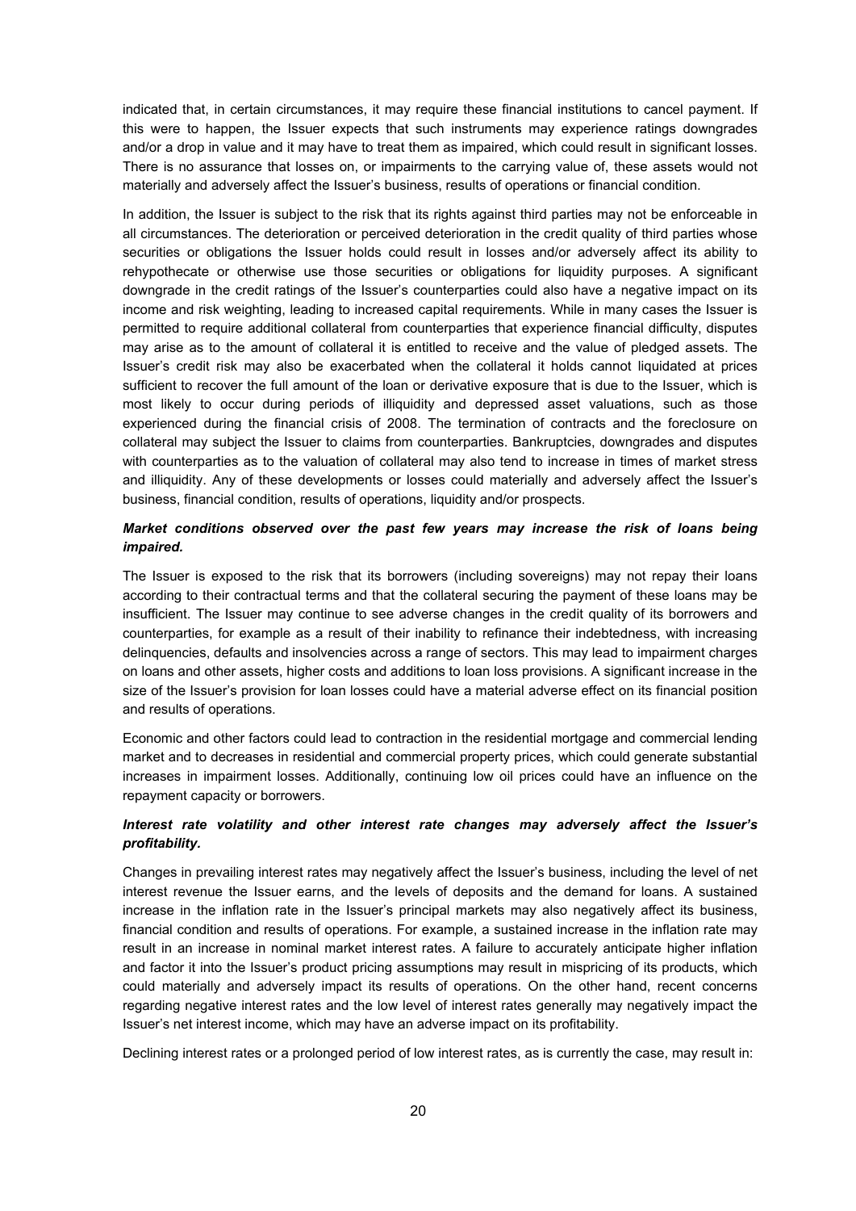indicated that, in certain circumstances, it may require these financial institutions to cancel payment. If this were to happen, the Issuer expects that such instruments may experience ratings downgrades and/or a drop in value and it may have to treat them as impaired, which could result in significant losses. There is no assurance that losses on, or impairments to the carrying value of, these assets would not materially and adversely affect the Issuer's business, results of operations or financial condition.

In addition, the Issuer is subject to the risk that its rights against third parties may not be enforceable in all circumstances. The deterioration or perceived deterioration in the credit quality of third parties whose securities or obligations the Issuer holds could result in losses and/or adversely affect its ability to rehypothecate or otherwise use those securities or obligations for liquidity purposes. A significant downgrade in the credit ratings of the Issuer's counterparties could also have a negative impact on its income and risk weighting, leading to increased capital requirements. While in many cases the Issuer is permitted to require additional collateral from counterparties that experience financial difficulty, disputes may arise as to the amount of collateral it is entitled to receive and the value of pledged assets. The Issuer's credit risk may also be exacerbated when the collateral it holds cannot liquidated at prices sufficient to recover the full amount of the loan or derivative exposure that is due to the Issuer, which is most likely to occur during periods of illiquidity and depressed asset valuations, such as those experienced during the financial crisis of 2008. The termination of contracts and the foreclosure on collateral may subject the Issuer to claims from counterparties. Bankruptcies, downgrades and disputes with counterparties as to the valuation of collateral may also tend to increase in times of market stress and illiquidity. Any of these developments or losses could materially and adversely affect the Issuer's business, financial condition, results of operations, liquidity and/or prospects.

***Market conditions observed over the past few years may increase the risk of loans being impaired.***

The Issuer is exposed to the risk that its borrowers (including sovereigns) may not repay their loans according to their contractual terms and that the collateral securing the payment of these loans may be insufficient. The Issuer may continue to see adverse changes in the credit quality of its borrowers and counterparties, for example as a result of their inability to refinance their indebtedness, with increasing delinquencies, defaults and insolvencies across a range of sectors. This may lead to impairment charges on loans and other assets, higher costs and additions to loan loss provisions. A significant increase in the size of the Issuer's provision for loan losses could have a material adverse effect on its financial position and results of operations.

Economic and other factors could lead to contraction in the residential mortgage and commercial lending market and to decreases in residential and commercial property prices, which could generate substantial increases in impairment losses. Additionally, continuing low oil prices could have an influence on the repayment capacity or borrowers.

***Interest rate volatility and other interest rate changes may adversely affect the Issuer's profitability.***

Changes in prevailing interest rates may negatively affect the Issuer's business, including the level of net interest revenue the Issuer earns, and the levels of deposits and the demand for loans. A sustained increase in the inflation rate in the Issuer's principal markets may also negatively affect its business, financial condition and results of operations. For example, a sustained increase in the inflation rate may result in an increase in nominal market interest rates. A failure to accurately anticipate higher inflation and factor it into the Issuer's product pricing assumptions may result in mispricing of its products, which could materially and adversely impact its results of operations. On the other hand, recent concerns regarding negative interest rates and the low level of interest rates generally may negatively impact the Issuer's net interest income, which may have an adverse impact on its profitability.

Declining interest rates or a prolonged period of low interest rates, as is currently the case, may result in: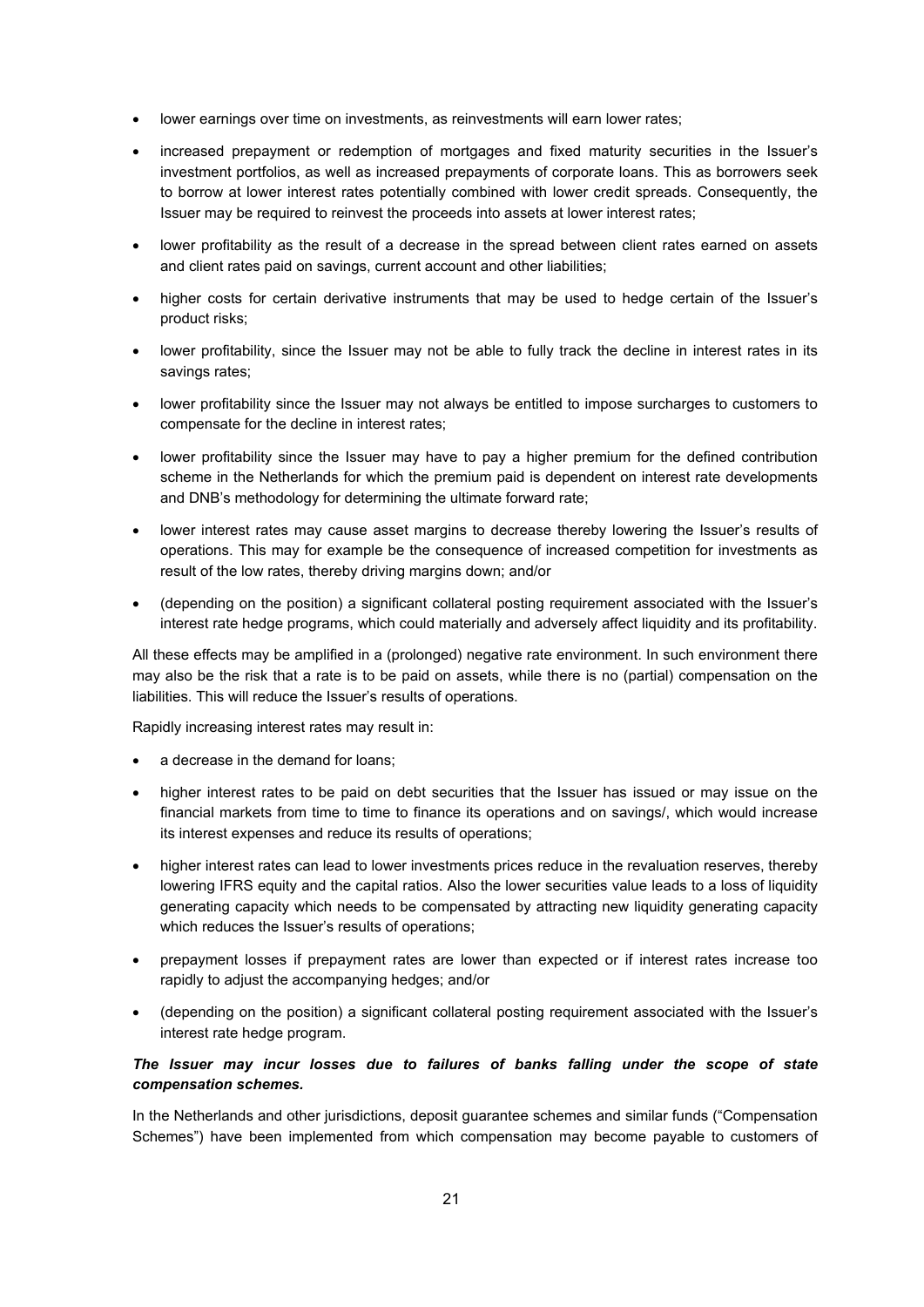- lower earnings over time on investments, as reinvestments will earn lower rates;
- increased prepayment or redemption of mortgages and fixed maturity securities in the Issuer's investment portfolios, as well as increased prepayments of corporate loans. This as borrowers seek to borrow at lower interest rates potentially combined with lower credit spreads. Consequently, the Issuer may be required to reinvest the proceeds into assets at lower interest rates;
- lower profitability as the result of a decrease in the spread between client rates earned on assets and client rates paid on savings, current account and other liabilities;
- higher costs for certain derivative instruments that may be used to hedge certain of the Issuer's product risks;
- lower profitability, since the Issuer may not be able to fully track the decline in interest rates in its savings rates;
- lower profitability since the Issuer may not always be entitled to impose surcharges to customers to compensate for the decline in interest rates;
- lower profitability since the Issuer may have to pay a higher premium for the defined contribution scheme in the Netherlands for which the premium paid is dependent on interest rate developments and DNB's methodology for determining the ultimate forward rate;
- lower interest rates may cause asset margins to decrease thereby lowering the Issuer's results of operations. This may for example be the consequence of increased competition for investments as result of the low rates, thereby driving margins down; and/or
- (depending on the position) a significant collateral posting requirement associated with the Issuer's interest rate hedge programs, which could materially and adversely affect liquidity and its profitability.

All these effects may be amplified in a (prolonged) negative rate environment. In such environment there may also be the risk that a rate is to be paid on assets, while there is no (partial) compensation on the liabilities. This will reduce the Issuer's results of operations.

Rapidly increasing interest rates may result in:

- a decrease in the demand for loans;
- higher interest rates to be paid on debt securities that the Issuer has issued or may issue on the financial markets from time to time to finance its operations and on savings/, which would increase its interest expenses and reduce its results of operations;
- higher interest rates can lead to lower investments prices reduce in the revaluation reserves, thereby lowering IFRS equity and the capital ratios. Also the lower securities value leads to a loss of liquidity generating capacity which needs to be compensated by attracting new liquidity generating capacity which reduces the Issuer's results of operations;
- prepayment losses if prepayment rates are lower than expected or if interest rates increase too rapidly to adjust the accompanying hedges; and/or
- (depending on the position) a significant collateral posting requirement associated with the Issuer's interest rate hedge program.

***The Issuer may incur losses due to failures of banks falling under the scope of state compensation schemes.***

In the Netherlands and other jurisdictions, deposit guarantee schemes and similar funds ("Compensation Schemes") have been implemented from which compensation may become payable to customers of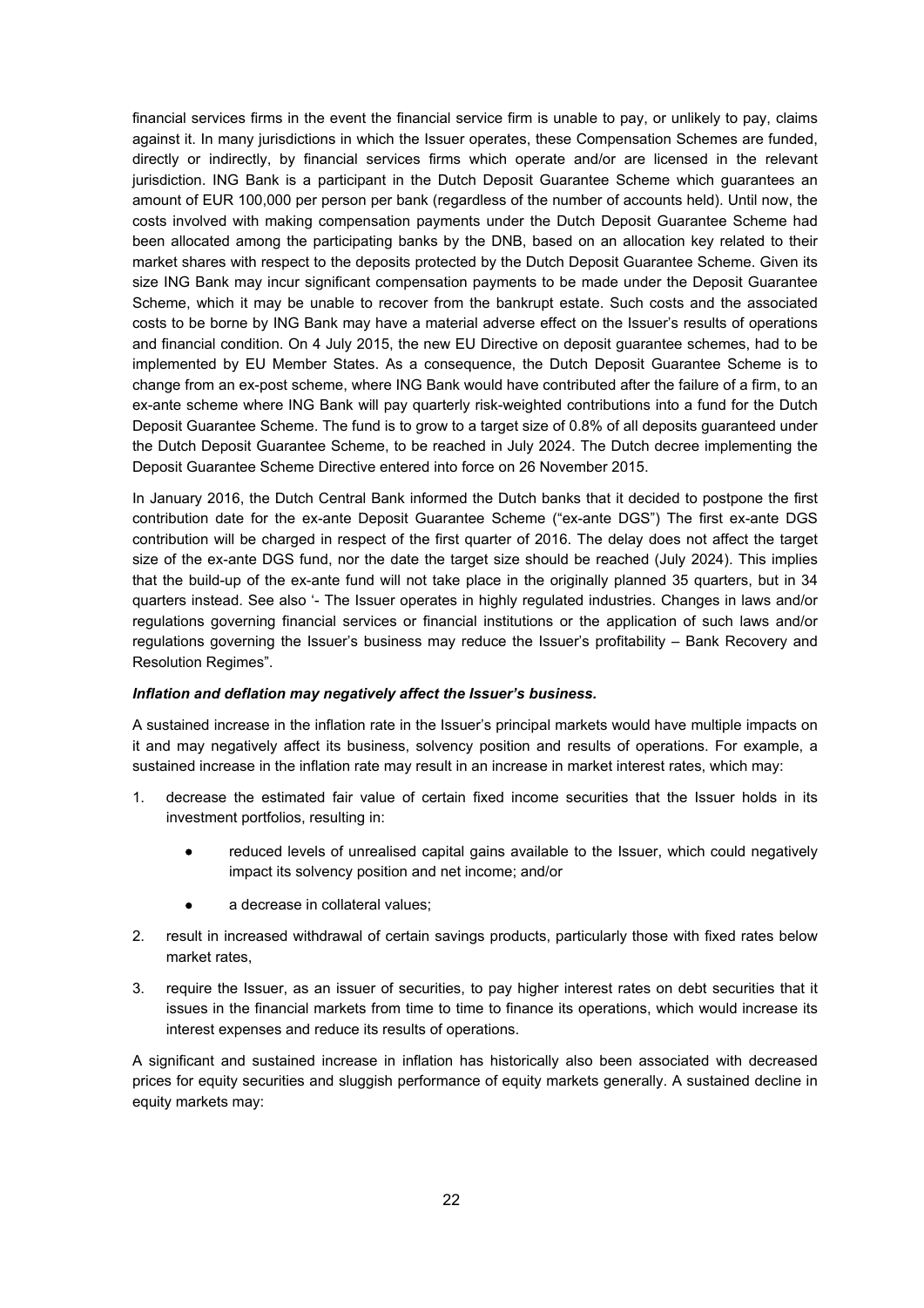financial services firms in the event the financial service firm is unable to pay, or unlikely to pay, claims against it. In many jurisdictions in which the Issuer operates, these Compensation Schemes are funded, directly or indirectly, by financial services firms which operate and/or are licensed in the relevant jurisdiction. ING Bank is a participant in the Dutch Deposit Guarantee Scheme which guarantees an amount of EUR 100,000 per person per bank (regardless of the number of accounts held). Until now, the costs involved with making compensation payments under the Dutch Deposit Guarantee Scheme had been allocated among the participating banks by the DNB, based on an allocation key related to their market shares with respect to the deposits protected by the Dutch Deposit Guarantee Scheme. Given its size ING Bank may incur significant compensation payments to be made under the Deposit Guarantee Scheme, which it may be unable to recover from the bankrupt estate. Such costs and the associated costs to be borne by ING Bank may have a material adverse effect on the Issuer's results of operations and financial condition. On 4 July 2015, the new EU Directive on deposit guarantee schemes, had to be implemented by EU Member States. As a consequence, the Dutch Deposit Guarantee Scheme is to change from an ex-post scheme, where ING Bank would have contributed after the failure of a firm, to an ex-ante scheme where ING Bank will pay quarterly risk-weighted contributions into a fund for the Dutch Deposit Guarantee Scheme. The fund is to grow to a target size of 0.8% of all deposits guaranteed under the Dutch Deposit Guarantee Scheme, to be reached in July 2024. The Dutch decree implementing the Deposit Guarantee Scheme Directive entered into force on 26 November 2015.

In January 2016, the Dutch Central Bank informed the Dutch banks that it decided to postpone the first contribution date for the ex-ante Deposit Guarantee Scheme ("ex-ante DGS") The first ex-ante DGS contribution will be charged in respect of the first quarter of 2016. The delay does not affect the target size of the ex-ante DGS fund, nor the date the target size should be reached (July 2024). This implies that the build-up of the ex-ante fund will not take place in the originally planned 35 quarters, but in 34 quarters instead. See also '- The Issuer operates in highly regulated industries. Changes in laws and/or regulations governing financial services or financial institutions or the application of such laws and/or regulations governing the Issuer's business may reduce the Issuer's profitability – Bank Recovery and Resolution Regimes".

***Inflation and deflation may negatively affect the Issuer's business.***

A sustained increase in the inflation rate in the Issuer's principal markets would have multiple impacts on it and may negatively affect its business, solvency position and results of operations. For example, a sustained increase in the inflation rate may result in an increase in market interest rates, which may:

1. decrease the estimated fair value of certain fixed income securities that the Issuer holds in its investment portfolios, resulting in:
   - reduced levels of unrealised capital gains available to the Issuer, which could negatively impact its solvency position and net income; and/or
   - a decrease in collateral values;
2. result in increased withdrawal of certain savings products, particularly those with fixed rates below market rates,
3. require the Issuer, as an issuer of securities, to pay higher interest rates on debt securities that it issues in the financial markets from time to time to finance its operations, which would increase its interest expenses and reduce its results of operations.

A significant and sustained increase in inflation has historically also been associated with decreased prices for equity securities and sluggish performance of equity markets generally. A sustained decline in equity markets may: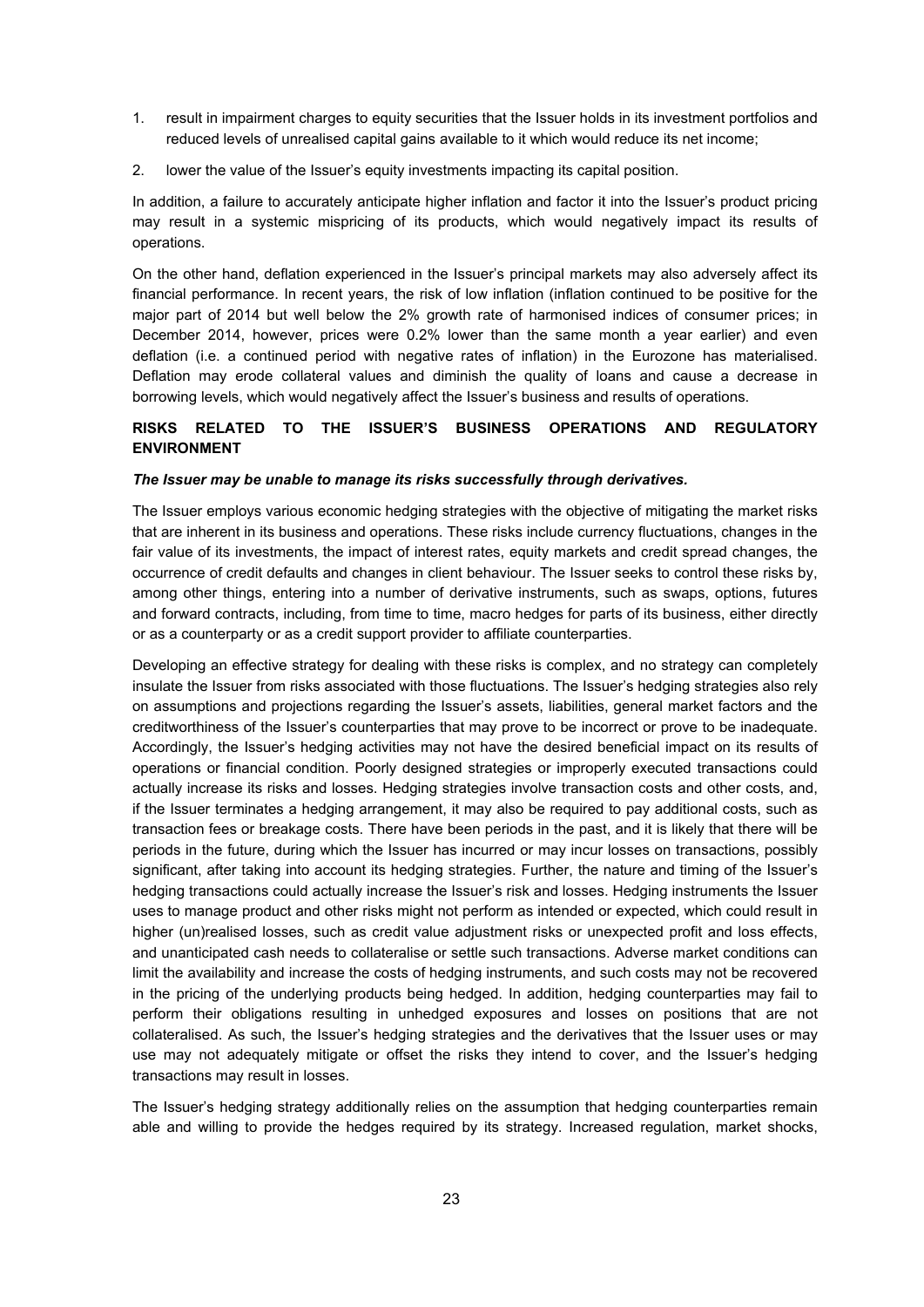1. result in impairment charges to equity securities that the Issuer holds in its investment portfolios and reduced levels of unrealised capital gains available to it which would reduce its net income;
2. lower the value of the Issuer's equity investments impacting its capital position.

In addition, a failure to accurately anticipate higher inflation and factor it into the Issuer's product pricing may result in a systemic mispricing of its products, which would negatively impact its results of operations.

On the other hand, deflation experienced in the Issuer's principal markets may also adversely affect its financial performance. In recent years, the risk of low inflation (inflation continued to be positive for the major part of 2014 but well below the 2% growth rate of harmonised indices of consumer prices; in December 2014, however, prices were 0.2% lower than the same month a year earlier) and even deflation (i.e. a continued period with negative rates of inflation) in the Eurozone has materialised. Deflation may erode collateral values and diminish the quality of loans and cause a decrease in borrowing levels, which would negatively affect the Issuer's business and results of operations.

## RISKS RELATED TO THE ISSUER'S BUSINESS OPERATIONS AND REGULATORY ENVIRONMENT

***The Issuer may be unable to manage its risks successfully through derivatives.***

The Issuer employs various economic hedging strategies with the objective of mitigating the market risks that are inherent in its business and operations. These risks include currency fluctuations, changes in the fair value of its investments, the impact of interest rates, equity markets and credit spread changes, the occurrence of credit defaults and changes in client behaviour. The Issuer seeks to control these risks by, among other things, entering into a number of derivative instruments, such as swaps, options, futures and forward contracts, including, from time to time, macro hedges for parts of its business, either directly or as a counterparty or as a credit support provider to affiliate counterparties.

Developing an effective strategy for dealing with these risks is complex, and no strategy can completely insulate the Issuer from risks associated with those fluctuations. The Issuer's hedging strategies also rely on assumptions and projections regarding the Issuer's assets, liabilities, general market factors and the creditworthiness of the Issuer's counterparties that may prove to be incorrect or prove to be inadequate. Accordingly, the Issuer's hedging activities may not have the desired beneficial impact on its results of operations or financial condition. Poorly designed strategies or improperly executed transactions could actually increase its risks and losses. Hedging strategies involve transaction costs and other costs, and, if the Issuer terminates a hedging arrangement, it may also be required to pay additional costs, such as transaction fees or breakage costs. There have been periods in the past, and it is likely that there will be periods in the future, during which the Issuer has incurred or may incur losses on transactions, possibly significant, after taking into account its hedging strategies. Further, the nature and timing of the Issuer's hedging transactions could actually increase the Issuer's risk and losses. Hedging instruments the Issuer uses to manage product and other risks might not perform as intended or expected, which could result in higher (un)realised losses, such as credit value adjustment risks or unexpected profit and loss effects, and unanticipated cash needs to collateralise or settle such transactions. Adverse market conditions can limit the availability and increase the costs of hedging instruments, and such costs may not be recovered in the pricing of the underlying products being hedged. In addition, hedging counterparties may fail to perform their obligations resulting in unhedged exposures and losses on positions that are not collateralised. As such, the Issuer's hedging strategies and the derivatives that the Issuer uses or may use may not adequately mitigate or offset the risks they intend to cover, and the Issuer's hedging transactions may result in losses.

The Issuer's hedging strategy additionally relies on the assumption that hedging counterparties remain able and willing to provide the hedges required by its strategy. Increased regulation, market shocks,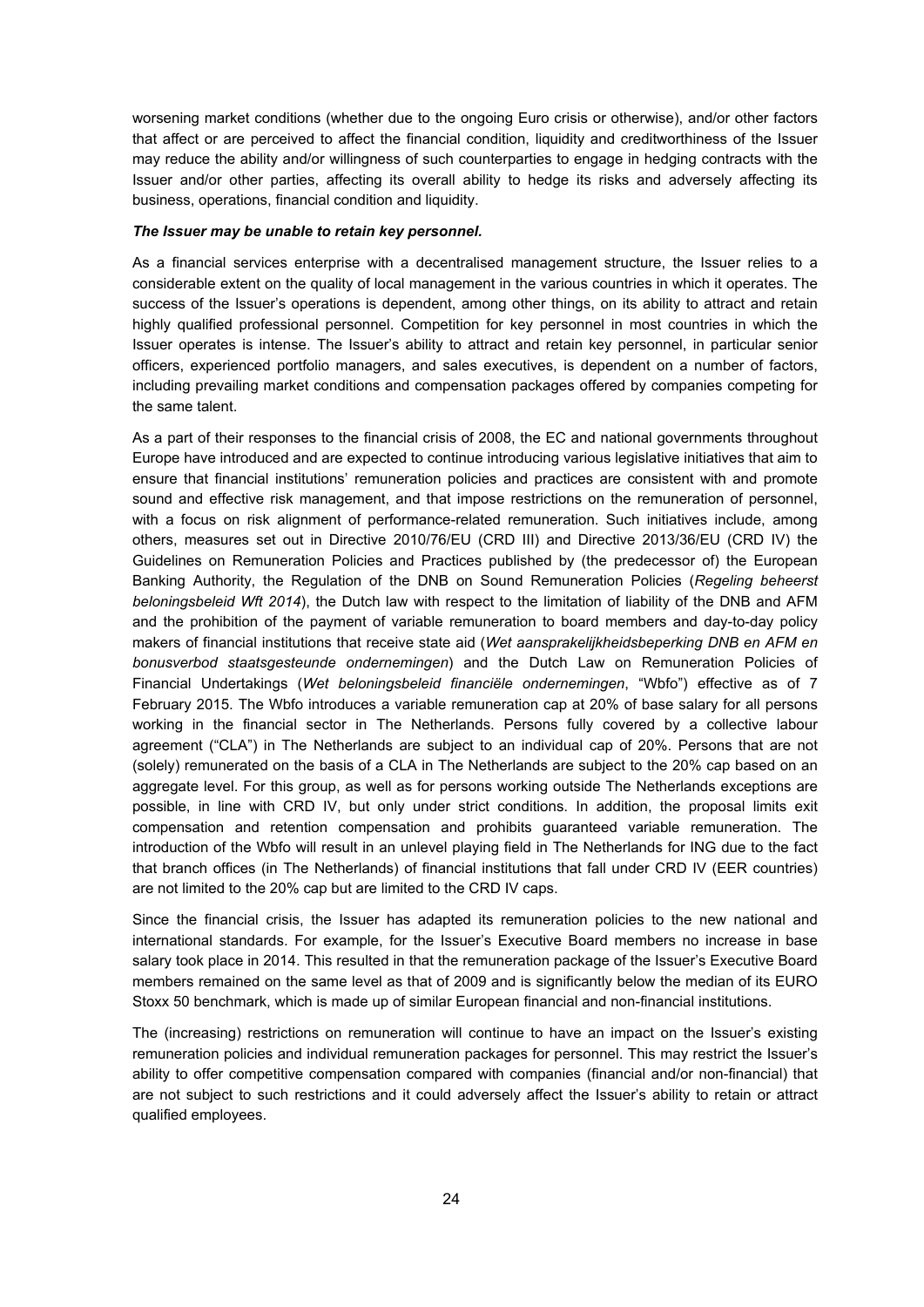worsening market conditions (whether due to the ongoing Euro crisis or otherwise), and/or other factors that affect or are perceived to affect the financial condition, liquidity and creditworthiness of the Issuer may reduce the ability and/or willingness of such counterparties to engage in hedging contracts with the Issuer and/or other parties, affecting its overall ability to hedge its risks and adversely affecting its business, operations, financial condition and liquidity.

***The Issuer may be unable to retain key personnel.***

As a financial services enterprise with a decentralised management structure, the Issuer relies to a considerable extent on the quality of local management in the various countries in which it operates. The success of the Issuer's operations is dependent, among other things, on its ability to attract and retain highly qualified professional personnel. Competition for key personnel in most countries in which the Issuer operates is intense. The Issuer's ability to attract and retain key personnel, in particular senior officers, experienced portfolio managers, and sales executives, is dependent on a number of factors, including prevailing market conditions and compensation packages offered by companies competing for the same talent.

As a part of their responses to the financial crisis of 2008, the EC and national governments throughout Europe have introduced and are expected to continue introducing various legislative initiatives that aim to ensure that financial institutions' remuneration policies and practices are consistent with and promote sound and effective risk management, and that impose restrictions on the remuneration of personnel, with a focus on risk alignment of performance-related remuneration. Such initiatives include, among others, measures set out in Directive 2010/76/EU (CRD III) and Directive 2013/36/EU (CRD IV) the Guidelines on Remuneration Policies and Practices published by (the predecessor of) the European Banking Authority, the Regulation of the DNB on Sound Remuneration Policies (*Regeling beheerst beloningsbeleid Wft 2014*), the Dutch law with respect to the limitation of liability of the DNB and AFM and the prohibition of the payment of variable remuneration to board members and day-to-day policy makers of financial institutions that receive state aid (*Wet aansprakelijkheidsbeperking DNB en AFM en bonusverbod staatsgesteunde ondernemingen*) and the Dutch Law on Remuneration Policies of Financial Undertakings (*Wet beloningsbeleid financiële ondernemingen*, "Wbfo") effective as of 7 February 2015. The Wbfo introduces a variable remuneration cap at 20% of base salary for all persons working in the financial sector in The Netherlands. Persons fully covered by a collective labour agreement ("CLA") in The Netherlands are subject to an individual cap of 20%. Persons that are not (solely) remunerated on the basis of a CLA in The Netherlands are subject to the 20% cap based on an aggregate level. For this group, as well as for persons working outside The Netherlands exceptions are possible, in line with CRD IV, but only under strict conditions. In addition, the proposal limits exit compensation and retention compensation and prohibits guaranteed variable remuneration. The introduction of the Wbfo will result in an unlevel playing field in The Netherlands for ING due to the fact that branch offices (in The Netherlands) of financial institutions that fall under CRD IV (EER countries) are not limited to the 20% cap but are limited to the CRD IV caps.

Since the financial crisis, the Issuer has adapted its remuneration policies to the new national and international standards. For example, for the Issuer's Executive Board members no increase in base salary took place in 2014. This resulted in that the remuneration package of the Issuer's Executive Board members remained on the same level as that of 2009 and is significantly below the median of its EURO Stoxx 50 benchmark, which is made up of similar European financial and non-financial institutions.

The (increasing) restrictions on remuneration will continue to have an impact on the Issuer's existing remuneration policies and individual remuneration packages for personnel. This may restrict the Issuer's ability to offer competitive compensation compared with companies (financial and/or non-financial) that are not subject to such restrictions and it could adversely affect the Issuer's ability to retain or attract qualified employees.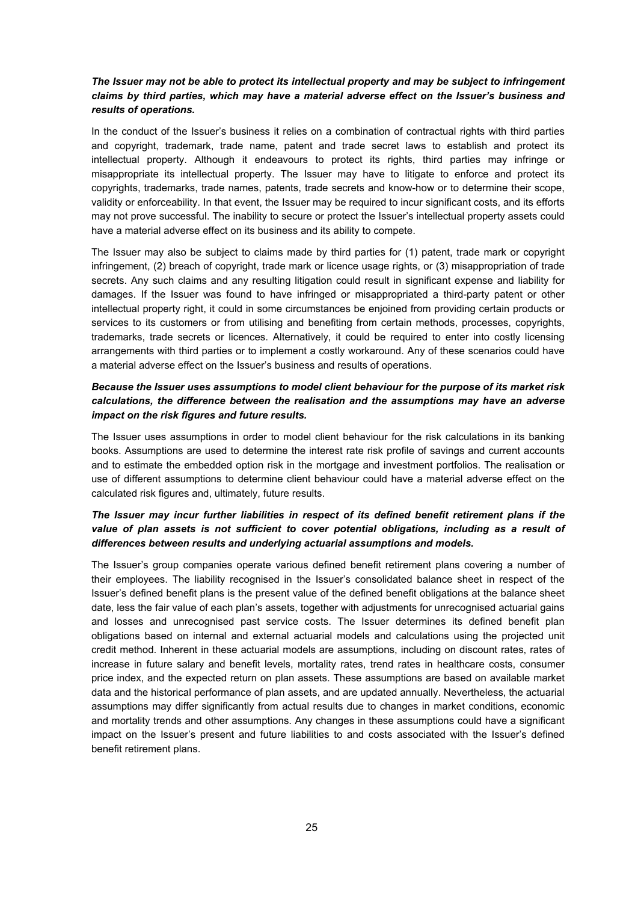***The Issuer may not be able to protect its intellectual property and may be subject to infringement claims by third parties, which may have a material adverse effect on the Issuer's business and results of operations.***

In the conduct of the Issuer's business it relies on a combination of contractual rights with third parties and copyright, trademark, trade name, patent and trade secret laws to establish and protect its intellectual property. Although it endeavours to protect its rights, third parties may infringe or misappropriate its intellectual property. The Issuer may have to litigate to enforce and protect its copyrights, trademarks, trade names, patents, trade secrets and know-how or to determine their scope, validity or enforceability. In that event, the Issuer may be required to incur significant costs, and its efforts may not prove successful. The inability to secure or protect the Issuer's intellectual property assets could have a material adverse effect on its business and its ability to compete.

The Issuer may also be subject to claims made by third parties for (1) patent, trade mark or copyright infringement, (2) breach of copyright, trade mark or licence usage rights, or (3) misappropriation of trade secrets. Any such claims and any resulting litigation could result in significant expense and liability for damages. If the Issuer was found to have infringed or misappropriated a third-party patent or other intellectual property right, it could in some circumstances be enjoined from providing certain products or services to its customers or from utilising and benefiting from certain methods, processes, copyrights, trademarks, trade secrets or licences. Alternatively, it could be required to enter into costly licensing arrangements with third parties or to implement a costly workaround. Any of these scenarios could have a material adverse effect on the Issuer's business and results of operations.

***Because the Issuer uses assumptions to model client behaviour for the purpose of its market risk calculations, the difference between the realisation and the assumptions may have an adverse impact on the risk figures and future results.***

The Issuer uses assumptions in order to model client behaviour for the risk calculations in its banking books. Assumptions are used to determine the interest rate risk profile of savings and current accounts and to estimate the embedded option risk in the mortgage and investment portfolios. The realisation or use of different assumptions to determine client behaviour could have a material adverse effect on the calculated risk figures and, ultimately, future results.

***The Issuer may incur further liabilities in respect of its defined benefit retirement plans if the value of plan assets is not sufficient to cover potential obligations, including as a result of differences between results and underlying actuarial assumptions and models.***

The Issuer's group companies operate various defined benefit retirement plans covering a number of their employees. The liability recognised in the Issuer's consolidated balance sheet in respect of the Issuer's defined benefit plans is the present value of the defined benefit obligations at the balance sheet date, less the fair value of each plan's assets, together with adjustments for unrecognised actuarial gains and losses and unrecognised past service costs. The Issuer determines its defined benefit plan obligations based on internal and external actuarial models and calculations using the projected unit credit method. Inherent in these actuarial models are assumptions, including on discount rates, rates of increase in future salary and benefit levels, mortality rates, trend rates in healthcare costs, consumer price index, and the expected return on plan assets. These assumptions are based on available market data and the historical performance of plan assets, and are updated annually. Nevertheless, the actuarial assumptions may differ significantly from actual results due to changes in market conditions, economic and mortality trends and other assumptions. Any changes in these assumptions could have a significant impact on the Issuer's present and future liabilities to and costs associated with the Issuer's defined benefit retirement plans.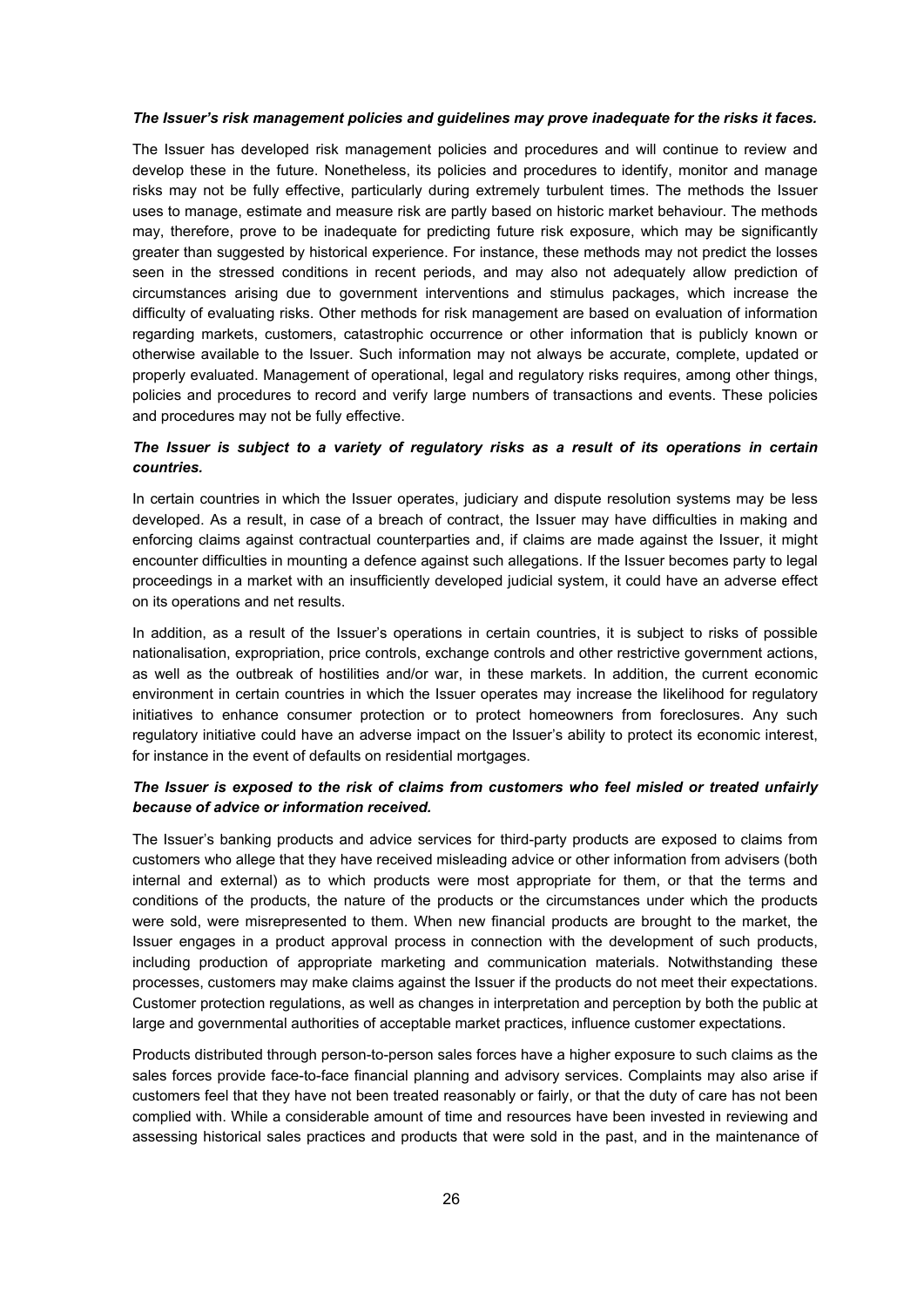***The Issuer's risk management policies and guidelines may prove inadequate for the risks it faces.***

The Issuer has developed risk management policies and procedures and will continue to review and develop these in the future. Nonetheless, its policies and procedures to identify, monitor and manage risks may not be fully effective, particularly during extremely turbulent times. The methods the Issuer uses to manage, estimate and measure risk are partly based on historic market behaviour. The methods may, therefore, prove to be inadequate for predicting future risk exposure, which may be significantly greater than suggested by historical experience. For instance, these methods may not predict the losses seen in the stressed conditions in recent periods, and may also not adequately allow prediction of circumstances arising due to government interventions and stimulus packages, which increase the difficulty of evaluating risks. Other methods for risk management are based on evaluation of information regarding markets, customers, catastrophic occurrence or other information that is publicly known or otherwise available to the Issuer. Such information may not always be accurate, complete, updated or properly evaluated. Management of operational, legal and regulatory risks requires, among other things, policies and procedures to record and verify large numbers of transactions and events. These policies and procedures may not be fully effective.

***The Issuer is subject to a variety of regulatory risks as a result of its operations in certain countries.***

In certain countries in which the Issuer operates, judiciary and dispute resolution systems may be less developed. As a result, in case of a breach of contract, the Issuer may have difficulties in making and enforcing claims against contractual counterparties and, if claims are made against the Issuer, it might encounter difficulties in mounting a defence against such allegations. If the Issuer becomes party to legal proceedings in a market with an insufficiently developed judicial system, it could have an adverse effect on its operations and net results.

In addition, as a result of the Issuer's operations in certain countries, it is subject to risks of possible nationalisation, expropriation, price controls, exchange controls and other restrictive government actions, as well as the outbreak of hostilities and/or war, in these markets. In addition, the current economic environment in certain countries in which the Issuer operates may increase the likelihood for regulatory initiatives to enhance consumer protection or to protect homeowners from foreclosures. Any such regulatory initiative could have an adverse impact on the Issuer's ability to protect its economic interest, for instance in the event of defaults on residential mortgages.

***The Issuer is exposed to the risk of claims from customers who feel misled or treated unfairly because of advice or information received.***

The Issuer's banking products and advice services for third-party products are exposed to claims from customers who allege that they have received misleading advice or other information from advisers (both internal and external) as to which products were most appropriate for them, or that the terms and conditions of the products, the nature of the products or the circumstances under which the products were sold, were misrepresented to them. When new financial products are brought to the market, the Issuer engages in a product approval process in connection with the development of such products, including production of appropriate marketing and communication materials. Notwithstanding these processes, customers may make claims against the Issuer if the products do not meet their expectations. Customer protection regulations, as well as changes in interpretation and perception by both the public at large and governmental authorities of acceptable market practices, influence customer expectations.

Products distributed through person-to-person sales forces have a higher exposure to such claims as the sales forces provide face-to-face financial planning and advisory services. Complaints may also arise if customers feel that they have not been treated reasonably or fairly, or that the duty of care has not been complied with. While a considerable amount of time and resources have been invested in reviewing and assessing historical sales practices and products that were sold in the past, and in the maintenance of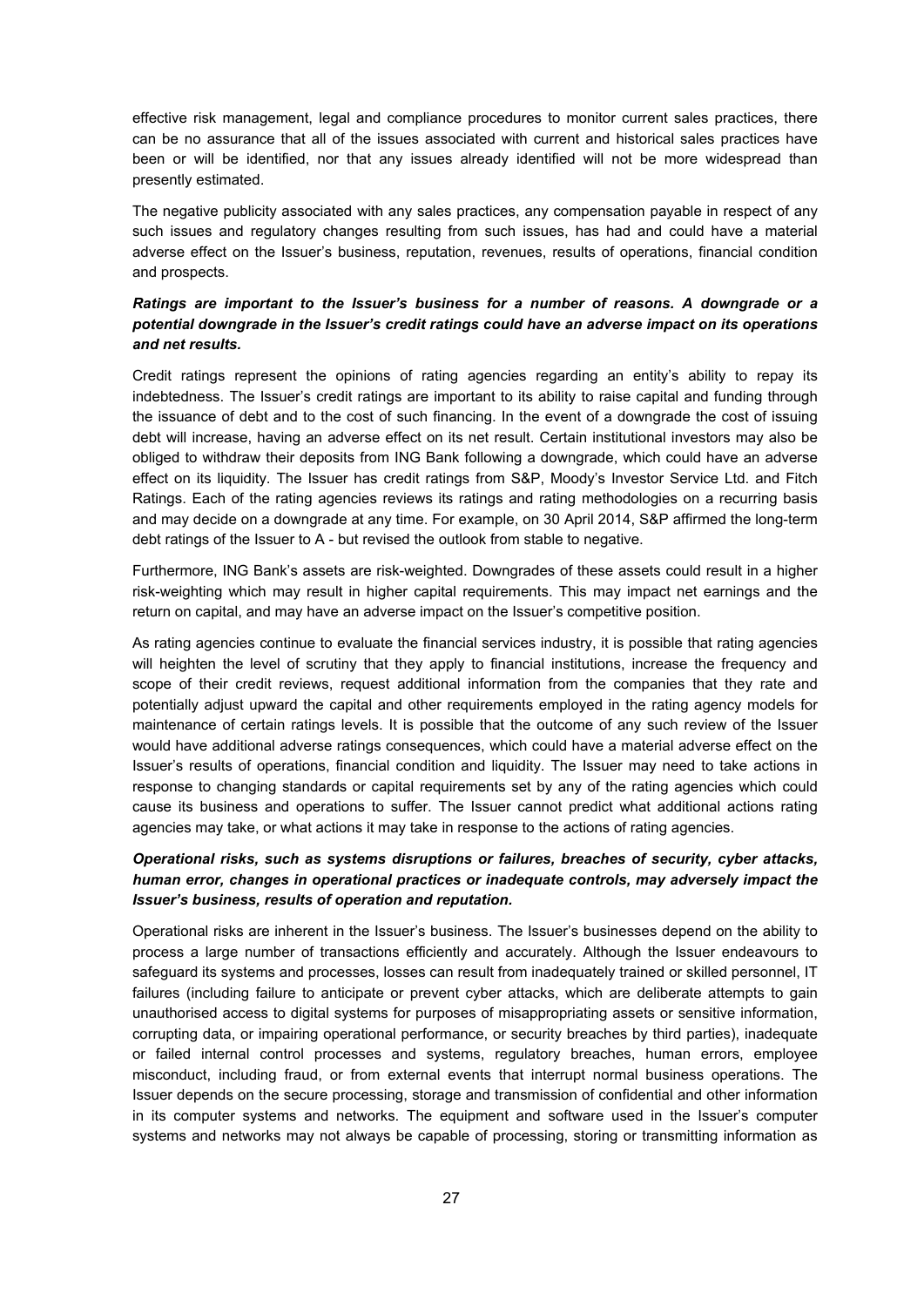effective risk management, legal and compliance procedures to monitor current sales practices, there can be no assurance that all of the issues associated with current and historical sales practices have been or will be identified, nor that any issues already identified will not be more widespread than presently estimated.

The negative publicity associated with any sales practices, any compensation payable in respect of any such issues and regulatory changes resulting from such issues, has had and could have a material adverse effect on the Issuer's business, reputation, revenues, results of operations, financial condition and prospects.

***Ratings are important to the Issuer's business for a number of reasons. A downgrade or a potential downgrade in the Issuer's credit ratings could have an adverse impact on its operations and net results.***

Credit ratings represent the opinions of rating agencies regarding an entity's ability to repay its indebtedness. The Issuer's credit ratings are important to its ability to raise capital and funding through the issuance of debt and to the cost of such financing. In the event of a downgrade the cost of issuing debt will increase, having an adverse effect on its net result. Certain institutional investors may also be obliged to withdraw their deposits from ING Bank following a downgrade, which could have an adverse effect on its liquidity. The Issuer has credit ratings from S&P, Moody's Investor Service Ltd. and Fitch Ratings. Each of the rating agencies reviews its ratings and rating methodologies on a recurring basis and may decide on a downgrade at any time. For example, on 30 April 2014, S&P affirmed the long-term debt ratings of the Issuer to A - but revised the outlook from stable to negative.

Furthermore, ING Bank's assets are risk-weighted. Downgrades of these assets could result in a higher risk-weighting which may result in higher capital requirements. This may impact net earnings and the return on capital, and may have an adverse impact on the Issuer's competitive position.

As rating agencies continue to evaluate the financial services industry, it is possible that rating agencies will heighten the level of scrutiny that they apply to financial institutions, increase the frequency and scope of their credit reviews, request additional information from the companies that they rate and potentially adjust upward the capital and other requirements employed in the rating agency models for maintenance of certain ratings levels. It is possible that the outcome of any such review of the Issuer would have additional adverse ratings consequences, which could have a material adverse effect on the Issuer's results of operations, financial condition and liquidity. The Issuer may need to take actions in response to changing standards or capital requirements set by any of the rating agencies which could cause its business and operations to suffer. The Issuer cannot predict what additional actions rating agencies may take, or what actions it may take in response to the actions of rating agencies.

***Operational risks, such as systems disruptions or failures, breaches of security, cyber attacks, human error, changes in operational practices or inadequate controls, may adversely impact the Issuer's business, results of operation and reputation.***

Operational risks are inherent in the Issuer's business. The Issuer's businesses depend on the ability to process a large number of transactions efficiently and accurately. Although the Issuer endeavours to safeguard its systems and processes, losses can result from inadequately trained or skilled personnel, IT failures (including failure to anticipate or prevent cyber attacks, which are deliberate attempts to gain unauthorised access to digital systems for purposes of misappropriating assets or sensitive information, corrupting data, or impairing operational performance, or security breaches by third parties), inadequate or failed internal control processes and systems, regulatory breaches, human errors, employee misconduct, including fraud, or from external events that interrupt normal business operations. The Issuer depends on the secure processing, storage and transmission of confidential and other information in its computer systems and networks. The equipment and software used in the Issuer's computer systems and networks may not always be capable of processing, storing or transmitting information as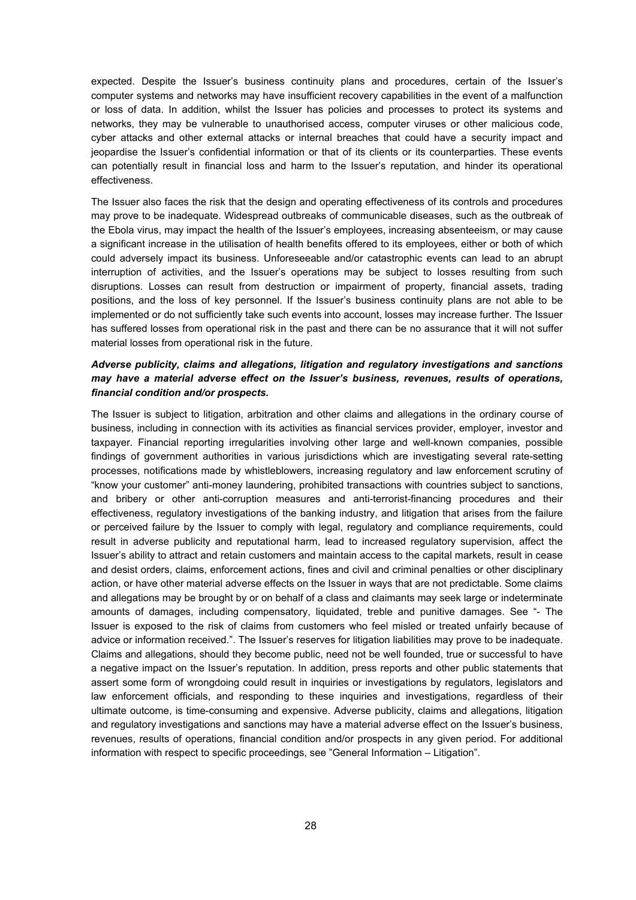expected. Despite the Issuer's business continuity plans and procedures, certain of the Issuer's computer systems and networks may have insufficient recovery capabilities in the event of a malfunction or loss of data. In addition, whilst the Issuer has policies and processes to protect its systems and networks, they may be vulnerable to unauthorised access, computer viruses or other malicious code, cyber attacks and other external attacks or internal breaches that could have a security impact and jeopardise the Issuer's confidential information or that of its clients or its counterparties. These events can potentially result in financial loss and harm to the Issuer's reputation, and hinder its operational effectiveness.

The Issuer also faces the risk that the design and operating effectiveness of its controls and procedures may prove to be inadequate. Widespread outbreaks of communicable diseases, such as the outbreak of the Ebola virus, may impact the health of the Issuer's employees, increasing absenteeism, or may cause a significant increase in the utilisation of health benefits offered to its employees, either or both of which could adversely impact its business. Unforeseeable and/or catastrophic events can lead to an abrupt interruption of activities, and the Issuer's operations may be subject to losses resulting from such disruptions. Losses can result from destruction or impairment of property, financial assets, trading positions, and the loss of key personnel. If the Issuer's business continuity plans are not able to be implemented or do not sufficiently take such events into account, losses may increase further. The Issuer has suffered losses from operational risk in the past and there can be no assurance that it will not suffer material losses from operational risk in the future.

***Adverse publicity, claims and allegations, litigation and regulatory investigations and sanctions may have a material adverse effect on the Issuer's business, revenues, results of operations, financial condition and/or prospects.***

The Issuer is subject to litigation, arbitration and other claims and allegations in the ordinary course of business, including in connection with its activities as financial services provider, employer, investor and taxpayer. Financial reporting irregularities involving other large and well-known companies, possible findings of government authorities in various jurisdictions which are investigating several rate-setting processes, notifications made by whistleblowers, increasing regulatory and law enforcement scrutiny of "know your customer" anti-money laundering, prohibited transactions with countries subject to sanctions, and bribery or other anti-corruption measures and anti-terrorist-financing procedures and their effectiveness, regulatory investigations of the banking industry, and litigation that arises from the failure or perceived failure by the Issuer to comply with legal, regulatory and compliance requirements, could result in adverse publicity and reputational harm, lead to increased regulatory supervision, affect the Issuer's ability to attract and retain customers and maintain access to the capital markets, result in cease and desist orders, claims, enforcement actions, fines and civil and criminal penalties or other disciplinary action, or have other material adverse effects on the Issuer in ways that are not predictable. Some claims and allegations may be brought by or on behalf of a class and claimants may seek large or indeterminate amounts of damages, including compensatory, liquidated, treble and punitive damages. See "- The Issuer is exposed to the risk of claims from customers who feel misled or treated unfairly because of advice or information received.". The Issuer's reserves for litigation liabilities may prove to be inadequate. Claims and allegations, should they become public, need not be well founded, true or successful to have a negative impact on the Issuer's reputation. In addition, press reports and other public statements that assert some form of wrongdoing could result in inquiries or investigations by regulators, legislators and law enforcement officials, and responding to these inquiries and investigations, regardless of their ultimate outcome, is time-consuming and expensive. Adverse publicity, claims and allegations, litigation and regulatory investigations and sanctions may have a material adverse effect on the Issuer's business, revenues, results of operations, financial condition and/or prospects in any given period. For additional information with respect to specific proceedings, see "General Information – Litigation".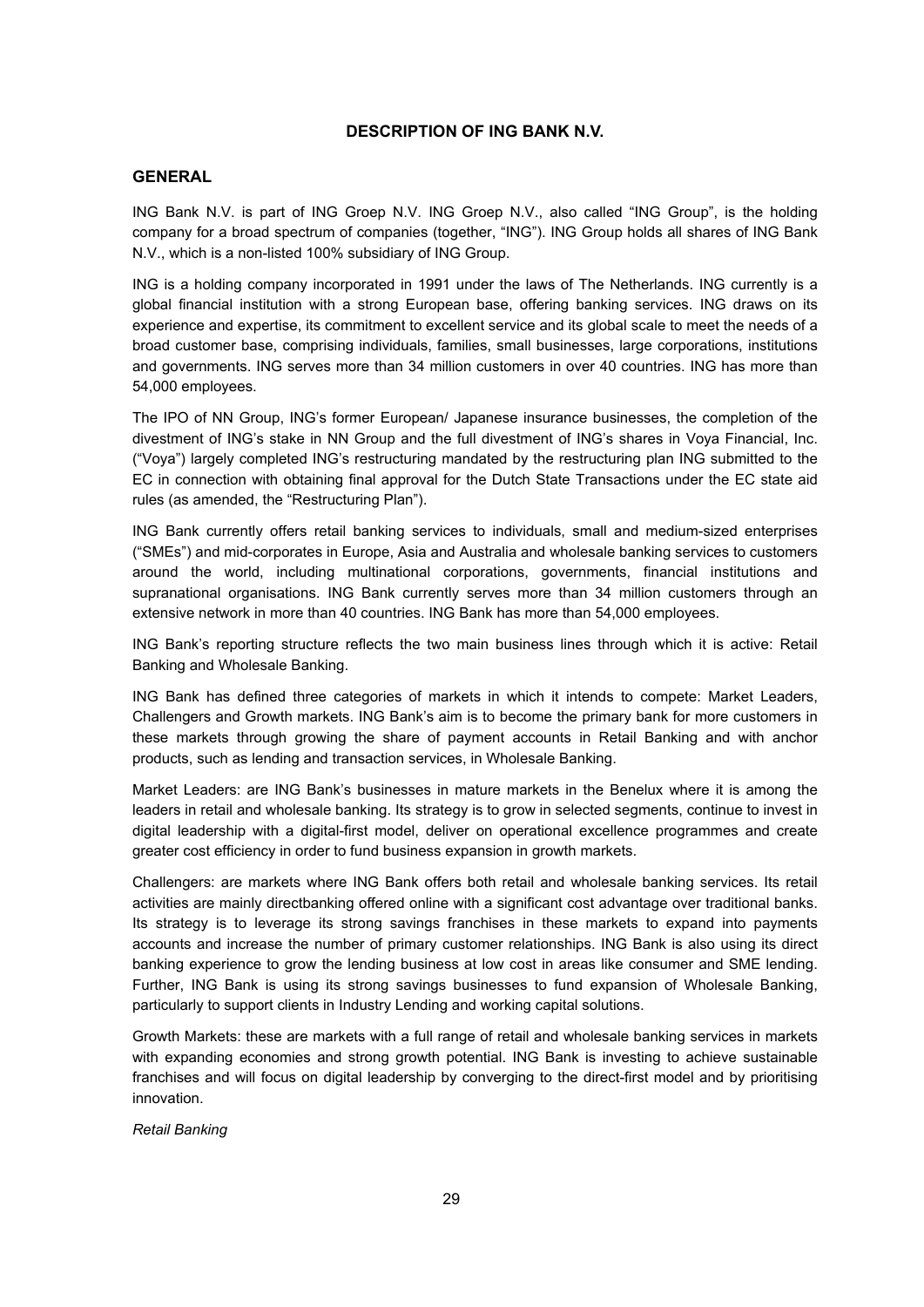## DESCRIPTION OF ING BANK N.V.

### GENERAL

ING Bank N.V. is part of ING Groep N.V. ING Groep N.V., also called "ING Group", is the holding company for a broad spectrum of companies (together, "ING"). ING Group holds all shares of ING Bank N.V., which is a non-listed 100% subsidiary of ING Group.

ING is a holding company incorporated in 1991 under the laws of The Netherlands. ING currently is a global financial institution with a strong European base, offering banking services. ING draws on its experience and expertise, its commitment to excellent service and its global scale to meet the needs of a broad customer base, comprising individuals, families, small businesses, large corporations, institutions and governments. ING serves more than 34 million customers in over 40 countries. ING has more than 54,000 employees.

The IPO of NN Group, ING's former European/ Japanese insurance businesses, the completion of the divestment of ING's stake in NN Group and the full divestment of ING's shares in Voya Financial, Inc. ("Voya") largely completed ING's restructuring mandated by the restructuring plan ING submitted to the EC in connection with obtaining final approval for the Dutch State Transactions under the EC state aid rules (as amended, the "Restructuring Plan").

ING Bank currently offers retail banking services to individuals, small and medium-sized enterprises ("SMEs") and mid-corporates in Europe, Asia and Australia and wholesale banking services to customers around the world, including multinational corporations, governments, financial institutions and supranational organisations. ING Bank currently serves more than 34 million customers through an extensive network in more than 40 countries. ING Bank has more than 54,000 employees.

ING Bank's reporting structure reflects the two main business lines through which it is active: Retail Banking and Wholesale Banking.

ING Bank has defined three categories of markets in which it intends to compete: Market Leaders, Challengers and Growth markets. ING Bank's aim is to become the primary bank for more customers in these markets through growing the share of payment accounts in Retail Banking and with anchor products, such as lending and transaction services, in Wholesale Banking.

Market Leaders: are ING Bank's businesses in mature markets in the Benelux where it is among the leaders in retail and wholesale banking. Its strategy is to grow in selected segments, continue to invest in digital leadership with a digital-first model, deliver on operational excellence programmes and create greater cost efficiency in order to fund business expansion in growth markets.

Challengers: are markets where ING Bank offers both retail and wholesale banking services. Its retail activities are mainly directbanking offered online with a significant cost advantage over traditional banks. Its strategy is to leverage its strong savings franchises in these markets to expand into payments accounts and increase the number of primary customer relationships. ING Bank is also using its direct banking experience to grow the lending business at low cost in areas like consumer and SME lending. Further, ING Bank is using its strong savings businesses to fund expansion of Wholesale Banking, particularly to support clients in Industry Lending and working capital solutions.

Growth Markets: these are markets with a full range of retail and wholesale banking services in markets with expanding economies and strong growth potential. ING Bank is investing to achieve sustainable franchises and will focus on digital leadership by converging to the direct-first model and by prioritising innovation.

*Retail Banking*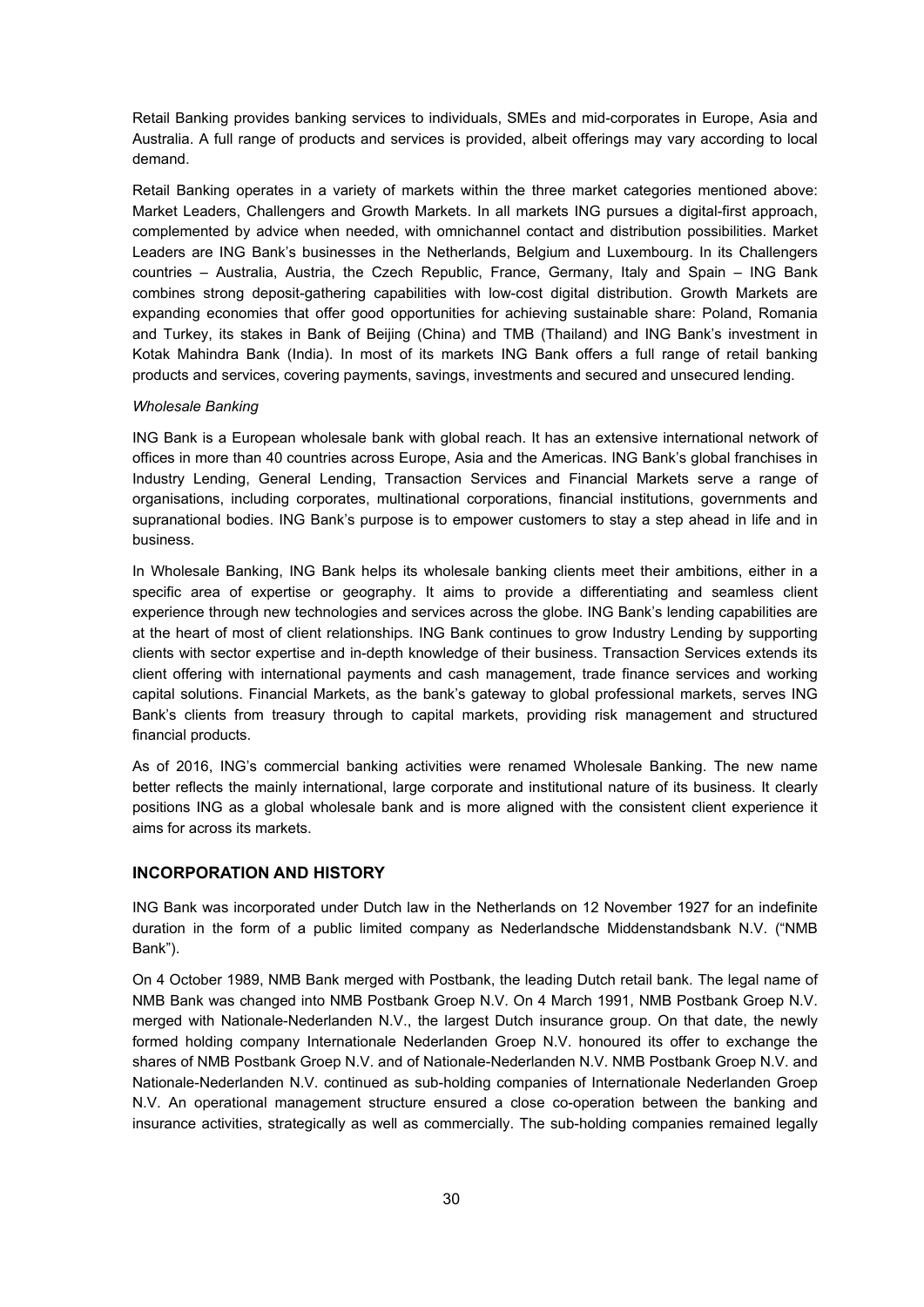Retail Banking provides banking services to individuals, SMEs and mid-corporates in Europe, Asia and Australia. A full range of products and services is provided, albeit offerings may vary according to local demand.

Retail Banking operates in a variety of markets within the three market categories mentioned above: Market Leaders, Challengers and Growth Markets. In all markets ING pursues a digital-first approach, complemented by advice when needed, with omnichannel contact and distribution possibilities. Market Leaders are ING Bank's businesses in the Netherlands, Belgium and Luxembourg. In its Challengers countries – Australia, Austria, the Czech Republic, France, Germany, Italy and Spain – ING Bank combines strong deposit-gathering capabilities with low-cost digital distribution. Growth Markets are expanding economies that offer good opportunities for achieving sustainable share: Poland, Romania and Turkey, its stakes in Bank of Beijing (China) and TMB (Thailand) and ING Bank's investment in Kotak Mahindra Bank (India). In most of its markets ING Bank offers a full range of retail banking products and services, covering payments, savings, investments and secured and unsecured lending.

*Wholesale Banking*

ING Bank is a European wholesale bank with global reach. It has an extensive international network of offices in more than 40 countries across Europe, Asia and the Americas. ING Bank's global franchises in Industry Lending, General Lending, Transaction Services and Financial Markets serve a range of organisations, including corporates, multinational corporations, financial institutions, governments and supranational bodies. ING Bank's purpose is to empower customers to stay a step ahead in life and in business.

In Wholesale Banking, ING Bank helps its wholesale banking clients meet their ambitions, either in a specific area of expertise or geography. It aims to provide a differentiating and seamless client experience through new technologies and services across the globe. ING Bank's lending capabilities are at the heart of most of client relationships. ING Bank continues to grow Industry Lending by supporting clients with sector expertise and in-depth knowledge of their business. Transaction Services extends its client offering with international payments and cash management, trade finance services and working capital solutions. Financial Markets, as the bank's gateway to global professional markets, serves ING Bank's clients from treasury through to capital markets, providing risk management and structured financial products.

As of 2016, ING's commercial banking activities were renamed Wholesale Banking. The new name better reflects the mainly international, large corporate and institutional nature of its business. It clearly positions ING as a global wholesale bank and is more aligned with the consistent client experience it aims for across its markets.

## INCORPORATION AND HISTORY

ING Bank was incorporated under Dutch law in the Netherlands on 12 November 1927 for an indefinite duration in the form of a public limited company as Nederlandsche Middenstandsbank N.V. ("NMB Bank").

On 4 October 1989, NMB Bank merged with Postbank, the leading Dutch retail bank. The legal name of NMB Bank was changed into NMB Postbank Groep N.V. On 4 March 1991, NMB Postbank Groep N.V. merged with Nationale-Nederlanden N.V., the largest Dutch insurance group. On that date, the newly formed holding company Internationale Nederlanden Groep N.V. honoured its offer to exchange the shares of NMB Postbank Groep N.V. and of Nationale-Nederlanden N.V. NMB Postbank Groep N.V. and Nationale-Nederlanden N.V. continued as sub-holding companies of Internationale Nederlanden Groep N.V. An operational management structure ensured a close co-operation between the banking and insurance activities, strategically as well as commercially. The sub-holding companies remained legally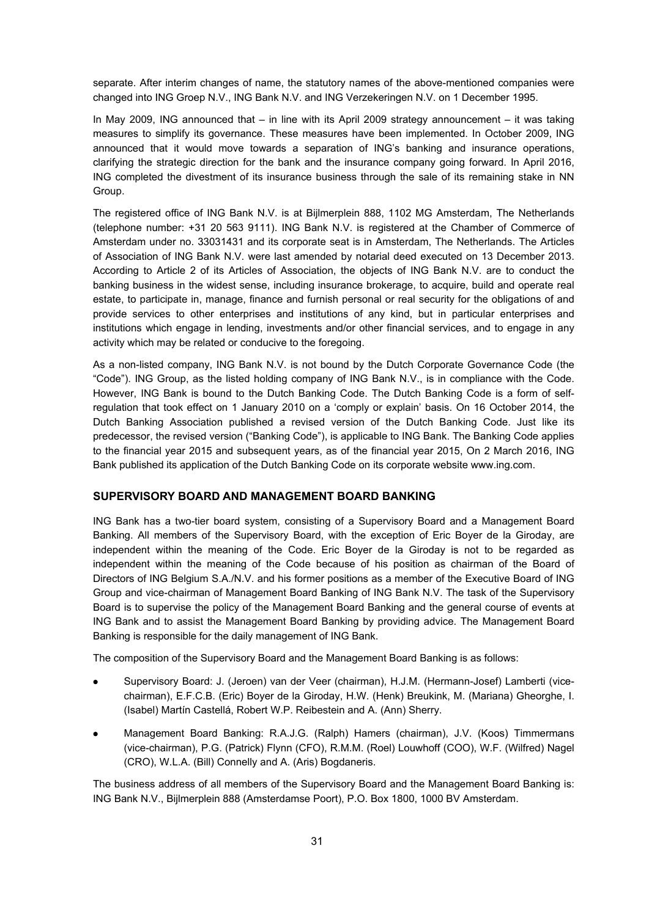separate. After interim changes of name, the statutory names of the above-mentioned companies were changed into ING Groep N.V., ING Bank N.V. and ING Verzekeringen N.V. on 1 December 1995.

In May 2009, ING announced that – in line with its April 2009 strategy announcement – it was taking measures to simplify its governance. These measures have been implemented. In October 2009, ING announced that it would move towards a separation of ING's banking and insurance operations, clarifying the strategic direction for the bank and the insurance company going forward. In April 2016, ING completed the divestment of its insurance business through the sale of its remaining stake in NN Group.

The registered office of ING Bank N.V. is at Bijlmerplein 888, 1102 MG Amsterdam, The Netherlands (telephone number: +31 20 563 9111). ING Bank N.V. is registered at the Chamber of Commerce of Amsterdam under no. 33031431 and its corporate seat is in Amsterdam, The Netherlands. The Articles of Association of ING Bank N.V. were last amended by notarial deed executed on 13 December 2013. According to Article 2 of its Articles of Association, the objects of ING Bank N.V. are to conduct the banking business in the widest sense, including insurance brokerage, to acquire, build and operate real estate, to participate in, manage, finance and furnish personal or real security for the obligations of and provide services to other enterprises and institutions of any kind, but in particular enterprises and institutions which engage in lending, investments and/or other financial services, and to engage in any activity which may be related or conducive to the foregoing.

As a non-listed company, ING Bank N.V. is not bound by the Dutch Corporate Governance Code (the "Code"). ING Group, as the listed holding company of ING Bank N.V., is in compliance with the Code. However, ING Bank is bound to the Dutch Banking Code. The Dutch Banking Code is a form of self-regulation that took effect on 1 January 2010 on a 'comply or explain' basis. On 16 October 2014, the Dutch Banking Association published a revised version of the Dutch Banking Code. Just like its predecessor, the revised version ("Banking Code"), is applicable to ING Bank. The Banking Code applies to the financial year 2015 and subsequent years, as of the financial year 2015, On 2 March 2016, ING Bank published its application of the Dutch Banking Code on its corporate website www.ing.com.

## SUPERVISORY BOARD AND MANAGEMENT BOARD BANKING

ING Bank has a two-tier board system, consisting of a Supervisory Board and a Management Board Banking. All members of the Supervisory Board, with the exception of Eric Boyer de la Giroday, are independent within the meaning of the Code. Eric Boyer de la Giroday is not to be regarded as independent within the meaning of the Code because of his position as chairman of the Board of Directors of ING Belgium S.A./N.V. and his former positions as a member of the Executive Board of ING Group and vice-chairman of Management Board Banking of ING Bank N.V. The task of the Supervisory Board is to supervise the policy of the Management Board Banking and the general course of events at ING Bank and to assist the Management Board Banking by providing advice. The Management Board Banking is responsible for the daily management of ING Bank.

The composition of the Supervisory Board and the Management Board Banking is as follows:

- Supervisory Board: J. (Jeroen) van der Veer (chairman), H.J.M. (Hermann-Josef) Lamberti (vice-chairman), E.F.C.B. (Eric) Boyer de la Giroday, H.W. (Henk) Breukink, M. (Mariana) Gheorghe, I. (Isabel) Martín Castellá, Robert W.P. Reibestein and A. (Ann) Sherry.
- Management Board Banking: R.A.J.G. (Ralph) Hamers (chairman), J.V. (Koos) Timmermans (vice-chairman), P.G. (Patrick) Flynn (CFO), R.M.M. (Roel) Louwhoff (COO), W.F. (Wilfred) Nagel (CRO), W.L.A. (Bill) Connelly and A. (Aris) Bogdaneris.

The business address of all members of the Supervisory Board and the Management Board Banking is: ING Bank N.V., Bijlmerplein 888 (Amsterdamse Poort), P.O. Box 1800, 1000 BV Amsterdam.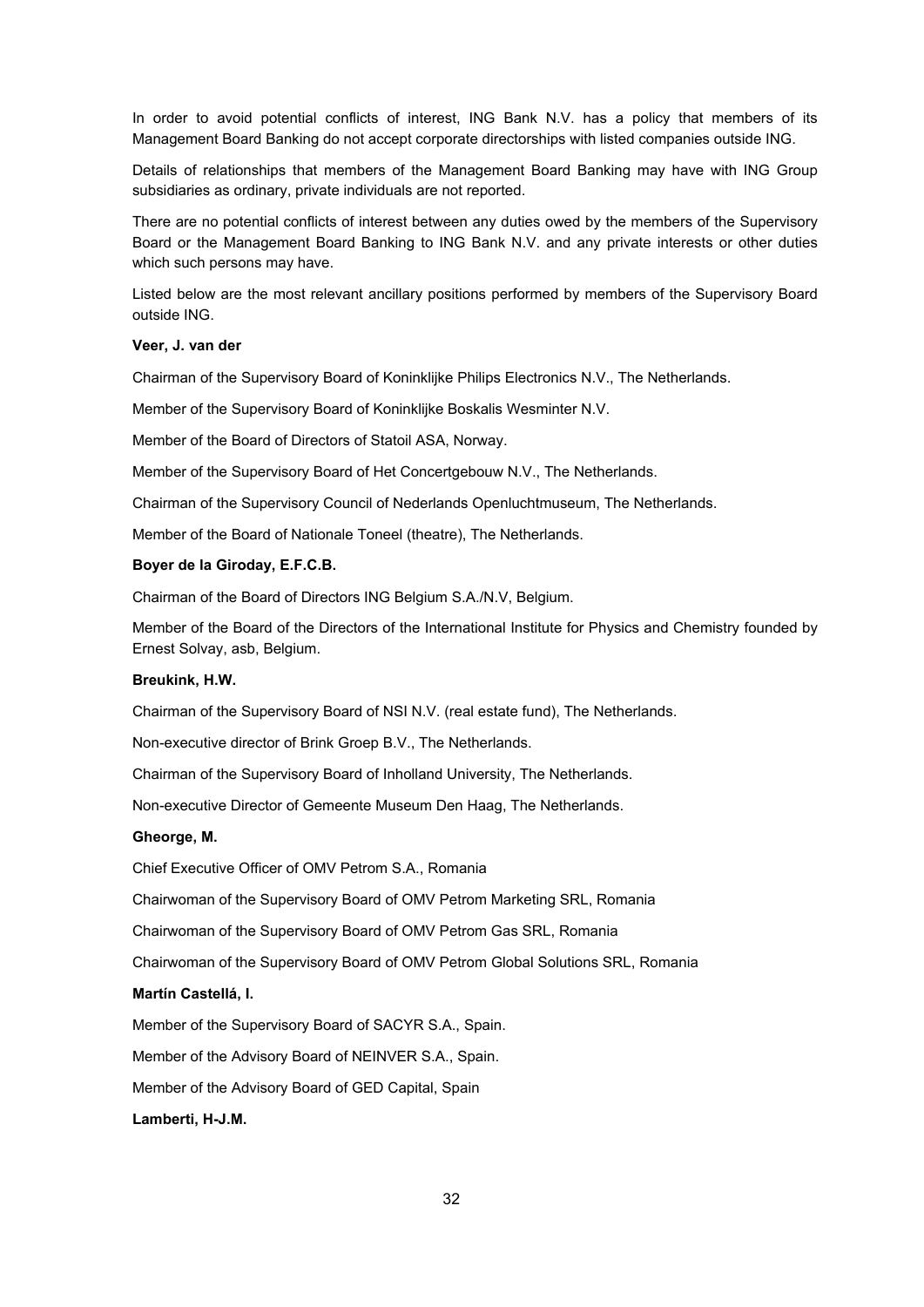In order to avoid potential conflicts of interest, ING Bank N.V. has a policy that members of its Management Board Banking do not accept corporate directorships with listed companies outside ING.

Details of relationships that members of the Management Board Banking may have with ING Group subsidiaries as ordinary, private individuals are not reported.

There are no potential conflicts of interest between any duties owed by the members of the Supervisory Board or the Management Board Banking to ING Bank N.V. and any private interests or other duties which such persons may have.

Listed below are the most relevant ancillary positions performed by members of the Supervisory Board outside ING.

**Veer, J. van der**

Chairman of the Supervisory Board of Koninklijke Philips Electronics N.V., The Netherlands.

Member of the Supervisory Board of Koninklijke Boskalis Wesminter N.V.

Member of the Board of Directors of Statoil ASA, Norway.

Member of the Supervisory Board of Het Concertgebouw N.V., The Netherlands.

Chairman of the Supervisory Council of Nederlands Openluchtmuseum, The Netherlands.

Member of the Board of Nationale Toneel (theatre), The Netherlands.

**Boyer de la Giroday, E.F.C.B.**

Chairman of the Board of Directors ING Belgium S.A./N.V, Belgium.

Member of the Board of the Directors of the International Institute for Physics and Chemistry founded by Ernest Solvay, asb, Belgium.

**Breukink, H.W.**

Chairman of the Supervisory Board of NSI N.V. (real estate fund), The Netherlands.

Non-executive director of Brink Groep B.V., The Netherlands.

Chairman of the Supervisory Board of Inholland University, The Netherlands.

Non-executive Director of Gemeente Museum Den Haag, The Netherlands.

**Gheorge, M.**

Chief Executive Officer of OMV Petrom S.A., Romania

Chairwoman of the Supervisory Board of OMV Petrom Marketing SRL, Romania

Chairwoman of the Supervisory Board of OMV Petrom Gas SRL, Romania

Chairwoman of the Supervisory Board of OMV Petrom Global Solutions SRL, Romania

**Martín Castellá, I.**

Member of the Supervisory Board of SACYR S.A., Spain.

Member of the Advisory Board of NEINVER S.A., Spain.

Member of the Advisory Board of GED Capital, Spain

**Lamberti, H-J.M.**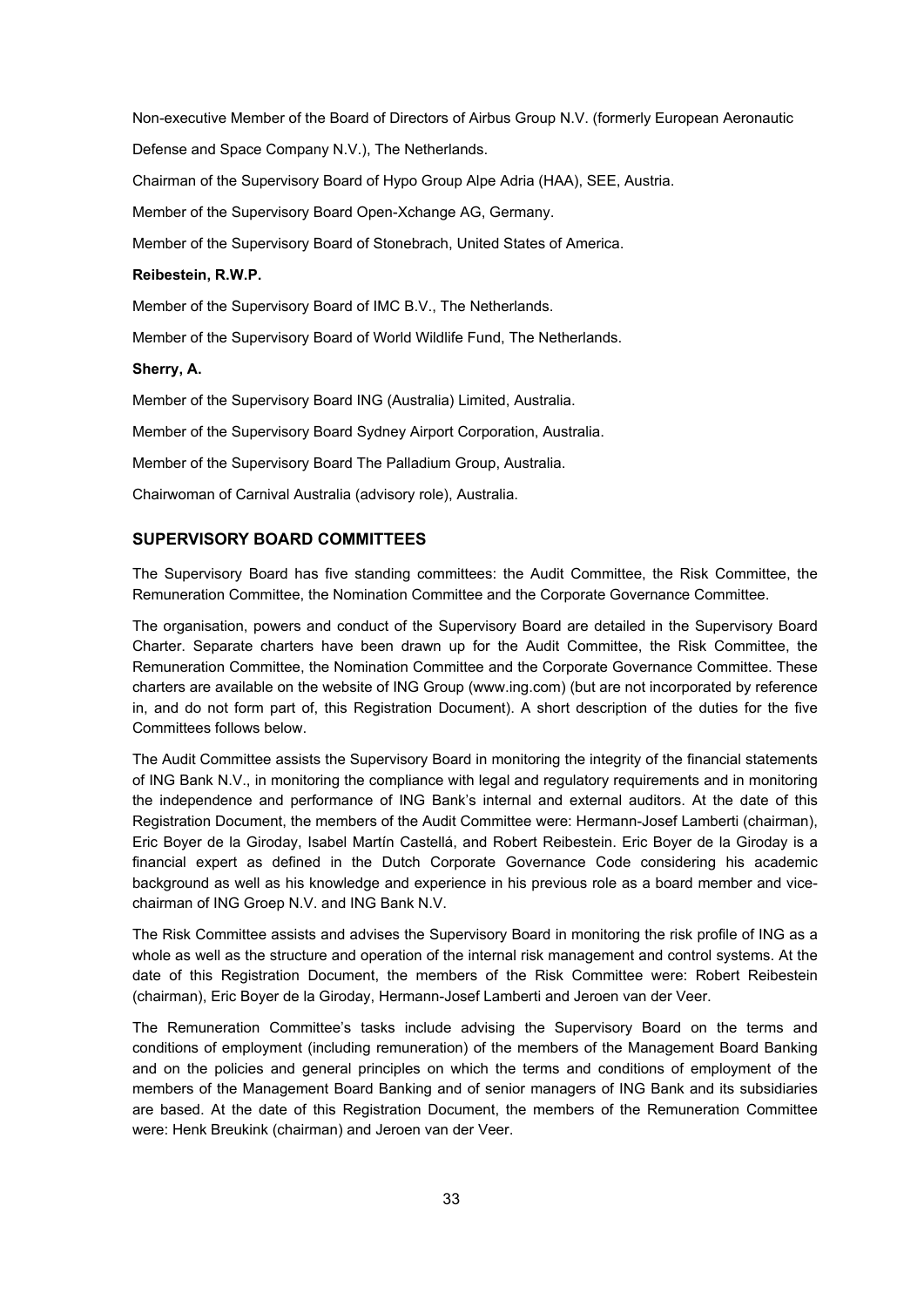Non-executive Member of the Board of Directors of Airbus Group N.V. (formerly European Aeronautic Defense and Space Company N.V.), The Netherlands.

Chairman of the Supervisory Board of Hypo Group Alpe Adria (HAA), SEE, Austria.

Member of the Supervisory Board Open-Xchange AG, Germany.

Member of the Supervisory Board of Stonebrach, United States of America.

**Reibestein, R.W.P.**

Member of the Supervisory Board of IMC B.V., The Netherlands.

Member of the Supervisory Board of World Wildlife Fund, The Netherlands.

**Sherry, A.**

Member of the Supervisory Board ING (Australia) Limited, Australia.

Member of the Supervisory Board Sydney Airport Corporation, Australia.

Member of the Supervisory Board The Palladium Group, Australia.

Chairwoman of Carnival Australia (advisory role), Australia.

## SUPERVISORY BOARD COMMITTEES

The Supervisory Board has five standing committees: the Audit Committee, the Risk Committee, the Remuneration Committee, the Nomination Committee and the Corporate Governance Committee.

The organisation, powers and conduct of the Supervisory Board are detailed in the Supervisory Board Charter. Separate charters have been drawn up for the Audit Committee, the Risk Committee, the Remuneration Committee, the Nomination Committee and the Corporate Governance Committee. These charters are available on the website of ING Group (www.ing.com) (but are not incorporated by reference in, and do not form part of, this Registration Document). A short description of the duties for the five Committees follows below.

The Audit Committee assists the Supervisory Board in monitoring the integrity of the financial statements of ING Bank N.V., in monitoring the compliance with legal and regulatory requirements and in monitoring the independence and performance of ING Bank's internal and external auditors. At the date of this Registration Document, the members of the Audit Committee were: Hermann-Josef Lamberti (chairman), Eric Boyer de la Giroday, Isabel Martín Castellá, and Robert Reibestein. Eric Boyer de la Giroday is a financial expert as defined in the Dutch Corporate Governance Code considering his academic background as well as his knowledge and experience in his previous role as a board member and vice-chairman of ING Groep N.V. and ING Bank N.V.

The Risk Committee assists and advises the Supervisory Board in monitoring the risk profile of ING as a whole as well as the structure and operation of the internal risk management and control systems. At the date of this Registration Document, the members of the Risk Committee were: Robert Reibestein (chairman), Eric Boyer de la Giroday, Hermann-Josef Lamberti and Jeroen van der Veer.

The Remuneration Committee's tasks include advising the Supervisory Board on the terms and conditions of employment (including remuneration) of the members of the Management Board Banking and on the policies and general principles on which the terms and conditions of employment of the members of the Management Board Banking and of senior managers of ING Bank and its subsidiaries are based. At the date of this Registration Document, the members of the Remuneration Committee were: Henk Breukink (chairman) and Jeroen van der Veer.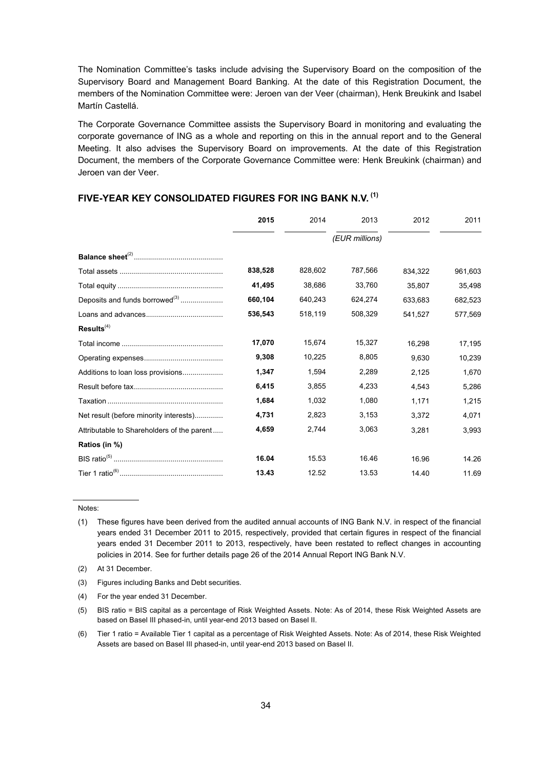The Nomination Committee's tasks include advising the Supervisory Board on the composition of the Supervisory Board and Management Board Banking. At the date of this Registration Document, the members of the Nomination Committee were: Jeroen van der Veer (chairman), Henk Breukink and Isabel Martín Castellá.

The Corporate Governance Committee assists the Supervisory Board in monitoring and evaluating the corporate governance of ING as a whole and reporting on this in the annual report and to the General Meeting. It also advises the Supervisory Board on improvements. At the date of this Registration Document, the members of the Corporate Governance Committee were: Henk Breukink (chairman) and Jeroen van der Veer.

## FIVE-YEAR KEY CONSOLIDATED FIGURES FOR ING BANK N.V. (1)

| | **2015** | 2014 | 2013 | 2012 | 2011 |
|---|---|---|---|---|---|
| | | | *(EUR millions)* | | |
| **Balance sheet**(2) | | | | | |
| Total assets | **838,528** | 828,602 | 787,566 | 834,322 | 961,603 |
| Total equity | **41,495** | 38,686 | 33,760 | 35,807 | 35,498 |
| Deposits and funds borrowed(3) | **660,104** | 640,243 | 624,274 | 633,683 | 682,523 |
| Loans and advances | **536,543** | 518,119 | 508,329 | 541,527 | 577,569 |
| **Results**(4) | | | | | |
| Total income | **17,070** | 15,674 | 15,327 | 16,298 | 17,195 |
| Operating expenses | **9,308** | 10,225 | 8,805 | 9,630 | 10,239 |
| Additions to loan loss provisions | **1,347** | 1,594 | 2,289 | 2,125 | 1,670 |
| Result before tax | **6,415** | 3,855 | 4,233 | 4,543 | 5,286 |
| Taxation | **1,684** | 1,032 | 1,080 | 1,171 | 1,215 |
| Net result (before minority interests) | **4,731** | 2,823 | 3,153 | 3,372 | 4,071 |
| Attributable to Shareholders of the parent | **4,659** | 2,744 | 3,063 | 3,281 | 3,993 |
| **Ratios (in %)** | | | | | |
| BIS ratio(5) | **16.04** | 15.53 | 16.46 | 16.96 | 14.26 |
| Tier 1 ratio(6) | **13.43** | 12.52 | 13.53 | 14.40 | 11.69 |

Notes:

(1) These figures have been derived from the audited annual accounts of ING Bank N.V. in respect of the financial years ended 31 December 2011 to 2015, respectively, provided that certain figures in respect of the financial years ended 31 December 2011 to 2013, respectively, have been restated to reflect changes in accounting policies in 2014. See for further details page 26 of the 2014 Annual Report ING Bank N.V.

(2) At 31 December.

(3) Figures including Banks and Debt securities.

(4) For the year ended 31 December.

(5) BIS ratio = BIS capital as a percentage of Risk Weighted Assets. Note: As of 2014, these Risk Weighted Assets are based on Basel III phased-in, until year-end 2013 based on Basel II.

(6) Tier 1 ratio = Available Tier 1 capital as a percentage of Risk Weighted Assets. Note: As of 2014, these Risk Weighted Assets are based on Basel III phased-in, until year-end 2013 based on Basel II.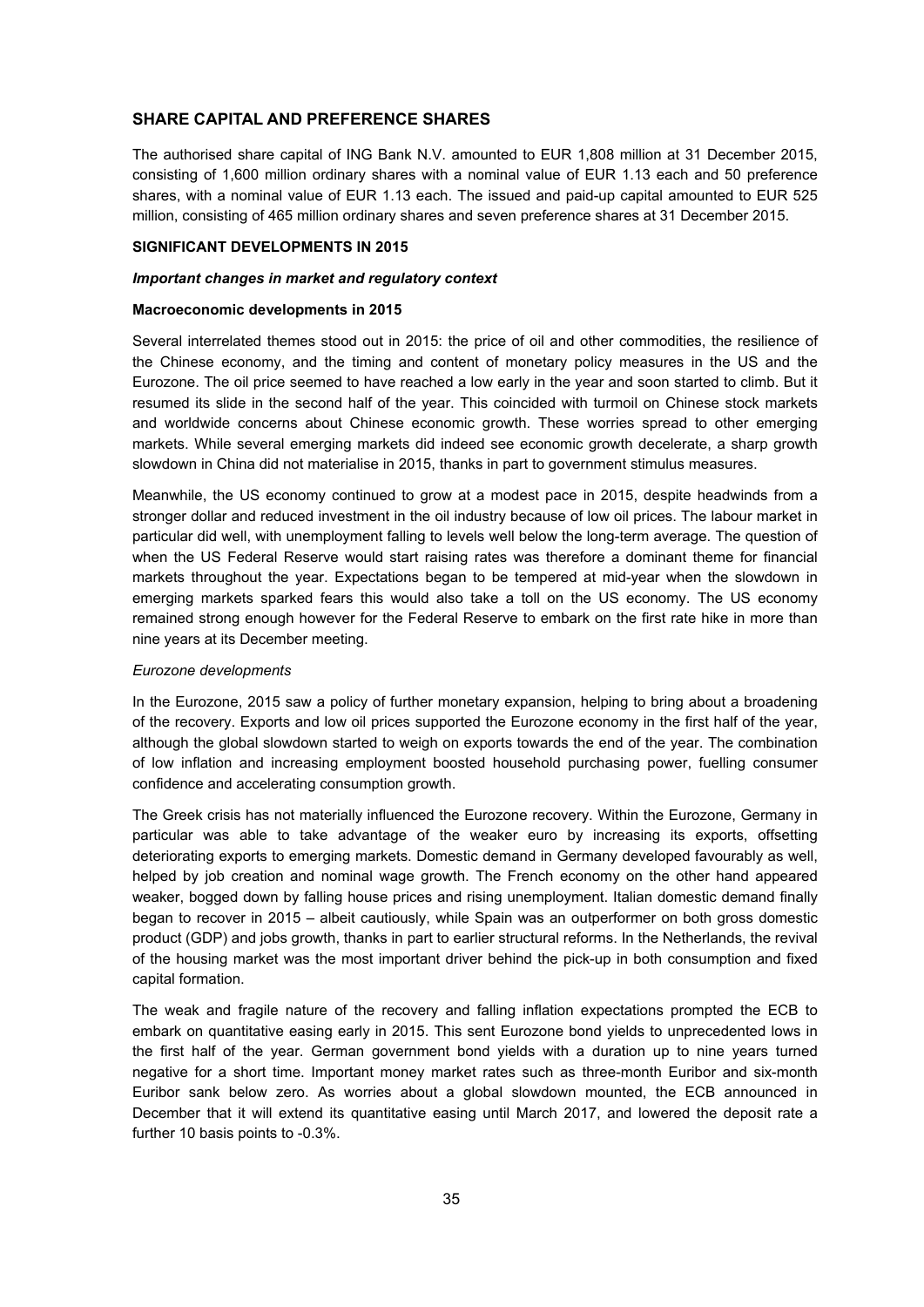## SHARE CAPITAL AND PREFERENCE SHARES

The authorised share capital of ING Bank N.V. amounted to EUR 1,808 million at 31 December 2015, consisting of 1,600 million ordinary shares with a nominal value of EUR 1.13 each and 50 preference shares, with a nominal value of EUR 1.13 each. The issued and paid-up capital amounted to EUR 525 million, consisting of 465 million ordinary shares and seven preference shares at 31 December 2015.

### SIGNIFICANT DEVELOPMENTS IN 2015

***Important changes in market and regulatory context***

**Macroeconomic developments in 2015**

Several interrelated themes stood out in 2015: the price of oil and other commodities, the resilience of the Chinese economy, and the timing and content of monetary policy measures in the US and the Eurozone. The oil price seemed to have reached a low early in the year and soon started to climb. But it resumed its slide in the second half of the year. This coincided with turmoil on Chinese stock markets and worldwide concerns about Chinese economic growth. These worries spread to other emerging markets. While several emerging markets did indeed see economic growth decelerate, a sharp growth slowdown in China did not materialise in 2015, thanks in part to government stimulus measures.

Meanwhile, the US economy continued to grow at a modest pace in 2015, despite headwinds from a stronger dollar and reduced investment in the oil industry because of low oil prices. The labour market in particular did well, with unemployment falling to levels well below the long-term average. The question of when the US Federal Reserve would start raising rates was therefore a dominant theme for financial markets throughout the year. Expectations began to be tempered at mid-year when the slowdown in emerging markets sparked fears this would also take a toll on the US economy. The US economy remained strong enough however for the Federal Reserve to embark on the first rate hike in more than nine years at its December meeting.

*Eurozone developments*

In the Eurozone, 2015 saw a policy of further monetary expansion, helping to bring about a broadening of the recovery. Exports and low oil prices supported the Eurozone economy in the first half of the year, although the global slowdown started to weigh on exports towards the end of the year. The combination of low inflation and increasing employment boosted household purchasing power, fuelling consumer confidence and accelerating consumption growth.

The Greek crisis has not materially influenced the Eurozone recovery. Within the Eurozone, Germany in particular was able to take advantage of the weaker euro by increasing its exports, offsetting deteriorating exports to emerging markets. Domestic demand in Germany developed favourably as well, helped by job creation and nominal wage growth. The French economy on the other hand appeared weaker, bogged down by falling house prices and rising unemployment. Italian domestic demand finally began to recover in 2015 – albeit cautiously, while Spain was an outperformer on both gross domestic product (GDP) and jobs growth, thanks in part to earlier structural reforms. In the Netherlands, the revival of the housing market was the most important driver behind the pick-up in both consumption and fixed capital formation.

The weak and fragile nature of the recovery and falling inflation expectations prompted the ECB to embark on quantitative easing early in 2015. This sent Eurozone bond yields to unprecedented lows in the first half of the year. German government bond yields with a duration up to nine years turned negative for a short time. Important money market rates such as three-month Euribor and six-month Euribor sank below zero. As worries about a global slowdown mounted, the ECB announced in December that it will extend its quantitative easing until March 2017, and lowered the deposit rate a further 10 basis points to -0.3%.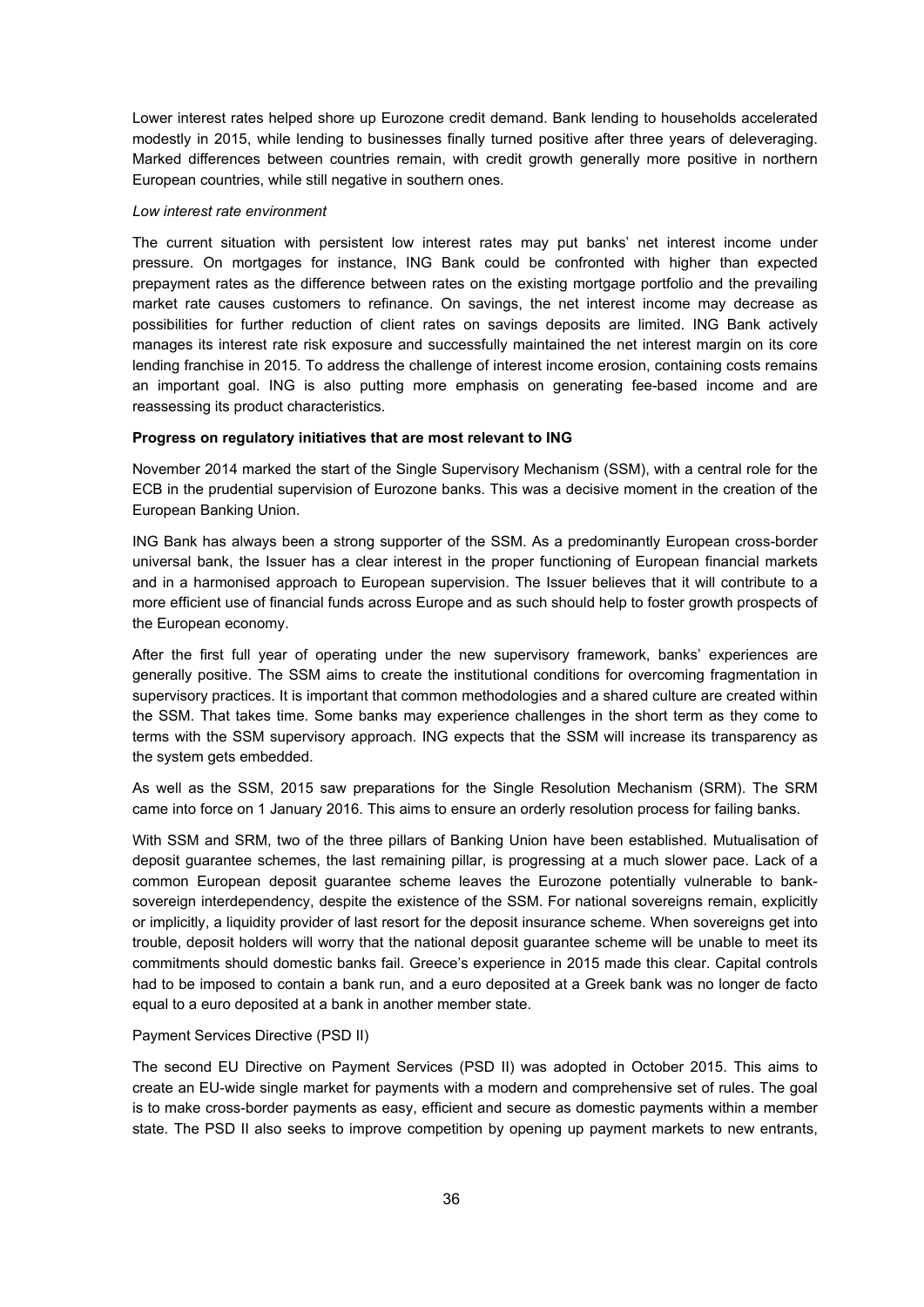Lower interest rates helped shore up Eurozone credit demand. Bank lending to households accelerated modestly in 2015, while lending to businesses finally turned positive after three years of deleveraging. Marked differences between countries remain, with credit growth generally more positive in northern European countries, while still negative in southern ones.

*Low interest rate environment*

The current situation with persistent low interest rates may put banks' net interest income under pressure. On mortgages for instance, ING Bank could be confronted with higher than expected prepayment rates as the difference between rates on the existing mortgage portfolio and the prevailing market rate causes customers to refinance. On savings, the net interest income may decrease as possibilities for further reduction of client rates on savings deposits are limited. ING Bank actively manages its interest rate risk exposure and successfully maintained the net interest margin on its core lending franchise in 2015. To address the challenge of interest income erosion, containing costs remains an important goal. ING is also putting more emphasis on generating fee-based income and are reassessing its product characteristics.

**Progress on regulatory initiatives that are most relevant to ING**

November 2014 marked the start of the Single Supervisory Mechanism (SSM), with a central role for the ECB in the prudential supervision of Eurozone banks. This was a decisive moment in the creation of the European Banking Union.

ING Bank has always been a strong supporter of the SSM. As a predominantly European cross-border universal bank, the Issuer has a clear interest in the proper functioning of European financial markets and in a harmonised approach to European supervision. The Issuer believes that it will contribute to a more efficient use of financial funds across Europe and as such should help to foster growth prospects of the European economy.

After the first full year of operating under the new supervisory framework, banks' experiences are generally positive. The SSM aims to create the institutional conditions for overcoming fragmentation in supervisory practices. It is important that common methodologies and a shared culture are created within the SSM. That takes time. Some banks may experience challenges in the short term as they come to terms with the SSM supervisory approach. ING expects that the SSM will increase its transparency as the system gets embedded.

As well as the SSM, 2015 saw preparations for the Single Resolution Mechanism (SRM). The SRM came into force on 1 January 2016. This aims to ensure an orderly resolution process for failing banks.

With SSM and SRM, two of the three pillars of Banking Union have been established. Mutualisation of deposit guarantee schemes, the last remaining pillar, is progressing at a much slower pace. Lack of a common European deposit guarantee scheme leaves the Eurozone potentially vulnerable to bank-sovereign interdependency, despite the existence of the SSM. For national sovereigns remain, explicitly or implicitly, a liquidity provider of last resort for the deposit insurance scheme. When sovereigns get into trouble, deposit holders will worry that the national deposit guarantee scheme will be unable to meet its commitments should domestic banks fail. Greece's experience in 2015 made this clear. Capital controls had to be imposed to contain a bank run, and a euro deposited at a Greek bank was no longer de facto equal to a euro deposited at a bank in another member state.

Payment Services Directive (PSD II)

The second EU Directive on Payment Services (PSD II) was adopted in October 2015. This aims to create an EU-wide single market for payments with a modern and comprehensive set of rules. The goal is to make cross-border payments as easy, efficient and secure as domestic payments within a member state. The PSD II also seeks to improve competition by opening up payment markets to new entrants,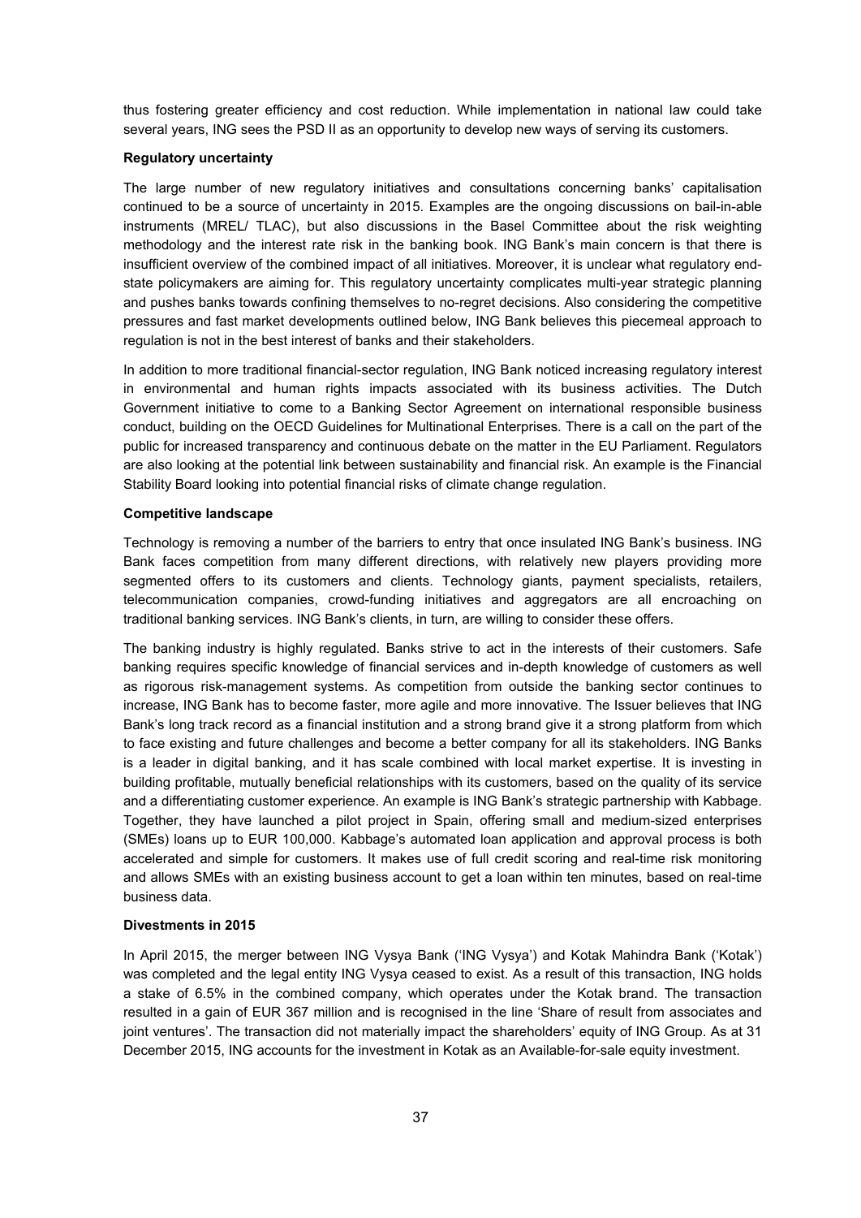thus fostering greater efficiency and cost reduction. While implementation in national law could take several years, ING sees the PSD II as an opportunity to develop new ways of serving its customers.

**Regulatory uncertainty**

The large number of new regulatory initiatives and consultations concerning banks' capitalisation continued to be a source of uncertainty in 2015. Examples are the ongoing discussions on bail-in-able instruments (MREL/ TLAC), but also discussions in the Basel Committee about the risk weighting methodology and the interest rate risk in the banking book. ING Bank's main concern is that there is insufficient overview of the combined impact of all initiatives. Moreover, it is unclear what regulatory end-state policymakers are aiming for. This regulatory uncertainty complicates multi-year strategic planning and pushes banks towards confining themselves to no-regret decisions. Also considering the competitive pressures and fast market developments outlined below, ING Bank believes this piecemeal approach to regulation is not in the best interest of banks and their stakeholders.

In addition to more traditional financial-sector regulation, ING Bank noticed increasing regulatory interest in environmental and human rights impacts associated with its business activities. The Dutch Government initiative to come to a Banking Sector Agreement on international responsible business conduct, building on the OECD Guidelines for Multinational Enterprises. There is a call on the part of the public for increased transparency and continuous debate on the matter in the EU Parliament. Regulators are also looking at the potential link between sustainability and financial risk. An example is the Financial Stability Board looking into potential financial risks of climate change regulation.

**Competitive landscape**

Technology is removing a number of the barriers to entry that once insulated ING Bank's business. ING Bank faces competition from many different directions, with relatively new players providing more segmented offers to its customers and clients. Technology giants, payment specialists, retailers, telecommunication companies, crowd-funding initiatives and aggregators are all encroaching on traditional banking services. ING Bank's clients, in turn, are willing to consider these offers.

The banking industry is highly regulated. Banks strive to act in the interests of their customers. Safe banking requires specific knowledge of financial services and in-depth knowledge of customers as well as rigorous risk-management systems. As competition from outside the banking sector continues to increase, ING Bank has to become faster, more agile and more innovative. The Issuer believes that ING Bank's long track record as a financial institution and a strong brand give it a strong platform from which to face existing and future challenges and become a better company for all its stakeholders. ING Banks is a leader in digital banking, and it has scale combined with local market expertise. It is investing in building profitable, mutually beneficial relationships with its customers, based on the quality of its service and a differentiating customer experience. An example is ING Bank's strategic partnership with Kabbage. Together, they have launched a pilot project in Spain, offering small and medium-sized enterprises (SMEs) loans up to EUR 100,000. Kabbage's automated loan application and approval process is both accelerated and simple for customers. It makes use of full credit scoring and real-time risk monitoring and allows SMEs with an existing business account to get a loan within ten minutes, based on real-time business data.

**Divestments in 2015**

In April 2015, the merger between ING Vysya Bank ('ING Vysya') and Kotak Mahindra Bank ('Kotak') was completed and the legal entity ING Vysya ceased to exist. As a result of this transaction, ING holds a stake of 6.5% in the combined company, which operates under the Kotak brand. The transaction resulted in a gain of EUR 367 million and is recognised in the line 'Share of result from associates and joint ventures'. The transaction did not materially impact the shareholders' equity of ING Group. As at 31 December 2015, ING accounts for the investment in Kotak as an Available-for-sale equity investment.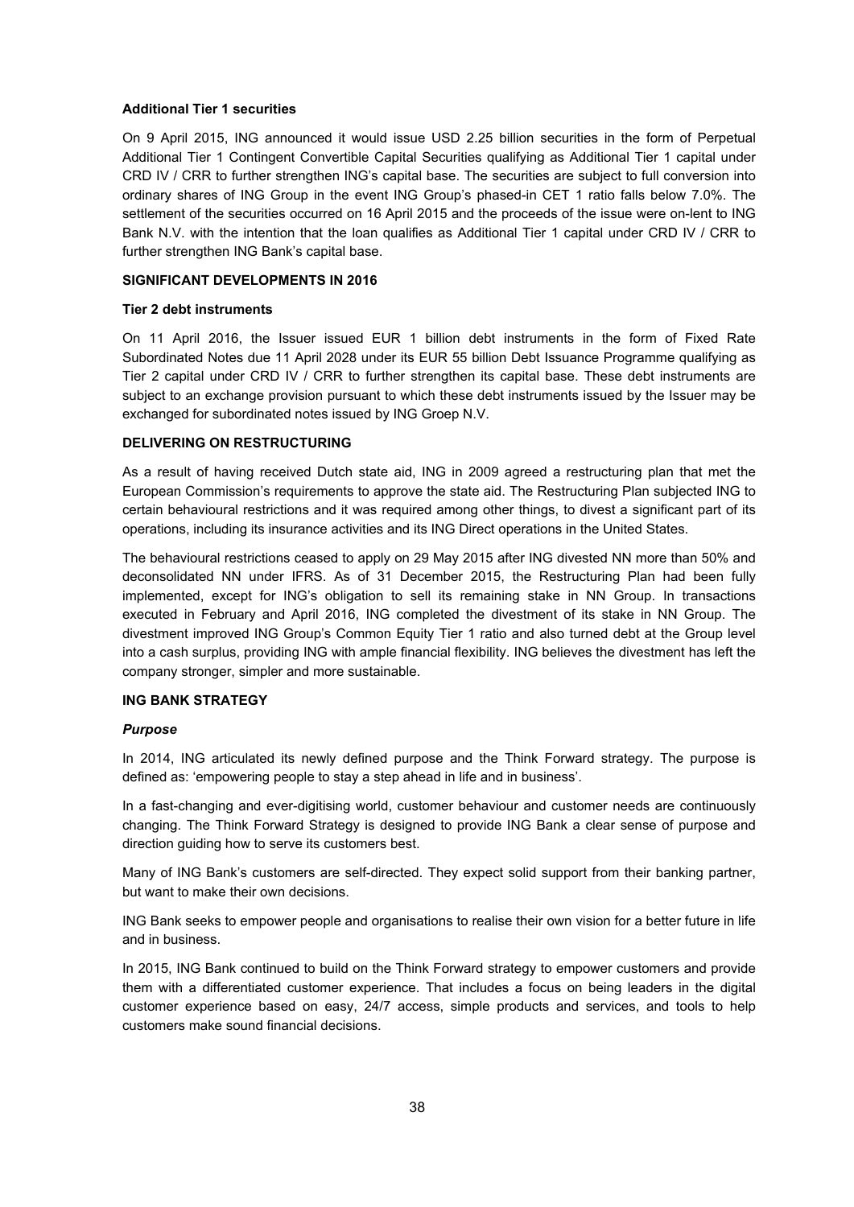**Additional Tier 1 securities**

On 9 April 2015, ING announced it would issue USD 2.25 billion securities in the form of Perpetual Additional Tier 1 Contingent Convertible Capital Securities qualifying as Additional Tier 1 capital under CRD IV / CRR to further strengthen ING's capital base. The securities are subject to full conversion into ordinary shares of ING Group in the event ING Group's phased-in CET 1 ratio falls below 7.0%. The settlement of the securities occurred on 16 April 2015 and the proceeds of the issue were on-lent to ING Bank N.V. with the intention that the loan qualifies as Additional Tier 1 capital under CRD IV / CRR to further strengthen ING Bank's capital base.

**SIGNIFICANT DEVELOPMENTS IN 2016**

**Tier 2 debt instruments**

On 11 April 2016, the Issuer issued EUR 1 billion debt instruments in the form of Fixed Rate Subordinated Notes due 11 April 2028 under its EUR 55 billion Debt Issuance Programme qualifying as Tier 2 capital under CRD IV / CRR to further strengthen its capital base. These debt instruments are subject to an exchange provision pursuant to which these debt instruments issued by the Issuer may be exchanged for subordinated notes issued by ING Groep N.V.

**DELIVERING ON RESTRUCTURING**

As a result of having received Dutch state aid, ING in 2009 agreed a restructuring plan that met the European Commission's requirements to approve the state aid. The Restructuring Plan subjected ING to certain behavioural restrictions and it was required among other things, to divest a significant part of its operations, including its insurance activities and its ING Direct operations in the United States.

The behavioural restrictions ceased to apply on 29 May 2015 after ING divested NN more than 50% and deconsolidated NN under IFRS. As of 31 December 2015, the Restructuring Plan had been fully implemented, except for ING's obligation to sell its remaining stake in NN Group. In transactions executed in February and April 2016, ING completed the divestment of its stake in NN Group. The divestment improved ING Group's Common Equity Tier 1 ratio and also turned debt at the Group level into a cash surplus, providing ING with ample financial flexibility. ING believes the divestment has left the company stronger, simpler and more sustainable.

**ING BANK STRATEGY**

***Purpose***

In 2014, ING articulated its newly defined purpose and the Think Forward strategy. The purpose is defined as: 'empowering people to stay a step ahead in life and in business'.

In a fast-changing and ever-digitising world, customer behaviour and customer needs are continuously changing. The Think Forward Strategy is designed to provide ING Bank a clear sense of purpose and direction guiding how to serve its customers best.

Many of ING Bank's customers are self-directed. They expect solid support from their banking partner, but want to make their own decisions.

ING Bank seeks to empower people and organisations to realise their own vision for a better future in life and in business.

In 2015, ING Bank continued to build on the Think Forward strategy to empower customers and provide them with a differentiated customer experience. That includes a focus on being leaders in the digital customer experience based on easy, 24/7 access, simple products and services, and tools to help customers make sound financial decisions.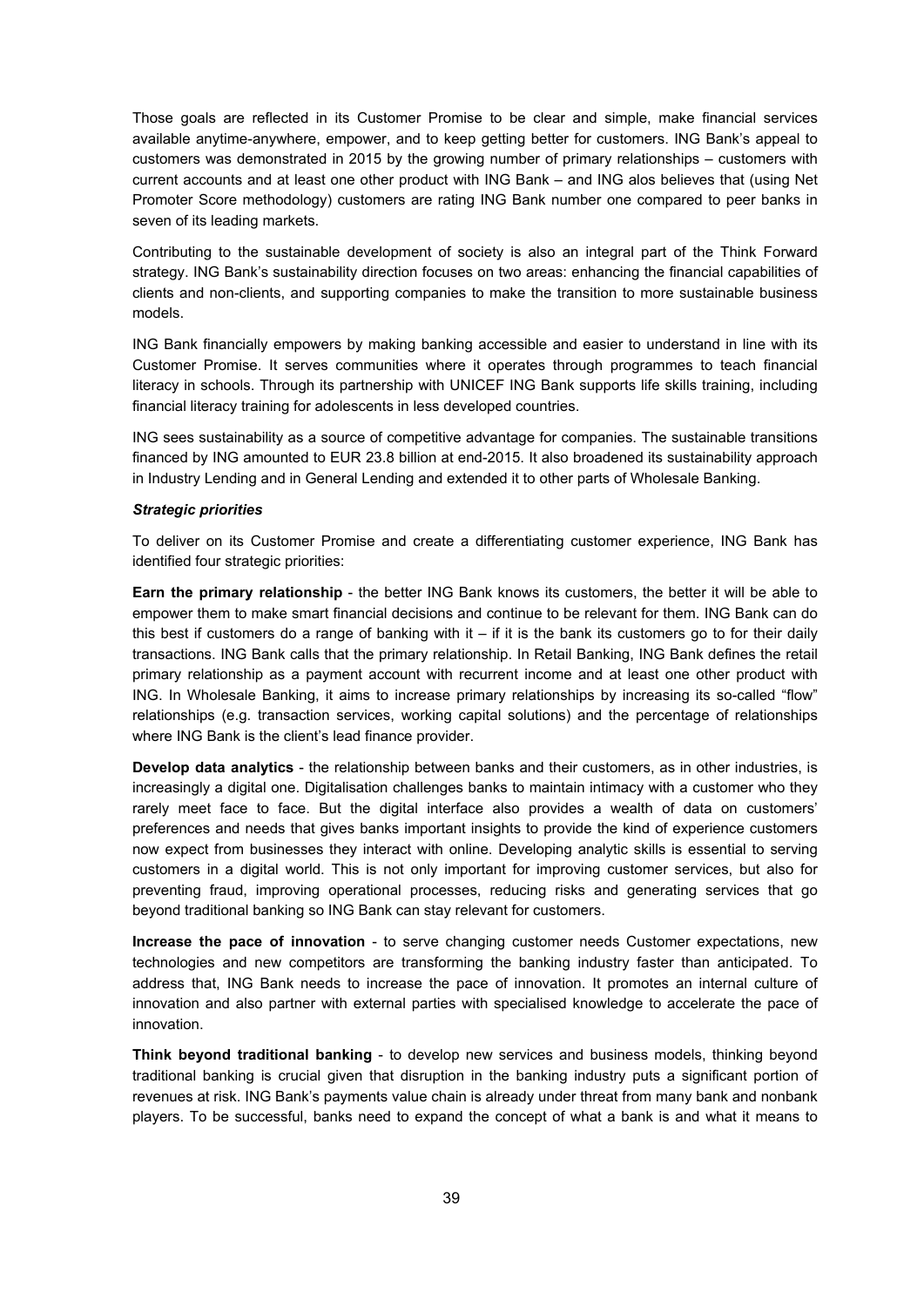Those goals are reflected in its Customer Promise to be clear and simple, make financial services available anytime-anywhere, empower, and to keep getting better for customers. ING Bank's appeal to customers was demonstrated in 2015 by the growing number of primary relationships – customers with current accounts and at least one other product with ING Bank – and ING alos believes that (using Net Promoter Score methodology) customers are rating ING Bank number one compared to peer banks in seven of its leading markets.

Contributing to the sustainable development of society is also an integral part of the Think Forward strategy. ING Bank's sustainability direction focuses on two areas: enhancing the financial capabilities of clients and non-clients, and supporting companies to make the transition to more sustainable business models.

ING Bank financially empowers by making banking accessible and easier to understand in line with its Customer Promise. It serves communities where it operates through programmes to teach financial literacy in schools. Through its partnership with UNICEF ING Bank supports life skills training, including financial literacy training for adolescents in less developed countries.

ING sees sustainability as a source of competitive advantage for companies. The sustainable transitions financed by ING amounted to EUR 23.8 billion at end-2015. It also broadened its sustainability approach in Industry Lending and in General Lending and extended it to other parts of Wholesale Banking.

***Strategic priorities***

To deliver on its Customer Promise and create a differentiating customer experience, ING Bank has identified four strategic priorities:

**Earn the primary relationship** - the better ING Bank knows its customers, the better it will be able to empower them to make smart financial decisions and continue to be relevant for them. ING Bank can do this best if customers do a range of banking with it – if it is the bank its customers go to for their daily transactions. ING Bank calls that the primary relationship. In Retail Banking, ING Bank defines the retail primary relationship as a payment account with recurrent income and at least one other product with ING. In Wholesale Banking, it aims to increase primary relationships by increasing its so-called "flow" relationships (e.g. transaction services, working capital solutions) and the percentage of relationships where ING Bank is the client's lead finance provider.

**Develop data analytics** - the relationship between banks and their customers, as in other industries, is increasingly a digital one. Digitalisation challenges banks to maintain intimacy with a customer who they rarely meet face to face. But the digital interface also provides a wealth of data on customers' preferences and needs that gives banks important insights to provide the kind of experience customers now expect from businesses they interact with online. Developing analytic skills is essential to serving customers in a digital world. This is not only important for improving customer services, but also for preventing fraud, improving operational processes, reducing risks and generating services that go beyond traditional banking so ING Bank can stay relevant for customers.

**Increase the pace of innovation** - to serve changing customer needs Customer expectations, new technologies and new competitors are transforming the banking industry faster than anticipated. To address that, ING Bank needs to increase the pace of innovation. It promotes an internal culture of innovation and also partner with external parties with specialised knowledge to accelerate the pace of innovation.

**Think beyond traditional banking** - to develop new services and business models, thinking beyond traditional banking is crucial given that disruption in the banking industry puts a significant portion of revenues at risk. ING Bank's payments value chain is already under threat from many bank and nonbank players. To be successful, banks need to expand the concept of what a bank is and what it means to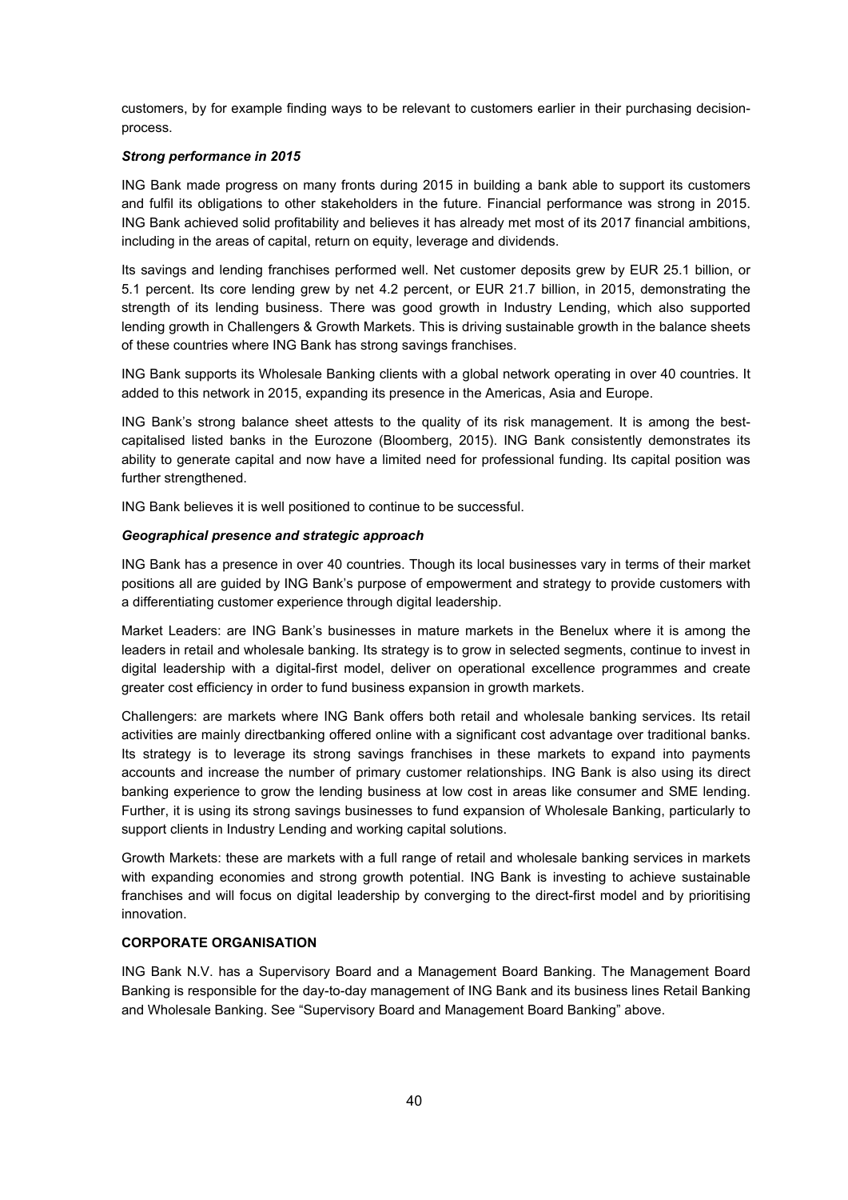customers, by for example finding ways to be relevant to customers earlier in their purchasing decision-process.

***Strong performance in 2015***

ING Bank made progress on many fronts during 2015 in building a bank able to support its customers and fulfil its obligations to other stakeholders in the future. Financial performance was strong in 2015. ING Bank achieved solid profitability and believes it has already met most of its 2017 financial ambitions, including in the areas of capital, return on equity, leverage and dividends.

Its savings and lending franchises performed well. Net customer deposits grew by EUR 25.1 billion, or 5.1 percent. Its core lending grew by net 4.2 percent, or EUR 21.7 billion, in 2015, demonstrating the strength of its lending business. There was good growth in Industry Lending, which also supported lending growth in Challengers & Growth Markets. This is driving sustainable growth in the balance sheets of these countries where ING Bank has strong savings franchises.

ING Bank supports its Wholesale Banking clients with a global network operating in over 40 countries. It added to this network in 2015, expanding its presence in the Americas, Asia and Europe.

ING Bank's strong balance sheet attests to the quality of its risk management. It is among the best-capitalised listed banks in the Eurozone (Bloomberg, 2015). ING Bank consistently demonstrates its ability to generate capital and now have a limited need for professional funding. Its capital position was further strengthened.

ING Bank believes it is well positioned to continue to be successful.

***Geographical presence and strategic approach***

ING Bank has a presence in over 40 countries. Though its local businesses vary in terms of their market positions all are guided by ING Bank's purpose of empowerment and strategy to provide customers with a differentiating customer experience through digital leadership.

Market Leaders: are ING Bank's businesses in mature markets in the Benelux where it is among the leaders in retail and wholesale banking. Its strategy is to grow in selected segments, continue to invest in digital leadership with a digital-first model, deliver on operational excellence programmes and create greater cost efficiency in order to fund business expansion in growth markets.

Challengers: are markets where ING Bank offers both retail and wholesale banking services. Its retail activities are mainly directbanking offered online with a significant cost advantage over traditional banks. Its strategy is to leverage its strong savings franchises in these markets to expand into payments accounts and increase the number of primary customer relationships. ING Bank is also using its direct banking experience to grow the lending business at low cost in areas like consumer and SME lending. Further, it is using its strong savings businesses to fund expansion of Wholesale Banking, particularly to support clients in Industry Lending and working capital solutions.

Growth Markets: these are markets with a full range of retail and wholesale banking services in markets with expanding economies and strong growth potential. ING Bank is investing to achieve sustainable franchises and will focus on digital leadership by converging to the direct-first model and by prioritising innovation.

**CORPORATE ORGANISATION**

ING Bank N.V. has a Supervisory Board and a Management Board Banking. The Management Board Banking is responsible for the day-to-day management of ING Bank and its business lines Retail Banking and Wholesale Banking. See "Supervisory Board and Management Board Banking" above.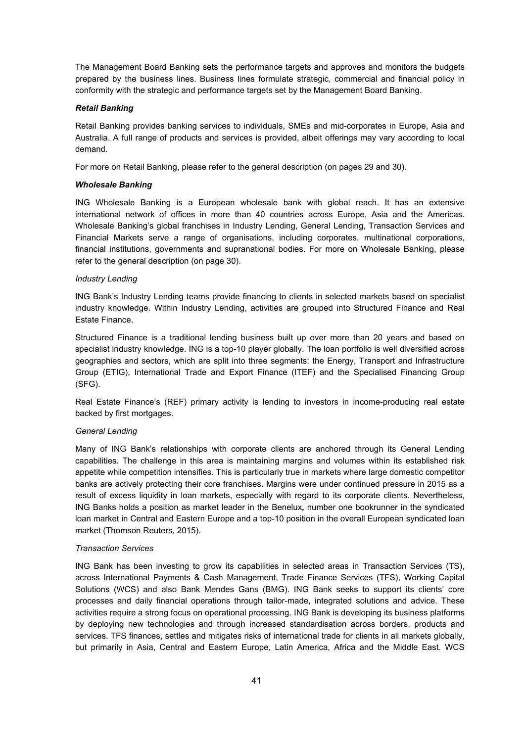The Management Board Banking sets the performance targets and approves and monitors the budgets prepared by the business lines. Business lines formulate strategic, commercial and financial policy in conformity with the strategic and performance targets set by the Management Board Banking.

***Retail Banking***

Retail Banking provides banking services to individuals, SMEs and mid-corporates in Europe, Asia and Australia. A full range of products and services is provided, albeit offerings may vary according to local demand.

For more on Retail Banking, please refer to the general description (on pages 29 and 30).

***Wholesale Banking***

ING Wholesale Banking is a European wholesale bank with global reach. It has an extensive international network of offices in more than 40 countries across Europe, Asia and the Americas. Wholesale Banking's global franchises in Industry Lending, General Lending, Transaction Services and Financial Markets serve a range of organisations, including corporates, multinational corporations, financial institutions, governments and supranational bodies. For more on Wholesale Banking, please refer to the general description (on page 30).

*Industry Lending*

ING Bank's Industry Lending teams provide financing to clients in selected markets based on specialist industry knowledge. Within Industry Lending, activities are grouped into Structured Finance and Real Estate Finance.

Structured Finance is a traditional lending business built up over more than 20 years and based on specialist industry knowledge. ING is a top-10 player globally. The loan portfolio is well diversified across geographies and sectors, which are split into three segments: the Energy, Transport and Infrastructure Group (ETIG), International Trade and Export Finance (ITEF) and the Specialised Financing Group (SFG).

Real Estate Finance's (REF) primary activity is lending to investors in income-producing real estate backed by first mortgages.

*General Lending*

Many of ING Bank's relationships with corporate clients are anchored through its General Lending capabilities. The challenge in this area is maintaining margins and volumes within its established risk appetite while competition intensifies. This is particularly true in markets where large domestic competitor banks are actively protecting their core franchises. Margins were under continued pressure in 2015 as a result of excess liquidity in loan markets, especially with regard to its corporate clients. Nevertheless, ING Banks holds a position as market leader in the Benelux**,** number one bookrunner in the syndicated loan market in Central and Eastern Europe and a top-10 position in the overall European syndicated loan market (Thomson Reuters, 2015).

*Transaction Services*

ING Bank has been investing to grow its capabilities in selected areas in Transaction Services (TS), across International Payments & Cash Management, Trade Finance Services (TFS), Working Capital Solutions (WCS) and also Bank Mendes Gans (BMG). ING Bank seeks to support its clients' core processes and daily financial operations through tailor-made, integrated solutions and advice. These activities require a strong focus on operational processing. ING Bank is developing its business platforms by deploying new technologies and through increased standardisation across borders, products and services. TFS finances, settles and mitigates risks of international trade for clients in all markets globally, but primarily in Asia, Central and Eastern Europe, Latin America, Africa and the Middle East. WCS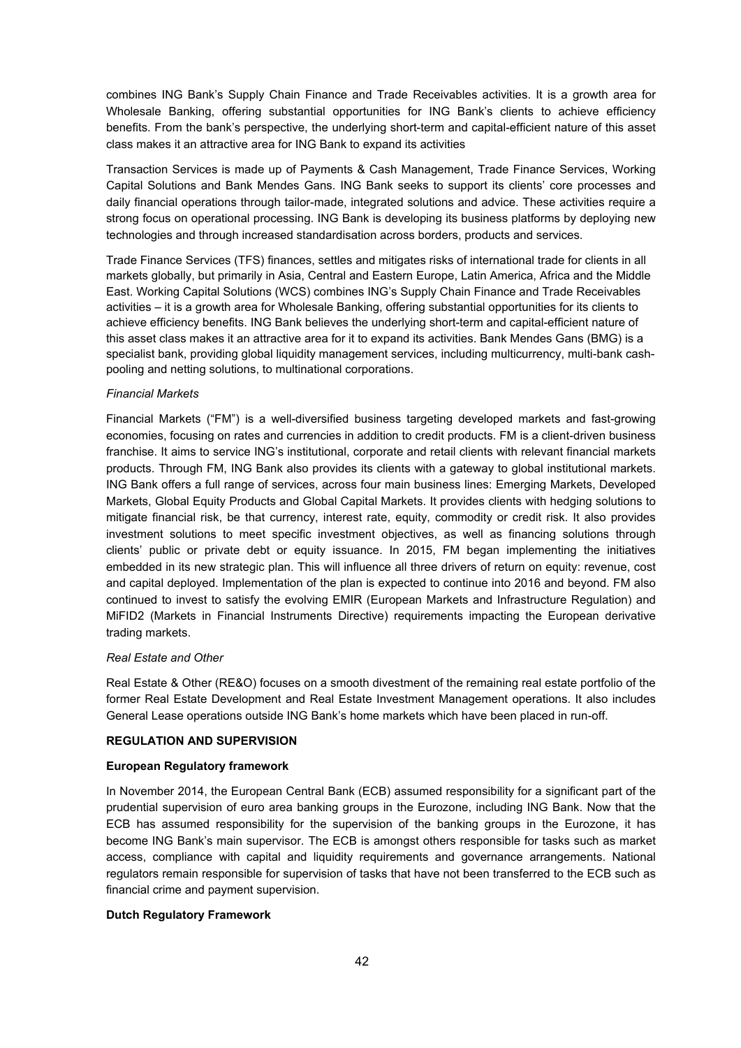combines ING Bank's Supply Chain Finance and Trade Receivables activities. It is a growth area for Wholesale Banking, offering substantial opportunities for ING Bank's clients to achieve efficiency benefits. From the bank's perspective, the underlying short-term and capital-efficient nature of this asset class makes it an attractive area for ING Bank to expand its activities

Transaction Services is made up of Payments & Cash Management, Trade Finance Services, Working Capital Solutions and Bank Mendes Gans. ING Bank seeks to support its clients' core processes and daily financial operations through tailor-made, integrated solutions and advice. These activities require a strong focus on operational processing. ING Bank is developing its business platforms by deploying new technologies and through increased standardisation across borders, products and services.

Trade Finance Services (TFS) finances, settles and mitigates risks of international trade for clients in all markets globally, but primarily in Asia, Central and Eastern Europe, Latin America, Africa and the Middle East. Working Capital Solutions (WCS) combines ING's Supply Chain Finance and Trade Receivables activities – it is a growth area for Wholesale Banking, offering substantial opportunities for its clients to achieve efficiency benefits. ING Bank believes the underlying short-term and capital-efficient nature of this asset class makes it an attractive area for it to expand its activities. Bank Mendes Gans (BMG) is a specialist bank, providing global liquidity management services, including multicurrency, multi-bank cash-pooling and netting solutions, to multinational corporations.

*Financial Markets*

Financial Markets ("FM") is a well-diversified business targeting developed markets and fast-growing economies, focusing on rates and currencies in addition to credit products. FM is a client-driven business franchise. It aims to service ING's institutional, corporate and retail clients with relevant financial markets products. Through FM, ING Bank also provides its clients with a gateway to global institutional markets. ING Bank offers a full range of services, across four main business lines: Emerging Markets, Developed Markets, Global Equity Products and Global Capital Markets. It provides clients with hedging solutions to mitigate financial risk, be that currency, interest rate, equity, commodity or credit risk. It also provides investment solutions to meet specific investment objectives, as well as financing solutions through clients' public or private debt or equity issuance. In 2015, FM began implementing the initiatives embedded in its new strategic plan. This will influence all three drivers of return on equity: revenue, cost and capital deployed. Implementation of the plan is expected to continue into 2016 and beyond. FM also continued to invest to satisfy the evolving EMIR (European Markets and Infrastructure Regulation) and MiFID2 (Markets in Financial Instruments Directive) requirements impacting the European derivative trading markets.

*Real Estate and Other*

Real Estate & Other (RE&O) focuses on a smooth divestment of the remaining real estate portfolio of the former Real Estate Development and Real Estate Investment Management operations. It also includes General Lease operations outside ING Bank's home markets which have been placed in run-off.

**REGULATION AND SUPERVISION**

**European Regulatory framework**

In November 2014, the European Central Bank (ECB) assumed responsibility for a significant part of the prudential supervision of euro area banking groups in the Eurozone, including ING Bank. Now that the ECB has assumed responsibility for the supervision of the banking groups in the Eurozone, it has become ING Bank's main supervisor. The ECB is amongst others responsible for tasks such as market access, compliance with capital and liquidity requirements and governance arrangements. National regulators remain responsible for supervision of tasks that have not been transferred to the ECB such as financial crime and payment supervision.

**Dutch Regulatory Framework**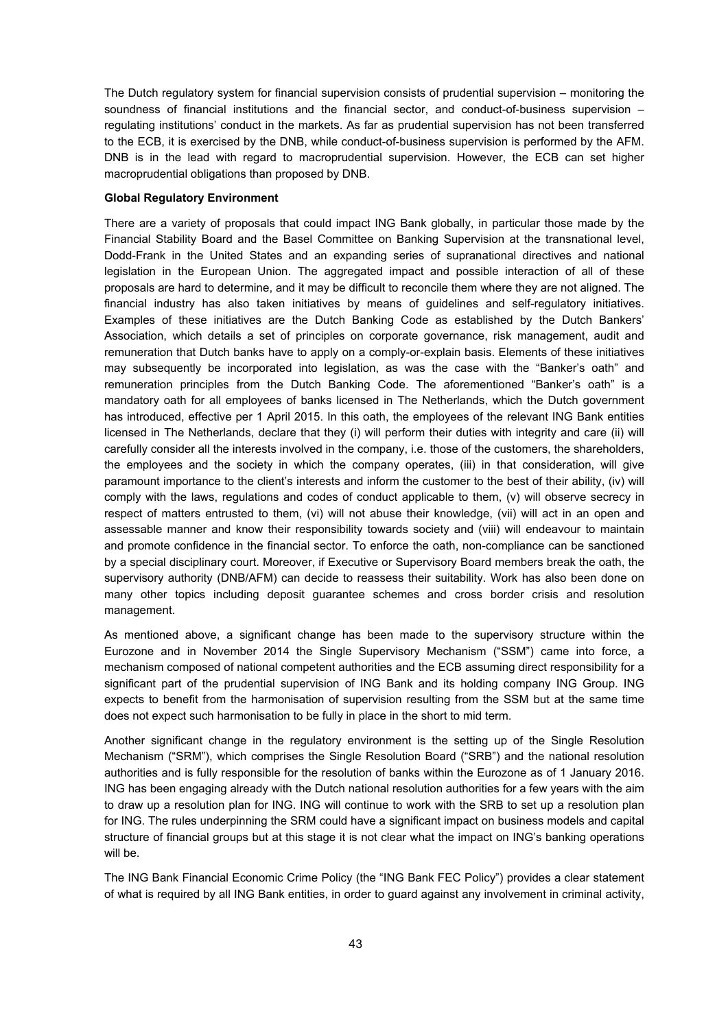The Dutch regulatory system for financial supervision consists of prudential supervision – monitoring the soundness of financial institutions and the financial sector, and conduct-of-business supervision – regulating institutions' conduct in the markets. As far as prudential supervision has not been transferred to the ECB, it is exercised by the DNB, while conduct-of-business supervision is performed by the AFM. DNB is in the lead with regard to macroprudential supervision. However, the ECB can set higher macroprudential obligations than proposed by DNB.

**Global Regulatory Environment**

There are a variety of proposals that could impact ING Bank globally, in particular those made by the Financial Stability Board and the Basel Committee on Banking Supervision at the transnational level, Dodd-Frank in the United States and an expanding series of supranational directives and national legislation in the European Union. The aggregated impact and possible interaction of all of these proposals are hard to determine, and it may be difficult to reconcile them where they are not aligned. The financial industry has also taken initiatives by means of guidelines and self-regulatory initiatives. Examples of these initiatives are the Dutch Banking Code as established by the Dutch Bankers' Association, which details a set of principles on corporate governance, risk management, audit and remuneration that Dutch banks have to apply on a comply-or-explain basis. Elements of these initiatives may subsequently be incorporated into legislation, as was the case with the "Banker's oath" and remuneration principles from the Dutch Banking Code. The aforementioned "Banker's oath" is a mandatory oath for all employees of banks licensed in The Netherlands, which the Dutch government has introduced, effective per 1 April 2015. In this oath, the employees of the relevant ING Bank entities licensed in The Netherlands, declare that they (i) will perform their duties with integrity and care (ii) will carefully consider all the interests involved in the company, i.e. those of the customers, the shareholders, the employees and the society in which the company operates, (iii) in that consideration, will give paramount importance to the client's interests and inform the customer to the best of their ability, (iv) will comply with the laws, regulations and codes of conduct applicable to them, (v) will observe secrecy in respect of matters entrusted to them, (vi) will not abuse their knowledge, (vii) will act in an open and assessable manner and know their responsibility towards society and (viii) will endeavour to maintain and promote confidence in the financial sector. To enforce the oath, non-compliance can be sanctioned by a special disciplinary court. Moreover, if Executive or Supervisory Board members break the oath, the supervisory authority (DNB/AFM) can decide to reassess their suitability. Work has also been done on many other topics including deposit guarantee schemes and cross border crisis and resolution management.

As mentioned above, a significant change has been made to the supervisory structure within the Eurozone and in November 2014 the Single Supervisory Mechanism ("SSM") came into force, a mechanism composed of national competent authorities and the ECB assuming direct responsibility for a significant part of the prudential supervision of ING Bank and its holding company ING Group. ING expects to benefit from the harmonisation of supervision resulting from the SSM but at the same time does not expect such harmonisation to be fully in place in the short to mid term.

Another significant change in the regulatory environment is the setting up of the Single Resolution Mechanism ("SRM"), which comprises the Single Resolution Board ("SRB") and the national resolution authorities and is fully responsible for the resolution of banks within the Eurozone as of 1 January 2016. ING has been engaging already with the Dutch national resolution authorities for a few years with the aim to draw up a resolution plan for ING. ING will continue to work with the SRB to set up a resolution plan for ING. The rules underpinning the SRM could have a significant impact on business models and capital structure of financial groups but at this stage it is not clear what the impact on ING's banking operations will be.

The ING Bank Financial Economic Crime Policy (the "ING Bank FEC Policy") provides a clear statement of what is required by all ING Bank entities, in order to guard against any involvement in criminal activity,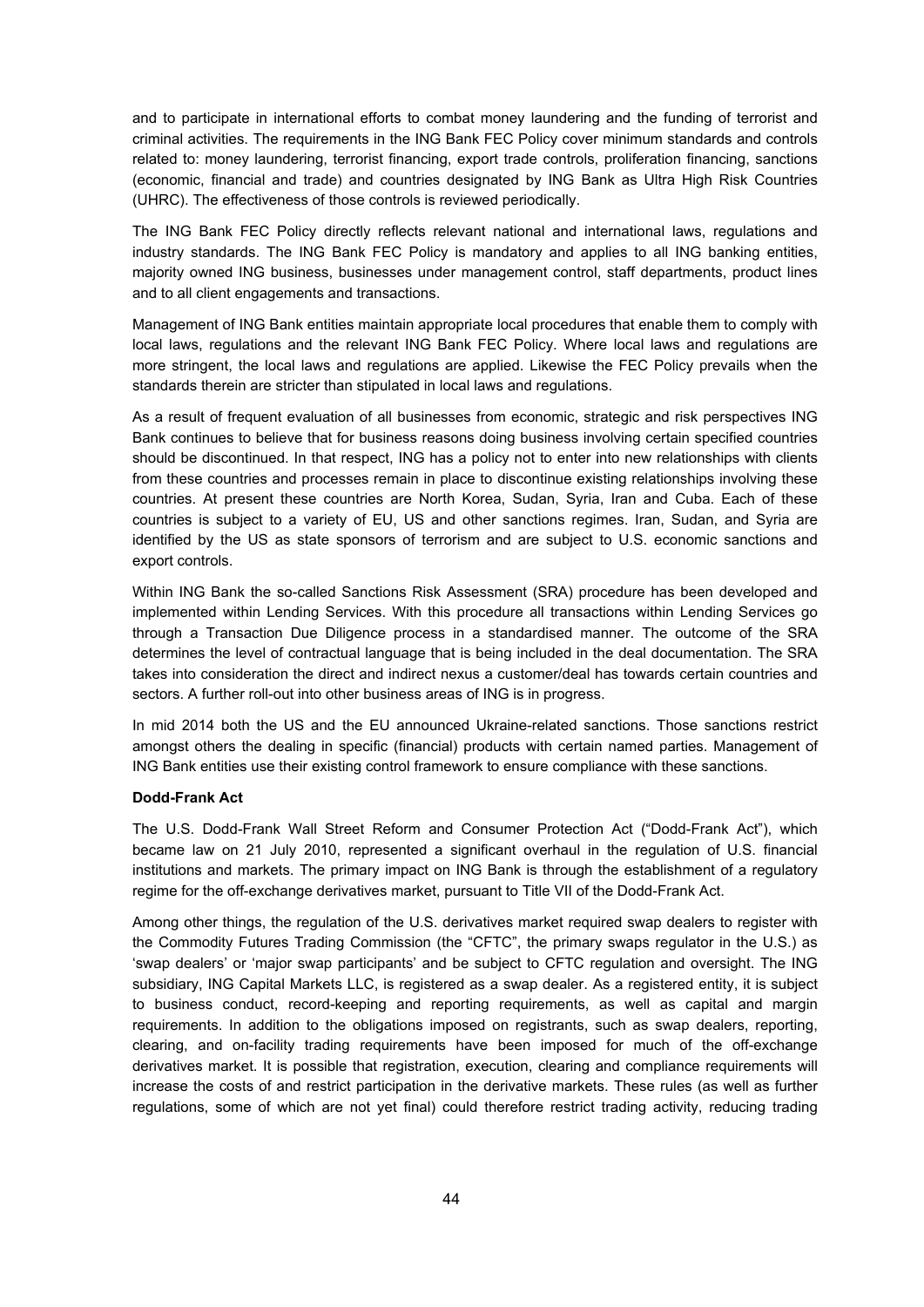and to participate in international efforts to combat money laundering and the funding of terrorist and criminal activities. The requirements in the ING Bank FEC Policy cover minimum standards and controls related to: money laundering, terrorist financing, export trade controls, proliferation financing, sanctions (economic, financial and trade) and countries designated by ING Bank as Ultra High Risk Countries (UHRC). The effectiveness of those controls is reviewed periodically.

The ING Bank FEC Policy directly reflects relevant national and international laws, regulations and industry standards. The ING Bank FEC Policy is mandatory and applies to all ING banking entities, majority owned ING business, businesses under management control, staff departments, product lines and to all client engagements and transactions.

Management of ING Bank entities maintain appropriate local procedures that enable them to comply with local laws, regulations and the relevant ING Bank FEC Policy. Where local laws and regulations are more stringent, the local laws and regulations are applied. Likewise the FEC Policy prevails when the standards therein are stricter than stipulated in local laws and regulations.

As a result of frequent evaluation of all businesses from economic, strategic and risk perspectives ING Bank continues to believe that for business reasons doing business involving certain specified countries should be discontinued. In that respect, ING has a policy not to enter into new relationships with clients from these countries and processes remain in place to discontinue existing relationships involving these countries. At present these countries are North Korea, Sudan, Syria, Iran and Cuba. Each of these countries is subject to a variety of EU, US and other sanctions regimes. Iran, Sudan, and Syria are identified by the US as state sponsors of terrorism and are subject to U.S. economic sanctions and export controls.

Within ING Bank the so-called Sanctions Risk Assessment (SRA) procedure has been developed and implemented within Lending Services. With this procedure all transactions within Lending Services go through a Transaction Due Diligence process in a standardised manner. The outcome of the SRA determines the level of contractual language that is being included in the deal documentation. The SRA takes into consideration the direct and indirect nexus a customer/deal has towards certain countries and sectors. A further roll-out into other business areas of ING is in progress.

In mid 2014 both the US and the EU announced Ukraine-related sanctions. Those sanctions restrict amongst others the dealing in specific (financial) products with certain named parties. Management of ING Bank entities use their existing control framework to ensure compliance with these sanctions.

**Dodd-Frank Act**

The U.S. Dodd-Frank Wall Street Reform and Consumer Protection Act ("Dodd-Frank Act"), which became law on 21 July 2010, represented a significant overhaul in the regulation of U.S. financial institutions and markets. The primary impact on ING Bank is through the establishment of a regulatory regime for the off-exchange derivatives market, pursuant to Title VII of the Dodd-Frank Act.

Among other things, the regulation of the U.S. derivatives market required swap dealers to register with the Commodity Futures Trading Commission (the "CFTC", the primary swaps regulator in the U.S.) as 'swap dealers' or 'major swap participants' and be subject to CFTC regulation and oversight. The ING subsidiary, ING Capital Markets LLC, is registered as a swap dealer. As a registered entity, it is subject to business conduct, record-keeping and reporting requirements, as well as capital and margin requirements. In addition to the obligations imposed on registrants, such as swap dealers, reporting, clearing, and on-facility trading requirements have been imposed for much of the off-exchange derivatives market. It is possible that registration, execution, clearing and compliance requirements will increase the costs of and restrict participation in the derivative markets. These rules (as well as further regulations, some of which are not yet final) could therefore restrict trading activity, reducing trading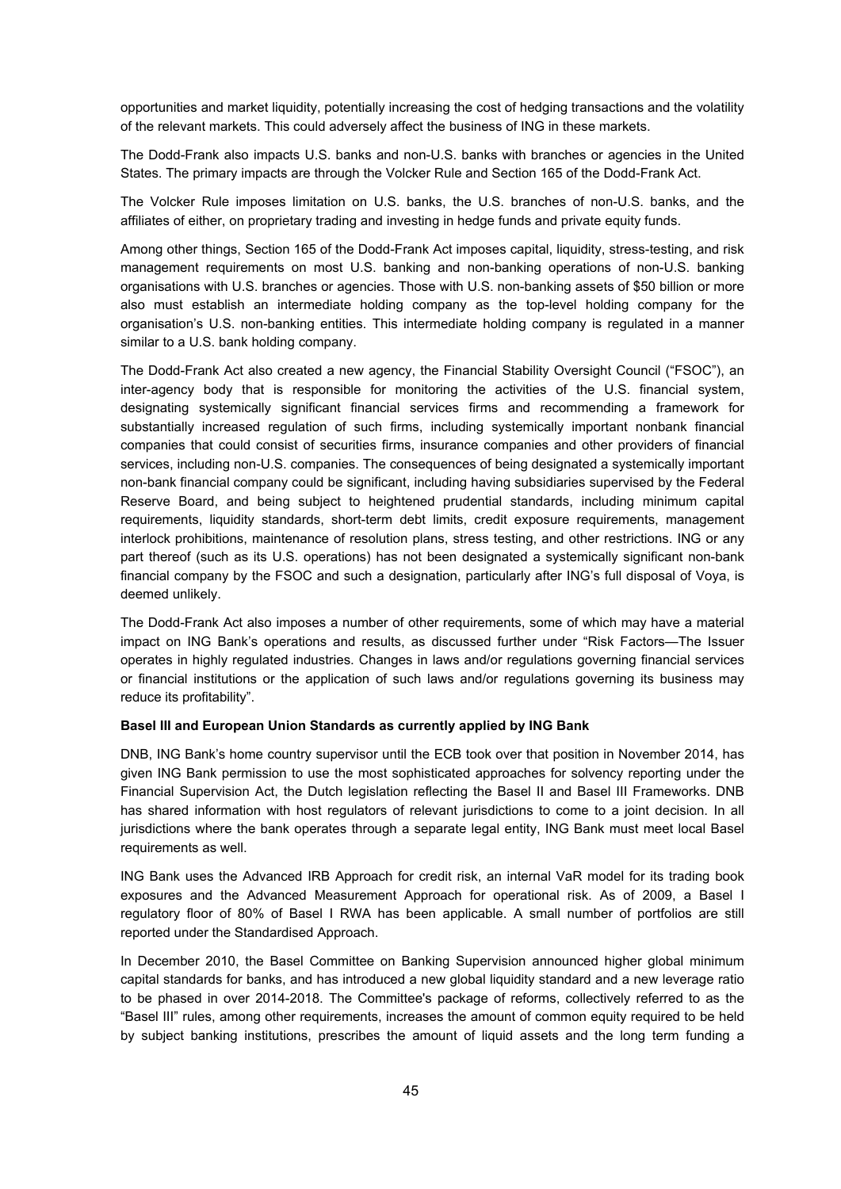opportunities and market liquidity, potentially increasing the cost of hedging transactions and the volatility of the relevant markets. This could adversely affect the business of ING in these markets.

The Dodd-Frank also impacts U.S. banks and non-U.S. banks with branches or agencies in the United States. The primary impacts are through the Volcker Rule and Section 165 of the Dodd-Frank Act.

The Volcker Rule imposes limitation on U.S. banks, the U.S. branches of non-U.S. banks, and the affiliates of either, on proprietary trading and investing in hedge funds and private equity funds.

Among other things, Section 165 of the Dodd-Frank Act imposes capital, liquidity, stress-testing, and risk management requirements on most U.S. banking and non-banking operations of non-U.S. banking organisations with U.S. branches or agencies. Those with U.S. non-banking assets of $50 billion or more also must establish an intermediate holding company as the top-level holding company for the organisation's U.S. non-banking entities. This intermediate holding company is regulated in a manner similar to a U.S. bank holding company.

The Dodd-Frank Act also created a new agency, the Financial Stability Oversight Council ("FSOC"), an inter-agency body that is responsible for monitoring the activities of the U.S. financial system, designating systemically significant financial services firms and recommending a framework for substantially increased regulation of such firms, including systemically important nonbank financial companies that could consist of securities firms, insurance companies and other providers of financial services, including non-U.S. companies. The consequences of being designated a systemically important non-bank financial company could be significant, including having subsidiaries supervised by the Federal Reserve Board, and being subject to heightened prudential standards, including minimum capital requirements, liquidity standards, short-term debt limits, credit exposure requirements, management interlock prohibitions, maintenance of resolution plans, stress testing, and other restrictions. ING or any part thereof (such as its U.S. operations) has not been designated a systemically significant non-bank financial company by the FSOC and such a designation, particularly after ING's full disposal of Voya, is deemed unlikely.

The Dodd-Frank Act also imposes a number of other requirements, some of which may have a material impact on ING Bank's operations and results, as discussed further under "Risk Factors—The Issuer operates in highly regulated industries. Changes in laws and/or regulations governing financial services or financial institutions or the application of such laws and/or regulations governing its business may reduce its profitability".

**Basel III and European Union Standards as currently applied by ING Bank**

DNB, ING Bank's home country supervisor until the ECB took over that position in November 2014, has given ING Bank permission to use the most sophisticated approaches for solvency reporting under the Financial Supervision Act, the Dutch legislation reflecting the Basel II and Basel III Frameworks. DNB has shared information with host regulators of relevant jurisdictions to come to a joint decision. In all jurisdictions where the bank operates through a separate legal entity, ING Bank must meet local Basel requirements as well.

ING Bank uses the Advanced IRB Approach for credit risk, an internal VaR model for its trading book exposures and the Advanced Measurement Approach for operational risk. As of 2009, a Basel I regulatory floor of 80% of Basel I RWA has been applicable. A small number of portfolios are still reported under the Standardised Approach.

In December 2010, the Basel Committee on Banking Supervision announced higher global minimum capital standards for banks, and has introduced a new global liquidity standard and a new leverage ratio to be phased in over 2014-2018. The Committee's package of reforms, collectively referred to as the "Basel III" rules, among other requirements, increases the amount of common equity required to be held by subject banking institutions, prescribes the amount of liquid assets and the long term funding a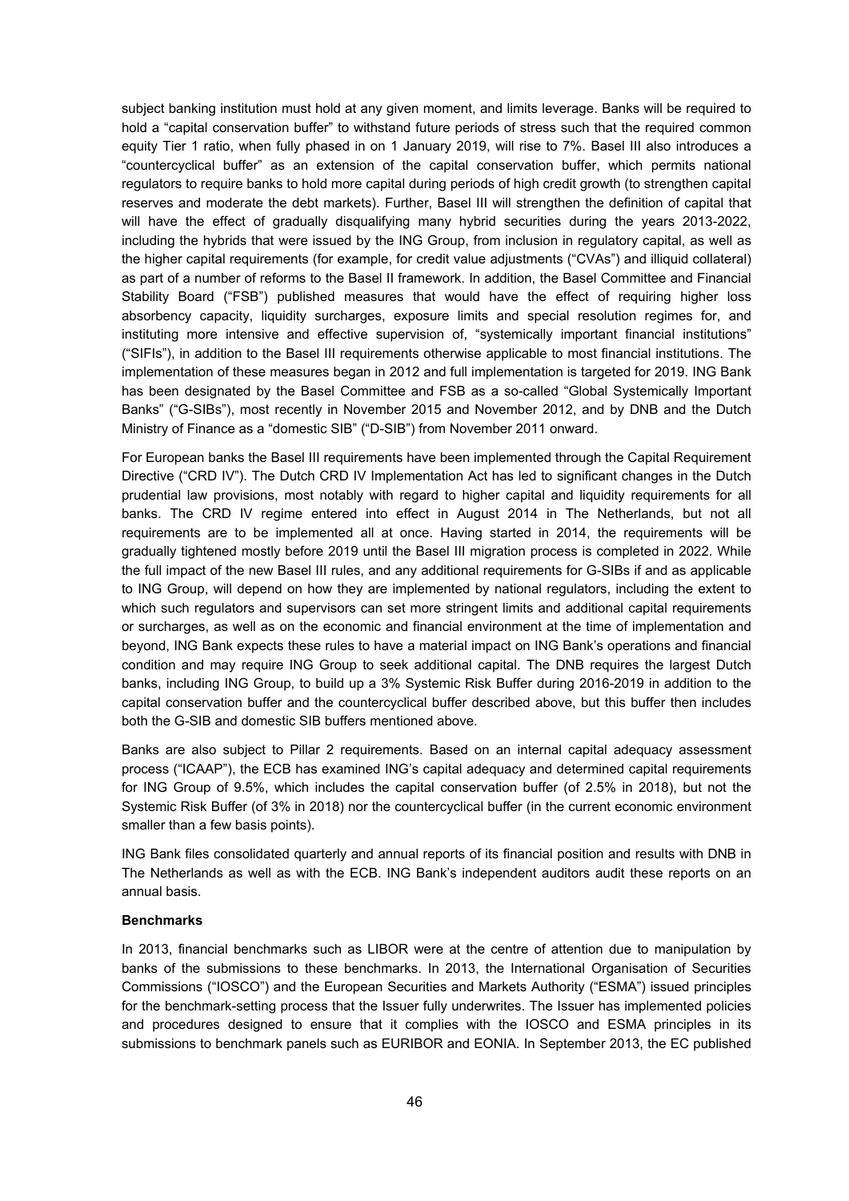subject banking institution must hold at any given moment, and limits leverage. Banks will be required to hold a "capital conservation buffer" to withstand future periods of stress such that the required common equity Tier 1 ratio, when fully phased in on 1 January 2019, will rise to 7%. Basel III also introduces a "countercyclical buffer" as an extension of the capital conservation buffer, which permits national regulators to require banks to hold more capital during periods of high credit growth (to strengthen capital reserves and moderate the debt markets). Further, Basel III will strengthen the definition of capital that will have the effect of gradually disqualifying many hybrid securities during the years 2013-2022, including the hybrids that were issued by the ING Group, from inclusion in regulatory capital, as well as the higher capital requirements (for example, for credit value adjustments ("CVAs") and illiquid collateral) as part of a number of reforms to the Basel II framework. In addition, the Basel Committee and Financial Stability Board ("FSB") published measures that would have the effect of requiring higher loss absorbency capacity, liquidity surcharges, exposure limits and special resolution regimes for, and instituting more intensive and effective supervision of, "systemically important financial institutions" ("SIFIs"), in addition to the Basel III requirements otherwise applicable to most financial institutions. The implementation of these measures began in 2012 and full implementation is targeted for 2019. ING Bank has been designated by the Basel Committee and FSB as a so-called "Global Systemically Important Banks" ("G-SIBs"), most recently in November 2015 and November 2012, and by DNB and the Dutch Ministry of Finance as a "domestic SIB" ("D-SIB") from November 2011 onward.

For European banks the Basel III requirements have been implemented through the Capital Requirement Directive ("CRD IV"). The Dutch CRD IV Implementation Act has led to significant changes in the Dutch prudential law provisions, most notably with regard to higher capital and liquidity requirements for all banks. The CRD IV regime entered into effect in August 2014 in The Netherlands, but not all requirements are to be implemented all at once. Having started in 2014, the requirements will be gradually tightened mostly before 2019 until the Basel III migration process is completed in 2022. While the full impact of the new Basel III rules, and any additional requirements for G-SIBs if and as applicable to ING Group, will depend on how they are implemented by national regulators, including the extent to which such regulators and supervisors can set more stringent limits and additional capital requirements or surcharges, as well as on the economic and financial environment at the time of implementation and beyond, ING Bank expects these rules to have a material impact on ING Bank's operations and financial condition and may require ING Group to seek additional capital. The DNB requires the largest Dutch banks, including ING Group, to build up a 3% Systemic Risk Buffer during 2016-2019 in addition to the capital conservation buffer and the countercyclical buffer described above, but this buffer then includes both the G-SIB and domestic SIB buffers mentioned above.

Banks are also subject to Pillar 2 requirements. Based on an internal capital adequacy assessment process ("ICAAP"), the ECB has examined ING's capital adequacy and determined capital requirements for ING Group of 9.5%, which includes the capital conservation buffer (of 2.5% in 2018), but not the Systemic Risk Buffer (of 3% in 2018) nor the countercyclical buffer (in the current economic environment smaller than a few basis points).

ING Bank files consolidated quarterly and annual reports of its financial position and results with DNB in The Netherlands as well as with the ECB. ING Bank's independent auditors audit these reports on an annual basis.

**Benchmarks**

In 2013, financial benchmarks such as LIBOR were at the centre of attention due to manipulation by banks of the submissions to these benchmarks. In 2013, the International Organisation of Securities Commissions ("IOSCO") and the European Securities and Markets Authority ("ESMA") issued principles for the benchmark-setting process that the Issuer fully underwrites. The Issuer has implemented policies and procedures designed to ensure that it complies with the IOSCO and ESMA principles in its submissions to benchmark panels such as EURIBOR and EONIA. In September 2013, the EC published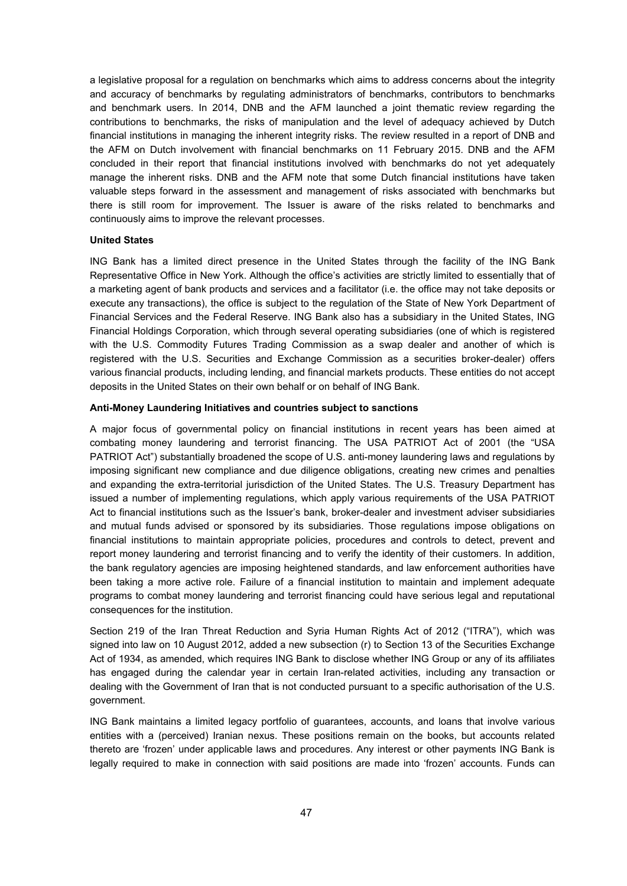a legislative proposal for a regulation on benchmarks which aims to address concerns about the integrity and accuracy of benchmarks by regulating administrators of benchmarks, contributors to benchmarks and benchmark users. In 2014, DNB and the AFM launched a joint thematic review regarding the contributions to benchmarks, the risks of manipulation and the level of adequacy achieved by Dutch financial institutions in managing the inherent integrity risks. The review resulted in a report of DNB and the AFM on Dutch involvement with financial benchmarks on 11 February 2015. DNB and the AFM concluded in their report that financial institutions involved with benchmarks do not yet adequately manage the inherent risks. DNB and the AFM note that some Dutch financial institutions have taken valuable steps forward in the assessment and management of risks associated with benchmarks but there is still room for improvement. The Issuer is aware of the risks related to benchmarks and continuously aims to improve the relevant processes.

**United States**

ING Bank has a limited direct presence in the United States through the facility of the ING Bank Representative Office in New York. Although the office's activities are strictly limited to essentially that of a marketing agent of bank products and services and a facilitator (i.e. the office may not take deposits or execute any transactions), the office is subject to the regulation of the State of New York Department of Financial Services and the Federal Reserve. ING Bank also has a subsidiary in the United States, ING Financial Holdings Corporation, which through several operating subsidiaries (one of which is registered with the U.S. Commodity Futures Trading Commission as a swap dealer and another of which is registered with the U.S. Securities and Exchange Commission as a securities broker-dealer) offers various financial products, including lending, and financial markets products. These entities do not accept deposits in the United States on their own behalf or on behalf of ING Bank.

**Anti-Money Laundering Initiatives and countries subject to sanctions**

A major focus of governmental policy on financial institutions in recent years has been aimed at combating money laundering and terrorist financing. The USA PATRIOT Act of 2001 (the "USA PATRIOT Act") substantially broadened the scope of U.S. anti-money laundering laws and regulations by imposing significant new compliance and due diligence obligations, creating new crimes and penalties and expanding the extra-territorial jurisdiction of the United States. The U.S. Treasury Department has issued a number of implementing regulations, which apply various requirements of the USA PATRIOT Act to financial institutions such as the Issuer's bank, broker-dealer and investment adviser subsidiaries and mutual funds advised or sponsored by its subsidiaries. Those regulations impose obligations on financial institutions to maintain appropriate policies, procedures and controls to detect, prevent and report money laundering and terrorist financing and to verify the identity of their customers. In addition, the bank regulatory agencies are imposing heightened standards, and law enforcement authorities have been taking a more active role. Failure of a financial institution to maintain and implement adequate programs to combat money laundering and terrorist financing could have serious legal and reputational consequences for the institution.

Section 219 of the Iran Threat Reduction and Syria Human Rights Act of 2012 ("ITRA"), which was signed into law on 10 August 2012, added a new subsection (r) to Section 13 of the Securities Exchange Act of 1934, as amended, which requires ING Bank to disclose whether ING Group or any of its affiliates has engaged during the calendar year in certain Iran-related activities, including any transaction or dealing with the Government of Iran that is not conducted pursuant to a specific authorisation of the U.S. government.

ING Bank maintains a limited legacy portfolio of guarantees, accounts, and loans that involve various entities with a (perceived) Iranian nexus. These positions remain on the books, but accounts related thereto are 'frozen' under applicable laws and procedures. Any interest or other payments ING Bank is legally required to make in connection with said positions are made into 'frozen' accounts. Funds can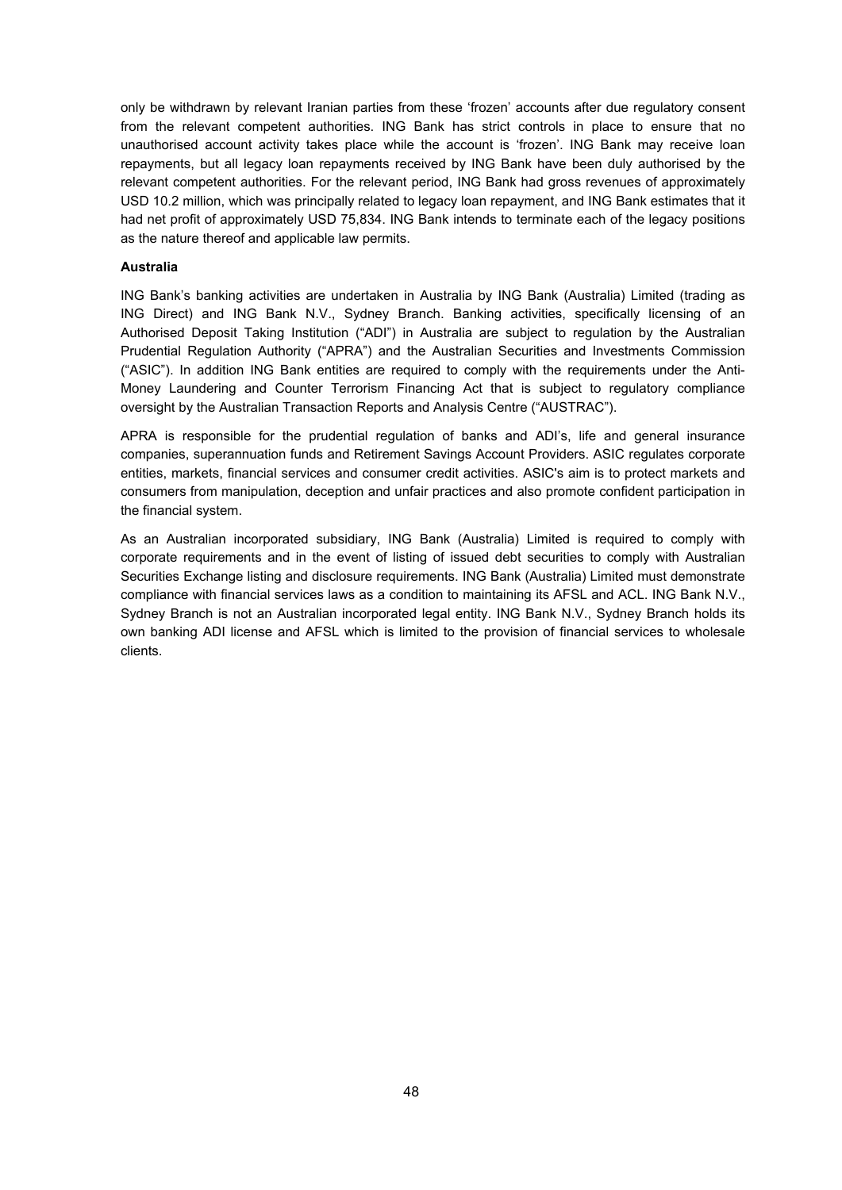only be withdrawn by relevant Iranian parties from these 'frozen' accounts after due regulatory consent from the relevant competent authorities. ING Bank has strict controls in place to ensure that no unauthorised account activity takes place while the account is 'frozen'. ING Bank may receive loan repayments, but all legacy loan repayments received by ING Bank have been duly authorised by the relevant competent authorities. For the relevant period, ING Bank had gross revenues of approximately USD 10.2 million, which was principally related to legacy loan repayment, and ING Bank estimates that it had net profit of approximately USD 75,834. ING Bank intends to terminate each of the legacy positions as the nature thereof and applicable law permits.

**Australia**

ING Bank's banking activities are undertaken in Australia by ING Bank (Australia) Limited (trading as ING Direct) and ING Bank N.V., Sydney Branch. Banking activities, specifically licensing of an Authorised Deposit Taking Institution ("ADI") in Australia are subject to regulation by the Australian Prudential Regulation Authority ("APRA") and the Australian Securities and Investments Commission ("ASIC"). In addition ING Bank entities are required to comply with the requirements under the Anti-Money Laundering and Counter Terrorism Financing Act that is subject to regulatory compliance oversight by the Australian Transaction Reports and Analysis Centre ("AUSTRAC").

APRA is responsible for the prudential regulation of banks and ADI's, life and general insurance companies, superannuation funds and Retirement Savings Account Providers. ASIC regulates corporate entities, markets, financial services and consumer credit activities. ASIC's aim is to protect markets and consumers from manipulation, deception and unfair practices and also promote confident participation in the financial system.

As an Australian incorporated subsidiary, ING Bank (Australia) Limited is required to comply with corporate requirements and in the event of listing of issued debt securities to comply with Australian Securities Exchange listing and disclosure requirements. ING Bank (Australia) Limited must demonstrate compliance with financial services laws as a condition to maintaining its AFSL and ACL. ING Bank N.V., Sydney Branch is not an Australian incorporated legal entity. ING Bank N.V., Sydney Branch holds its own banking ADI license and AFSL which is limited to the provision of financial services to wholesale clients.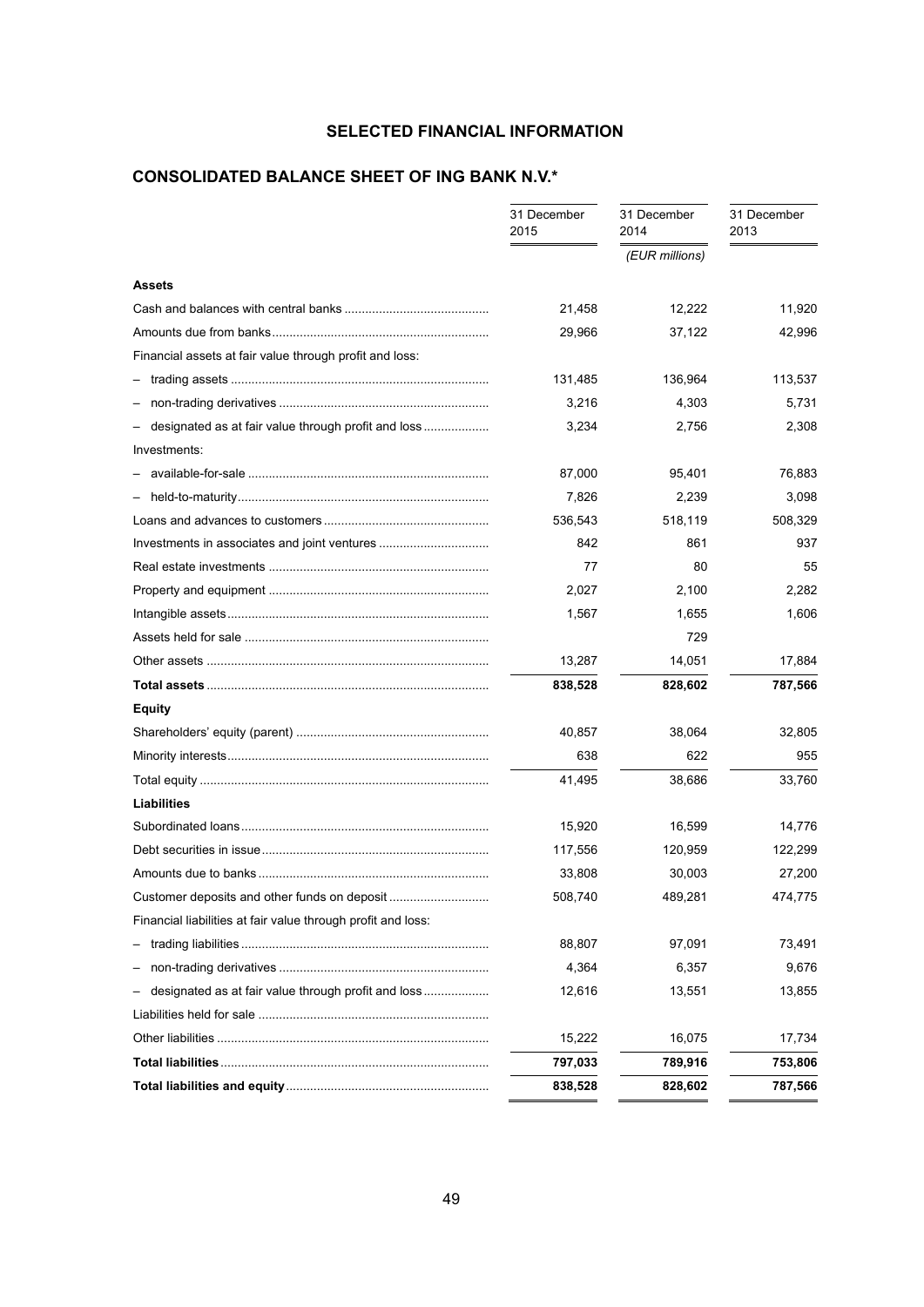# SELECTED FINANCIAL INFORMATION

## CONSOLIDATED BALANCE SHEET OF ING BANK N.V.*

| | 31 December 2015 | 31 December 2014 | 31 December 2013 |
|---|---|---|---|
| | | *(EUR millions)* | |
| **Assets** | | | |
| Cash and balances with central banks | 21,458 | 12,222 | 11,920 |
| Amounts due from banks | 29,966 | 37,122 | 42,996 |
| Financial assets at fair value through profit and loss: | | | |
| – trading assets | 131,485 | 136,964 | 113,537 |
| – non-trading derivatives | 3,216 | 4,303 | 5,731 |
| – designated as at fair value through profit and loss | 3,234 | 2,756 | 2,308 |
| Investments: | | | |
| – available-for-sale | 87,000 | 95,401 | 76,883 |
| – held-to-maturity | 7,826 | 2,239 | 3,098 |
| Loans and advances to customers | 536,543 | 518,119 | 508,329 |
| Investments in associates and joint ventures | 842 | 861 | 937 |
| Real estate investments | 77 | 80 | 55 |
| Property and equipment | 2,027 | 2,100 | 2,282 |
| Intangible assets | 1,567 | 1,655 | 1,606 |
| Assets held for sale | | 729 | |
| Other assets | 13,287 | 14,051 | 17,884 |
| **Total assets** | **838,528** | **828,602** | **787,566** |
| **Equity** | | | |
| Shareholders' equity (parent) | 40,857 | 38,064 | 32,805 |
| Minority interests | 638 | 622 | 955 |
| Total equity | 41,495 | 38,686 | 33,760 |
| **Liabilities** | | | |
| Subordinated loans | 15,920 | 16,599 | 14,776 |
| Debt securities in issue | 117,556 | 120,959 | 122,299 |
| Amounts due to banks | 33,808 | 30,003 | 27,200 |
| Customer deposits and other funds on deposit | 508,740 | 489,281 | 474,775 |
| Financial liabilities at fair value through profit and loss: | | | |
| – trading liabilities | 88,807 | 97,091 | 73,491 |
| – non-trading derivatives | 4,364 | 6,357 | 9,676 |
| – designated as at fair value through profit and loss | 12,616 | 13,551 | 13,855 |
| Liabilities held for sale | | | |
| Other liabilities | 15,222 | 16,075 | 17,734 |
| **Total liabilities** | **797,033** | **789,916** | **753,806** |
| **Total liabilities and equity** | **838,528** | **828,602** | **787,566** |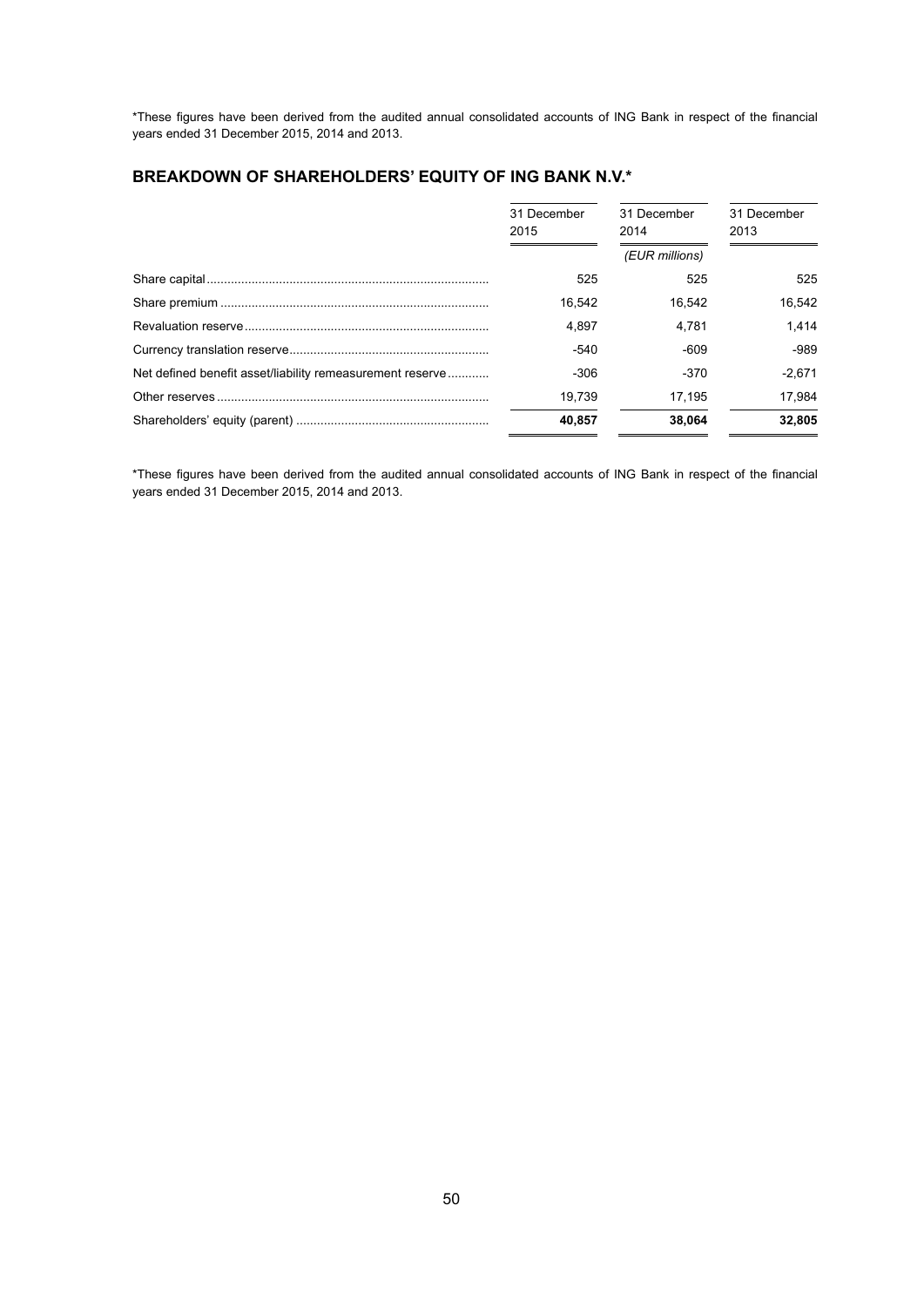\*These figures have been derived from the audited annual consolidated accounts of ING Bank in respect of the financial years ended 31 December 2015, 2014 and 2013.

## BREAKDOWN OF SHAREHOLDERS' EQUITY OF ING BANK N.V.*

| | 31 December 2015 | 31 December 2014 | 31 December 2013 |
|---|---|---|---|
| | | *(EUR millions)* | |
| Share capital | 525 | 525 | 525 |
| Share premium | 16,542 | 16,542 | 16,542 |
| Revaluation reserve | 4,897 | 4,781 | 1,414 |
| Currency translation reserve | -540 | -609 | -989 |
| Net defined benefit asset/liability remeasurement reserve | -306 | -370 | -2,671 |
| Other reserves | 19,739 | 17,195 | 17,984 |
| Shareholders' equity (parent) | **40,857** | **38,064** | **32,805** |

\*These figures have been derived from the audited annual consolidated accounts of ING Bank in respect of the financial years ended 31 December 2015, 2014 and 2013.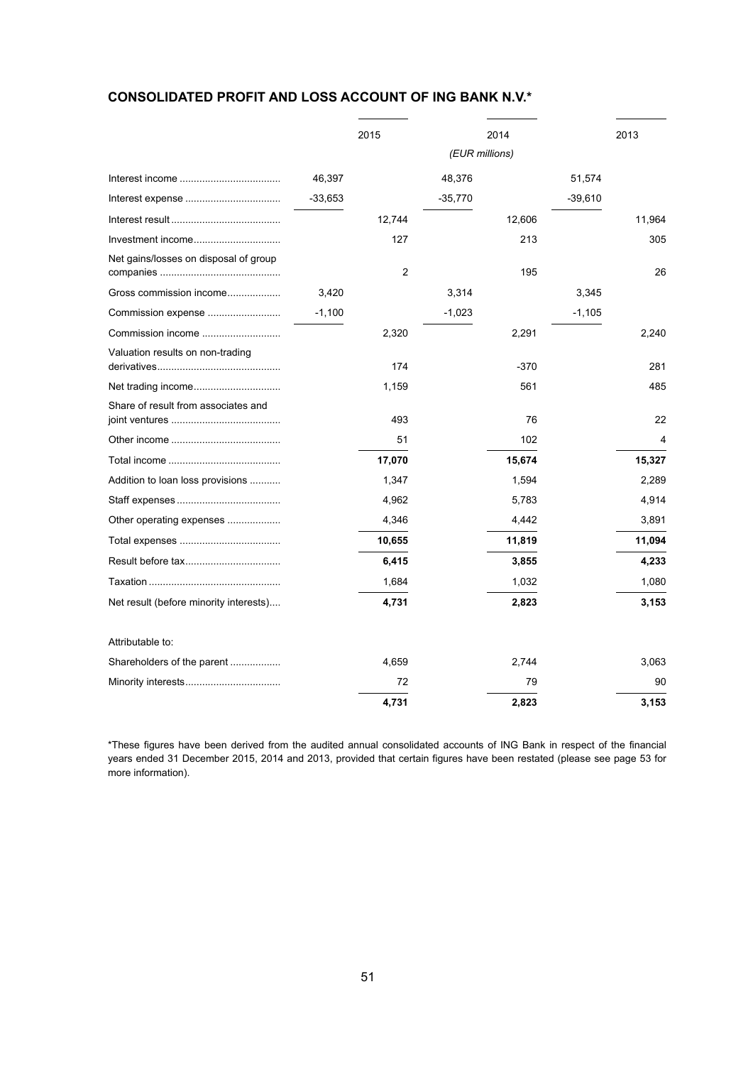## CONSOLIDATED PROFIT AND LOSS ACCOUNT OF ING BANK N.V.*

| | | 2015 | | 2014 | | 2013 |
|---|---|---|---|---|---|---|
| | | | | *(EUR millions)* | | |
| Interest income | 46,397 | | 48,376 | | 51,574 | |
| Interest expense | -33,653 | | -35,770 | | -39,610 | |
| Interest result | | 12,744 | | 12,606 | | 11,964 |
| Investment income | | 127 | | 213 | | 305 |
| Net gains/losses on disposal of group companies | | 2 | | 195 | | 26 |
| Gross commission income | 3,420 | | 3,314 | | 3,345 | |
| Commission expense | -1,100 | | -1,023 | | -1,105 | |
| Commission income | | 2,320 | | 2,291 | | 2,240 |
| Valuation results on non-trading derivatives | | 174 | | -370 | | 281 |
| Net trading income | | 1,159 | | 561 | | 485 |
| Share of result from associates and joint ventures | | 493 | | 76 | | 22 |
| Other income | | 51 | | 102 | | 4 |
| Total income | | **17,070** | | **15,674** | | **15,327** |
| Addition to loan loss provisions | | 1,347 | | 1,594 | | 2,289 |
| Staff expenses | | 4,962 | | 5,783 | | 4,914 |
| Other operating expenses | | 4,346 | | 4,442 | | 3,891 |
| Total expenses | | **10,655** | | **11,819** | | **11,094** |
| Result before tax | | **6,415** | | **3,855** | | **4,233** |
| Taxation | | 1,684 | | 1,032 | | 1,080 |
| Net result (before minority interests) | | **4,731** | | **2,823** | | **3,153** |
| | | | | | | |
| Attributable to: | | | | | | |
| Shareholders of the parent | | 4,659 | | 2,744 | | 3,063 |
| Minority interests | | 72 | | 79 | | 90 |
| | | **4,731** | | **2,823** | | **3,153** |

*These figures have been derived from the audited annual consolidated accounts of ING Bank in respect of the financial years ended 31 December 2015, 2014 and 2013, provided that certain figures have been restated (please see page 53 for more information).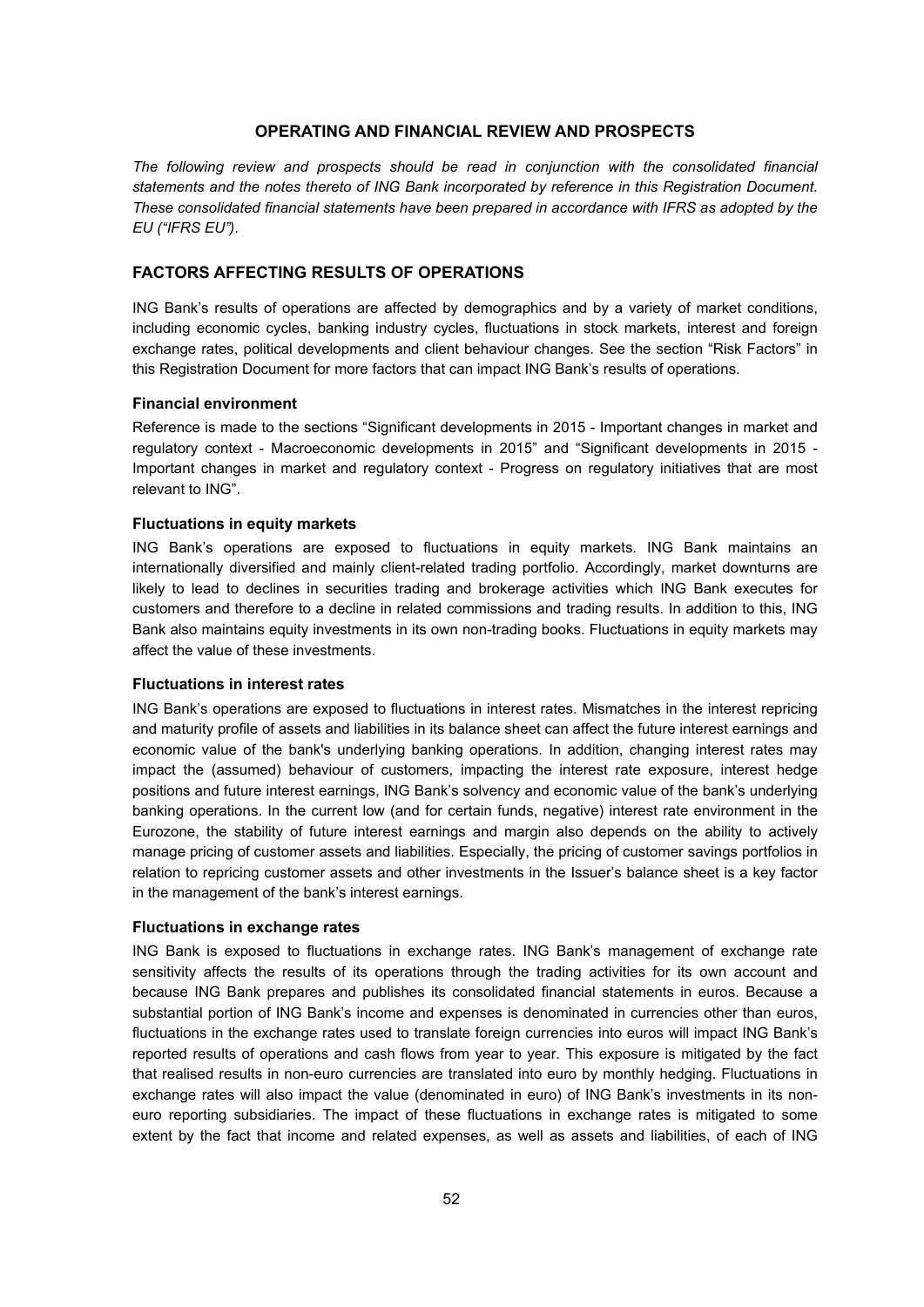## OPERATING AND FINANCIAL REVIEW AND PROSPECTS

*The following review and prospects should be read in conjunction with the consolidated financial statements and the notes thereto of ING Bank incorporated by reference in this Registration Document. These consolidated financial statements have been prepared in accordance with IFRS as adopted by the EU ("IFRS EU").*

### FACTORS AFFECTING RESULTS OF OPERATIONS

ING Bank's results of operations are affected by demographics and by a variety of market conditions, including economic cycles, banking industry cycles, fluctuations in stock markets, interest and foreign exchange rates, political developments and client behaviour changes. See the section "Risk Factors" in this Registration Document for more factors that can impact ING Bank's results of operations.

#### Financial environment

Reference is made to the sections "Significant developments in 2015 - Important changes in market and regulatory context - Macroeconomic developments in 2015" and "Significant developments in 2015 - Important changes in market and regulatory context - Progress on regulatory initiatives that are most relevant to ING".

#### Fluctuations in equity markets

ING Bank's operations are exposed to fluctuations in equity markets. ING Bank maintains an internationally diversified and mainly client-related trading portfolio. Accordingly, market downturns are likely to lead to declines in securities trading and brokerage activities which ING Bank executes for customers and therefore to a decline in related commissions and trading results. In addition to this, ING Bank also maintains equity investments in its own non-trading books. Fluctuations in equity markets may affect the value of these investments.

#### Fluctuations in interest rates

ING Bank's operations are exposed to fluctuations in interest rates. Mismatches in the interest repricing and maturity profile of assets and liabilities in its balance sheet can affect the future interest earnings and economic value of the bank's underlying banking operations. In addition, changing interest rates may impact the (assumed) behaviour of customers, impacting the interest rate exposure, interest hedge positions and future interest earnings, ING Bank's solvency and economic value of the bank's underlying banking operations. In the current low (and for certain funds, negative) interest rate environment in the Eurozone, the stability of future interest earnings and margin also depends on the ability to actively manage pricing of customer assets and liabilities. Especially, the pricing of customer savings portfolios in relation to repricing customer assets and other investments in the Issuer's balance sheet is a key factor in the management of the bank's interest earnings.

#### Fluctuations in exchange rates

ING Bank is exposed to fluctuations in exchange rates. ING Bank's management of exchange rate sensitivity affects the results of its operations through the trading activities for its own account and because ING Bank prepares and publishes its consolidated financial statements in euros. Because a substantial portion of ING Bank's income and expenses is denominated in currencies other than euros, fluctuations in the exchange rates used to translate foreign currencies into euros will impact ING Bank's reported results of operations and cash flows from year to year. This exposure is mitigated by the fact that realised results in non-euro currencies are translated into euro by monthly hedging. Fluctuations in exchange rates will also impact the value (denominated in euro) of ING Bank's investments in its non-euro reporting subsidiaries. The impact of these fluctuations in exchange rates is mitigated to some extent by the fact that income and related expenses, as well as assets and liabilities, of each of ING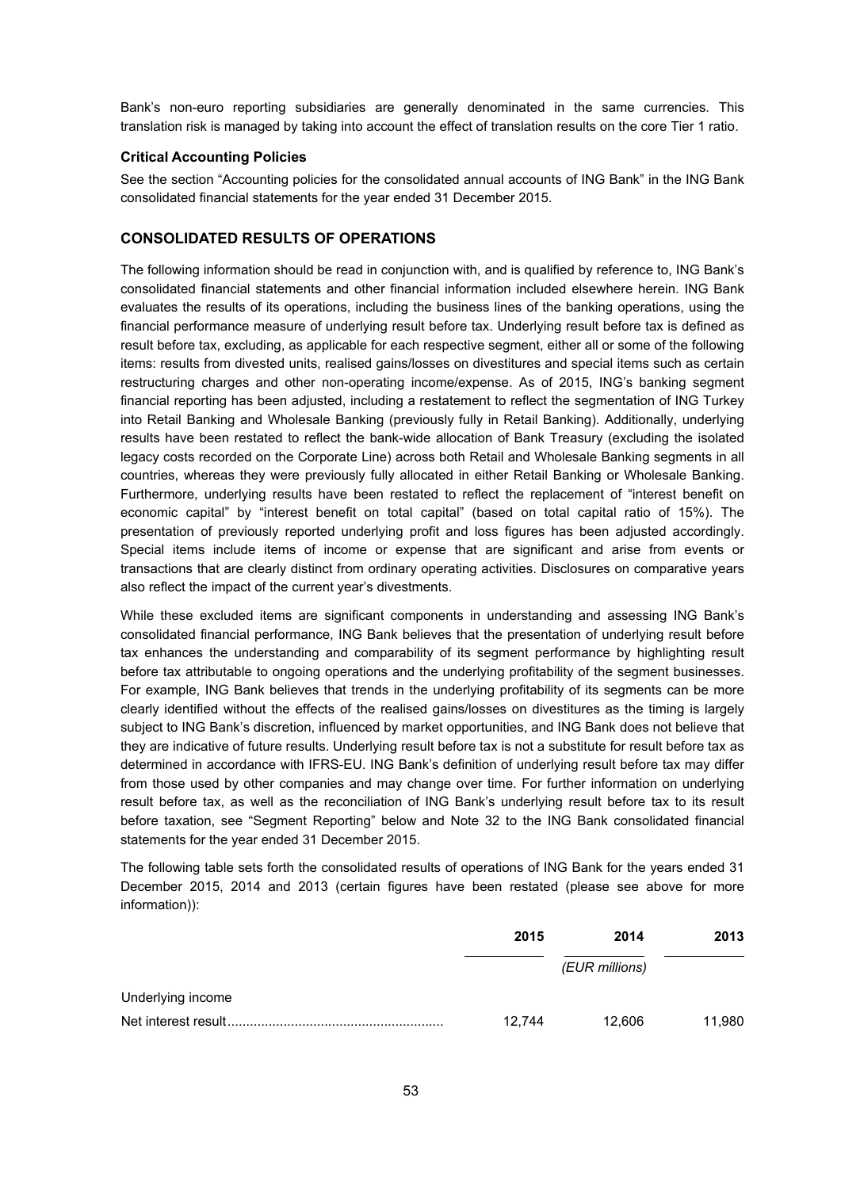Bank's non-euro reporting subsidiaries are generally denominated in the same currencies. This translation risk is managed by taking into account the effect of translation results on the core Tier 1 ratio.

### Critical Accounting Policies

See the section "Accounting policies for the consolidated annual accounts of ING Bank" in the ING Bank consolidated financial statements for the year ended 31 December 2015.

## CONSOLIDATED RESULTS OF OPERATIONS

The following information should be read in conjunction with, and is qualified by reference to, ING Bank's consolidated financial statements and other financial information included elsewhere herein. ING Bank evaluates the results of its operations, including the business lines of the banking operations, using the financial performance measure of underlying result before tax. Underlying result before tax is defined as result before tax, excluding, as applicable for each respective segment, either all or some of the following items: results from divested units, realised gains/losses on divestitures and special items such as certain restructuring charges and other non-operating income/expense. As of 2015, ING's banking segment financial reporting has been adjusted, including a restatement to reflect the segmentation of ING Turkey into Retail Banking and Wholesale Banking (previously fully in Retail Banking). Additionally, underlying results have been restated to reflect the bank-wide allocation of Bank Treasury (excluding the isolated legacy costs recorded on the Corporate Line) across both Retail and Wholesale Banking segments in all countries, whereas they were previously fully allocated in either Retail Banking or Wholesale Banking. Furthermore, underlying results have been restated to reflect the replacement of "interest benefit on economic capital" by "interest benefit on total capital" (based on total capital ratio of 15%). The presentation of previously reported underlying profit and loss figures has been adjusted accordingly. Special items include items of income or expense that are significant and arise from events or transactions that are clearly distinct from ordinary operating activities. Disclosures on comparative years also reflect the impact of the current year's divestments.

While these excluded items are significant components in understanding and assessing ING Bank's consolidated financial performance, ING Bank believes that the presentation of underlying result before tax enhances the understanding and comparability of its segment performance by highlighting result before tax attributable to ongoing operations and the underlying profitability of the segment businesses. For example, ING Bank believes that trends in the underlying profitability of its segments can be more clearly identified without the effects of the realised gains/losses on divestitures as the timing is largely subject to ING Bank's discretion, influenced by market opportunities, and ING Bank does not believe that they are indicative of future results. Underlying result before tax is not a substitute for result before tax as determined in accordance with IFRS-EU. ING Bank's definition of underlying result before tax may differ from those used by other companies and may change over time. For further information on underlying result before tax, as well as the reconciliation of ING Bank's underlying result before tax to its result before taxation, see "Segment Reporting" below and Note 32 to the ING Bank consolidated financial statements for the year ended 31 December 2015.

The following table sets forth the consolidated results of operations of ING Bank for the years ended 31 December 2015, 2014 and 2013 (certain figures have been restated (please see above for more information)):

| | 2015 | 2014 | 2013 |
|---|---|---|---|
| | | *(EUR millions)* | |
| Underlying income | | | |
| Net interest result | 12,744 | 12,606 | 11,980 |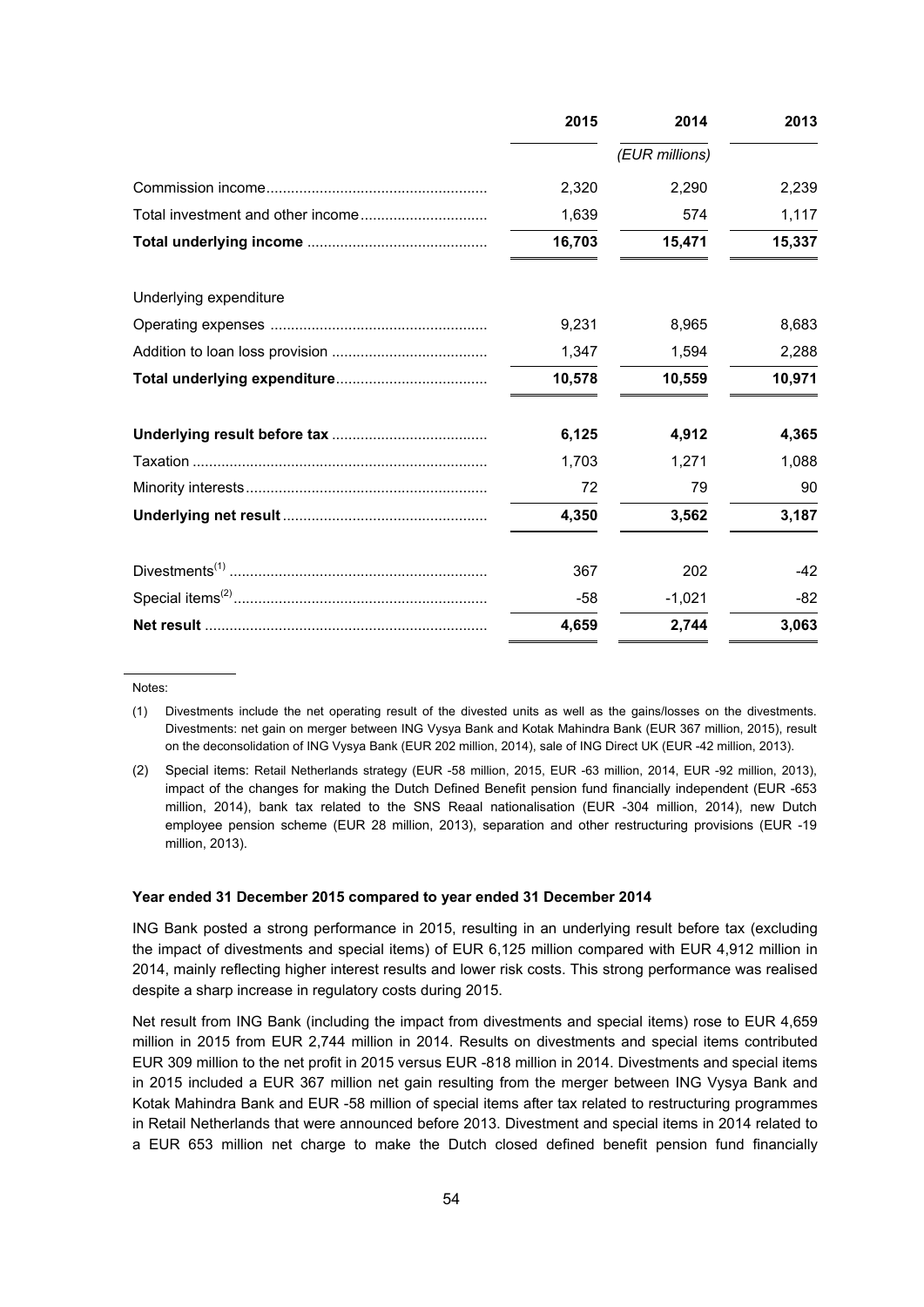| | 2015 | 2014 | 2013 |
|---|---|---|---|
| | | *(EUR millions)* | |
| Commission income | 2,320 | 2,290 | 2,239 |
| Total investment and other income | 1,639 | 574 | 1,117 |
| **Total underlying income** | **16,703** | **15,471** | **15,337** |
| Underlying expenditure | | | |
| Operating expenses | 9,231 | 8,965 | 8,683 |
| Addition to loan loss provision | 1,347 | 1,594 | 2,288 |
| **Total underlying expenditure** | **10,578** | **10,559** | **10,971** |
| **Underlying result before tax** | **6,125** | **4,912** | **4,365** |
| Taxation | 1,703 | 1,271 | 1,088 |
| Minority interests | 72 | 79 | 90 |
| **Underlying net result** | **4,350** | **3,562** | **3,187** |
| Divestments[(1)] | 367 | 202 | -42 |
| Special items[(2)] | -58 | -1,021 | -82 |
| **Net result** | **4,659** | **2,744** | **3,063** |

Notes:

(1) Divestments include the net operating result of the divested units as well as the gains/losses on the divestments. Divestments: net gain on merger between ING Vysya Bank and Kotak Mahindra Bank (EUR 367 million, 2015), result on the deconsolidation of ING Vysya Bank (EUR 202 million, 2014), sale of ING Direct UK (EUR -42 million, 2013).

(2) Special items: Retail Netherlands strategy (EUR -58 million, 2015, EUR -63 million, 2014, EUR -92 million, 2013), impact of the changes for making the Dutch Defined Benefit pension fund financially independent (EUR -653 million, 2014), bank tax related to the SNS Reaal nationalisation (EUR -304 million, 2014), new Dutch employee pension scheme (EUR 28 million, 2013), separation and other restructuring provisions (EUR -19 million, 2013).

**Year ended 31 December 2015 compared to year ended 31 December 2014**

ING Bank posted a strong performance in 2015, resulting in an underlying result before tax (excluding the impact of divestments and special items) of EUR 6,125 million compared with EUR 4,912 million in 2014, mainly reflecting higher interest results and lower risk costs. This strong performance was realised despite a sharp increase in regulatory costs during 2015.

Net result from ING Bank (including the impact from divestments and special items) rose to EUR 4,659 million in 2015 from EUR 2,744 million in 2014. Results on divestments and special items contributed EUR 309 million to the net profit in 2015 versus EUR -818 million in 2014. Divestments and special items in 2015 included a EUR 367 million net gain resulting from the merger between ING Vysya Bank and Kotak Mahindra Bank and EUR -58 million of special items after tax related to restructuring programmes in Retail Netherlands that were announced before 2013. Divestment and special items in 2014 related to a EUR 653 million net charge to make the Dutch closed defined benefit pension fund financially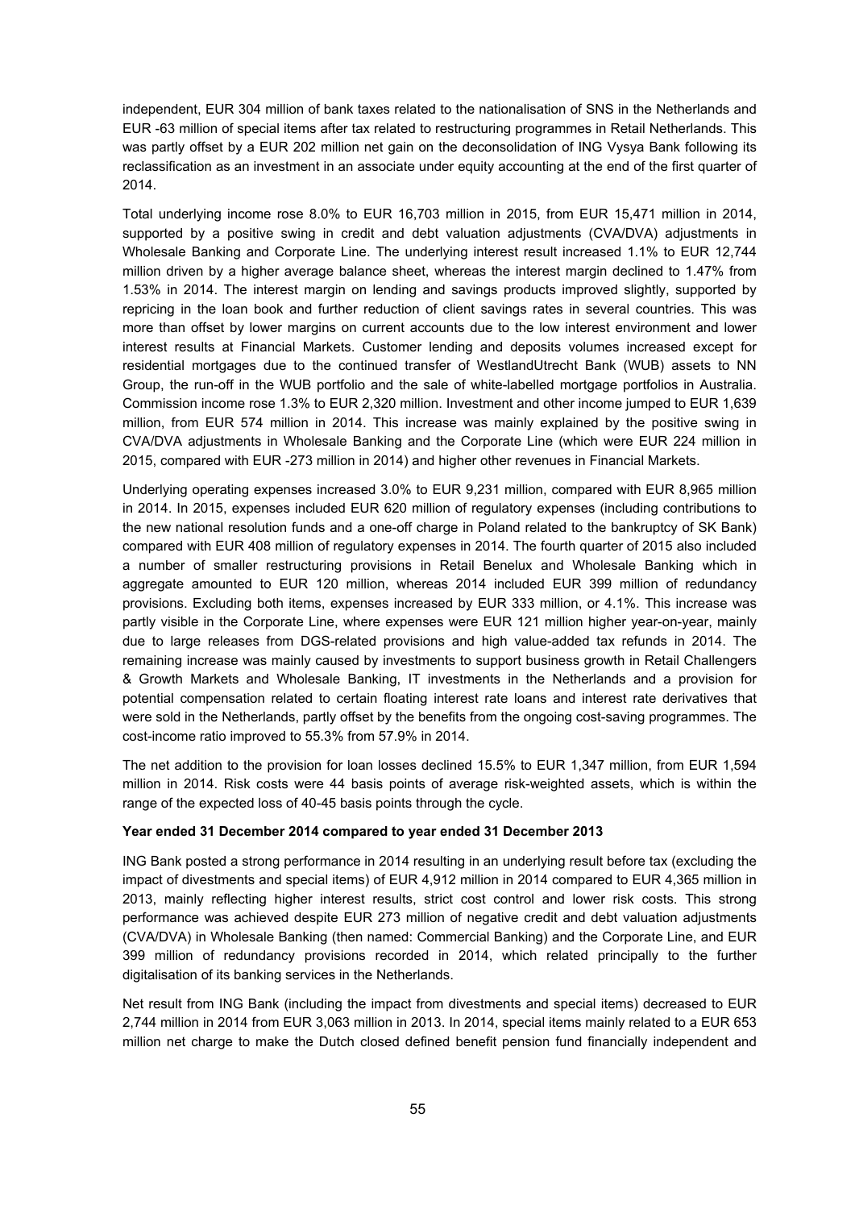independent, EUR 304 million of bank taxes related to the nationalisation of SNS in the Netherlands and EUR -63 million of special items after tax related to restructuring programmes in Retail Netherlands. This was partly offset by a EUR 202 million net gain on the deconsolidation of ING Vysya Bank following its reclassification as an investment in an associate under equity accounting at the end of the first quarter of 2014.

Total underlying income rose 8.0% to EUR 16,703 million in 2015, from EUR 15,471 million in 2014, supported by a positive swing in credit and debt valuation adjustments (CVA/DVA) adjustments in Wholesale Banking and Corporate Line. The underlying interest result increased 1.1% to EUR 12,744 million driven by a higher average balance sheet, whereas the interest margin declined to 1.47% from 1.53% in 2014. The interest margin on lending and savings products improved slightly, supported by repricing in the loan book and further reduction of client savings rates in several countries. This was more than offset by lower margins on current accounts due to the low interest environment and lower interest results at Financial Markets. Customer lending and deposits volumes increased except for residential mortgages due to the continued transfer of WestlandUtrecht Bank (WUB) assets to NN Group, the run-off in the WUB portfolio and the sale of white-labelled mortgage portfolios in Australia. Commission income rose 1.3% to EUR 2,320 million. Investment and other income jumped to EUR 1,639 million, from EUR 574 million in 2014. This increase was mainly explained by the positive swing in CVA/DVA adjustments in Wholesale Banking and the Corporate Line (which were EUR 224 million in 2015, compared with EUR -273 million in 2014) and higher other revenues in Financial Markets.

Underlying operating expenses increased 3.0% to EUR 9,231 million, compared with EUR 8,965 million in 2014. In 2015, expenses included EUR 620 million of regulatory expenses (including contributions to the new national resolution funds and a one-off charge in Poland related to the bankruptcy of SK Bank) compared with EUR 408 million of regulatory expenses in 2014. The fourth quarter of 2015 also included a number of smaller restructuring provisions in Retail Benelux and Wholesale Banking which in aggregate amounted to EUR 120 million, whereas 2014 included EUR 399 million of redundancy provisions. Excluding both items, expenses increased by EUR 333 million, or 4.1%. This increase was partly visible in the Corporate Line, where expenses were EUR 121 million higher year-on-year, mainly due to large releases from DGS-related provisions and high value-added tax refunds in 2014. The remaining increase was mainly caused by investments to support business growth in Retail Challengers & Growth Markets and Wholesale Banking, IT investments in the Netherlands and a provision for potential compensation related to certain floating interest rate loans and interest rate derivatives that were sold in the Netherlands, partly offset by the benefits from the ongoing cost-saving programmes. The cost-income ratio improved to 55.3% from 57.9% in 2014.

The net addition to the provision for loan losses declined 15.5% to EUR 1,347 million, from EUR 1,594 million in 2014. Risk costs were 44 basis points of average risk-weighted assets, which is within the range of the expected loss of 40-45 basis points through the cycle.

**Year ended 31 December 2014 compared to year ended 31 December 2013**

ING Bank posted a strong performance in 2014 resulting in an underlying result before tax (excluding the impact of divestments and special items) of EUR 4,912 million in 2014 compared to EUR 4,365 million in 2013, mainly reflecting higher interest results, strict cost control and lower risk costs. This strong performance was achieved despite EUR 273 million of negative credit and debt valuation adjustments (CVA/DVA) in Wholesale Banking (then named: Commercial Banking) and the Corporate Line, and EUR 399 million of redundancy provisions recorded in 2014, which related principally to the further digitalisation of its banking services in the Netherlands.

Net result from ING Bank (including the impact from divestments and special items) decreased to EUR 2,744 million in 2014 from EUR 3,063 million in 2013. In 2014, special items mainly related to a EUR 653 million net charge to make the Dutch closed defined benefit pension fund financially independent and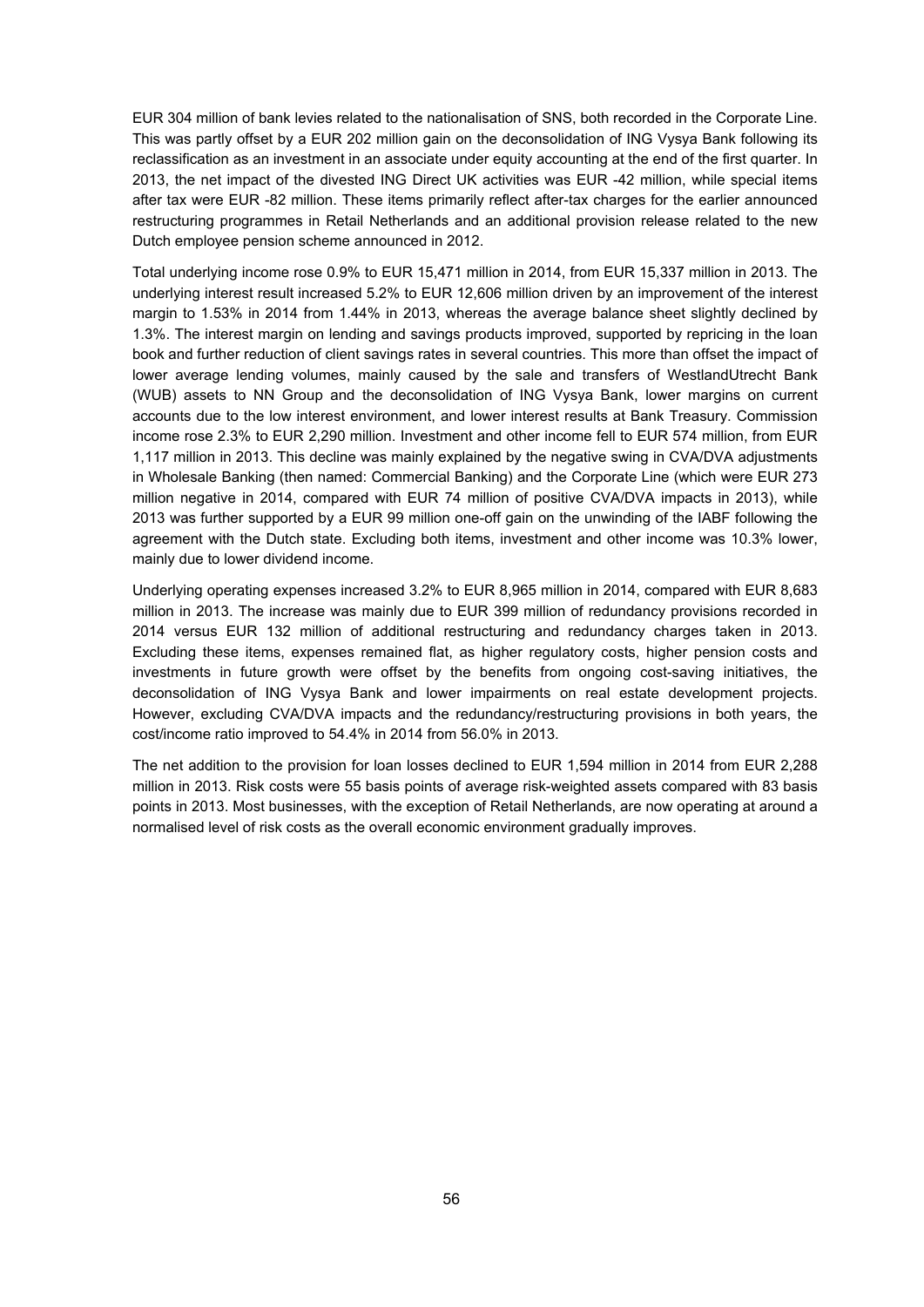EUR 304 million of bank levies related to the nationalisation of SNS, both recorded in the Corporate Line. This was partly offset by a EUR 202 million gain on the deconsolidation of ING Vysya Bank following its reclassification as an investment in an associate under equity accounting at the end of the first quarter. In 2013, the net impact of the divested ING Direct UK activities was EUR -42 million, while special items after tax were EUR -82 million. These items primarily reflect after-tax charges for the earlier announced restructuring programmes in Retail Netherlands and an additional provision release related to the new Dutch employee pension scheme announced in 2012.

Total underlying income rose 0.9% to EUR 15,471 million in 2014, from EUR 15,337 million in 2013. The underlying interest result increased 5.2% to EUR 12,606 million driven by an improvement of the interest margin to 1.53% in 2014 from 1.44% in 2013, whereas the average balance sheet slightly declined by 1.3%. The interest margin on lending and savings products improved, supported by repricing in the loan book and further reduction of client savings rates in several countries. This more than offset the impact of lower average lending volumes, mainly caused by the sale and transfers of WestlandUtrecht Bank (WUB) assets to NN Group and the deconsolidation of ING Vysya Bank, lower margins on current accounts due to the low interest environment, and lower interest results at Bank Treasury. Commission income rose 2.3% to EUR 2,290 million. Investment and other income fell to EUR 574 million, from EUR 1,117 million in 2013. This decline was mainly explained by the negative swing in CVA/DVA adjustments in Wholesale Banking (then named: Commercial Banking) and the Corporate Line (which were EUR 273 million negative in 2014, compared with EUR 74 million of positive CVA/DVA impacts in 2013), while 2013 was further supported by a EUR 99 million one-off gain on the unwinding of the IABF following the agreement with the Dutch state. Excluding both items, investment and other income was 10.3% lower, mainly due to lower dividend income.

Underlying operating expenses increased 3.2% to EUR 8,965 million in 2014, compared with EUR 8,683 million in 2013. The increase was mainly due to EUR 399 million of redundancy provisions recorded in 2014 versus EUR 132 million of additional restructuring and redundancy charges taken in 2013. Excluding these items, expenses remained flat, as higher regulatory costs, higher pension costs and investments in future growth were offset by the benefits from ongoing cost-saving initiatives, the deconsolidation of ING Vysya Bank and lower impairments on real estate development projects. However, excluding CVA/DVA impacts and the redundancy/restructuring provisions in both years, the cost/income ratio improved to 54.4% in 2014 from 56.0% in 2013.

The net addition to the provision for loan losses declined to EUR 1,594 million in 2014 from EUR 2,288 million in 2013. Risk costs were 55 basis points of average risk-weighted assets compared with 83 basis points in 2013. Most businesses, with the exception of Retail Netherlands, are now operating at around a normalised level of risk costs as the overall economic environment gradually improves.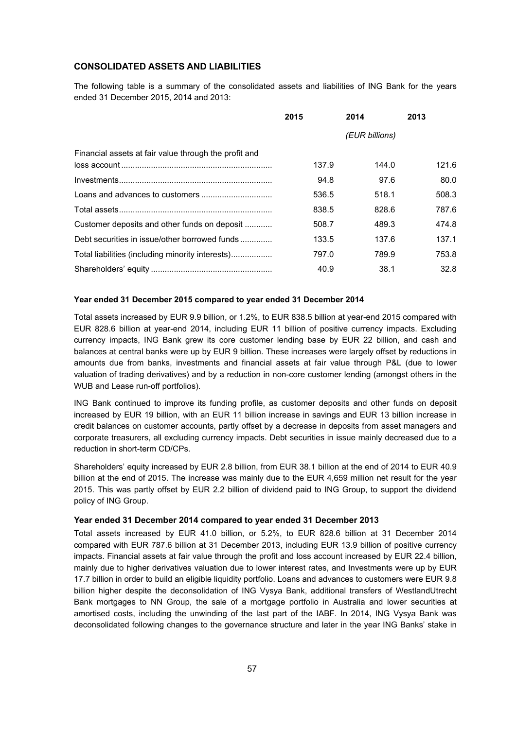## CONSOLIDATED ASSETS AND LIABILITIES

The following table is a summary of the consolidated assets and liabilities of ING Bank for the years ended 31 December 2015, 2014 and 2013:

| | 2015 | 2014 | 2013 |
|---|---|---|---|
| | | *(EUR billions)* | |
| Financial assets at fair value through the profit and loss account | 137.9 | 144.0 | 121.6 |
| Investments | 94.8 | 97.6 | 80.0 |
| Loans and advances to customers | 536.5 | 518.1 | 508.3 |
| Total assets | 838.5 | 828.6 | 787.6 |
| Customer deposits and other funds on deposit | 508.7 | 489.3 | 474.8 |
| Debt securities in issue/other borrowed funds | 133.5 | 137.6 | 137.1 |
| Total liabilities (including minority interests) | 797.0 | 789.9 | 753.8 |
| Shareholders' equity | 40.9 | 38.1 | 32.8 |

**Year ended 31 December 2015 compared to year ended 31 December 2014**

Total assets increased by EUR 9.9 billion, or 1.2%, to EUR 838.5 billion at year-end 2015 compared with EUR 828.6 billion at year-end 2014, including EUR 11 billion of positive currency impacts. Excluding currency impacts, ING Bank grew its core customer lending base by EUR 22 billion, and cash and balances at central banks were up by EUR 9 billion. These increases were largely offset by reductions in amounts due from banks, investments and financial assets at fair value through P&L (due to lower valuation of trading derivatives) and by a reduction in non-core customer lending (amongst others in the WUB and Lease run-off portfolios).

ING Bank continued to improve its funding profile, as customer deposits and other funds on deposit increased by EUR 19 billion, with an EUR 11 billion increase in savings and EUR 13 billion increase in credit balances on customer accounts, partly offset by a decrease in deposits from asset managers and corporate treasurers, all excluding currency impacts. Debt securities in issue mainly decreased due to a reduction in short-term CD/CPs.

Shareholders' equity increased by EUR 2.8 billion, from EUR 38.1 billion at the end of 2014 to EUR 40.9 billion at the end of 2015. The increase was mainly due to the EUR 4,659 million net result for the year 2015. This was partly offset by EUR 2.2 billion of dividend paid to ING Group, to support the dividend policy of ING Group.

**Year ended 31 December 2014 compared to year ended 31 December 2013**

Total assets increased by EUR 41.0 billion, or 5.2%, to EUR 828.6 billion at 31 December 2014 compared with EUR 787.6 billion at 31 December 2013, including EUR 13.9 billion of positive currency impacts. Financial assets at fair value through the profit and loss account increased by EUR 22.4 billion, mainly due to higher derivatives valuation due to lower interest rates, and Investments were up by EUR 17.7 billion in order to build an eligible liquidity portfolio. Loans and advances to customers were EUR 9.8 billion higher despite the deconsolidation of ING Vysya Bank, additional transfers of WestlandUtrecht Bank mortgages to NN Group, the sale of a mortgage portfolio in Australia and lower securities at amortised costs, including the unwinding of the last part of the IABF. In 2014, ING Vysya Bank was deconsolidated following changes to the governance structure and later in the year ING Banks' stake in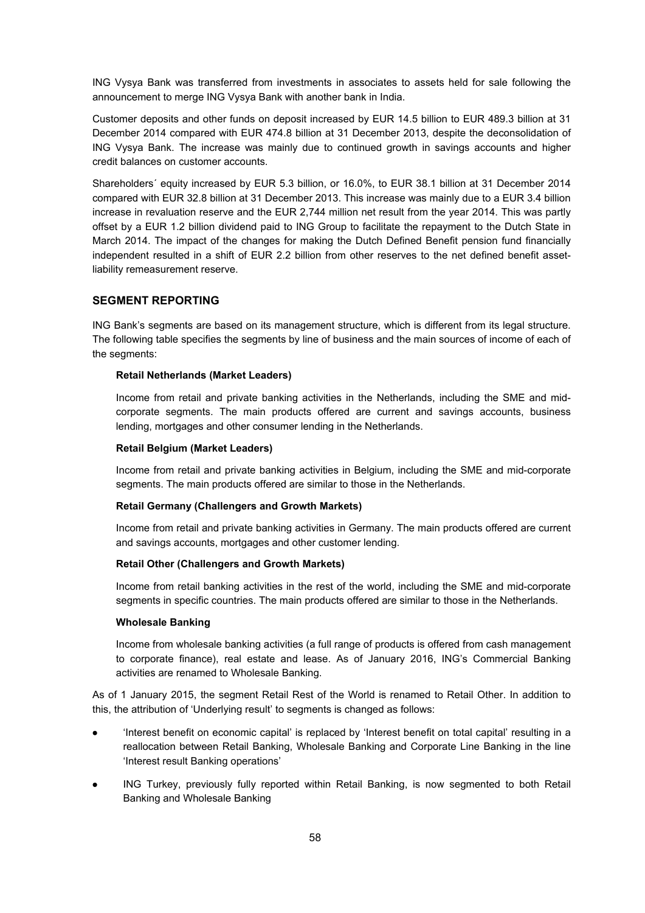ING Vysya Bank was transferred from investments in associates to assets held for sale following the announcement to merge ING Vysya Bank with another bank in India.

Customer deposits and other funds on deposit increased by EUR 14.5 billion to EUR 489.3 billion at 31 December 2014 compared with EUR 474.8 billion at 31 December 2013, despite the deconsolidation of ING Vysya Bank. The increase was mainly due to continued growth in savings accounts and higher credit balances on customer accounts.

Shareholders´ equity increased by EUR 5.3 billion, or 16.0%, to EUR 38.1 billion at 31 December 2014 compared with EUR 32.8 billion at 31 December 2013. This increase was mainly due to a EUR 3.4 billion increase in revaluation reserve and the EUR 2,744 million net result from the year 2014. This was partly offset by a EUR 1.2 billion dividend paid to ING Group to facilitate the repayment to the Dutch State in March 2014. The impact of the changes for making the Dutch Defined Benefit pension fund financially independent resulted in a shift of EUR 2.2 billion from other reserves to the net defined benefit asset-liability remeasurement reserve.

## SEGMENT REPORTING

ING Bank's segments are based on its management structure, which is different from its legal structure. The following table specifies the segments by line of business and the main sources of income of each of the segments:

**Retail Netherlands (Market Leaders)**

Income from retail and private banking activities in the Netherlands, including the SME and mid-corporate segments. The main products offered are current and savings accounts, business lending, mortgages and other consumer lending in the Netherlands.

**Retail Belgium (Market Leaders)**

Income from retail and private banking activities in Belgium, including the SME and mid-corporate segments. The main products offered are similar to those in the Netherlands.

**Retail Germany (Challengers and Growth Markets)**

Income from retail and private banking activities in Germany. The main products offered are current and savings accounts, mortgages and other customer lending.

**Retail Other (Challengers and Growth Markets)**

Income from retail banking activities in the rest of the world, including the SME and mid-corporate segments in specific countries. The main products offered are similar to those in the Netherlands.

**Wholesale Banking**

Income from wholesale banking activities (a full range of products is offered from cash management to corporate finance), real estate and lease. As of January 2016, ING's Commercial Banking activities are renamed to Wholesale Banking.

As of 1 January 2015, the segment Retail Rest of the World is renamed to Retail Other. In addition to this, the attribution of 'Underlying result' to segments is changed as follows:

- 'Interest benefit on economic capital' is replaced by 'Interest benefit on total capital' resulting in a reallocation between Retail Banking, Wholesale Banking and Corporate Line Banking in the line 'Interest result Banking operations'
- ING Turkey, previously fully reported within Retail Banking, is now segmented to both Retail Banking and Wholesale Banking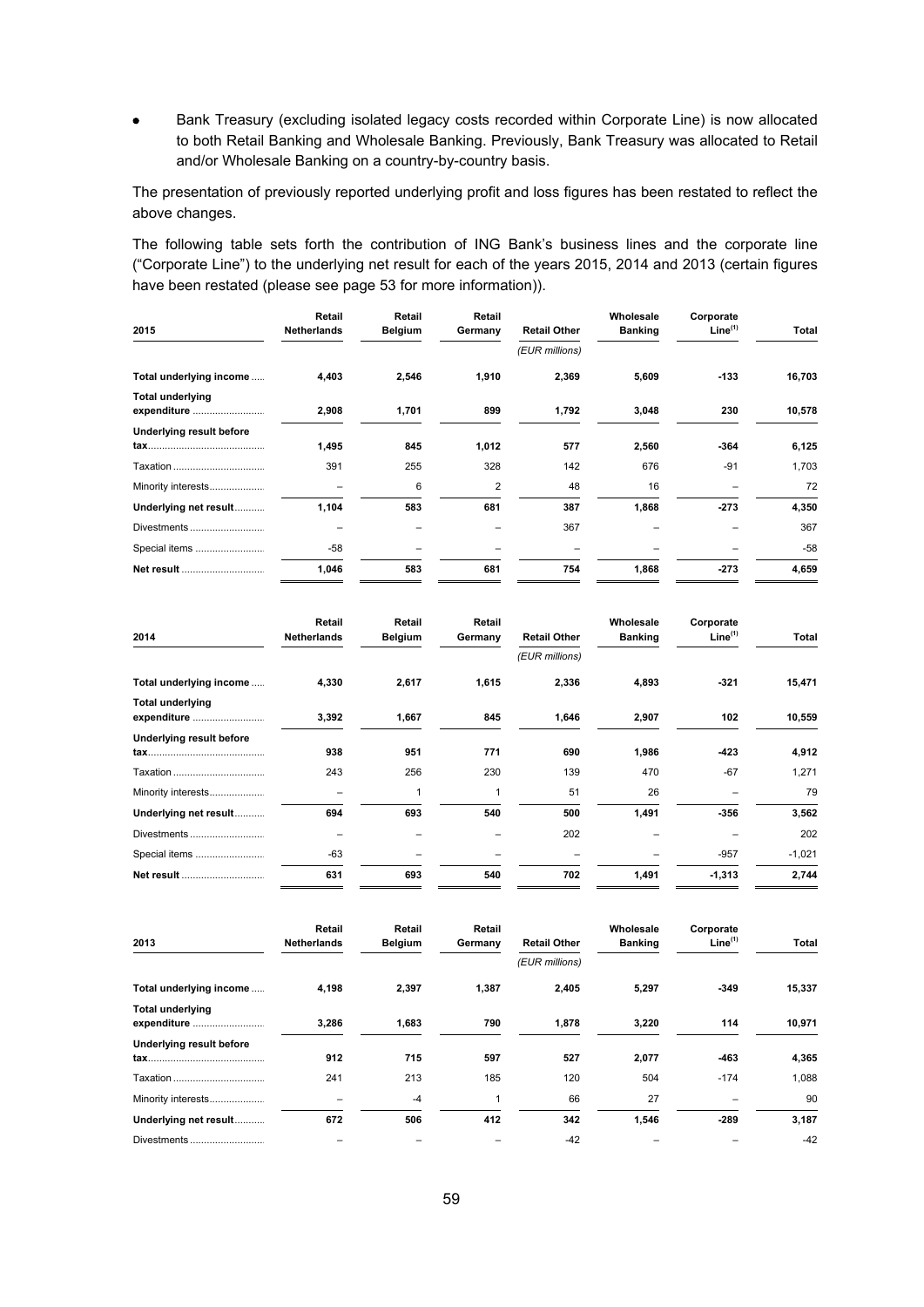- Bank Treasury (excluding isolated legacy costs recorded within Corporate Line) is now allocated to both Retail Banking and Wholesale Banking. Previously, Bank Treasury was allocated to Retail and/or Wholesale Banking on a country-by-country basis.

The presentation of previously reported underlying profit and loss figures has been restated to reflect the above changes.

The following table sets forth the contribution of ING Bank's business lines and the corporate line ("Corporate Line") to the underlying net result for each of the years 2015, 2014 and 2013 (certain figures have been restated (please see page 53 for more information)).

| 2015 | Retail Netherlands | Retail Belgium | Retail Germany | Retail Other | Wholesale Banking | Corporate Line[(1)] | Total |
|---|---|---|---|---|---|---|---|
| | | | | *(EUR millions)* | | | |
| **Total underlying income** | **4,403** | **2,546** | **1,910** | **2,369** | **5,609** | **-133** | **16,703** |
| **Total underlying expenditure** | **2,908** | **1,701** | **899** | **1,792** | **3,048** | **230** | **10,578** |
| **Underlying result before tax** | **1,495** | **845** | **1,012** | **577** | **2,560** | **-364** | **6,125** |
| Taxation | 391 | 255 | 328 | 142 | 676 | -91 | 1,703 |
| Minority interests | – | 6 | 2 | 48 | 16 | – | 72 |
| **Underlying net result** | **1,104** | **583** | **681** | **387** | **1,868** | **-273** | **4,350** |
| Divestments | – | – | – | 367 | – | – | 367 |
| Special items | -58 | – | – | – | – | – | -58 |
| **Net result** | **1,046** | **583** | **681** | **754** | **1,868** | **-273** | **4,659** |

| 2014 | Retail Netherlands | Retail Belgium | Retail Germany | Retail Other | Wholesale Banking | Corporate Line[(1)] | Total |
|---|---|---|---|---|---|---|---|
| | | | | *(EUR millions)* | | | |
| **Total underlying income** | **4,330** | **2,617** | **1,615** | **2,336** | **4,893** | **-321** | **15,471** |
| **Total underlying expenditure** | **3,392** | **1,667** | **845** | **1,646** | **2,907** | **102** | **10,559** |
| **Underlying result before tax** | **938** | **951** | **771** | **690** | **1,986** | **-423** | **4,912** |
| Taxation | 243 | 256 | 230 | 139 | 470 | -67 | 1,271 |
| Minority interests | – | 1 | 1 | 51 | 26 | – | 79 |
| **Underlying net result** | **694** | **693** | **540** | **500** | **1,491** | **-356** | **3,562** |
| Divestments | – | – | – | 202 | – | – | 202 |
| Special items | -63 | – | – | – | – | -957 | -1,021 |
| **Net result** | **631** | **693** | **540** | **702** | **1,491** | **-1,313** | **2,744** |

| 2013 | Retail Netherlands | Retail Belgium | Retail Germany | Retail Other | Wholesale Banking | Corporate Line[(1)] | Total |
|---|---|---|---|---|---|---|---|
| | | | | *(EUR millions)* | | | |
| **Total underlying income** | **4,198** | **2,397** | **1,387** | **2,405** | **5,297** | **-349** | **15,337** |
| **Total underlying expenditure** | **3,286** | **1,683** | **790** | **1,878** | **3,220** | **114** | **10,971** |
| **Underlying result before tax** | **912** | **715** | **597** | **527** | **2,077** | **-463** | **4,365** |
| Taxation | 241 | 213 | 185 | 120 | 504 | -174 | 1,088 |
| Minority interests | – | -4 | 1 | 66 | 27 | – | 90 |
| **Underlying net result** | **672** | **506** | **412** | **342** | **1,546** | **-289** | **3,187** |
| Divestments | – | – | – | -42 | – | – | -42 |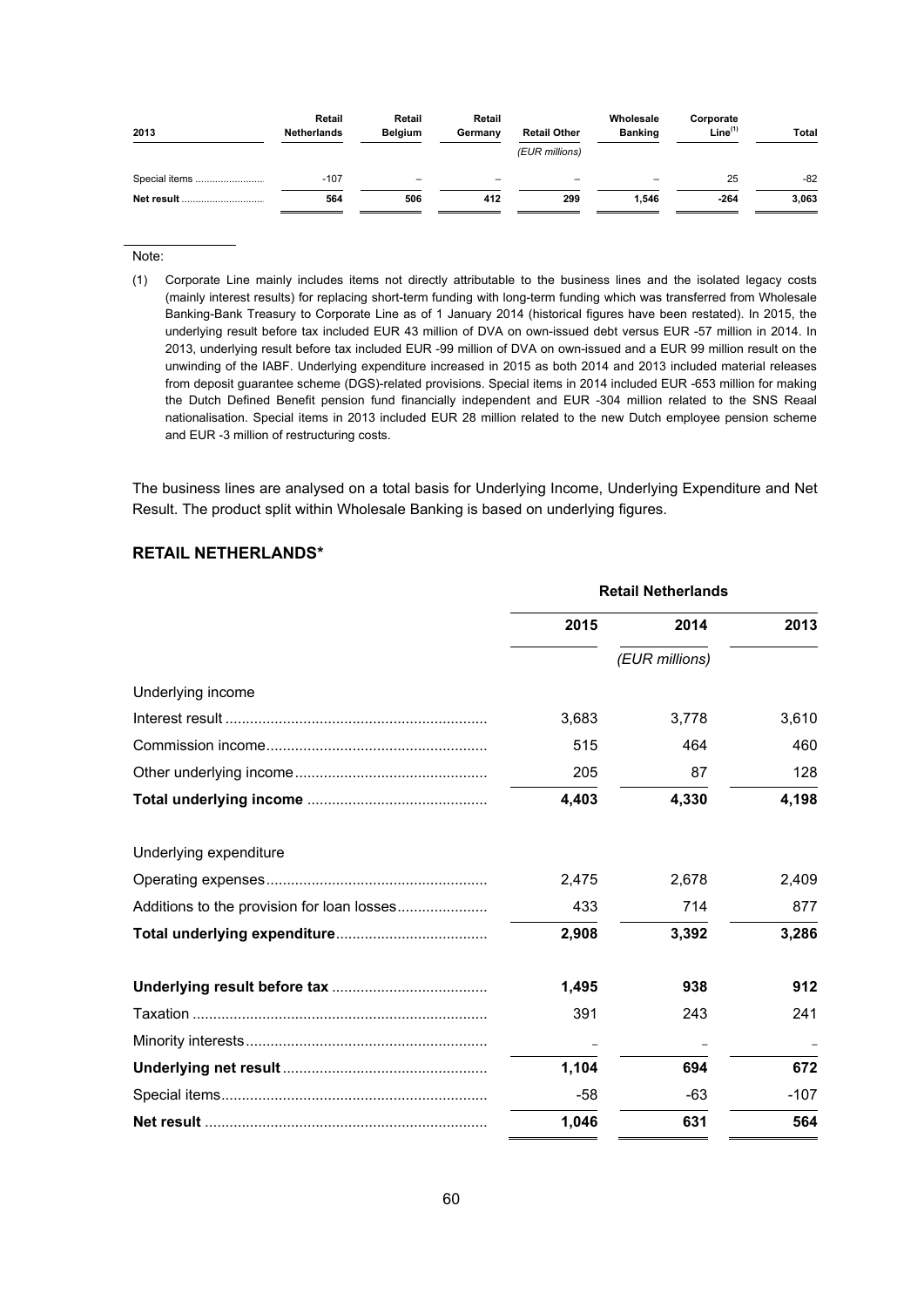| 2013 | Retail Netherlands | Retail Belgium | Retail Germany | Retail Other | Wholesale Banking | Corporate Line[(1)] | Total |
|---|---|---|---|---|---|---|---|
| | | | | *(EUR millions)* | | | |
| Special items | -107 | – | – | – | – | 25 | -82 |
| **Net result** | **564** | **506** | **412** | **299** | **1,546** | **-264** | **3,063** |

Note:

(1) Corporate Line mainly includes items not directly attributable to the business lines and the isolated legacy costs (mainly interest results) for replacing short-term funding with long-term funding which was transferred from Wholesale Banking-Bank Treasury to Corporate Line as of 1 January 2014 (historical figures have been restated). In 2015, the underlying result before tax included EUR 43 million of DVA on own-issued debt versus EUR -57 million in 2014. In 2013, underlying result before tax included EUR -99 million of DVA on own-issued and a EUR 99 million result on the unwinding of the IABF. Underlying expenditure increased in 2015 as both 2014 and 2013 included material releases from deposit guarantee scheme (DGS)-related provisions. Special items in 2014 included EUR -653 million for making the Dutch Defined Benefit pension fund financially independent and EUR -304 million related to the SNS Reaal nationalisation. Special items in 2013 included EUR 28 million related to the new Dutch employee pension scheme and EUR -3 million of restructuring costs.

The business lines are analysed on a total basis for Underlying Income, Underlying Expenditure and Net Result. The product split within Wholesale Banking is based on underlying figures.

## RETAIL NETHERLANDS*

| | Retail Netherlands | | |
|---|---|---|---|
| | **2015** | **2014** | **2013** |
| | | *(EUR millions)* | |
| Underlying income | | | |
| Interest result | 3,683 | 3,778 | 3,610 |
| Commission income | 515 | 464 | 460 |
| Other underlying income | 205 | 87 | 128 |
| **Total underlying income** | **4,403** | **4,330** | **4,198** |
| Underlying expenditure | | | |
| Operating expenses | 2,475 | 2,678 | 2,409 |
| Additions to the provision for loan losses | 433 | 714 | 877 |
| **Total underlying expenditure** | **2,908** | **3,392** | **3,286** |
| **Underlying result before tax** | **1,495** | **938** | **912** |
| Taxation | 391 | 243 | 241 |
| Minority interests | – | – | – |
| **Underlying net result** | **1,104** | **694** | **672** |
| Special items | -58 | -63 | -107 |
| **Net result** | **1,046** | **631** | **564** |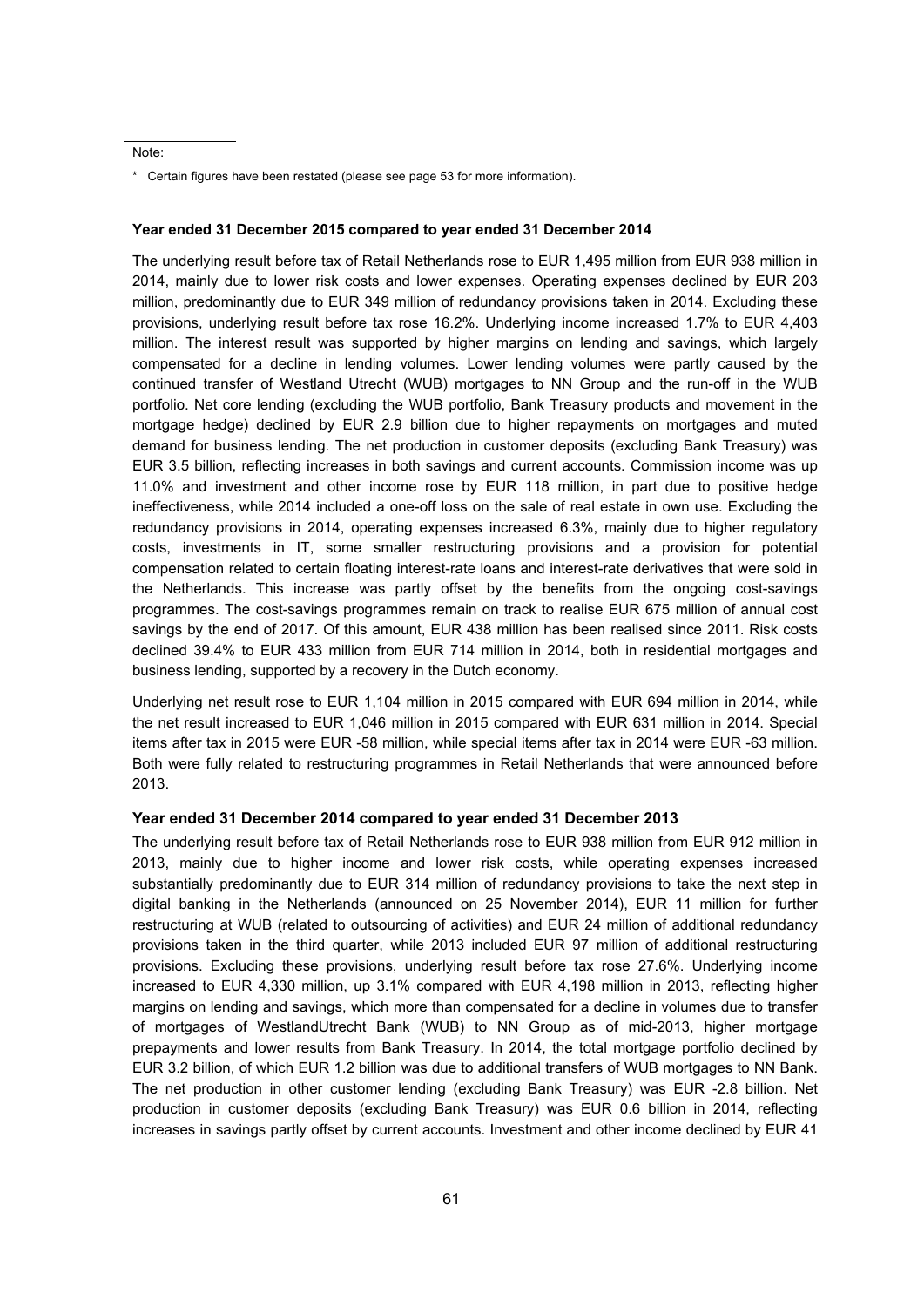Note:

\* Certain figures have been restated (please see page 53 for more information).

**Year ended 31 December 2015 compared to year ended 31 December 2014**

The underlying result before tax of Retail Netherlands rose to EUR 1,495 million from EUR 938 million in 2014, mainly due to lower risk costs and lower expenses. Operating expenses declined by EUR 203 million, predominantly due to EUR 349 million of redundancy provisions taken in 2014. Excluding these provisions, underlying result before tax rose 16.2%. Underlying income increased 1.7% to EUR 4,403 million. The interest result was supported by higher margins on lending and savings, which largely compensated for a decline in lending volumes. Lower lending volumes were partly caused by the continued transfer of Westland Utrecht (WUB) mortgages to NN Group and the run-off in the WUB portfolio. Net core lending (excluding the WUB portfolio, Bank Treasury products and movement in the mortgage hedge) declined by EUR 2.9 billion due to higher repayments on mortgages and muted demand for business lending. The net production in customer deposits (excluding Bank Treasury) was EUR 3.5 billion, reflecting increases in both savings and current accounts. Commission income was up 11.0% and investment and other income rose by EUR 118 million, in part due to positive hedge ineffectiveness, while 2014 included a one-off loss on the sale of real estate in own use. Excluding the redundancy provisions in 2014, operating expenses increased 6.3%, mainly due to higher regulatory costs, investments in IT, some smaller restructuring provisions and a provision for potential compensation related to certain floating interest-rate loans and interest-rate derivatives that were sold in the Netherlands. This increase was partly offset by the benefits from the ongoing cost-savings programmes. The cost-savings programmes remain on track to realise EUR 675 million of annual cost savings by the end of 2017. Of this amount, EUR 438 million has been realised since 2011. Risk costs declined 39.4% to EUR 433 million from EUR 714 million in 2014, both in residential mortgages and business lending, supported by a recovery in the Dutch economy.

Underlying net result rose to EUR 1,104 million in 2015 compared with EUR 694 million in 2014, while the net result increased to EUR 1,046 million in 2015 compared with EUR 631 million in 2014. Special items after tax in 2015 were EUR -58 million, while special items after tax in 2014 were EUR -63 million. Both were fully related to restructuring programmes in Retail Netherlands that were announced before 2013.

**Year ended 31 December 2014 compared to year ended 31 December 2013**

The underlying result before tax of Retail Netherlands rose to EUR 938 million from EUR 912 million in 2013, mainly due to higher income and lower risk costs, while operating expenses increased substantially predominantly due to EUR 314 million of redundancy provisions to take the next step in digital banking in the Netherlands (announced on 25 November 2014), EUR 11 million for further restructuring at WUB (related to outsourcing of activities) and EUR 24 million of additional redundancy provisions taken in the third quarter, while 2013 included EUR 97 million of additional restructuring provisions. Excluding these provisions, underlying result before tax rose 27.6%. Underlying income increased to EUR 4,330 million, up 3.1% compared with EUR 4,198 million in 2013, reflecting higher margins on lending and savings, which more than compensated for a decline in volumes due to transfer of mortgages of WestlandUtrecht Bank (WUB) to NN Group as of mid-2013, higher mortgage prepayments and lower results from Bank Treasury. In 2014, the total mortgage portfolio declined by EUR 3.2 billion, of which EUR 1.2 billion was due to additional transfers of WUB mortgages to NN Bank. The net production in other customer lending (excluding Bank Treasury) was EUR -2.8 billion. Net production in customer deposits (excluding Bank Treasury) was EUR 0.6 billion in 2014, reflecting increases in savings partly offset by current accounts. Investment and other income declined by EUR 41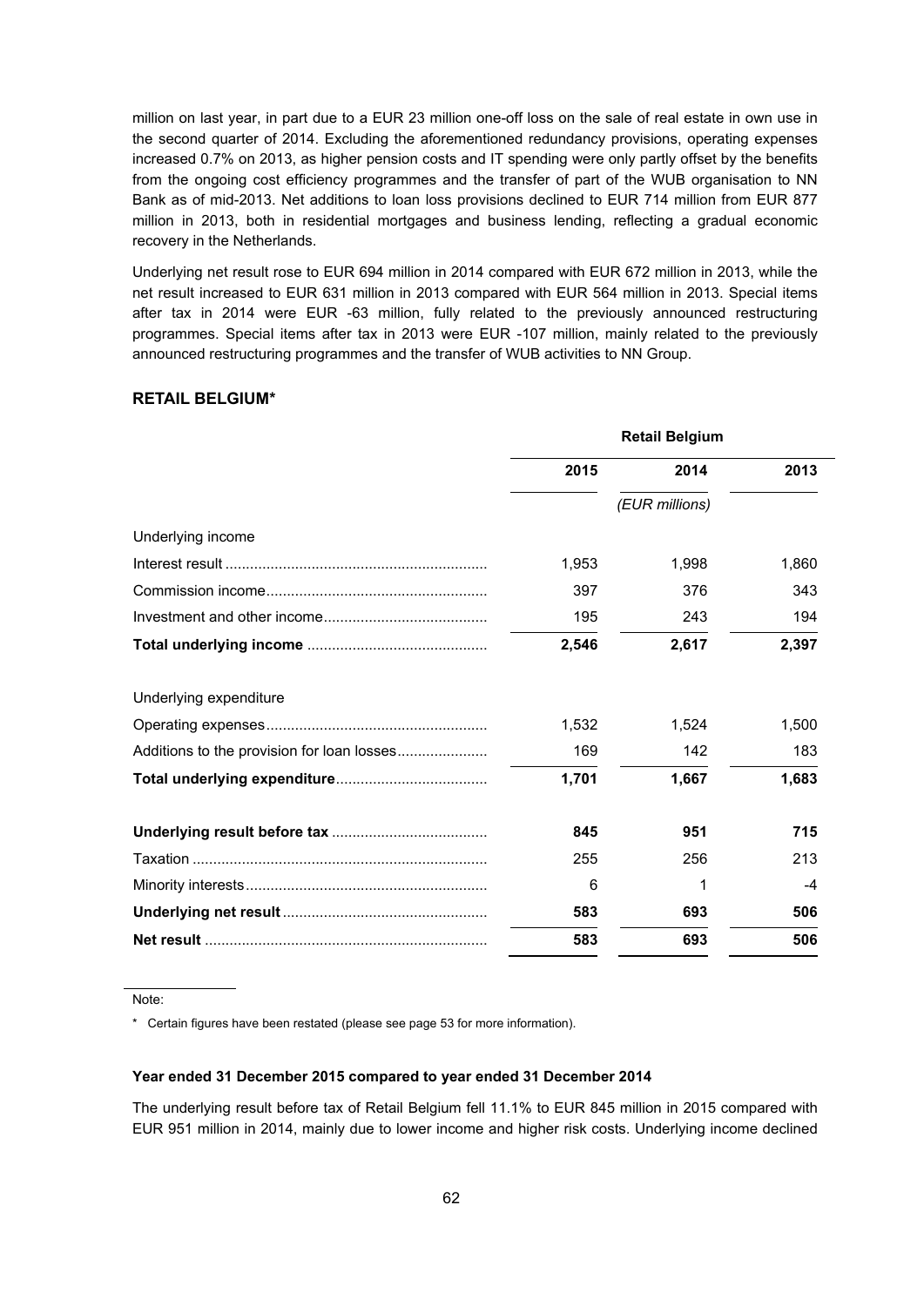million on last year, in part due to a EUR 23 million one-off loss on the sale of real estate in own use in the second quarter of 2014. Excluding the aforementioned redundancy provisions, operating expenses increased 0.7% on 2013, as higher pension costs and IT spending were only partly offset by the benefits from the ongoing cost efficiency programmes and the transfer of part of the WUB organisation to NN Bank as of mid-2013. Net additions to loan loss provisions declined to EUR 714 million from EUR 877 million in 2013, both in residential mortgages and business lending, reflecting a gradual economic recovery in the Netherlands.

Underlying net result rose to EUR 694 million in 2014 compared with EUR 672 million in 2013, while the net result increased to EUR 631 million in 2013 compared with EUR 564 million in 2013. Special items after tax in 2014 were EUR -63 million, fully related to the previously announced restructuring programmes. Special items after tax in 2013 were EUR -107 million, mainly related to the previously announced restructuring programmes and the transfer of WUB activities to NN Group.

## RETAIL BELGIUM*

| | Retail Belgium | | |
|---|---|---|---|
| | 2015 | 2014 | 2013 |
| | | (EUR millions) | |
| Underlying income | | | |
| Interest result | 1,953 | 1,998 | 1,860 |
| Commission income | 397 | 376 | 343 |
| Investment and other income | 195 | 243 | 194 |
| **Total underlying income** | **2,546** | **2,617** | **2,397** |
| Underlying expenditure | | | |
| Operating expenses | 1,532 | 1,524 | 1,500 |
| Additions to the provision for loan losses | 169 | 142 | 183 |
| **Total underlying expenditure** | **1,701** | **1,667** | **1,683** |
| **Underlying result before tax** | **845** | **951** | **715** |
| Taxation | 255 | 256 | 213 |
| Minority interests | 6 | 1 | -4 |
| **Underlying net result** | **583** | **693** | **506** |
| **Net result** | **583** | **693** | **506** |

Note:

\* Certain figures have been restated (please see page 53 for more information).

**Year ended 31 December 2015 compared to year ended 31 December 2014**

The underlying result before tax of Retail Belgium fell 11.1% to EUR 845 million in 2015 compared with EUR 951 million in 2014, mainly due to lower income and higher risk costs. Underlying income declined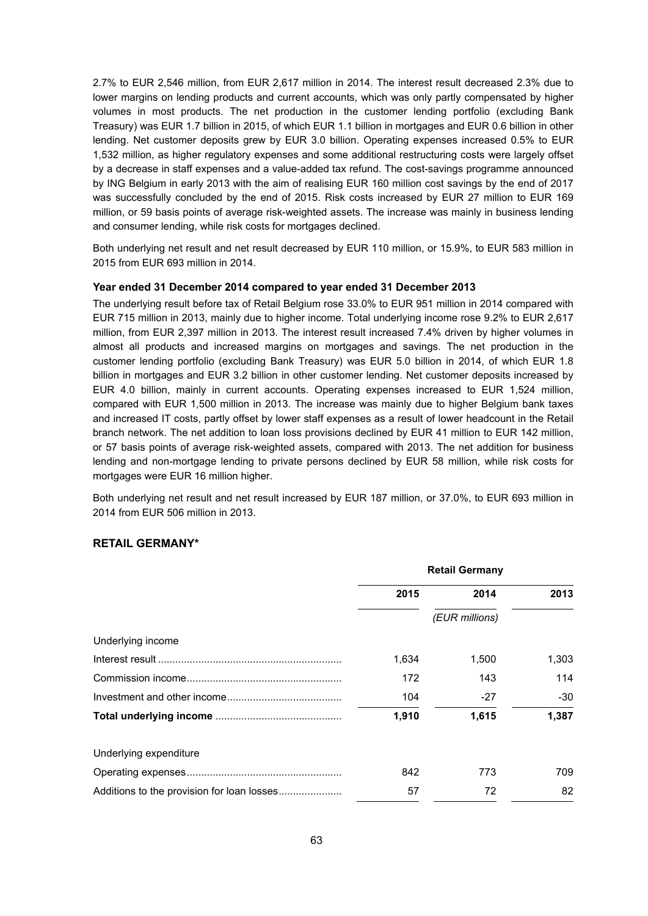2.7% to EUR 2,546 million, from EUR 2,617 million in 2014. The interest result decreased 2.3% due to lower margins on lending products and current accounts, which was only partly compensated by higher volumes in most products. The net production in the customer lending portfolio (excluding Bank Treasury) was EUR 1.7 billion in 2015, of which EUR 1.1 billion in mortgages and EUR 0.6 billion in other lending. Net customer deposits grew by EUR 3.0 billion. Operating expenses increased 0.5% to EUR 1,532 million, as higher regulatory expenses and some additional restructuring costs were largely offset by a decrease in staff expenses and a value-added tax refund. The cost-savings programme announced by ING Belgium in early 2013 with the aim of realising EUR 160 million cost savings by the end of 2017 was successfully concluded by the end of 2015. Risk costs increased by EUR 27 million to EUR 169 million, or 59 basis points of average risk-weighted assets. The increase was mainly in business lending and consumer lending, while risk costs for mortgages declined.

Both underlying net result and net result decreased by EUR 110 million, or 15.9%, to EUR 583 million in 2015 from EUR 693 million in 2014.

**Year ended 31 December 2014 compared to year ended 31 December 2013**

The underlying result before tax of Retail Belgium rose 33.0% to EUR 951 million in 2014 compared with EUR 715 million in 2013, mainly due to higher income. Total underlying income rose 9.2% to EUR 2,617 million, from EUR 2,397 million in 2013. The interest result increased 7.4% driven by higher volumes in almost all products and increased margins on mortgages and savings. The net production in the customer lending portfolio (excluding Bank Treasury) was EUR 5.0 billion in 2014, of which EUR 1.8 billion in mortgages and EUR 3.2 billion in other customer lending. Net customer deposits increased by EUR 4.0 billion, mainly in current accounts. Operating expenses increased to EUR 1,524 million, compared with EUR 1,500 million in 2013. The increase was mainly due to higher Belgium bank taxes and increased IT costs, partly offset by lower staff expenses as a result of lower headcount in the Retail branch network. The net addition to loan loss provisions declined by EUR 41 million to EUR 142 million, or 57 basis points of average risk-weighted assets, compared with 2013. The net addition for business lending and non-mortgage lending to private persons declined by EUR 58 million, while risk costs for mortgages were EUR 16 million higher.

Both underlying net result and net result increased by EUR 187 million, or 37.0%, to EUR 693 million in 2014 from EUR 506 million in 2013.

## RETAIL GERMANY*

| | Retail Germany | | |
|---|---|---|---|
| | 2015 | 2014 | 2013 |
| | | *(EUR millions)* | |
| Underlying income | | | |
| Interest result | 1,634 | 1,500 | 1,303 |
| Commission income | 172 | 143 | 114 |
| Investment and other income | 104 | -27 | -30 |
| **Total underlying income** | **1,910** | **1,615** | **1,387** |
| Underlying expenditure | | | |
| Operating expenses | 842 | 773 | 709 |
| Additions to the provision for loan losses | 57 | 72 | 82 |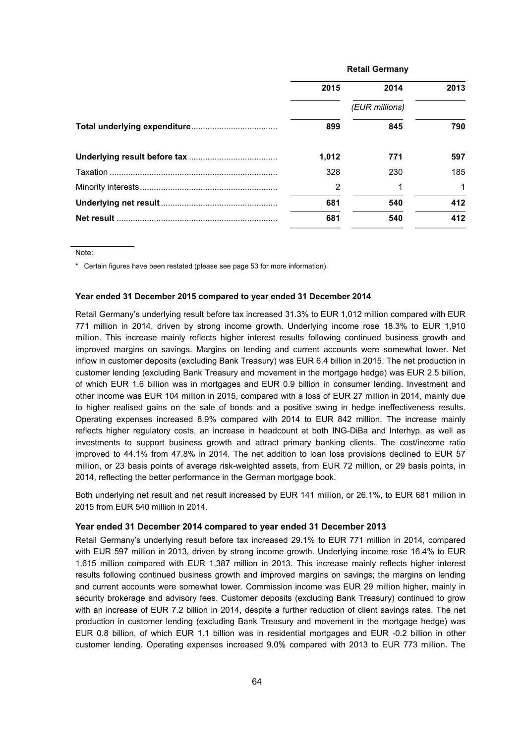| | Retail Germany | | |
|---|---|---|---|
| | 2015 | 2014 | 2013 |
| | | *(EUR millions)* | |
| **Total underlying expenditure** | **899** | **845** | **790** |
| **Underlying result before tax** | **1,012** | **771** | **597** |
| Taxation | 328 | 230 | 185 |
| Minority interests | 2 | 1 | 1 |
| **Underlying net result** | **681** | **540** | **412** |
| **Net result** | **681** | **540** | **412** |

Note:

\* Certain figures have been restated (please see page 53 for more information).

**Year ended 31 December 2015 compared to year ended 31 December 2014**

Retail Germany's underlying result before tax increased 31.3% to EUR 1,012 million compared with EUR 771 million in 2014, driven by strong income growth. Underlying income rose 18.3% to EUR 1,910 million. This increase mainly reflects higher interest results following continued business growth and improved margins on savings. Margins on lending and current accounts were somewhat lower. Net inflow in customer deposits (excluding Bank Treasury) was EUR 6.4 billion in 2015. The net production in customer lending (excluding Bank Treasury and movement in the mortgage hedge) was EUR 2.5 billion, of which EUR 1.6 billion was in mortgages and EUR 0.9 billion in consumer lending. Investment and other income was EUR 104 million in 2015, compared with a loss of EUR 27 million in 2014, mainly due to higher realised gains on the sale of bonds and a positive swing in hedge ineffectiveness results. Operating expenses increased 8.9% compared with 2014 to EUR 842 million. The increase mainly reflects higher regulatory costs, an increase in headcount at both ING-DiBa and Interhyp, as well as investments to support business growth and attract primary banking clients. The cost/income ratio improved to 44.1% from 47.8% in 2014. The net addition to loan loss provisions declined to EUR 57 million, or 23 basis points of average risk-weighted assets, from EUR 72 million, or 29 basis points, in 2014, reflecting the better performance in the German mortgage book.

Both underlying net result and net result increased by EUR 141 million, or 26.1%, to EUR 681 million in 2015 from EUR 540 million in 2014.

**Year ended 31 December 2014 compared to year ended 31 December 2013**

Retail Germany's underlying result before tax increased 29.1% to EUR 771 million in 2014, compared with EUR 597 million in 2013, driven by strong income growth. Underlying income rose 16.4% to EUR 1,615 million compared with EUR 1,387 million in 2013. This increase mainly reflects higher interest results following continued business growth and improved margins on savings; the margins on lending and current accounts were somewhat lower. Commission income was EUR 29 million higher, mainly in security brokerage and advisory fees. Customer deposits (excluding Bank Treasury) continued to grow with an increase of EUR 7.2 billion in 2014, despite a further reduction of client savings rates. The net production in customer lending (excluding Bank Treasury and movement in the mortgage hedge) was EUR 0.8 billion, of which EUR 1.1 billion was in residential mortgages and EUR -0.2 billion in other customer lending. Operating expenses increased 9.0% compared with 2013 to EUR 773 million. The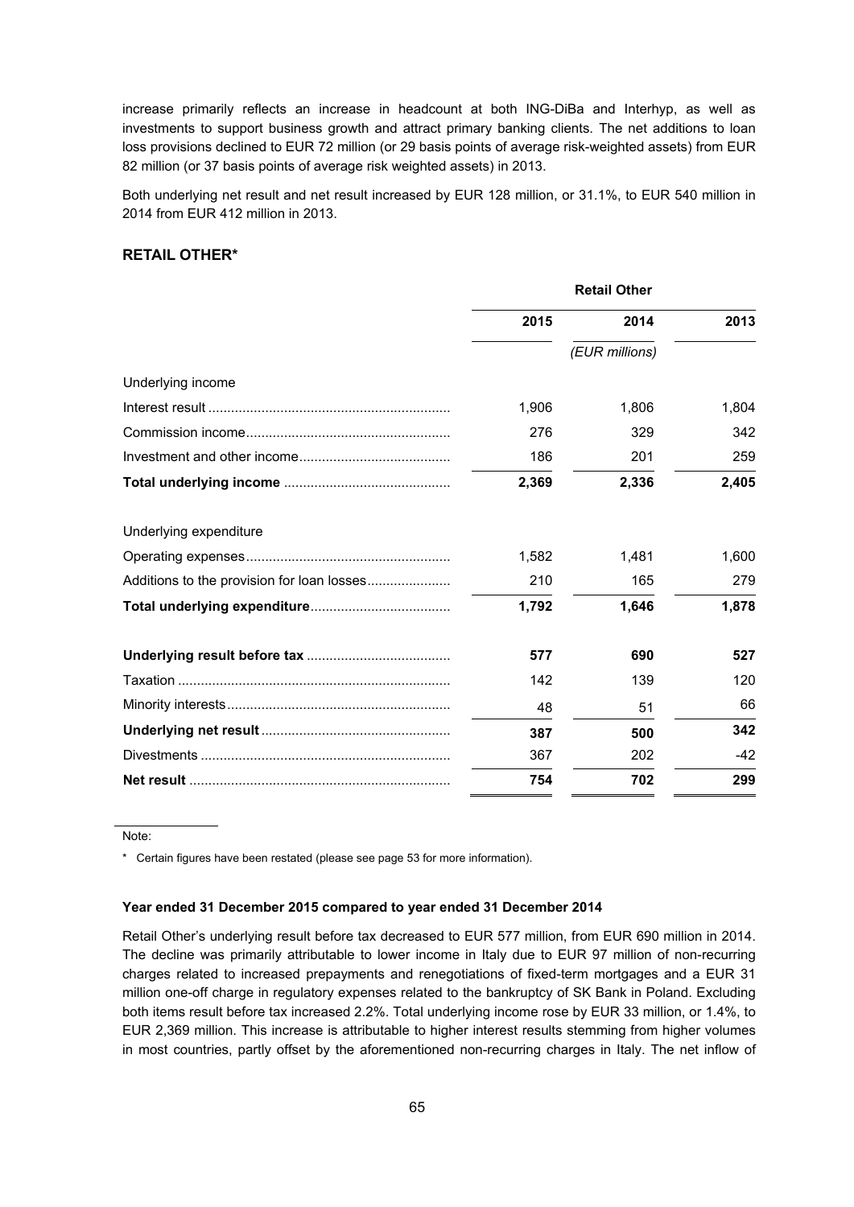increase primarily reflects an increase in headcount at both ING-DiBa and Interhyp, as well as investments to support business growth and attract primary banking clients. The net additions to loan loss provisions declined to EUR 72 million (or 29 basis points of average risk-weighted assets) from EUR 82 million (or 37 basis points of average risk weighted assets) in 2013.

Both underlying net result and net result increased by EUR 128 million, or 31.1%, to EUR 540 million in 2014 from EUR 412 million in 2013.

## RETAIL OTHER*

| | Retail Other | | |
|---|---|---|---|
| | **2015** | **2014** | **2013** |
| | | *(EUR millions)* | |
| Underlying income | | | |
| Interest result | 1,906 | 1,806 | 1,804 |
| Commission income | 276 | 329 | 342 |
| Investment and other income | 186 | 201 | 259 |
| **Total underlying income** | **2,369** | **2,336** | **2,405** |
| Underlying expenditure | | | |
| Operating expenses | 1,582 | 1,481 | 1,600 |
| Additions to the provision for loan losses | 210 | 165 | 279 |
| **Total underlying expenditure** | **1,792** | **1,646** | **1,878** |
| **Underlying result before tax** | **577** | **690** | **527** |
| Taxation | 142 | 139 | 120 |
| Minority interests | 48 | 51 | 66 |
| **Underlying net result** | **387** | **500** | **342** |
| Divestments | 367 | 202 | -42 |
| **Net result** | **754** | **702** | **299** |

Note:

\* Certain figures have been restated (please see page 53 for more information).

**Year ended 31 December 2015 compared to year ended 31 December 2014**

Retail Other's underlying result before tax decreased to EUR 577 million, from EUR 690 million in 2014. The decline was primarily attributable to lower income in Italy due to EUR 97 million of non-recurring charges related to increased prepayments and renegotiations of fixed-term mortgages and a EUR 31 million one-off charge in regulatory expenses related to the bankruptcy of SK Bank in Poland. Excluding both items result before tax increased 2.2%. Total underlying income rose by EUR 33 million, or 1.4%, to EUR 2,369 million. This increase is attributable to higher interest results stemming from higher volumes in most countries, partly offset by the aforementioned non-recurring charges in Italy. The net inflow of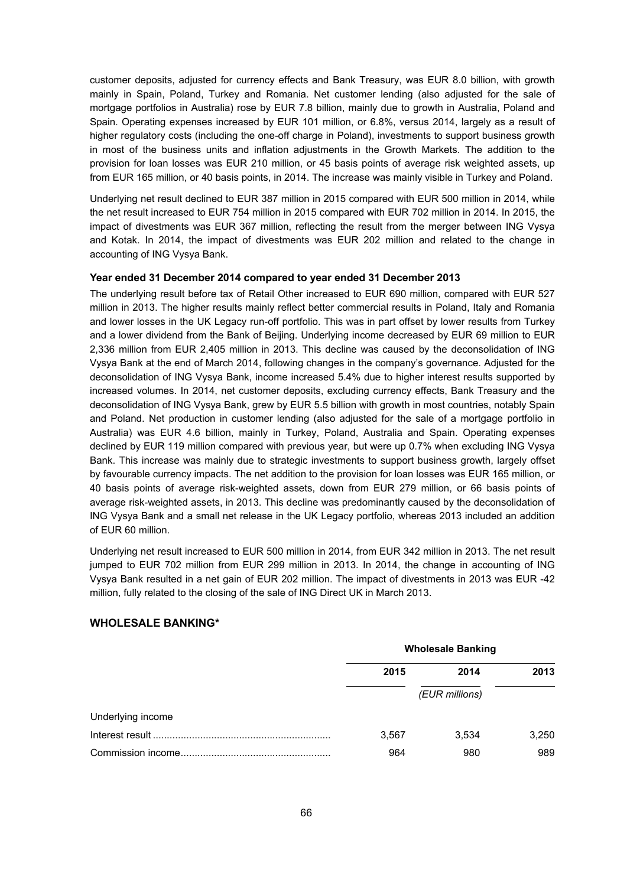customer deposits, adjusted for currency effects and Bank Treasury, was EUR 8.0 billion, with growth mainly in Spain, Poland, Turkey and Romania. Net customer lending (also adjusted for the sale of mortgage portfolios in Australia) rose by EUR 7.8 billion, mainly due to growth in Australia, Poland and Spain. Operating expenses increased by EUR 101 million, or 6.8%, versus 2014, largely as a result of higher regulatory costs (including the one-off charge in Poland), investments to support business growth in most of the business units and inflation adjustments in the Growth Markets. The addition to the provision for loan losses was EUR 210 million, or 45 basis points of average risk weighted assets, up from EUR 165 million, or 40 basis points, in 2014. The increase was mainly visible in Turkey and Poland.

Underlying net result declined to EUR 387 million in 2015 compared with EUR 500 million in 2014, while the net result increased to EUR 754 million in 2015 compared with EUR 702 million in 2014. In 2015, the impact of divestments was EUR 367 million, reflecting the result from the merger between ING Vysya and Kotak. In 2014, the impact of divestments was EUR 202 million and related to the change in accounting of ING Vysya Bank.

**Year ended 31 December 2014 compared to year ended 31 December 2013**

The underlying result before tax of Retail Other increased to EUR 690 million, compared with EUR 527 million in 2013. The higher results mainly reflect better commercial results in Poland, Italy and Romania and lower losses in the UK Legacy run-off portfolio. This was in part offset by lower results from Turkey and a lower dividend from the Bank of Beijing. Underlying income decreased by EUR 69 million to EUR 2,336 million from EUR 2,405 million in 2013. This decline was caused by the deconsolidation of ING Vysya Bank at the end of March 2014, following changes in the company's governance. Adjusted for the deconsolidation of ING Vysya Bank, income increased 5.4% due to higher interest results supported by increased volumes. In 2014, net customer deposits, excluding currency effects, Bank Treasury and the deconsolidation of ING Vysya Bank, grew by EUR 5.5 billion with growth in most countries, notably Spain and Poland. Net production in customer lending (also adjusted for the sale of a mortgage portfolio in Australia) was EUR 4.6 billion, mainly in Turkey, Poland, Australia and Spain. Operating expenses declined by EUR 119 million compared with previous year, but were up 0.7% when excluding ING Vysya Bank. This increase was mainly due to strategic investments to support business growth, largely offset by favourable currency impacts. The net addition to the provision for loan losses was EUR 165 million, or 40 basis points of average risk-weighted assets, down from EUR 279 million, or 66 basis points of average risk-weighted assets, in 2013. This decline was predominantly caused by the deconsolidation of ING Vysya Bank and a small net release in the UK Legacy portfolio, whereas 2013 included an addition of EUR 60 million.

Underlying net result increased to EUR 500 million in 2014, from EUR 342 million in 2013. The net result jumped to EUR 702 million from EUR 299 million in 2013. In 2014, the change in accounting of ING Vysya Bank resulted in a net gain of EUR 202 million. The impact of divestments in 2013 was EUR -42 million, fully related to the closing of the sale of ING Direct UK in March 2013.

## WHOLESALE BANKING*

| | Wholesale Banking | | |
|---|---|---|---|
| | 2015 | 2014 | 2013 |
| | | (EUR millions) | |
| Underlying income | | | |
| Interest result | 3,567 | 3,534 | 3,250 |
| Commission income | 964 | 980 | 989 |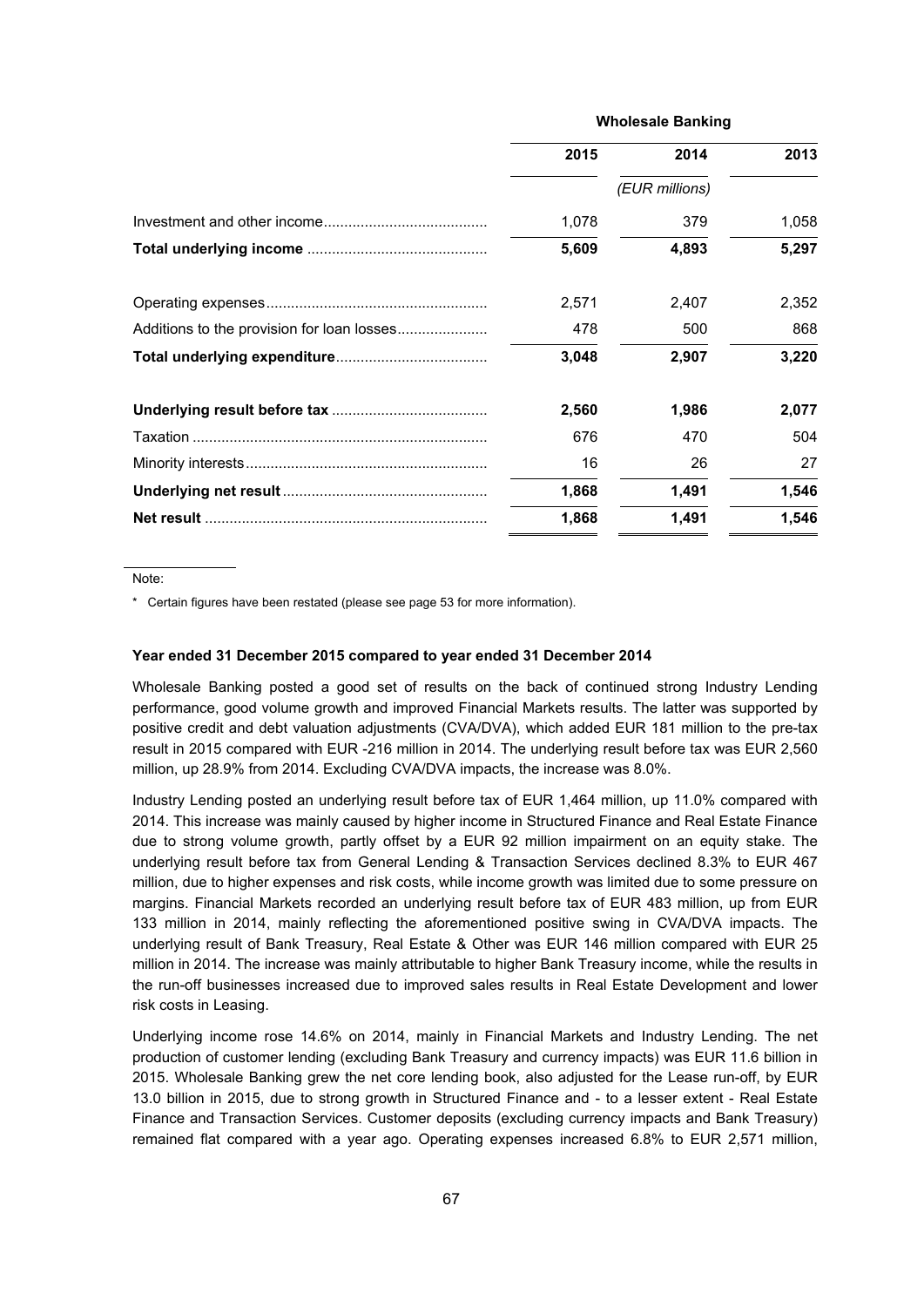| | Wholesale Banking | | |
|---|---|---|---|
| | 2015 | 2014 | 2013 |
| | | *(EUR millions)* | |
| Investment and other income | 1,078 | 379 | 1,058 |
| **Total underlying income** | **5,609** | **4,893** | **5,297** |
| Operating expenses | 2,571 | 2,407 | 2,352 |
| Additions to the provision for loan losses | 478 | 500 | 868 |
| **Total underlying expenditure** | **3,048** | **2,907** | **3,220** |
| **Underlying result before tax** | **2,560** | **1,986** | **2,077** |
| Taxation | 676 | 470 | 504 |
| Minority interests | 16 | 26 | 27 |
| **Underlying net result** | **1,868** | **1,491** | **1,546** |
| **Net result** | **1,868** | **1,491** | **1,546** |

Note:

\* Certain figures have been restated (please see page 53 for more information).

**Year ended 31 December 2015 compared to year ended 31 December 2014**

Wholesale Banking posted a good set of results on the back of continued strong Industry Lending performance, good volume growth and improved Financial Markets results. The latter was supported by positive credit and debt valuation adjustments (CVA/DVA), which added EUR 181 million to the pre-tax result in 2015 compared with EUR -216 million in 2014. The underlying result before tax was EUR 2,560 million, up 28.9% from 2014. Excluding CVA/DVA impacts, the increase was 8.0%.

Industry Lending posted an underlying result before tax of EUR 1,464 million, up 11.0% compared with 2014. This increase was mainly caused by higher income in Structured Finance and Real Estate Finance due to strong volume growth, partly offset by a EUR 92 million impairment on an equity stake. The underlying result before tax from General Lending & Transaction Services declined 8.3% to EUR 467 million, due to higher expenses and risk costs, while income growth was limited due to some pressure on margins. Financial Markets recorded an underlying result before tax of EUR 483 million, up from EUR 133 million in 2014, mainly reflecting the aforementioned positive swing in CVA/DVA impacts. The underlying result of Bank Treasury, Real Estate & Other was EUR 146 million compared with EUR 25 million in 2014. The increase was mainly attributable to higher Bank Treasury income, while the results in the run-off businesses increased due to improved sales results in Real Estate Development and lower risk costs in Leasing.

Underlying income rose 14.6% on 2014, mainly in Financial Markets and Industry Lending. The net production of customer lending (excluding Bank Treasury and currency impacts) was EUR 11.6 billion in 2015. Wholesale Banking grew the net core lending book, also adjusted for the Lease run-off, by EUR 13.0 billion in 2015, due to strong growth in Structured Finance and - to a lesser extent - Real Estate Finance and Transaction Services. Customer deposits (excluding currency impacts and Bank Treasury) remained flat compared with a year ago. Operating expenses increased 6.8% to EUR 2,571 million,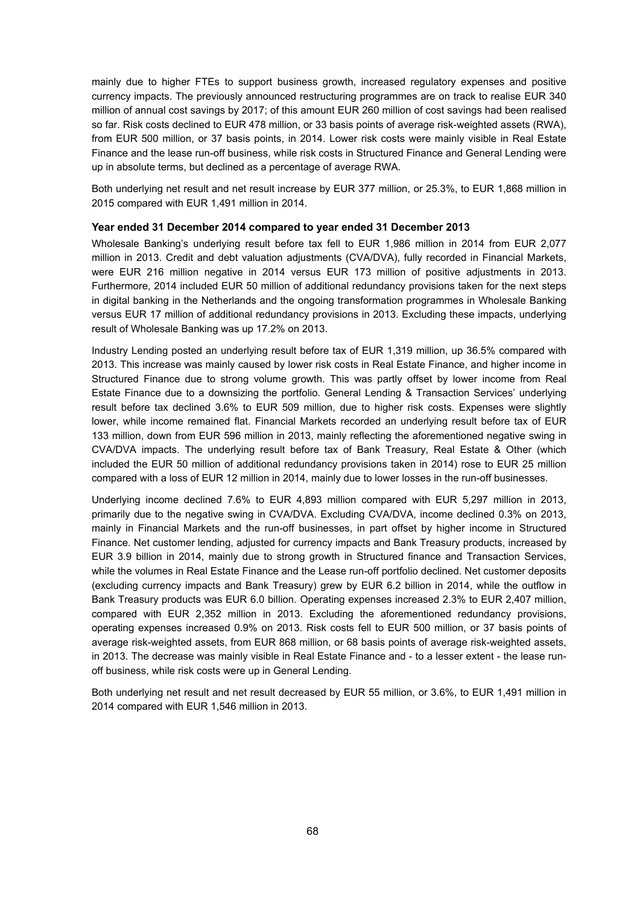mainly due to higher FTEs to support business growth, increased regulatory expenses and positive currency impacts. The previously announced restructuring programmes are on track to realise EUR 340 million of annual cost savings by 2017; of this amount EUR 260 million of cost savings had been realised so far. Risk costs declined to EUR 478 million, or 33 basis points of average risk-weighted assets (RWA), from EUR 500 million, or 37 basis points, in 2014. Lower risk costs were mainly visible in Real Estate Finance and the lease run-off business, while risk costs in Structured Finance and General Lending were up in absolute terms, but declined as a percentage of average RWA.

Both underlying net result and net result increase by EUR 377 million, or 25.3%, to EUR 1,868 million in 2015 compared with EUR 1,491 million in 2014.

**Year ended 31 December 2014 compared to year ended 31 December 2013**

Wholesale Banking's underlying result before tax fell to EUR 1,986 million in 2014 from EUR 2,077 million in 2013. Credit and debt valuation adjustments (CVA/DVA), fully recorded in Financial Markets, were EUR 216 million negative in 2014 versus EUR 173 million of positive adjustments in 2013. Furthermore, 2014 included EUR 50 million of additional redundancy provisions taken for the next steps in digital banking in the Netherlands and the ongoing transformation programmes in Wholesale Banking versus EUR 17 million of additional redundancy provisions in 2013. Excluding these impacts, underlying result of Wholesale Banking was up 17.2% on 2013.

Industry Lending posted an underlying result before tax of EUR 1,319 million, up 36.5% compared with 2013. This increase was mainly caused by lower risk costs in Real Estate Finance, and higher income in Structured Finance due to strong volume growth. This was partly offset by lower income from Real Estate Finance due to a downsizing the portfolio. General Lending & Transaction Services' underlying result before tax declined 3.6% to EUR 509 million, due to higher risk costs. Expenses were slightly lower, while income remained flat. Financial Markets recorded an underlying result before tax of EUR 133 million, down from EUR 596 million in 2013, mainly reflecting the aforementioned negative swing in CVA/DVA impacts. The underlying result before tax of Bank Treasury, Real Estate & Other (which included the EUR 50 million of additional redundancy provisions taken in 2014) rose to EUR 25 million compared with a loss of EUR 12 million in 2014, mainly due to lower losses in the run-off businesses.

Underlying income declined 7.6% to EUR 4,893 million compared with EUR 5,297 million in 2013, primarily due to the negative swing in CVA/DVA. Excluding CVA/DVA, income declined 0.3% on 2013, mainly in Financial Markets and the run-off businesses, in part offset by higher income in Structured Finance. Net customer lending, adjusted for currency impacts and Bank Treasury products, increased by EUR 3.9 billion in 2014, mainly due to strong growth in Structured finance and Transaction Services, while the volumes in Real Estate Finance and the Lease run-off portfolio declined. Net customer deposits (excluding currency impacts and Bank Treasury) grew by EUR 6.2 billion in 2014, while the outflow in Bank Treasury products was EUR 6.0 billion. Operating expenses increased 2.3% to EUR 2,407 million, compared with EUR 2,352 million in 2013. Excluding the aforementioned redundancy provisions, operating expenses increased 0.9% on 2013. Risk costs fell to EUR 500 million, or 37 basis points of average risk-weighted assets, from EUR 868 million, or 68 basis points of average risk-weighted assets, in 2013. The decrease was mainly visible in Real Estate Finance and - to a lesser extent - the lease run-off business, while risk costs were up in General Lending.

Both underlying net result and net result decreased by EUR 55 million, or 3.6%, to EUR 1,491 million in 2014 compared with EUR 1,546 million in 2013.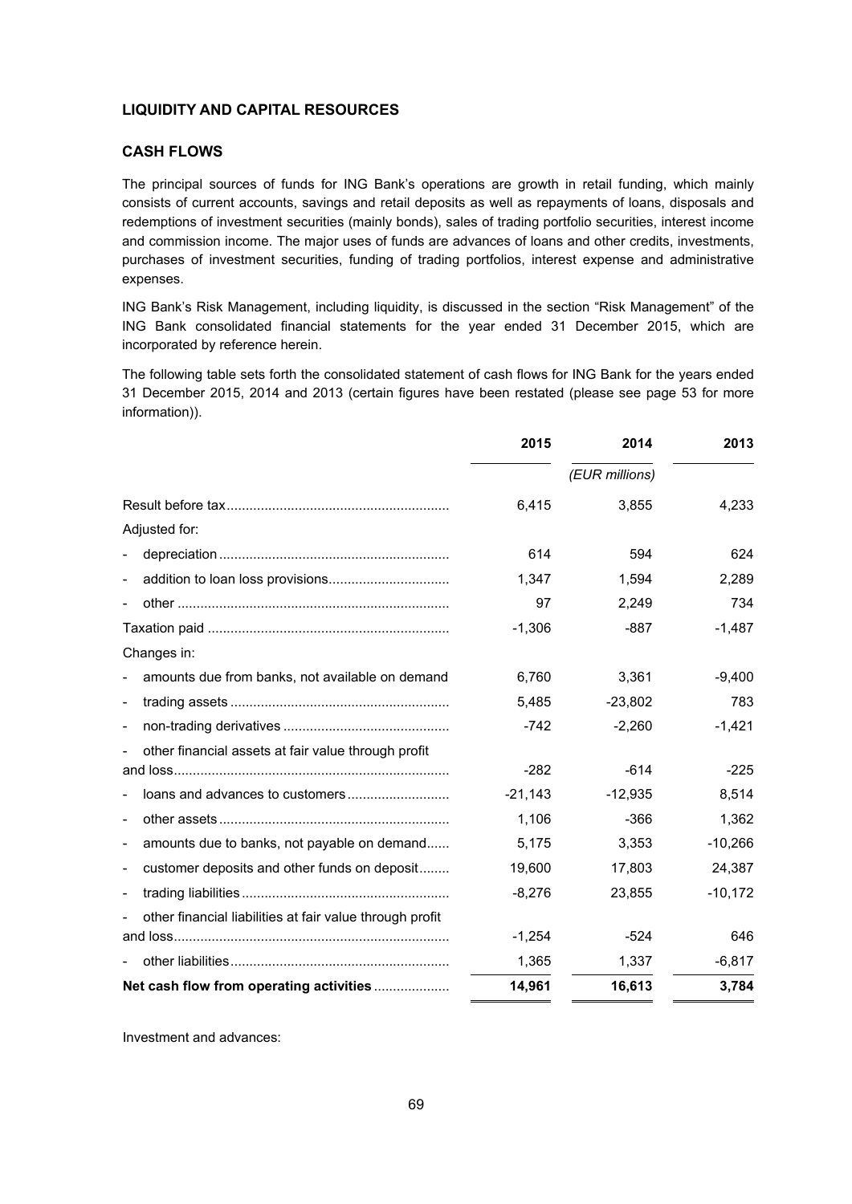## LIQUIDITY AND CAPITAL RESOURCES

### CASH FLOWS

The principal sources of funds for ING Bank's operations are growth in retail funding, which mainly consists of current accounts, savings and retail deposits as well as repayments of loans, disposals and redemptions of investment securities (mainly bonds), sales of trading portfolio securities, interest income and commission income. The major uses of funds are advances of loans and other credits, investments, purchases of investment securities, funding of trading portfolios, interest expense and administrative expenses.

ING Bank's Risk Management, including liquidity, is discussed in the section "Risk Management" of the ING Bank consolidated financial statements for the year ended 31 December 2015, which are incorporated by reference herein.

The following table sets forth the consolidated statement of cash flows for ING Bank for the years ended 31 December 2015, 2014 and 2013 (certain figures have been restated (please see page 53 for more information)).

| | 2015 | 2014 | 2013 |
|---|---|---|---|
| | | *(EUR millions)* | |
| Result before tax | 6,415 | 3,855 | 4,233 |
| Adjusted for: | | | |
| - depreciation | 614 | 594 | 624 |
| - addition to loan loss provisions | 1,347 | 1,594 | 2,289 |
| - other | 97 | 2,249 | 734 |
| Taxation paid | -1,306 | -887 | -1,487 |
| Changes in: | | | |
| - amounts due from banks, not available on demand | 6,760 | 3,361 | -9,400 |
| - trading assets | 5,485 | -23,802 | 783 |
| - non-trading derivatives | -742 | -2,260 | -1,421 |
| - other financial assets at fair value through profit and loss | -282 | -614 | -225 |
| - loans and advances to customers | -21,143 | -12,935 | 8,514 |
| - other assets | 1,106 | -366 | 1,362 |
| - amounts due to banks, not payable on demand | 5,175 | 3,353 | -10,266 |
| - customer deposits and other funds on deposit | 19,600 | 17,803 | 24,387 |
| - trading liabilities | -8,276 | 23,855 | -10,172 |
| - other financial liabilities at fair value through profit and loss | -1,254 | -524 | 646 |
| - other liabilities | 1,365 | 1,337 | -6,817 |
| **Net cash flow from operating activities** | **14,961** | **16,613** | **3,784** |

Investment and advances: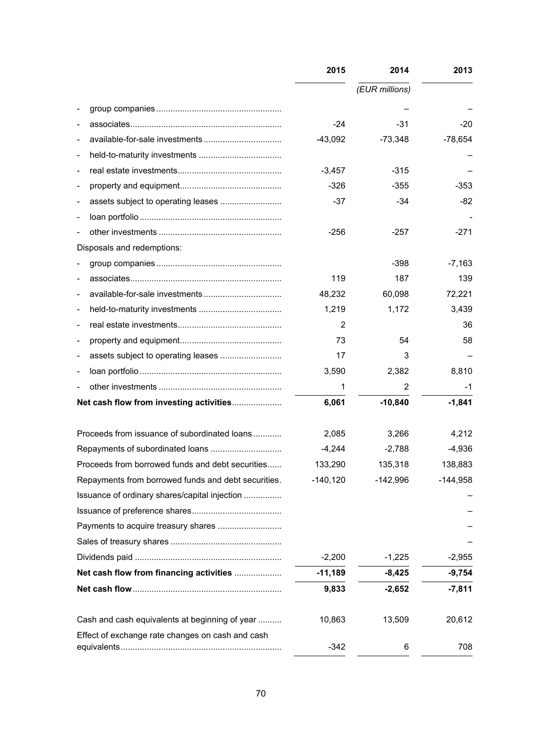| | 2015 | 2014 | 2013 |
|---|---|---|---|
| | | *(EUR millions)* | |
| - group companies | | – | – |
| - associates | -24 | -31 | -20 |
| - available-for-sale investments | -43,092 | -73,348 | -78,654 |
| - held-to-maturity investments | | | – |
| - real estate investments | -3,457 | -315 | – |
| - property and equipment | -326 | -355 | -353 |
| - assets subject to operating leases | -37 | -34 | -82 |
| - loan portfolio | | | - |
| - other investments | -256 | -257 | -271 |
| Disposals and redemptions: | | | |
| - group companies | | -398 | -7,163 |
| - associates | 119 | 187 | 139 |
| - available-for-sale investments | 48,232 | 60,098 | 72,221 |
| - held-to-maturity investments | 1,219 | 1,172 | 3,439 |
| - real estate investments | 2 | | 36 |
| - property and equipment | 73 | 54 | 58 |
| - assets subject to operating leases | 17 | 3 | – |
| - loan portfolio | 3,590 | 2,382 | 8,810 |
| - other investments | 1 | 2 | -1 |
| **Net cash flow from investing activities** | **6,061** | **-10,840** | **-1,841** |
| | | | |
| Proceeds from issuance of subordinated loans | 2,085 | 3,266 | 4,212 |
| Repayments of subordinated loans | -4,244 | -2,788 | -4,936 |
| Proceeds from borrowed funds and debt securities | 133,290 | 135,318 | 138,883 |
| Repayments from borrowed funds and debt securities | -140,120 | -142,996 | -144,958 |
| Issuance of ordinary shares/capital injection | | | – |
| Issuance of preference shares | | | – |
| Payments to acquire treasury shares | | | – |
| Sales of treasury shares | | | – |
| Dividends paid | -2,200 | -1,225 | -2,955 |
| **Net cash flow from financing activities** | **-11,189** | **-8,425** | **-9,754** |
| **Net cash flow** | **9,833** | **-2,652** | **-7,811** |
| | | | |
| Cash and cash equivalents at beginning of year | 10,863 | 13,509 | 20,612 |
| Effect of exchange rate changes on cash and cash equivalents | -342 | 6 | 708 |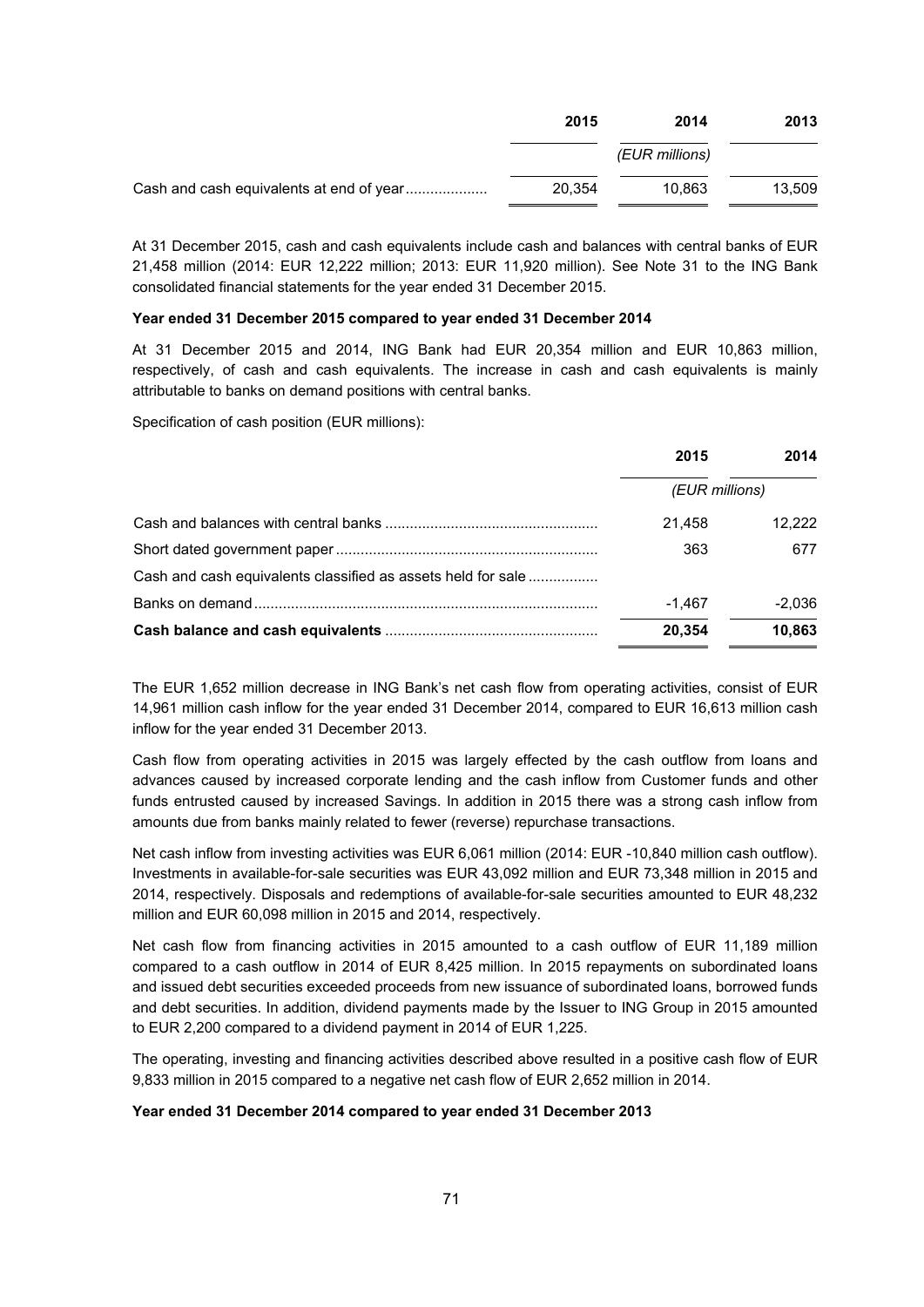| | 2015 | 2014 | 2013 |
|---|---|---|---|
| | | *(EUR millions)* | |
| Cash and cash equivalents at end of year | 20,354 | 10,863 | 13,509 |

At 31 December 2015, cash and cash equivalents include cash and balances with central banks of EUR 21,458 million (2014: EUR 12,222 million; 2013: EUR 11,920 million). See Note 31 to the ING Bank consolidated financial statements for the year ended 31 December 2015.

**Year ended 31 December 2015 compared to year ended 31 December 2014**

At 31 December 2015 and 2014, ING Bank had EUR 20,354 million and EUR 10,863 million, respectively, of cash and cash equivalents. The increase in cash and cash equivalents is mainly attributable to banks on demand positions with central banks.

Specification of cash position (EUR millions):

| | 2015 | 2014 |
|---|---|---|
| | *(EUR millions)* | |
| Cash and balances with central banks | 21,458 | 12,222 |
| Short dated government paper | 363 | 677 |
| Cash and cash equivalents classified as assets held for sale | | |
| Banks on demand | -1,467 | -2,036 |
| **Cash balance and cash equivalents** | **20,354** | **10,863** |

The EUR 1,652 million decrease in ING Bank's net cash flow from operating activities, consist of EUR 14,961 million cash inflow for the year ended 31 December 2014, compared to EUR 16,613 million cash inflow for the year ended 31 December 2013.

Cash flow from operating activities in 2015 was largely effected by the cash outflow from loans and advances caused by increased corporate lending and the cash inflow from Customer funds and other funds entrusted caused by increased Savings. In addition in 2015 there was a strong cash inflow from amounts due from banks mainly related to fewer (reverse) repurchase transactions.

Net cash inflow from investing activities was EUR 6,061 million (2014: EUR -10,840 million cash outflow). Investments in available-for-sale securities was EUR 43,092 million and EUR 73,348 million in 2015 and 2014, respectively. Disposals and redemptions of available-for-sale securities amounted to EUR 48,232 million and EUR 60,098 million in 2015 and 2014, respectively.

Net cash flow from financing activities in 2015 amounted to a cash outflow of EUR 11,189 million compared to a cash outflow in 2014 of EUR 8,425 million. In 2015 repayments on subordinated loans and issued debt securities exceeded proceeds from new issuance of subordinated loans, borrowed funds and debt securities. In addition, dividend payments made by the Issuer to ING Group in 2015 amounted to EUR 2,200 compared to a dividend payment in 2014 of EUR 1,225.

The operating, investing and financing activities described above resulted in a positive cash flow of EUR 9,833 million in 2015 compared to a negative net cash flow of EUR 2,652 million in 2014.

**Year ended 31 December 2014 compared to year ended 31 December 2013**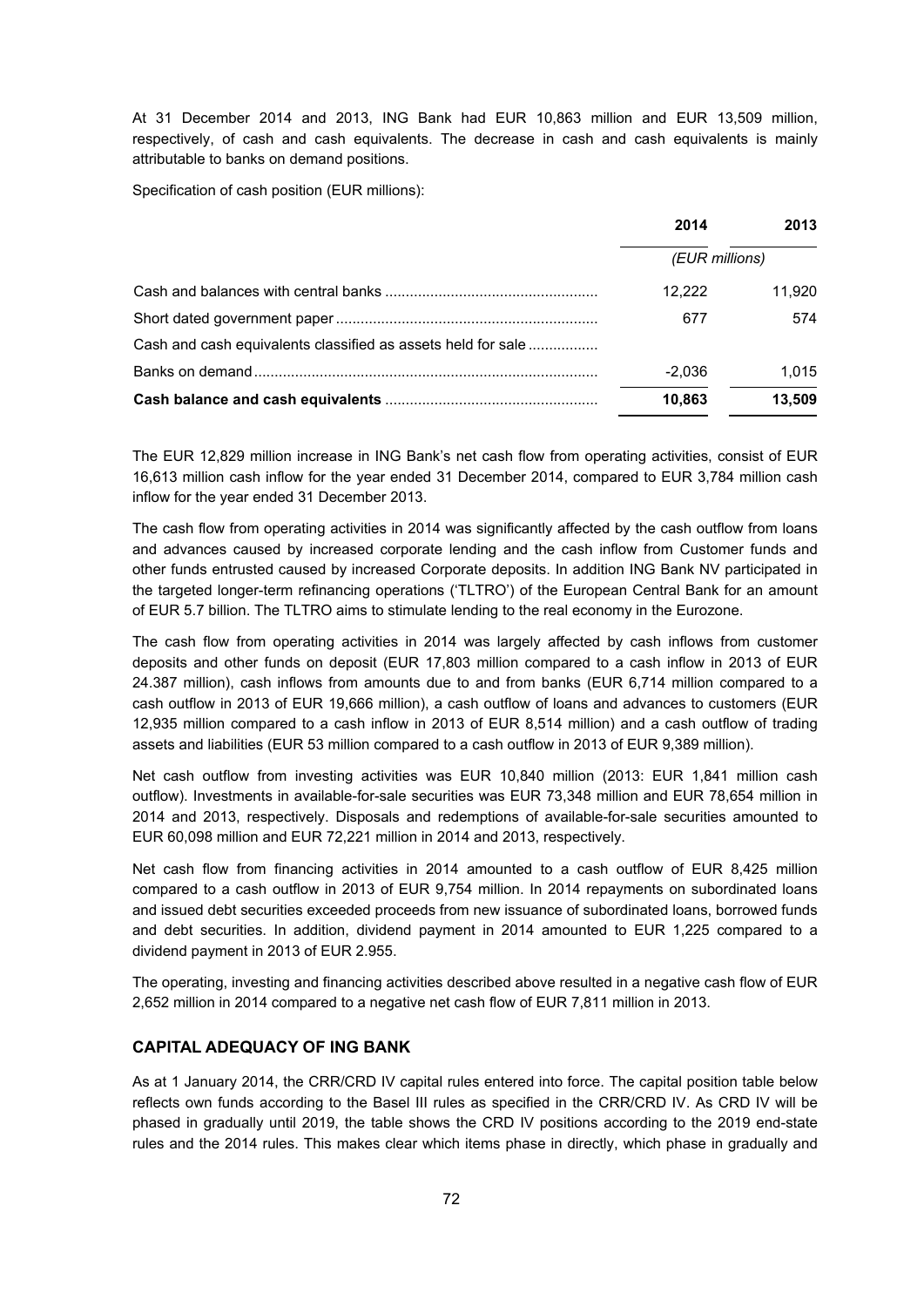At 31 December 2014 and 2013, ING Bank had EUR 10,863 million and EUR 13,509 million, respectively, of cash and cash equivalents. The decrease in cash and cash equivalents is mainly attributable to banks on demand positions.

Specification of cash position (EUR millions):

| | 2014 | 2013 |
|---|---|---|
| | *(EUR millions)* | |
| Cash and balances with central banks | 12,222 | 11,920 |
| Short dated government paper | 677 | 574 |
| Cash and cash equivalents classified as assets held for sale | | |
| Banks on demand | -2,036 | 1,015 |
| **Cash balance and cash equivalents** | **10,863** | **13,509** |

The EUR 12,829 million increase in ING Bank's net cash flow from operating activities, consist of EUR 16,613 million cash inflow for the year ended 31 December 2014, compared to EUR 3,784 million cash inflow for the year ended 31 December 2013.

The cash flow from operating activities in 2014 was significantly affected by the cash outflow from loans and advances caused by increased corporate lending and the cash inflow from Customer funds and other funds entrusted caused by increased Corporate deposits. In addition ING Bank NV participated in the targeted longer-term refinancing operations ('TLTRO') of the European Central Bank for an amount of EUR 5.7 billion. The TLTRO aims to stimulate lending to the real economy in the Eurozone.

The cash flow from operating activities in 2014 was largely affected by cash inflows from customer deposits and other funds on deposit (EUR 17,803 million compared to a cash inflow in 2013 of EUR 24.387 million), cash inflows from amounts due to and from banks (EUR 6,714 million compared to a cash outflow in 2013 of EUR 19,666 million), a cash outflow of loans and advances to customers (EUR 12,935 million compared to a cash inflow in 2013 of EUR 8,514 million) and a cash outflow of trading assets and liabilities (EUR 53 million compared to a cash outflow in 2013 of EUR 9,389 million).

Net cash outflow from investing activities was EUR 10,840 million (2013: EUR 1,841 million cash outflow). Investments in available-for-sale securities was EUR 73,348 million and EUR 78,654 million in 2014 and 2013, respectively. Disposals and redemptions of available-for-sale securities amounted to EUR 60,098 million and EUR 72,221 million in 2014 and 2013, respectively.

Net cash flow from financing activities in 2014 amounted to a cash outflow of EUR 8,425 million compared to a cash outflow in 2013 of EUR 9,754 million. In 2014 repayments on subordinated loans and issued debt securities exceeded proceeds from new issuance of subordinated loans, borrowed funds and debt securities. In addition, dividend payment in 2014 amounted to EUR 1,225 compared to a dividend payment in 2013 of EUR 2.955.

The operating, investing and financing activities described above resulted in a negative cash flow of EUR 2,652 million in 2014 compared to a negative net cash flow of EUR 7,811 million in 2013.

## CAPITAL ADEQUACY OF ING BANK

As at 1 January 2014, the CRR/CRD IV capital rules entered into force. The capital position table below reflects own funds according to the Basel III rules as specified in the CRR/CRD IV. As CRD IV will be phased in gradually until 2019, the table shows the CRD IV positions according to the 2019 end-state rules and the 2014 rules. This makes clear which items phase in directly, which phase in gradually and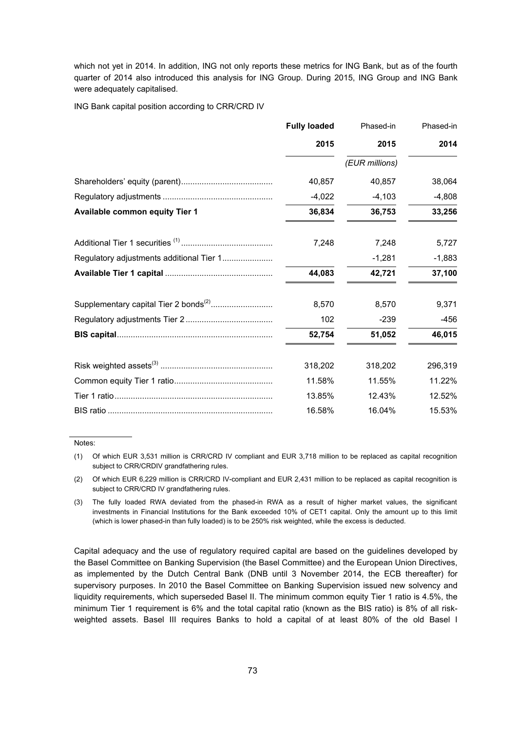which not yet in 2014. In addition, ING not only reports these metrics for ING Bank, but as of the fourth quarter of 2014 also introduced this analysis for ING Group. During 2015, ING Group and ING Bank were adequately capitalised.

ING Bank capital position according to CRR/CRD IV

| | **Fully loaded** | Phased-in | Phased-in |
|---|---|---|---|
| | **2015** | **2015** | **2014** |
| | | *(EUR millions)* | |
| Shareholders' equity (parent) | 40,857 | 40,857 | 38,064 |
| Regulatory adjustments | -4,022 | -4,103 | -4,808 |
| **Available common equity Tier 1** | **36,834** | **36,753** | **33,256** |
| Additional Tier 1 securities [1] | 7,248 | 7,248 | 5,727 |
| Regulatory adjustments additional Tier 1 | | -1,281 | -1,883 |
| **Available Tier 1 capital** | **44,083** | **42,721** | **37,100** |
| Supplementary capital Tier 2 bonds[2] | 8,570 | 8,570 | 9,371 |
| Regulatory adjustments Tier 2 | 102 | -239 | -456 |
| **BIS capital** | **52,754** | **51,052** | **46,015** |
| Risk weighted assets[3] | 318,202 | 318,202 | 296,319 |
| Common equity Tier 1 ratio | 11.58% | 11.55% | 11.22% |
| Tier 1 ratio | 13.85% | 12.43% | 12.52% |
| BIS ratio | 16.58% | 16.04% | 15.53% |

Notes:

(1) Of which EUR 3,531 million is CRR/CRD IV compliant and EUR 3,718 million to be replaced as capital recognition subject to CRR/CRDIV grandfathering rules.

(2) Of which EUR 6,229 million is CRR/CRD IV-compliant and EUR 2,431 million to be replaced as capital recognition is subject to CRR/CRD IV grandfathering rules.

(3) The fully loaded RWA deviated from the phased-in RWA as a result of higher market values, the significant investments in Financial Institutions for the Bank exceeded 10% of CET1 capital. Only the amount up to this limit (which is lower phased-in than fully loaded) is to be 250% risk weighted, while the excess is deducted.

Capital adequacy and the use of regulatory required capital are based on the guidelines developed by the Basel Committee on Banking Supervision (the Basel Committee) and the European Union Directives, as implemented by the Dutch Central Bank (DNB until 3 November 2014, the ECB thereafter) for supervisory purposes. In 2010 the Basel Committee on Banking Supervision issued new solvency and liquidity requirements, which superseded Basel II. The minimum common equity Tier 1 ratio is 4.5%, the minimum Tier 1 requirement is 6% and the total capital ratio (known as the BIS ratio) is 8% of all risk-weighted assets. Basel III requires Banks to hold a capital of at least 80% of the old Basel I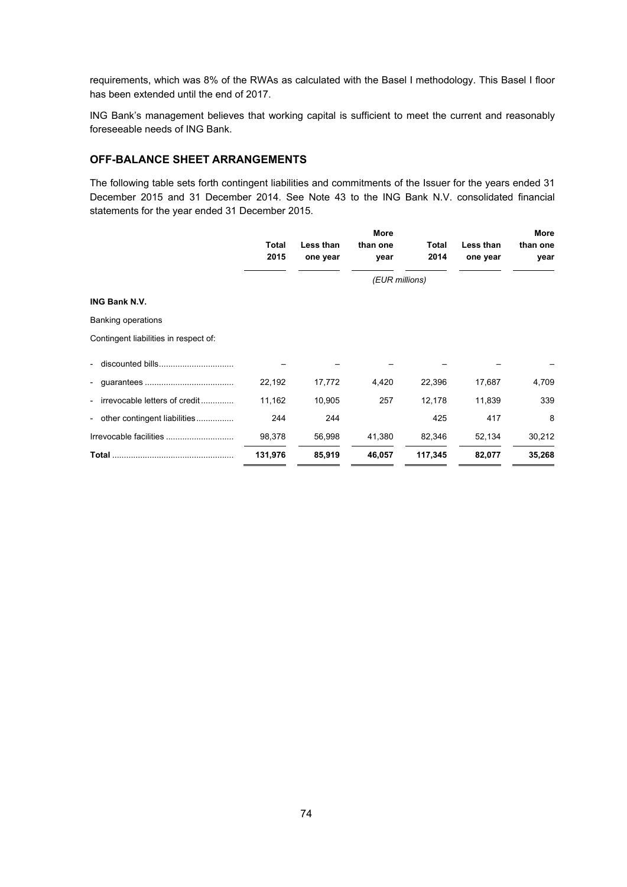requirements, which was 8% of the RWAs as calculated with the Basel I methodology. This Basel I floor has been extended until the end of 2017.

ING Bank's management believes that working capital is sufficient to meet the current and reasonably foreseeable needs of ING Bank.

## OFF-BALANCE SHEET ARRANGEMENTS

The following table sets forth contingent liabilities and commitments of the Issuer for the years ended 31 December 2015 and 31 December 2014. See Note 43 to the ING Bank N.V. consolidated financial statements for the year ended 31 December 2015.

| | Total 2015 | Less than one year | More than one year | Total 2014 | Less than one year | More than one year |
|---|---|---|---|---|---|---|
| | | | *(EUR millions)* | | | |
| **ING Bank N.V.** | | | | | | |
| Banking operations | | | | | | |
| Contingent liabilities in respect of: | | | | | | |
| - discounted bills | – | – | – | – | – | – |
| - guarantees | 22,192 | 17,772 | 4,420 | 22,396 | 17,687 | 4,709 |
| - irrevocable letters of credit | 11,162 | 10,905 | 257 | 12,178 | 11,839 | 339 |
| - other contingent liabilities | 244 | 244 | | 425 | 417 | 8 |
| Irrevocable facilities | 98,378 | 56,998 | 41,380 | 82,346 | 52,134 | 30,212 |
| **Total** | **131,976** | **85,919** | **46,057** | **117,345** | **82,077** | **35,268** |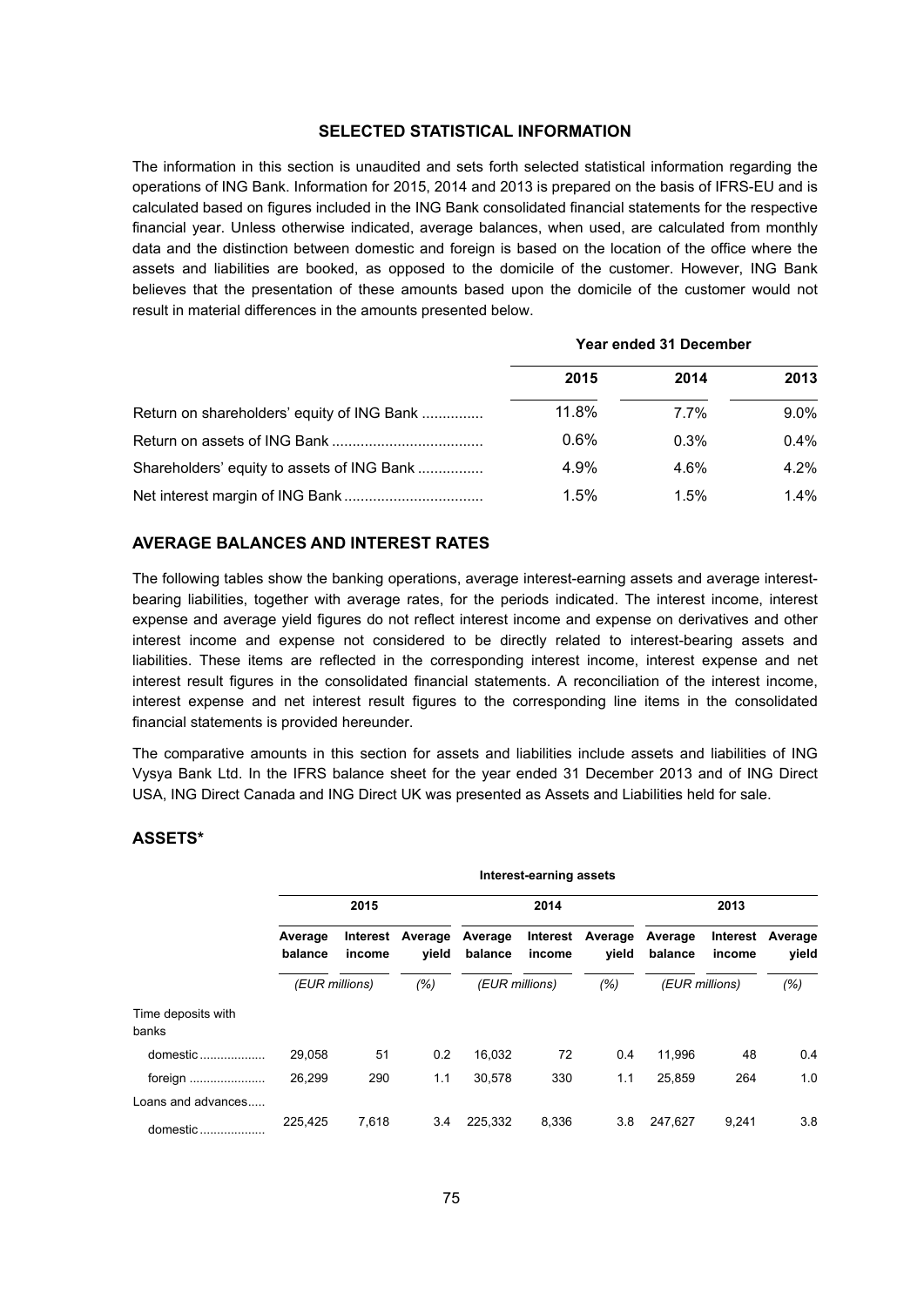### SELECTED STATISTICAL INFORMATION

The information in this section is unaudited and sets forth selected statistical information regarding the operations of ING Bank. Information for 2015, 2014 and 2013 is prepared on the basis of IFRS-EU and is calculated based on figures included in the ING Bank consolidated financial statements for the respective financial year. Unless otherwise indicated, average balances, when used, are calculated from monthly data and the distinction between domestic and foreign is based on the location of the office where the assets and liabilities are booked, as opposed to the domicile of the customer. However, ING Bank believes that the presentation of these amounts based upon the domicile of the customer would not result in material differences in the amounts presented below.

| | Year ended 31 December | | |
|---|---|---|---|
| | **2015** | **2014** | **2013** |
| Return on shareholders' equity of ING Bank ............... | 11.8% | 7.7% | 9.0% |
| Return on assets of ING Bank ..................................... | 0.6% | 0.3% | 0.4% |
| Shareholders' equity to assets of ING Bank ................ | 4.9% | 4.6% | 4.2% |
| Net interest margin of ING Bank .................................. | 1.5% | 1.5% | 1.4% |

## AVERAGE BALANCES AND INTEREST RATES

The following tables show the banking operations, average interest-earning assets and average interest-bearing liabilities, together with average rates, for the periods indicated. The interest income, interest expense and average yield figures do not reflect interest income and expense on derivatives and other interest income and expense not considered to be directly related to interest-bearing assets and liabilities. These items are reflected in the corresponding interest income, interest expense and net interest result figures in the consolidated financial statements. A reconciliation of the interest income, interest expense and net interest result figures to the corresponding line items in the consolidated financial statements is provided hereunder.

The comparative amounts in this section for assets and liabilities include assets and liabilities of ING Vysya Bank Ltd. In the IFRS balance sheet for the year ended 31 December 2013 and of ING Direct USA, ING Direct Canada and ING Direct UK was presented as Assets and Liabilities held for sale.

## ASSETS*

| | Interest-earning assets | | | | | | | | |
|---|---|---|---|---|---|---|---|---|---|
| | **2015** | | | **2014** | | | **2013** | | |
| | **Average balance** | **Interest income** | **Average yield** | **Average balance** | **Interest income** | **Average yield** | **Average balance** | **Interest income** | **Average yield** |
| | *(EUR millions)* | | *(%)* | *(EUR millions)* | | *(%)* | *(EUR millions)* | | *(%)* |
| Time deposits with banks | | | | | | | | | |
| domestic ................... | 29,058 | 51 | 0.2 | 16,032 | 72 | 0.4 | 11,996 | 48 | 0.4 |
| foreign ...................... | 26,299 | 290 | 1.1 | 30,578 | 330 | 1.1 | 25,859 | 264 | 1.0 |
| Loans and advances..... | | | | | | | | | |
| domestic ................... | 225,425 | 7,618 | 3.4 | 225,332 | 8,336 | 3.8 | 247,627 | 9,241 | 3.8 |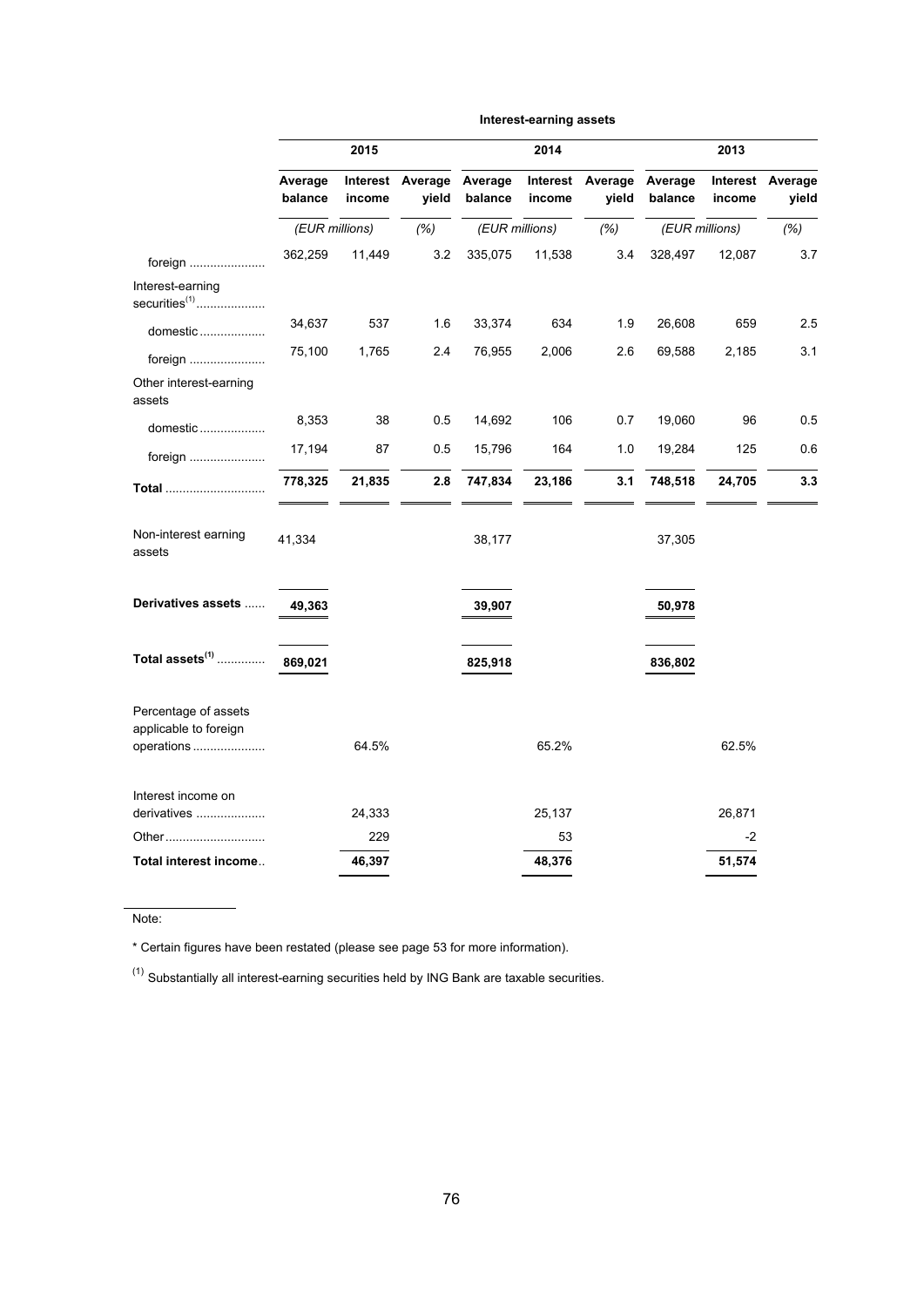**Interest-earning assets**

| | 2015 | | | 2014 | | | 2013 | | |
|---|---|---|---|---|---|---|---|---|---|
| | Average balance | Interest income | Average yield | Average balance | Interest income | Average yield | Average balance | Interest income | Average yield |
| | (EUR millions) | | (%) | (EUR millions) | | (%) | (EUR millions) | | (%) |
| foreign | 362,259 | 11,449 | 3.2 | 335,075 | 11,538 | 3.4 | 328,497 | 12,087 | 3.7 |
| Interest-earning securities[(1)] | | | | | | | | | |
| domestic | 34,637 | 537 | 1.6 | 33,374 | 634 | 1.9 | 26,608 | 659 | 2.5 |
| foreign | 75,100 | 1,765 | 2.4 | 76,955 | 2,006 | 2.6 | 69,588 | 2,185 | 3.1 |
| Other interest-earning assets | | | | | | | | | |
| domestic | 8,353 | 38 | 0.5 | 14,692 | 106 | 0.7 | 19,060 | 96 | 0.5 |
| foreign | 17,194 | 87 | 0.5 | 15,796 | 164 | 1.0 | 19,284 | 125 | 0.6 |
| **Total** | **778,325** | **21,835** | **2.8** | **747,834** | **23,186** | **3.1** | **748,518** | **24,705** | **3.3** |
| Non-interest earning assets | 41,334 | | | 38,177 | | | 37,305 | | |
| **Derivatives assets** | **49,363** | | | **39,907** | | | **50,978** | | |
| **Total assets[(1)]** | **869,021** | | | **825,918** | | | **836,802** | | |
| Percentage of assets applicable to foreign operations | | 64.5% | | | 65.2% | | | 62.5% | |
| Interest income on derivatives | | 24,333 | | | 25,137 | | | 26,871 | |
| Other | | 229 | | | 53 | | | -2 | |
| **Total interest income** | | **46,397** | | | **48,376** | | | **51,574** | |

Note:

* Certain figures have been restated (please see page 53 for more information).

(1) Substantially all interest-earning securities held by ING Bank are taxable securities.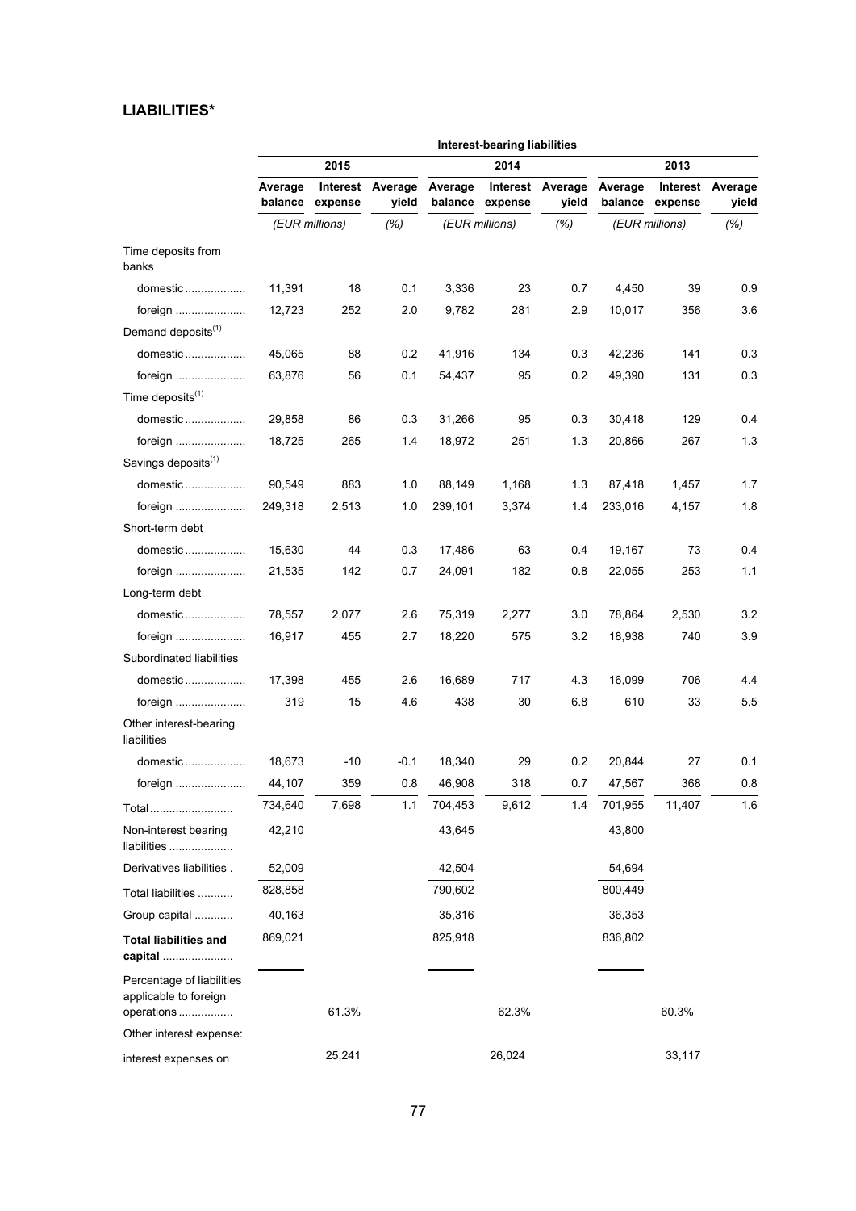## LIABILITIES*

| | Interest-bearing liabilities | | | | | | | | |
|---|---|---|---|---|---|---|---|---|---|
| | 2015 | | | 2014 | | | 2013 | | |
| | Average balance | Interest expense | Average yield | Average balance | Interest expense | Average yield | Average balance | Interest expense | Average yield |
| | (EUR millions) | | (%) | (EUR millions) | | (%) | (EUR millions) | | (%) |
| Time deposits from banks | | | | | | | | | |
| domestic................... | 11,391 | 18 | 0.1 | 3,336 | 23 | 0.7 | 4,450 | 39 | 0.9 |
| foreign ...................... | 12,723 | 252 | 2.0 | 9,782 | 281 | 2.9 | 10,017 | 356 | 3.6 |
| Demand deposits[(1)] | | | | | | | | | |
| domestic................... | 45,065 | 88 | 0.2 | 41,916 | 134 | 0.3 | 42,236 | 141 | 0.3 |
| foreign ...................... | 63,876 | 56 | 0.1 | 54,437 | 95 | 0.2 | 49,390 | 131 | 0.3 |
| Time deposits[(1)] | | | | | | | | | |
| domestic................... | 29,858 | 86 | 0.3 | 31,266 | 95 | 0.3 | 30,418 | 129 | 0.4 |
| foreign ...................... | 18,725 | 265 | 1.4 | 18,972 | 251 | 1.3 | 20,866 | 267 | 1.3 |
| Savings deposits[(1)] | | | | | | | | | |
| domestic................... | 90,549 | 883 | 1.0 | 88,149 | 1,168 | 1.3 | 87,418 | 1,457 | 1.7 |
| foreign ...................... | 249,318 | 2,513 | 1.0 | 239,101 | 3,374 | 1.4 | 233,016 | 4,157 | 1.8 |
| Short-term debt | | | | | | | | | |
| domestic................... | 15,630 | 44 | 0.3 | 17,486 | 63 | 0.4 | 19,167 | 73 | 0.4 |
| foreign ...................... | 21,535 | 142 | 0.7 | 24,091 | 182 | 0.8 | 22,055 | 253 | 1.1 |
| Long-term debt | | | | | | | | | |
| domestic................... | 78,557 | 2,077 | 2.6 | 75,319 | 2,277 | 3.0 | 78,864 | 2,530 | 3.2 |
| foreign ...................... | 16,917 | 455 | 2.7 | 18,220 | 575 | 3.2 | 18,938 | 740 | 3.9 |
| Subordinated liabilities | | | | | | | | | |
| domestic................... | 17,398 | 455 | 2.6 | 16,689 | 717 | 4.3 | 16,099 | 706 | 4.4 |
| foreign ...................... | 319 | 15 | 4.6 | 438 | 30 | 6.8 | 610 | 33 | 5.5 |
| Other interest-bearing liabilities | | | | | | | | | |
| domestic................... | 18,673 | -10 | -0.1 | 18,340 | 29 | 0.2 | 20,844 | 27 | 0.1 |
| foreign ...................... | 44,107 | 359 | 0.8 | 46,908 | 318 | 0.7 | 47,567 | 368 | 0.8 |
| Total.......................... | 734,640 | 7,698 | 1.1 | 704,453 | 9,612 | 1.4 | 701,955 | 11,407 | 1.6 |
| Non-interest bearing liabilities .................... | 42,210 | | | 43,645 | | | 43,800 | | |
| Derivatives liabilities . | 52,009 | | | 42,504 | | | 54,694 | | |
| Total liabilities ........... | 828,858 | | | 790,602 | | | 800,449 | | |
| Group capital ............ | 40,163 | | | 35,316 | | | 36,353 | | |
| **Total liabilities and capital** ...................... | 869,021 | | | 825,918 | | | 836,802 | | |
| Percentage of liabilities applicable to foreign operations ................. | | 61.3% | | | 62.3% | | | 60.3% | |
| Other interest expense: | | | | | | | | | |
| interest expenses on | | 25,241 | | | 26,024 | | | 33,117 | |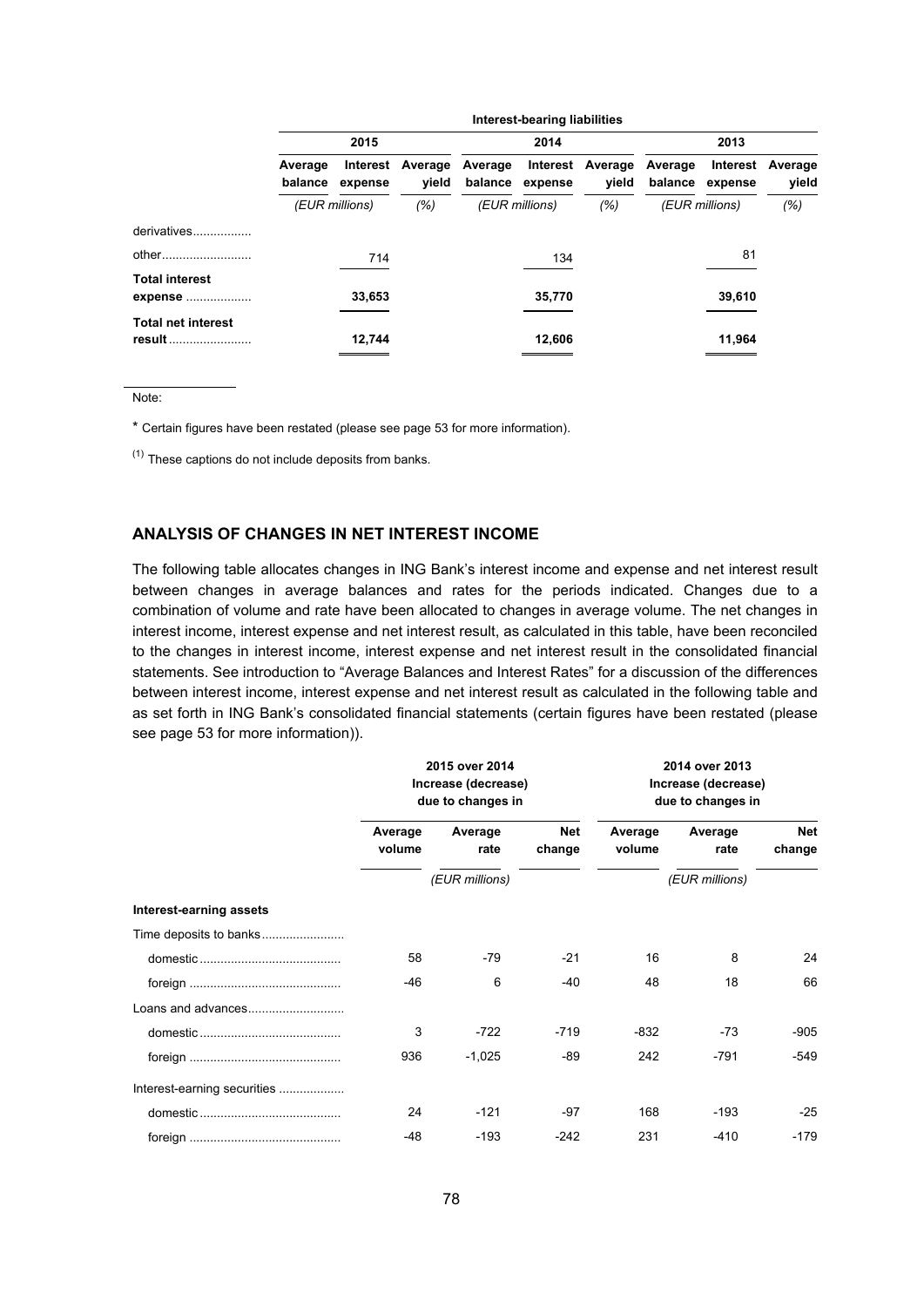| | Interest-bearing liabilities | | | | | | | | |
|---|---|---|---|---|---|---|---|---|---|
| | 2015 | | | 2014 | | | 2013 | | |
| | Average balance | Interest expense | Average yield | Average balance | Interest expense | Average yield | Average balance | Interest expense | Average yield |
| | (EUR millions) | | (%) | (EUR millions) | | (%) | (EUR millions) | | (%) |
| derivatives | | | | | | | | | |
| other | | 714 | | | 134 | | | 81 | |
| **Total interest expense** | | **33,653** | | | **35,770** | | | **39,610** | |
| **Total net interest result** | | **12,744** | | | **12,606** | | | **11,964** | |

Note:

\* Certain figures have been restated (please see page 53 for more information).

(1) These captions do not include deposits from banks.

## ANALYSIS OF CHANGES IN NET INTEREST INCOME

The following table allocates changes in ING Bank's interest income and expense and net interest result between changes in average balances and rates for the periods indicated. Changes due to a combination of volume and rate have been allocated to changes in average volume. The net changes in interest income, interest expense and net interest result, as calculated in this table, have been reconciled to the changes in interest income, interest expense and net interest result in the consolidated financial statements. See introduction to "Average Balances and Interest Rates" for a discussion of the differences between interest income, interest expense and net interest result as calculated in the following table and as set forth in ING Bank's consolidated financial statements (certain figures have been restated (please see page 53 for more information)).

| | 2015 over 2014 Increase (decrease) due to changes in | | | 2014 over 2013 Increase (decrease) due to changes in | | |
|---|---|---|---|---|---|---|
| | Average volume | Average rate | Net change | Average volume | Average rate | Net change |
| | | (EUR millions) | | | (EUR millions) | |
| **Interest-earning assets** | | | | | | |
| Time deposits to banks | | | | | | |
| domestic | 58 | -79 | -21 | 16 | 8 | 24 |
| foreign | -46 | 6 | -40 | 48 | 18 | 66 |
| Loans and advances | | | | | | |
| domestic | 3 | -722 | -719 | -832 | -73 | -905 |
| foreign | 936 | -1,025 | -89 | 242 | -791 | -549 |
| Interest-earning securities | | | | | | |
| domestic | 24 | -121 | -97 | 168 | -193 | -25 |
| foreign | -48 | -193 | -242 | 231 | -410 | -179 |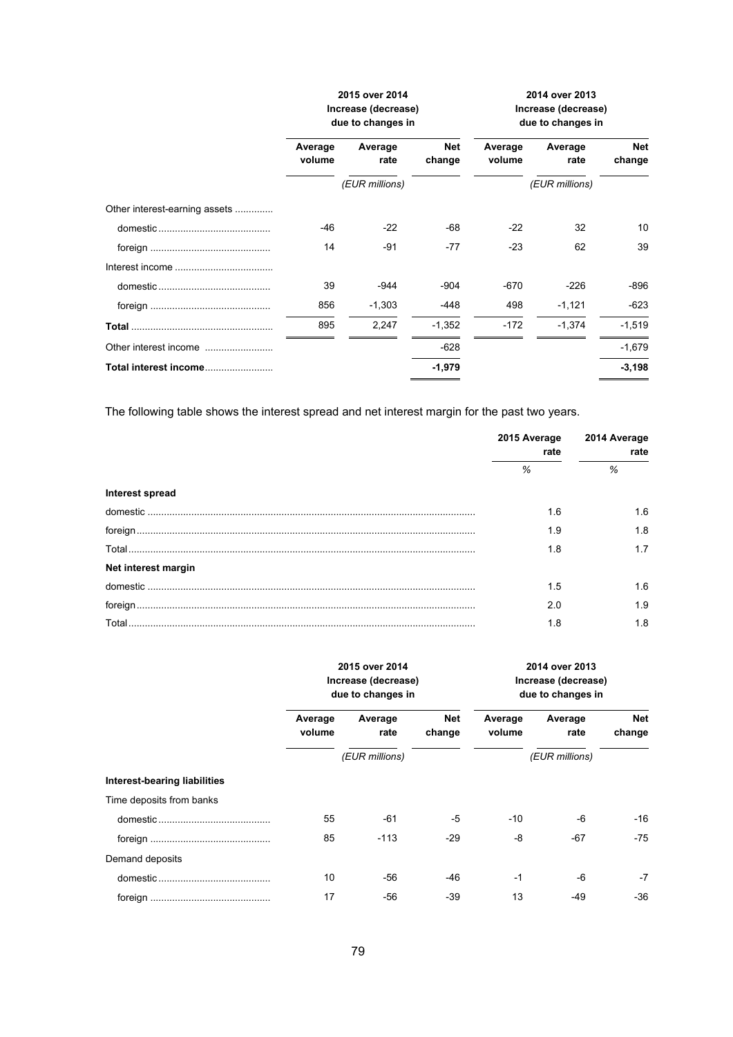| | 2015 over 2014 Increase (decrease) due to changes in | | | 2014 over 2013 Increase (decrease) due to changes in | | |
|---|---|---|---|---|---|---|
| | Average volume | Average rate | Net change | Average volume | Average rate | Net change |
| | | (EUR millions) | | | (EUR millions) | |
| Other interest-earning assets | | | | | | |
| domestic | -46 | -22 | -68 | -22 | 32 | 10 |
| foreign | 14 | -91 | -77 | -23 | 62 | 39 |
| Interest income | | | | | | |
| domestic | 39 | -944 | -904 | -670 | -226 | -896 |
| foreign | 856 | -1,303 | -448 | 498 | -1,121 | -623 |
| **Total** | 895 | 2,247 | -1,352 | -172 | -1,374 | -1,519 |
| Other interest income | | | -628 | | | -1,679 |
| **Total interest income** | | | **-1,979** | | | **-3,198** |

The following table shows the interest spread and net interest margin for the past two years.

| | 2015 Average rate | 2014 Average rate |
|---|---|---|
| | % | % |
| **Interest spread** | | |
| domestic | 1.6 | 1.6 |
| foreign | 1.9 | 1.8 |
| Total | 1.8 | 1.7 |
| **Net interest margin** | | |
| domestic | 1.5 | 1.6 |
| foreign | 2.0 | 1.9 |
| Total | 1.8 | 1.8 |

| | 2015 over 2014 Increase (decrease) due to changes in | | | 2014 over 2013 Increase (decrease) due to changes in | | |
|---|---|---|---|---|---|---|
| | Average volume | Average rate | Net change | Average volume | Average rate | Net change |
| | | (EUR millions) | | | (EUR millions) | |
| **Interest-bearing liabilities** | | | | | | |
| Time deposits from banks | | | | | | |
| domestic | 55 | -61 | -5 | -10 | -6 | -16 |
| foreign | 85 | -113 | -29 | -8 | -67 | -75 |
| Demand deposits | | | | | | |
| domestic | 10 | -56 | -46 | -1 | -6 | -7 |
| foreign | 17 | -56 | -39 | 13 | -49 | -36 |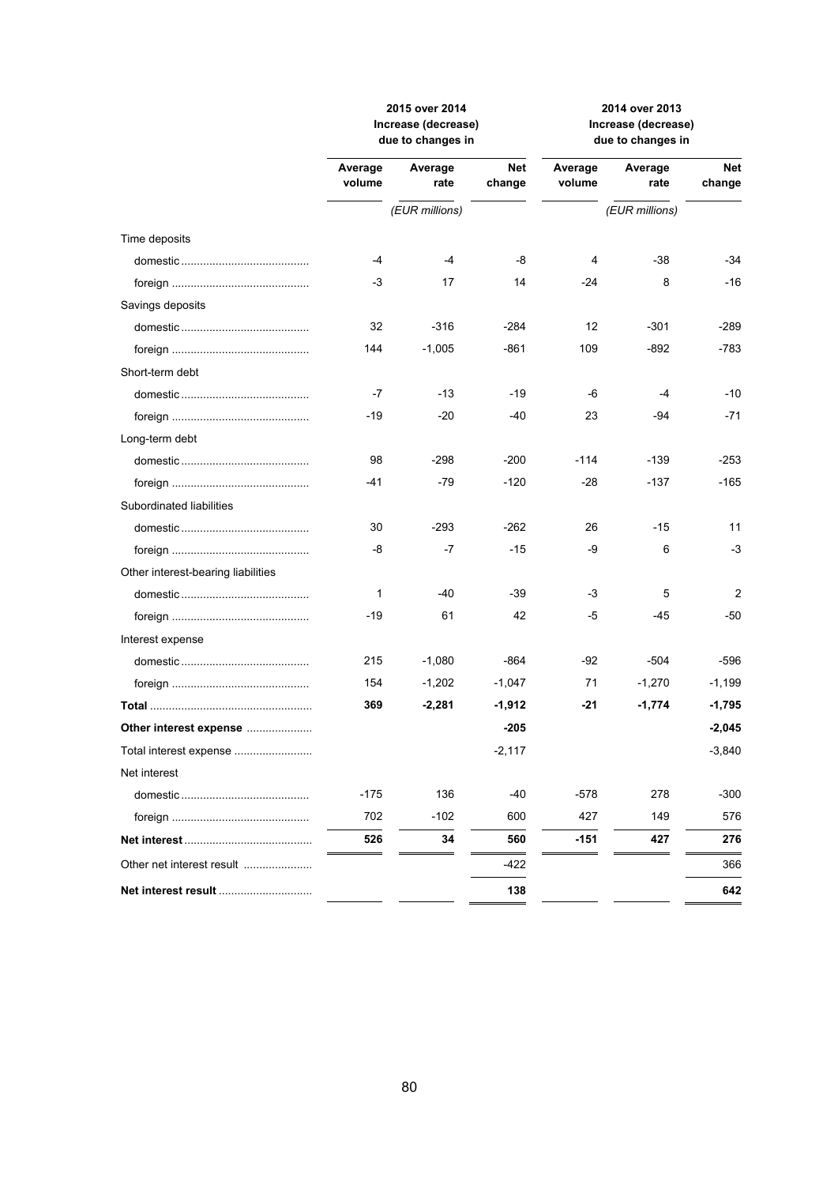| | 2015 over 2014 Increase (decrease) due to changes in | | | 2014 over 2013 Increase (decrease) due to changes in | | |
|---|---|---|---|---|---|---|
| | Average volume | Average rate | Net change | Average volume | Average rate | Net change |
| | | *(EUR millions)* | | | *(EUR millions)* | |
| Time deposits | | | | | | |
| domestic | -4 | -4 | -8 | 4 | -38 | -34 |
| foreign | -3 | 17 | 14 | -24 | 8 | -16 |
| Savings deposits | | | | | | |
| domestic | 32 | -316 | -284 | 12 | -301 | -289 |
| foreign | 144 | -1,005 | -861 | 109 | -892 | -783 |
| Short-term debt | | | | | | |
| domestic | -7 | -13 | -19 | -6 | -4 | -10 |
| foreign | -19 | -20 | -40 | 23 | -94 | -71 |
| Long-term debt | | | | | | |
| domestic | 98 | -298 | -200 | -114 | -139 | -253 |
| foreign | -41 | -79 | -120 | -28 | -137 | -165 |
| Subordinated liabilities | | | | | | |
| domestic | 30 | -293 | -262 | 26 | -15 | 11 |
| foreign | -8 | -7 | -15 | -9 | 6 | -3 |
| Other interest-bearing liabilities | | | | | | |
| domestic | 1 | -40 | -39 | -3 | 5 | 2 |
| foreign | -19 | 61 | 42 | -5 | -45 | -50 |
| Interest expense | | | | | | |
| domestic | 215 | -1,080 | -864 | -92 | -504 | -596 |
| foreign | 154 | -1,202 | -1,047 | 71 | -1,270 | -1,199 |
| **Total** | **369** | **-2,281** | **-1,912** | **-21** | **-1,774** | **-1,795** |
| **Other interest expense** | | | **-205** | | | **-2,045** |
| Total interest expense | | | -2,117 | | | -3,840 |
| Net interest | | | | | | |
| domestic | -175 | 136 | -40 | -578 | 278 | -300 |
| foreign | 702 | -102 | 600 | 427 | 149 | 576 |
| **Net interest** | **526** | **34** | **560** | **-151** | **427** | **276** |
| Other net interest result | | | -422 | | | 366 |
| **Net interest result** | | | **138** | | | **642** |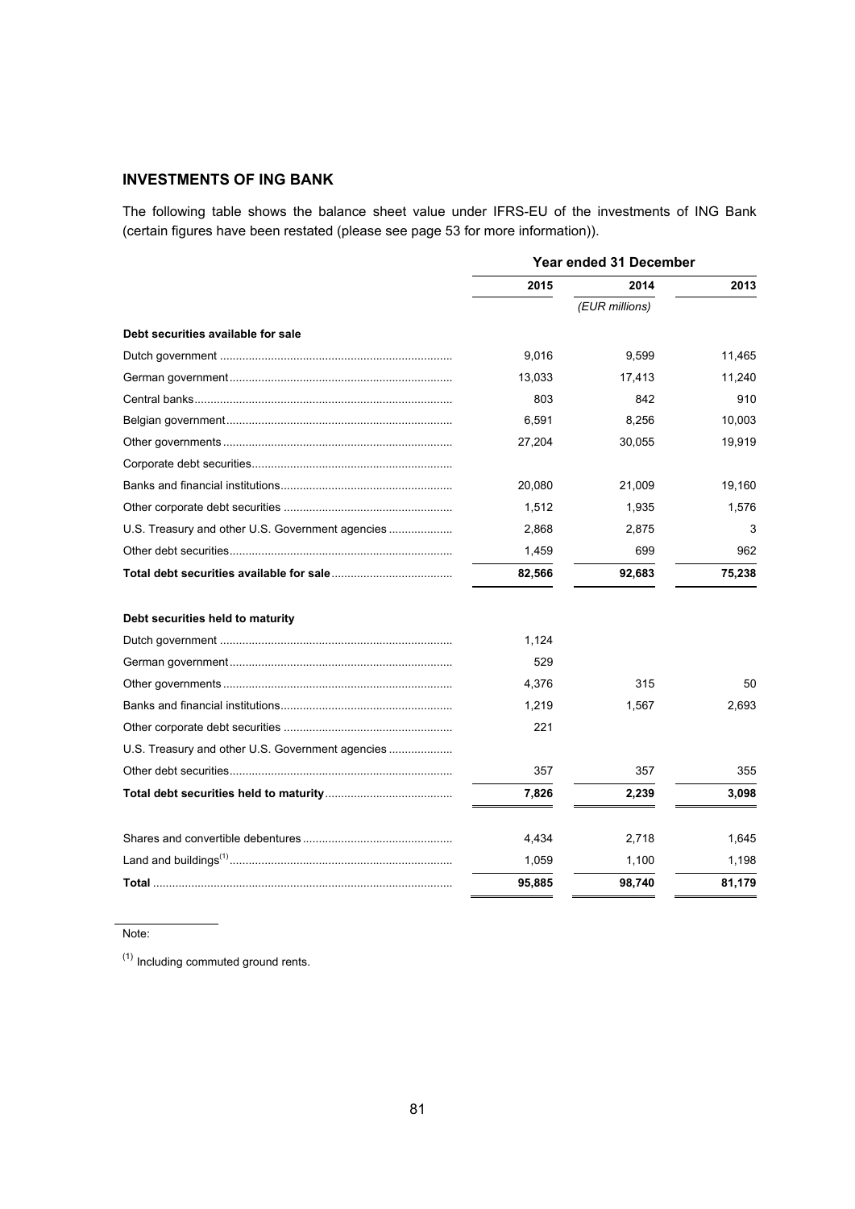## INVESTMENTS OF ING BANK

The following table shows the balance sheet value under IFRS-EU of the investments of ING Bank (certain figures have been restated (please see page 53 for more information)).

| | Year ended 31 December | | |
|---|---|---|---|
| | 2015 | 2014 | 2013 |
| | | *(EUR millions)* | |
| **Debt securities available for sale** | | | |
| Dutch government | 9,016 | 9,599 | 11,465 |
| German government | 13,033 | 17,413 | 11,240 |
| Central banks | 803 | 842 | 910 |
| Belgian government | 6,591 | 8,256 | 10,003 |
| Other governments | 27,204 | 30,055 | 19,919 |
| Corporate debt securities | | | |
| Banks and financial institutions | 20,080 | 21,009 | 19,160 |
| Other corporate debt securities | 1,512 | 1,935 | 1,576 |
| U.S. Treasury and other U.S. Government agencies | 2,868 | 2,875 | 3 |
| Other debt securities | 1,459 | 699 | 962 |
| **Total debt securities available for sale** | **82,566** | **92,683** | **75,238** |
| | | | |
| **Debt securities held to maturity** | | | |
| Dutch government | 1,124 | | |
| German government | 529 | | |
| Other governments | 4,376 | 315 | 50 |
| Banks and financial institutions | 1,219 | 1,567 | 2,693 |
| Other corporate debt securities | 221 | | |
| U.S. Treasury and other U.S. Government agencies | | | |
| Other debt securities | 357 | 357 | 355 |
| **Total debt securities held to maturity** | **7,826** | **2,239** | **3,098** |
| | | | |
| Shares and convertible debentures | 4,434 | 2,718 | 1,645 |
| Land and buildings[1] | 1,059 | 1,100 | 1,198 |
| **Total** | **95,885** | **98,740** | **81,179** |

Note:

[1] Including commuted ground rents.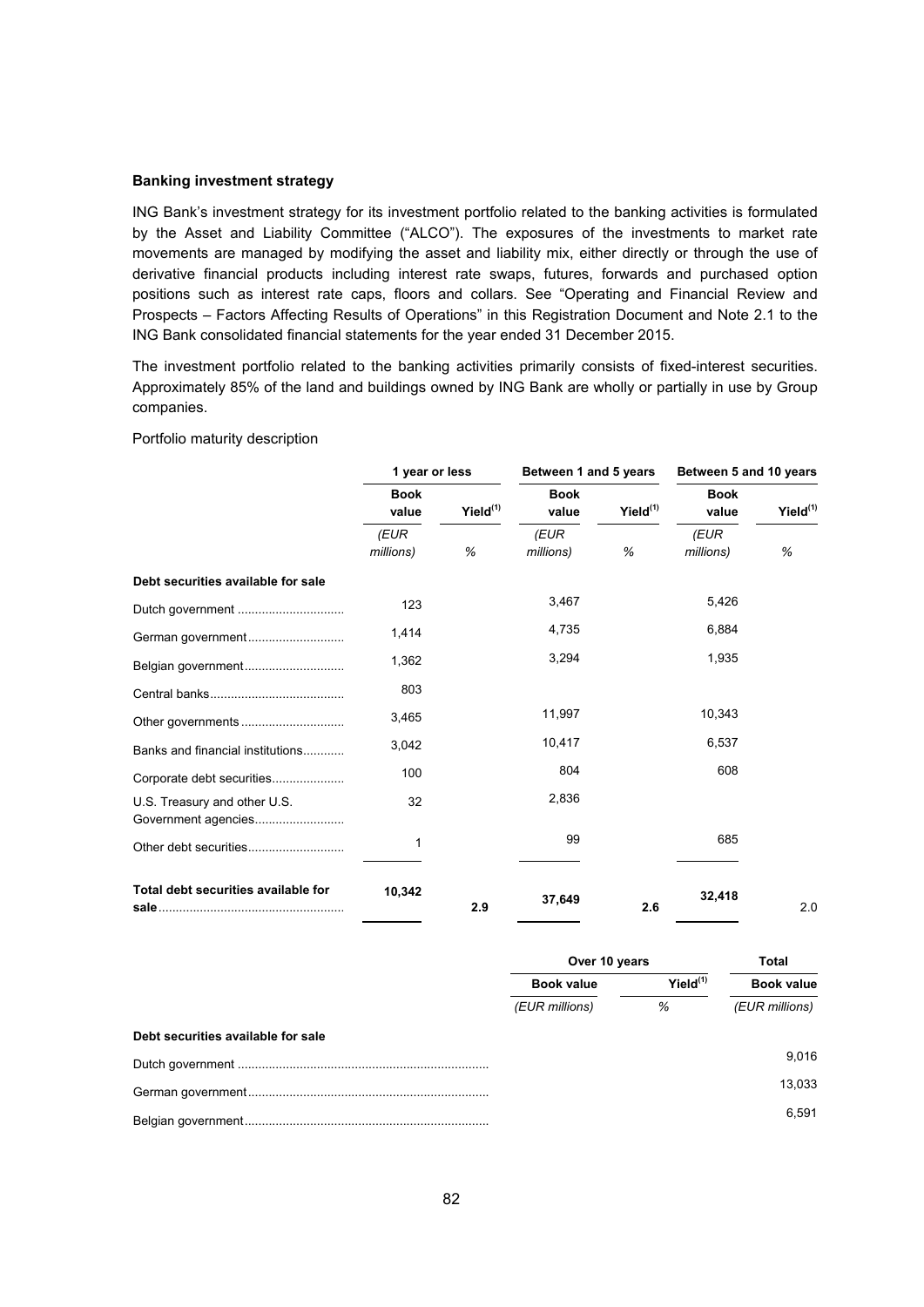**Banking investment strategy**

ING Bank's investment strategy for its investment portfolio related to the banking activities is formulated by the Asset and Liability Committee ("ALCO"). The exposures of the investments to market rate movements are managed by modifying the asset and liability mix, either directly or through the use of derivative financial products including interest rate swaps, futures, forwards and purchased option positions such as interest rate caps, floors and collars. See "Operating and Financial Review and Prospects – Factors Affecting Results of Operations" in this Registration Document and Note 2.1 to the ING Bank consolidated financial statements for the year ended 31 December 2015.

The investment portfolio related to the banking activities primarily consists of fixed-interest securities. Approximately 85% of the land and buildings owned by ING Bank are wholly or partially in use by Group companies.

Portfolio maturity description

| | 1 year or less | | Between 1 and 5 years | | Between 5 and 10 years | |
|---|---|---|---|---|---|---|
| | **Book value** | **Yield[(1)]** | **Book value** | **Yield[(1)]** | **Book value** | **Yield[(1)]** |
| | *(EUR millions)* | *%* | *(EUR millions)* | *%* | *(EUR millions)* | *%* |
| **Debt securities available for sale** | | | | | | |
| Dutch government | 123 | | 3,467 | | 5,426 | |
| German government | 1,414 | | 4,735 | | 6,884 | |
| Belgian government | 1,362 | | 3,294 | | 1,935 | |
| Central banks | 803 | | | | | |
| Other governments | 3,465 | | 11,997 | | 10,343 | |
| Banks and financial institutions | 3,042 | | 10,417 | | 6,537 | |
| Corporate debt securities | 100 | | 804 | | 608 | |
| U.S. Treasury and other U.S. Government agencies | 32 | | 2,836 | | | |
| Other debt securities | 1 | | 99 | | 685 | |
| **Total debt securities available for sale** | **10,342** | **2.9** | **37,649** | **2.6** | **32,418** | 2.0 |

| | Over 10 years | | Total |
|---|---|---|---|
| | **Book value** | **Yield[(1)]** | **Book value** |
| | *(EUR millions)* | *%* | *(EUR millions)* |
| **Debt securities available for sale** | | | |
| Dutch government | | | 9,016 |
| German government | | | 13,033 |
| Belgian government | | | 6,591 |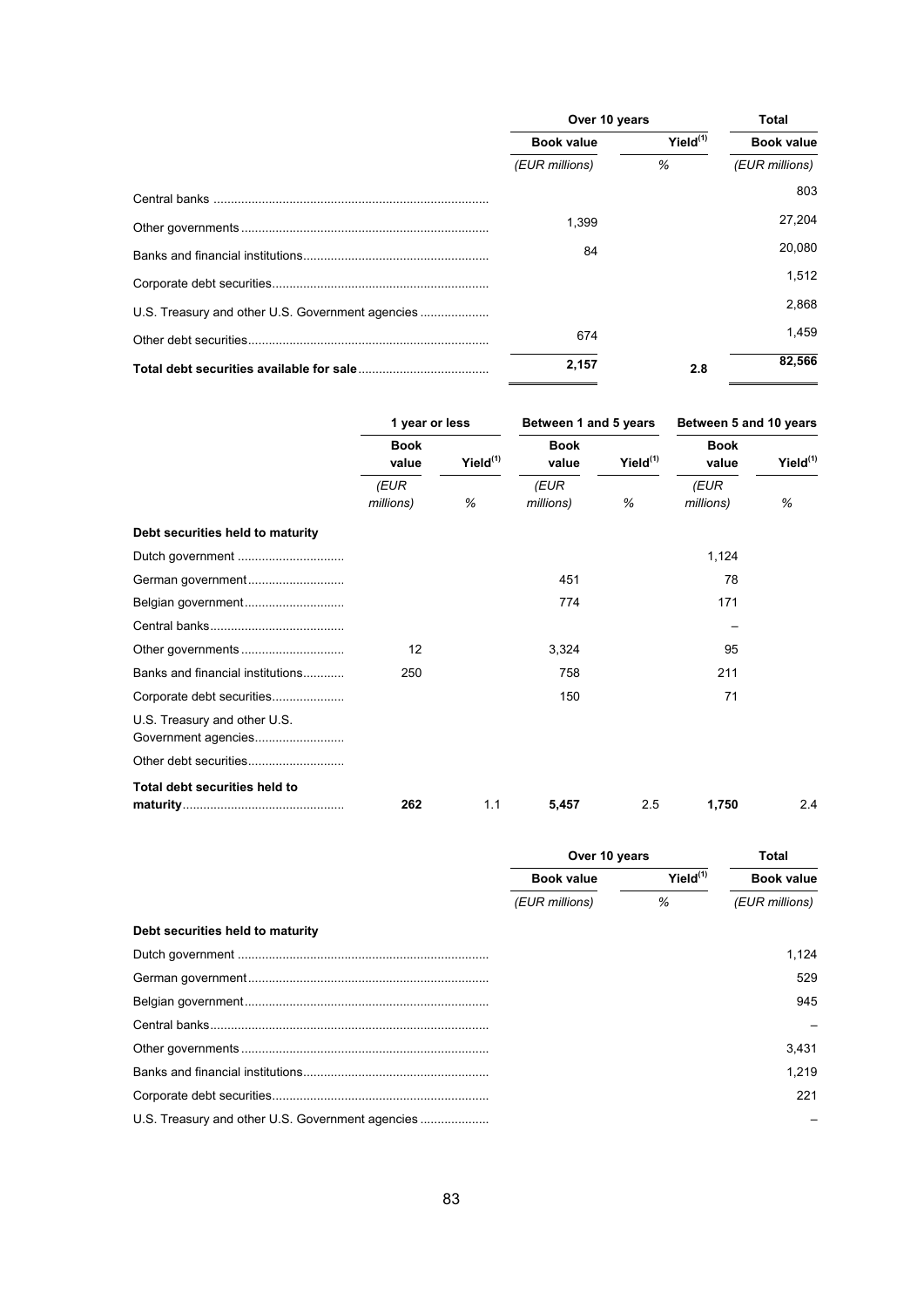| | Over 10 years | | Total |
|---|---|---|---|
| | Book value | Yield[(1)] | Book value |
| | (EUR millions) | % | (EUR millions) |
| Central banks | | | 803 |
| Other governments | 1,399 | | 27,204 |
| Banks and financial institutions | 84 | | 20,080 |
| Corporate debt securities | | | 1,512 |
| U.S. Treasury and other U.S. Government agencies | | | 2,868 |
| Other debt securities | 674 | | 1,459 |
| **Total debt securities available for sale** | **2,157** | **2.8** | **82,566** |

| | 1 year or less | | Between 1 and 5 years | | Between 5 and 10 years | |
|---|---|---|---|---|---|---|
| | Book value | Yield[(1)] | Book value | Yield[(1)] | Book value | Yield[(1)] |
| | (EUR millions) | % | (EUR millions) | % | (EUR millions) | % |
| **Debt securities held to maturity** | | | | | | |
| Dutch government | | | | | 1,124 | |
| German government | | | 451 | | 78 | |
| Belgian government | | | 774 | | 171 | |
| Central banks | | | | | – | |
| Other governments | 12 | | 3,324 | | 95 | |
| Banks and financial institutions | 250 | | 758 | | 211 | |
| Corporate debt securities | | | 150 | | 71 | |
| U.S. Treasury and other U.S. Government agencies | | | | | | |
| Other debt securities | | | | | | |
| **Total debt securities held to maturity** | **262** | 1.1 | **5,457** | 2.5 | **1,750** | 2.4 |

| | Over 10 years | | Total |
|---|---|---|---|
| | Book value | Yield[(1)] | Book value |
| | (EUR millions) | % | (EUR millions) |
| **Debt securities held to maturity** | | | |
| Dutch government | | | 1,124 |
| German government | | | 529 |
| Belgian government | | | 945 |
| Central banks | | | – |
| Other governments | | | 3,431 |
| Banks and financial institutions | | | 1,219 |
| Corporate debt securities | | | 221 |
| U.S. Treasury and other U.S. Government agencies | | | – |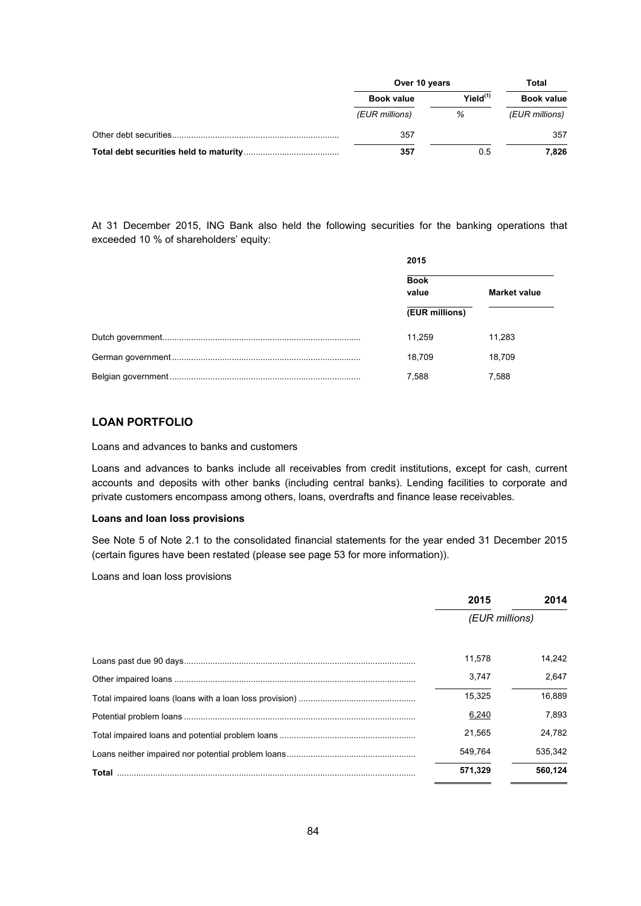| | Over 10 years | | Total |
|---|---|---|---|
| | Book value | Yield[(1)] | Book value |
| | (EUR millions) | % | (EUR millions) |
| Other debt securities | 357 | | 357 |
| **Total debt securities held to maturity** | **357** | 0.5 | **7,826** |

At 31 December 2015, ING Bank also held the following securities for the banking operations that exceeded 10 % of shareholders' equity:

| | 2015 | |
|---|---|---|
| | Book value | Market value |
| | (EUR millions) | |
| Dutch government | 11,259 | 11,283 |
| German government | 18,709 | 18,709 |
| Belgian government | 7,588 | 7,588 |

## LOAN PORTFOLIO

Loans and advances to banks and customers

Loans and advances to banks include all receivables from credit institutions, except for cash, current accounts and deposits with other banks (including central banks). Lending facilities to corporate and private customers encompass among others, loans, overdrafts and finance lease receivables.

**Loans and loan loss provisions**

See Note 5 of Note 2.1 to the consolidated financial statements for the year ended 31 December 2015 (certain figures have been restated (please see page 53 for more information)).

Loans and loan loss provisions

| | 2015 | 2014 |
|---|---|---|
| | (EUR millions) | |
| Loans past due 90 days | 11,578 | 14,242 |
| Other impaired loans | 3,747 | 2,647 |
| Total impaired loans (loans with a loan loss provision) | 15,325 | 16,889 |
| Potential problem loans | 6,240 | 7,893 |
| Total impaired loans and potential problem loans | 21,565 | 24,782 |
| Loans neither impaired nor potential problem loans | 549,764 | 535,342 |
| **Total** | **571,329** | **560,124** |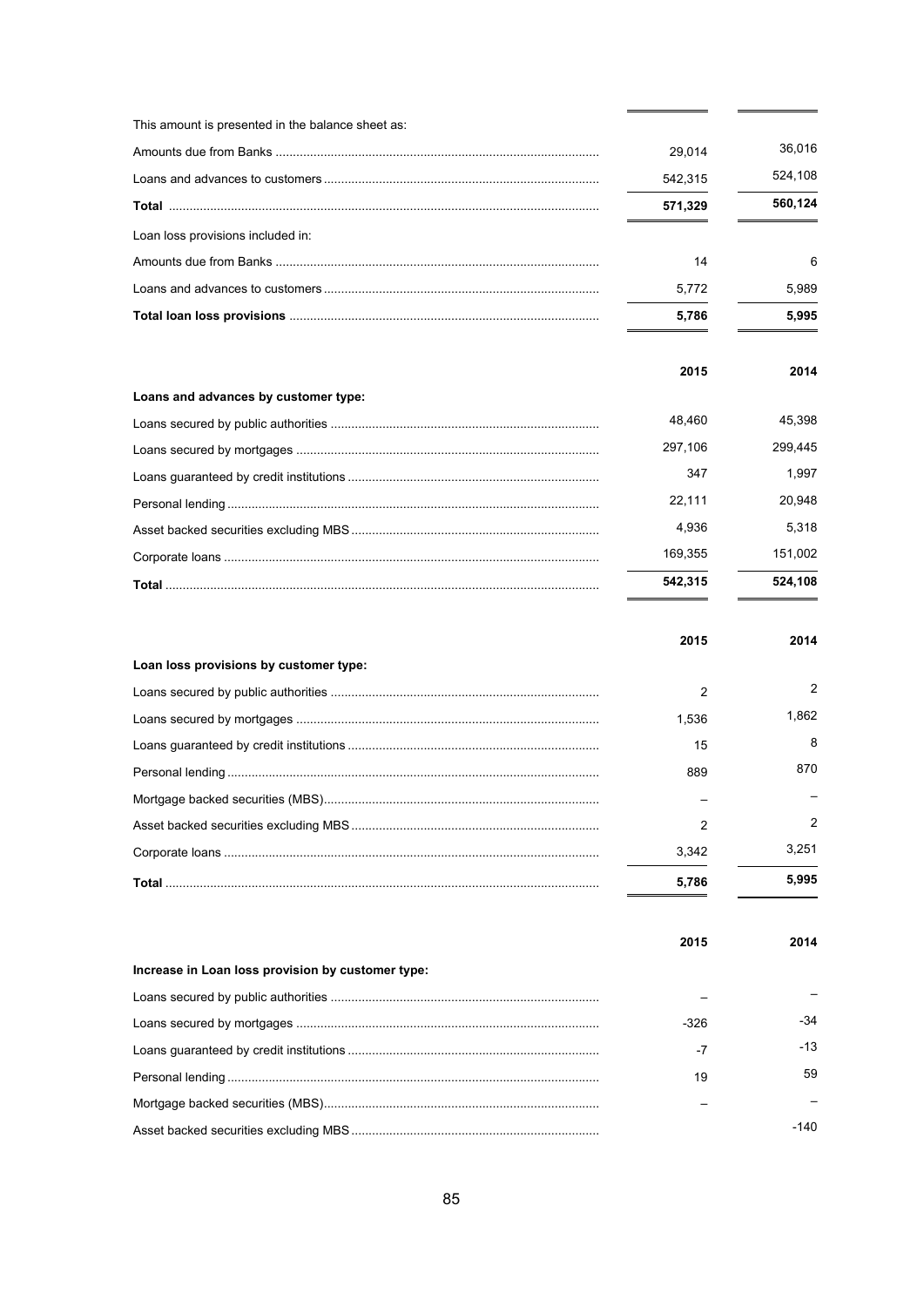| | | |
|---|---|---|
| This amount is presented in the balance sheet as: | | |
| Amounts due from Banks | 29,014 | 36,016 |
| Loans and advances to customers | 542,315 | 524,108 |
| **Total** | **571,329** | **560,124** |
| Loan loss provisions included in: | | |
| Amounts due from Banks | 14 | 6 |
| Loans and advances to customers | 5,772 | 5,989 |
| **Total loan loss provisions** | **5,786** | **5,995** |

| | **2015** | **2014** |
|---|---|---|
| **Loans and advances by customer type:** | | |
| Loans secured by public authorities | 48,460 | 45,398 |
| Loans secured by mortgages | 297,106 | 299,445 |
| Loans guaranteed by credit institutions | 347 | 1,997 |
| Personal lending | 22,111 | 20,948 |
| Asset backed securities excluding MBS | 4,936 | 5,318 |
| Corporate loans | 169,355 | 151,002 |
| **Total** | **542,315** | **524,108** |

| | **2015** | **2014** |
|---|---|---|
| **Loan loss provisions by customer type:** | | |
| Loans secured by public authorities | 2 | 2 |
| Loans secured by mortgages | 1,536 | 1,862 |
| Loans guaranteed by credit institutions | 15 | 8 |
| Personal lending | 889 | 870 |
| Mortgage backed securities (MBS) | – | – |
| Asset backed securities excluding MBS | 2 | 2 |
| Corporate loans | 3,342 | 3,251 |
| **Total** | **5,786** | **5,995** |

| | **2015** | **2014** |
|---|---|---|
| **Increase in Loan loss provision by customer type:** | | |
| Loans secured by public authorities | – | – |
| Loans secured by mortgages | -326 | -34 |
| Loans guaranteed by credit institutions | -7 | -13 |
| Personal lending | 19 | 59 |
| Mortgage backed securities (MBS) | – | – |
| Asset backed securities excluding MBS | | -140 |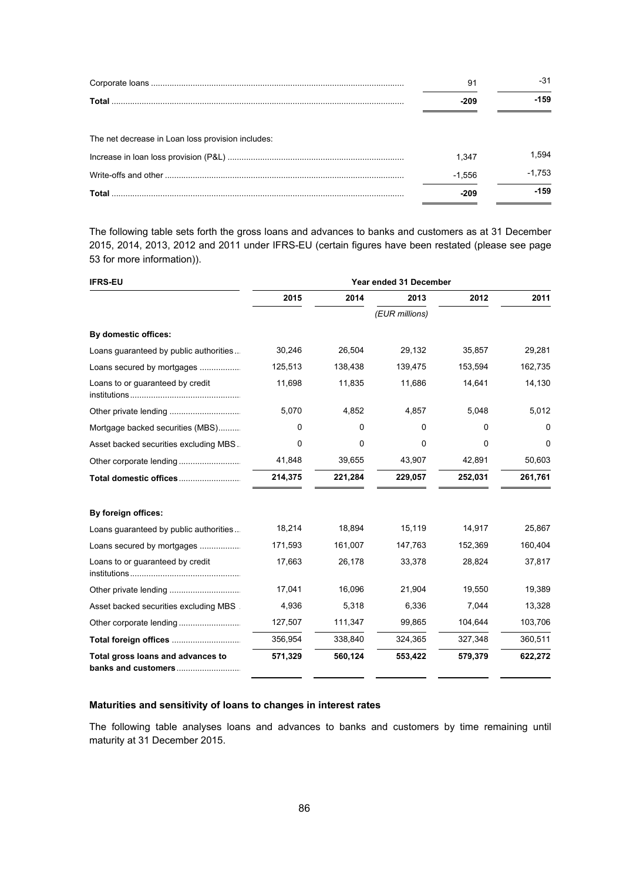| | | |
|---|---|---|
| Corporate loans | 91 | -31 |
| **Total** | **-209** | **-159** |

| | | |
|---|---|---|
| The net decrease in Loan loss provision includes: | | |
| Increase in loan loss provision (P&L) | 1,347 | 1,594 |
| Write-offs and other | -1,556 | -1,753 |
| **Total** | **-209** | **-159** |

The following table sets forth the gross loans and advances to banks and customers as at 31 December 2015, 2014, 2013, 2012 and 2011 under IFRS-EU (certain figures have been restated (please see page 53 for more information)).

| **IFRS-EU** | **Year ended 31 December** | | | | |
|---|---|---|---|---|---|
| | **2015** | **2014** | **2013** | **2012** | **2011** |
| | | | *(EUR millions)* | | |
| **By domestic offices:** | | | | | |
| Loans guaranteed by public authorities | 30,246 | 26,504 | 29,132 | 35,857 | 29,281 |
| Loans secured by mortgages | 125,513 | 138,438 | 139,475 | 153,594 | 162,735 |
| Loans to or guaranteed by credit institutions | 11,698 | 11,835 | 11,686 | 14,641 | 14,130 |
| Other private lending | 5,070 | 4,852 | 4,857 | 5,048 | 5,012 |
| Mortgage backed securities (MBS) | 0 | 0 | 0 | 0 | 0 |
| Asset backed securities excluding MBS | 0 | 0 | 0 | 0 | 0 |
| Other corporate lending | 41,848 | 39,655 | 43,907 | 42,891 | 50,603 |
| **Total domestic offices** | **214,375** | **221,284** | **229,057** | **252,031** | **261,761** |
| **By foreign offices:** | | | | | |
| Loans guaranteed by public authorities | 18,214 | 18,894 | 15,119 | 14,917 | 25,867 |
| Loans secured by mortgages | 171,593 | 161,007 | 147,763 | 152,369 | 160,404 |
| Loans to or guaranteed by credit institutions | 17,663 | 26,178 | 33,378 | 28,824 | 37,817 |
| Other private lending | 17,041 | 16,096 | 21,904 | 19,550 | 19,389 |
| Asset backed securities excluding MBS | 4,936 | 5,318 | 6,336 | 7,044 | 13,328 |
| Other corporate lending | 127,507 | 111,347 | 99,865 | 104,644 | 103,706 |
| **Total foreign offices** | 356,954 | 338,840 | 324,365 | 327,348 | 360,511 |
| **Total gross loans and advances to banks and customers** | **571,329** | **560,124** | **553,422** | **579,379** | **622,272** |

### Maturities and sensitivity of loans to changes in interest rates

The following table analyses loans and advances to banks and customers by time remaining until maturity at 31 December 2015.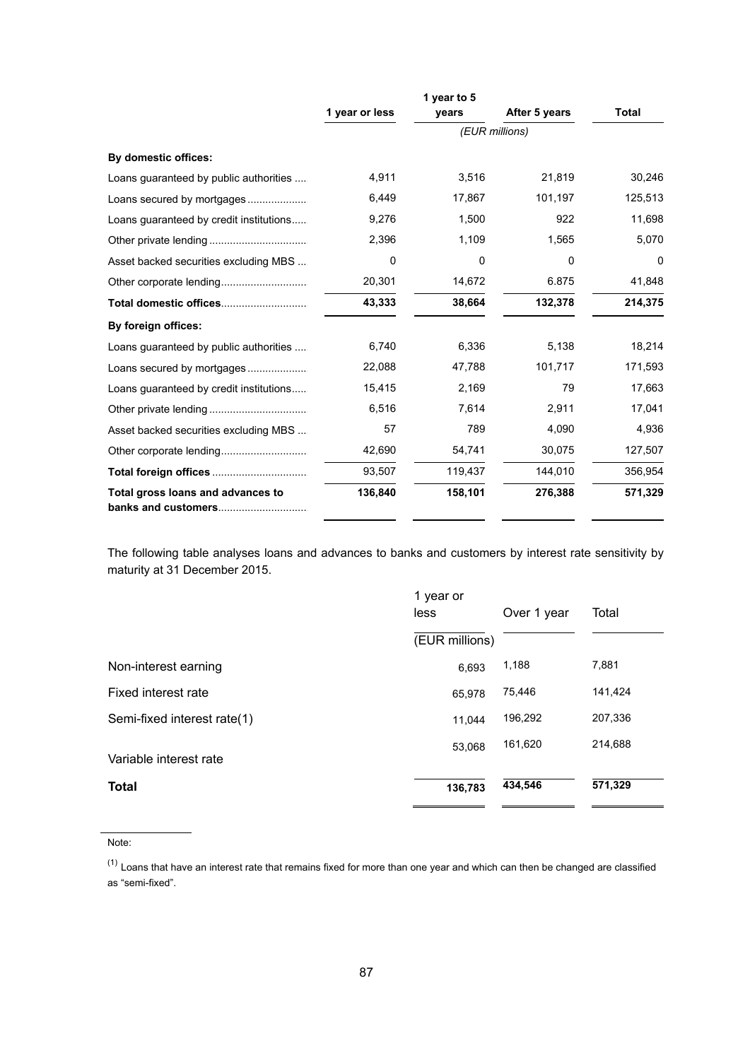| | 1 year or less | 1 year to 5 years | After 5 years | Total |
|---|---|---|---|---|
| | | (EUR millions) | | |
| **By domestic offices:** | | | | |
| Loans guaranteed by public authorities .... | 4,911 | 3,516 | 21,819 | 30,246 |
| Loans secured by mortgages.................... | 6,449 | 17,867 | 101,197 | 125,513 |
| Loans guaranteed by credit institutions..... | 9,276 | 1,500 | 922 | 11,698 |
| Other private lending................................ | 2,396 | 1,109 | 1,565 | 5,070 |
| Asset backed securities excluding MBS ... | 0 | 0 | 0 | 0 |
| Other corporate lending............................ | 20,301 | 14,672 | 6.875 | 41,848 |
| **Total domestic offices**............................ | **43,333** | **38,664** | **132,378** | **214,375** |
| **By foreign offices:** | | | | |
| Loans guaranteed by public authorities .... | 6,740 | 6,336 | 5,138 | 18,214 |
| Loans secured by mortgages.................... | 22,088 | 47,788 | 101,717 | 171,593 |
| Loans guaranteed by credit institutions..... | 15,415 | 2,169 | 79 | 17,663 |
| Other private lending................................ | 6,516 | 7,614 | 2,911 | 17,041 |
| Asset backed securities excluding MBS ... | 57 | 789 | 4,090 | 4,936 |
| Other corporate lending............................ | 42,690 | 54,741 | 30,075 | 127,507 |
| **Total foreign offices**................................ | 93,507 | 119,437 | 144,010 | 356,954 |
| **Total gross loans and advances to banks and customers**.............................. | **136,840** | **158,101** | **276,388** | **571,329** |

The following table analyses loans and advances to banks and customers by interest rate sensitivity by maturity at 31 December 2015.

| | 1 year or less | Over 1 year | Total |
|---|---|---|---|
| | (EUR millions) | | |
| Non-interest earning | 6,693 | 1,188 | 7,881 |
| Fixed interest rate | 65,978 | 75,446 | 141,424 |
| Semi-fixed interest rate(1) | 11,044 | 196,292 | 207,336 |
| Variable interest rate | 53,068 | 161,620 | 214,688 |
| **Total** | **136,783** | **434,546** | **571,329** |

Note:

(1) Loans that have an interest rate that remains fixed for more than one year and which can then be changed are classified as "semi-fixed".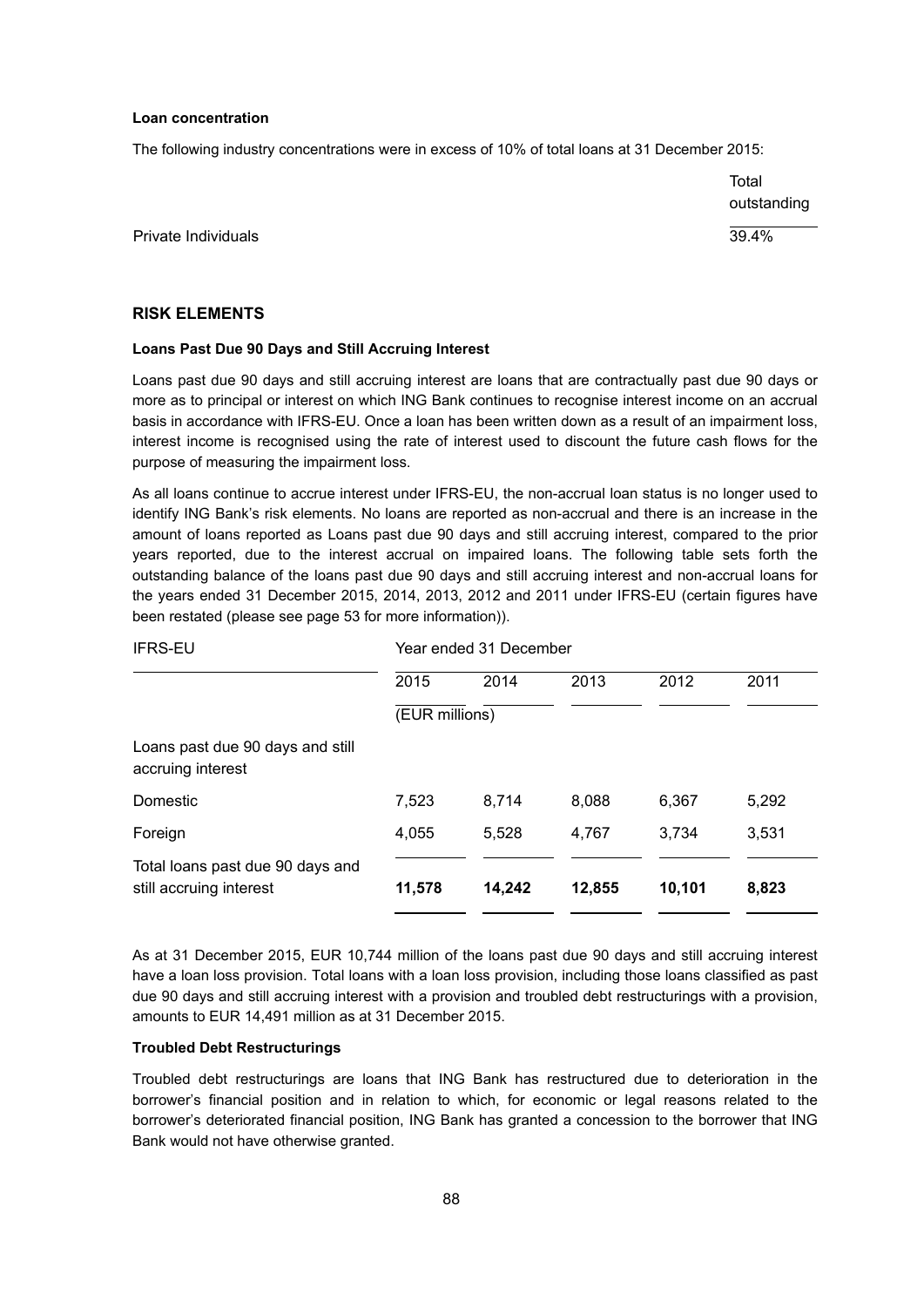**Loan concentration**

The following industry concentrations were in excess of 10% of total loans at 31 December 2015:

| | Total outstanding |
|---|---|
| Private Individuals | 39.4% |

## RISK ELEMENTS

**Loans Past Due 90 Days and Still Accruing Interest**

Loans past due 90 days and still accruing interest are loans that are contractually past due 90 days or more as to principal or interest on which ING Bank continues to recognise interest income on an accrual basis in accordance with IFRS-EU. Once a loan has been written down as a result of an impairment loss, interest income is recognised using the rate of interest used to discount the future cash flows for the purpose of measuring the impairment loss.

As all loans continue to accrue interest under IFRS-EU, the non-accrual loan status is no longer used to identify ING Bank's risk elements. No loans are reported as non-accrual and there is an increase in the amount of loans reported as Loans past due 90 days and still accruing interest, compared to the prior years reported, due to the interest accrual on impaired loans. The following table sets forth the outstanding balance of the loans past due 90 days and still accruing interest and non-accrual loans for the years ended 31 December 2015, 2014, 2013, 2012 and 2011 under IFRS-EU (certain figures have been restated (please see page 53 for more information)).

| IFRS-EU | Year ended 31 December | | | | |
|---|---|---|---|---|---|
| | 2015 | 2014 | 2013 | 2012 | 2011 |
| | (EUR millions) | | | | |
| Loans past due 90 days and still accruing interest | | | | | |
| Domestic | 7,523 | 8,714 | 8,088 | 6,367 | 5,292 |
| Foreign | 4,055 | 5,528 | 4,767 | 3,734 | 3,531 |
| Total loans past due 90 days and still accruing interest | **11,578** | **14,242** | **12,855** | **10,101** | **8,823** |

As at 31 December 2015, EUR 10,744 million of the loans past due 90 days and still accruing interest have a loan loss provision. Total loans with a loan loss provision, including those loans classified as past due 90 days and still accruing interest with a provision and troubled debt restructurings with a provision, amounts to EUR 14,491 million as at 31 December 2015.

**Troubled Debt Restructurings**

Troubled debt restructurings are loans that ING Bank has restructured due to deterioration in the borrower's financial position and in relation to which, for economic or legal reasons related to the borrower's deteriorated financial position, ING Bank has granted a concession to the borrower that ING Bank would not have otherwise granted.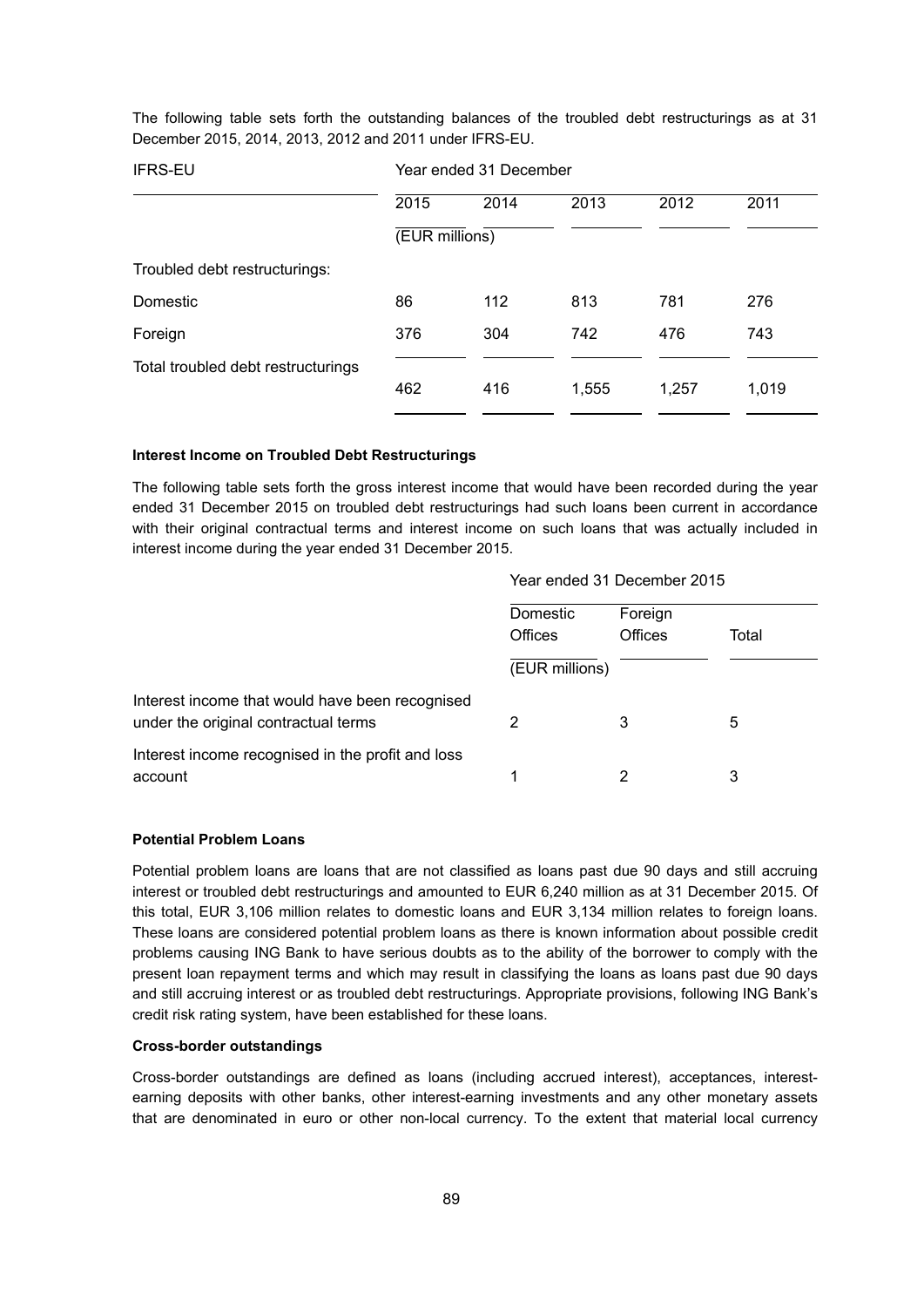The following table sets forth the outstanding balances of the troubled debt restructurings as at 31 December 2015, 2014, 2013, 2012 and 2011 under IFRS-EU.

| IFRS-EU | Year ended 31 December | | | | |
|---|---|---|---|---|---|
| | 2015 | 2014 | 2013 | 2012 | 2011 |
| | (EUR millions) | | | | |
| Troubled debt restructurings: | | | | | |
| Domestic | 86 | 112 | 813 | 781 | 276 |
| Foreign | 376 | 304 | 742 | 476 | 743 |
| Total troubled debt restructurings | 462 | 416 | 1,555 | 1,257 | 1,019 |

**Interest Income on Troubled Debt Restructurings**

The following table sets forth the gross interest income that would have been recorded during the year ended 31 December 2015 on troubled debt restructurings had such loans been current in accordance with their original contractual terms and interest income on such loans that was actually included in interest income during the year ended 31 December 2015.

| | Year ended 31 December 2015 | | |
|---|---|---|---|
| | Domestic Offices | Foreign Offices | Total |
| | (EUR millions) | | |
| Interest income that would have been recognised under the original contractual terms | 2 | 3 | 5 |
| Interest income recognised in the profit and loss account | 1 | 2 | 3 |

**Potential Problem Loans**

Potential problem loans are loans that are not classified as loans past due 90 days and still accruing interest or troubled debt restructurings and amounted to EUR 6,240 million as at 31 December 2015. Of this total, EUR 3,106 million relates to domestic loans and EUR 3,134 million relates to foreign loans. These loans are considered potential problem loans as there is known information about possible credit problems causing ING Bank to have serious doubts as to the ability of the borrower to comply with the present loan repayment terms and which may result in classifying the loans as loans past due 90 days and still accruing interest or as troubled debt restructurings. Appropriate provisions, following ING Bank's credit risk rating system, have been established for these loans.

**Cross-border outstandings**

Cross-border outstandings are defined as loans (including accrued interest), acceptances, interest-earning deposits with other banks, other interest-earning investments and any other monetary assets that are denominated in euro or other non-local currency. To the extent that material local currency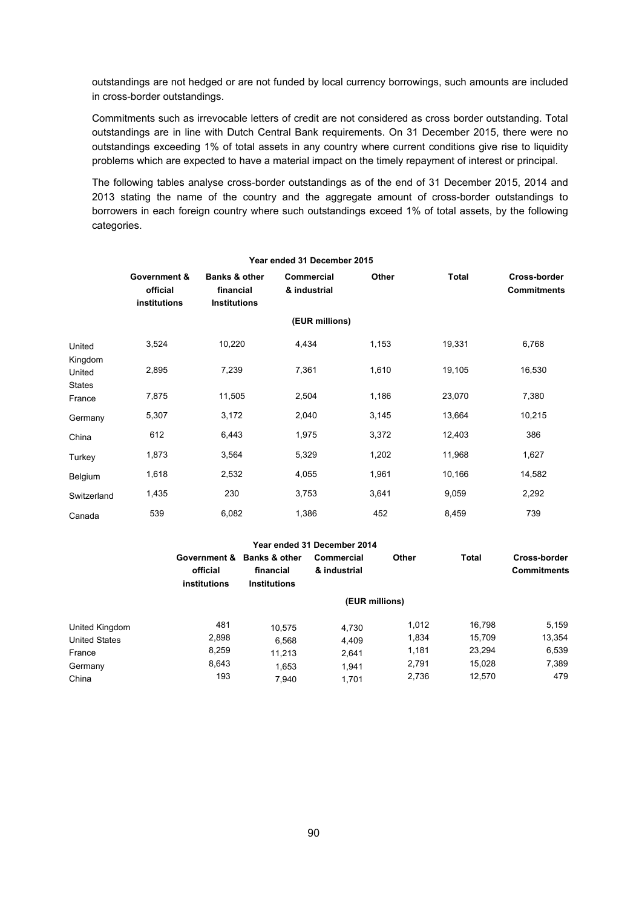outstandings are not hedged or are not funded by local currency borrowings, such amounts are included in cross-border outstandings.

Commitments such as irrevocable letters of credit are not considered as cross border outstanding. Total outstandings are in line with Dutch Central Bank requirements. On 31 December 2015, there were no outstandings exceeding 1% of total assets in any country where current conditions give rise to liquidity problems which are expected to have a material impact on the timely repayment of interest or principal.

The following tables analyse cross-border outstandings as of the end of 31 December 2015, 2014 and 2013 stating the name of the country and the aggregate amount of cross-border outstandings to borrowers in each foreign country where such outstandings exceed 1% of total assets, by the following categories.

| | Year ended 31 December 2015 | | | | | |
|---|---|---|---|---|---|---|
| | **Government & official institutions** | **Banks & other financial Institutions** | **Commercial & industrial** | **Other** | **Total** | **Cross-border Commitments** |
| | | | (EUR millions) | | | |
| United Kingdom | 3,524 | 10,220 | 4,434 | 1,153 | 19,331 | 6,768 |
| United States | 2,895 | 7,239 | 7,361 | 1,610 | 19,105 | 16,530 |
| France | 7,875 | 11,505 | 2,504 | 1,186 | 23,070 | 7,380 |
| Germany | 5,307 | 3,172 | 2,040 | 3,145 | 13,664 | 10,215 |
| China | 612 | 6,443 | 1,975 | 3,372 | 12,403 | 386 |
| Turkey | 1,873 | 3,564 | 5,329 | 1,202 | 11,968 | 1,627 |
| Belgium | 1,618 | 2,532 | 4,055 | 1,961 | 10,166 | 14,582 |
| Switzerland | 1,435 | 230 | 3,753 | 3,641 | 9,059 | 2,292 |
| Canada | 539 | 6,082 | 1,386 | 452 | 8,459 | 739 |

| | Year ended 31 December 2014 | | | | | |
|---|---|---|---|---|---|---|
| | **Government & official institutions** | **Banks & other financial Institutions** | **Commercial & industrial** | **Other** | **Total** | **Cross-border Commitments** |
| | | | (EUR millions) | | | |
| United Kingdom | 481 | 10,575 | 4,730 | 1,012 | 16,798 | 5,159 |
| United States | 2,898 | 6,568 | 4,409 | 1,834 | 15,709 | 13,354 |
| France | 8,259 | 11,213 | 2,641 | 1,181 | 23,294 | 6,539 |
| Germany | 8,643 | 1,653 | 1,941 | 2,791 | 15,028 | 7,389 |
| China | 193 | 7,940 | 1,701 | 2,736 | 12,570 | 479 |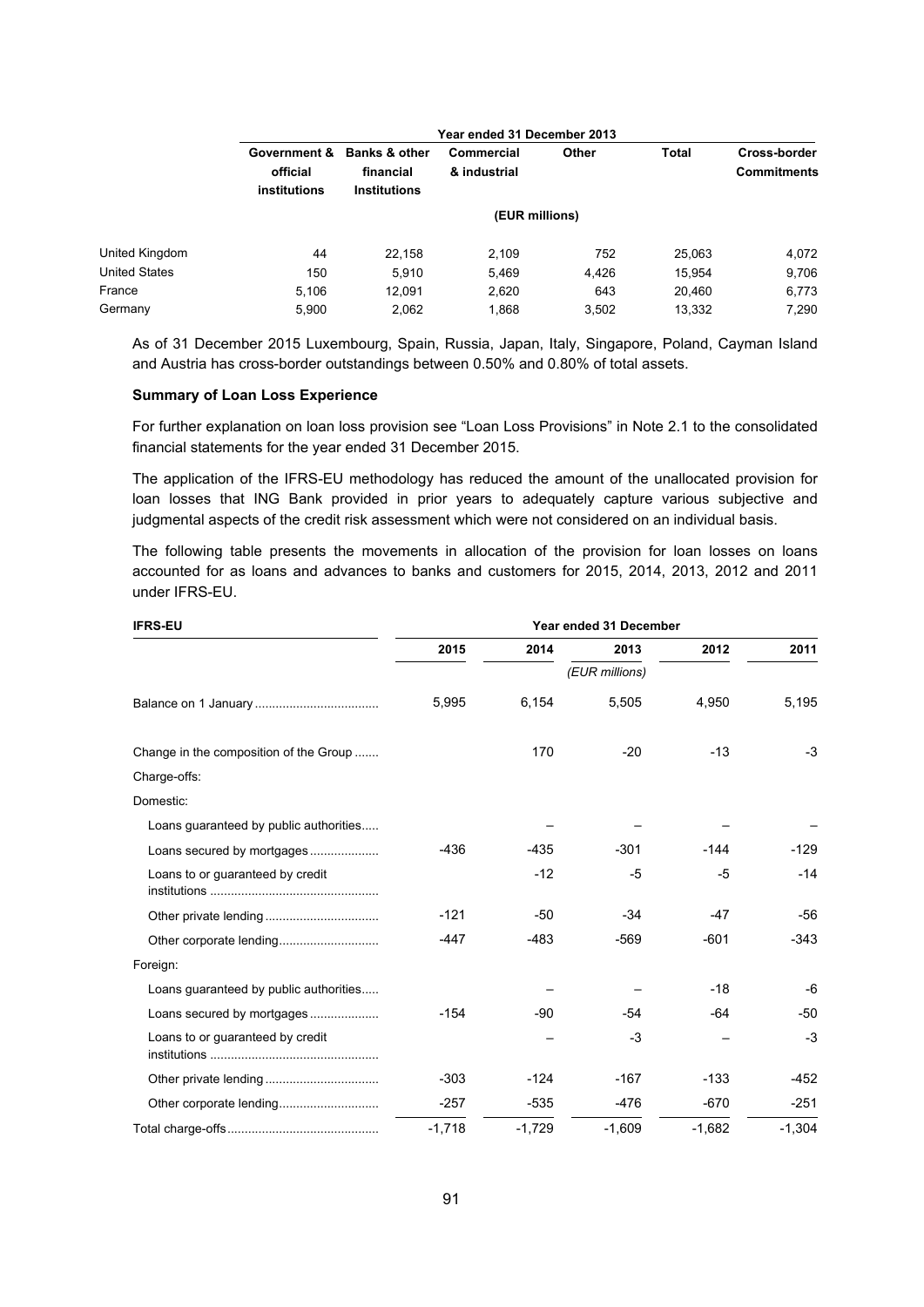| | Year ended 31 December 2013 | | | | | |
|---|---|---|---|---|---|---|
| | Government & official institutions | Banks & other financial Institutions | Commercial & industrial | Other | Total | Cross-border Commitments |
| | (EUR millions) | | | | | |
| United Kingdom | 44 | 22,158 | 2,109 | 752 | 25,063 | 4,072 |
| United States | 150 | 5,910 | 5,469 | 4,426 | 15,954 | 9,706 |
| France | 5,106 | 12,091 | 2,620 | 643 | 20,460 | 6,773 |
| Germany | 5,900 | 2,062 | 1,868 | 3,502 | 13,332 | 7,290 |

As of 31 December 2015 Luxembourg, Spain, Russia, Japan, Italy, Singapore, Poland, Cayman Island and Austria has cross-border outstandings between 0.50% and 0.80% of total assets.

**Summary of Loan Loss Experience**

For further explanation on loan loss provision see "Loan Loss Provisions" in Note 2.1 to the consolidated financial statements for the year ended 31 December 2015.

The application of the IFRS-EU methodology has reduced the amount of the unallocated provision for loan losses that ING Bank provided in prior years to adequately capture various subjective and judgmental aspects of the credit risk assessment which were not considered on an individual basis.

The following table presents the movements in allocation of the provision for loan losses on loans accounted for as loans and advances to banks and customers for 2015, 2014, 2013, 2012 and 2011 under IFRS-EU.

| IFRS-EU | Year ended 31 December | | | | |
|---|---|---|---|---|---|
| | 2015 | 2014 | 2013 | 2012 | 2011 |
| | (EUR millions) | | | | |
| Balance on 1 January | 5,995 | 6,154 | 5,505 | 4,950 | 5,195 |
| Change in the composition of the Group | | 170 | -20 | -13 | -3 |
| Charge-offs: | | | | | |
| Domestic: | | | | | |
| Loans guaranteed by public authorities | | – | – | – | – |
| Loans secured by mortgages | -436 | -435 | -301 | -144 | -129 |
| Loans to or guaranteed by credit institutions | | -12 | -5 | -5 | -14 |
| Other private lending | -121 | -50 | -34 | -47 | -56 |
| Other corporate lending | -447 | -483 | -569 | -601 | -343 |
| Foreign: | | | | | |
| Loans guaranteed by public authorities | | – | – | -18 | -6 |
| Loans secured by mortgages | -154 | -90 | -54 | -64 | -50 |
| Loans to or guaranteed by credit institutions | | – | -3 | – | -3 |
| Other private lending | -303 | -124 | -167 | -133 | -452 |
| Other corporate lending | -257 | -535 | -476 | -670 | -251 |
| Total charge-offs | -1,718 | -1,729 | -1,609 | -1,682 | -1,304 |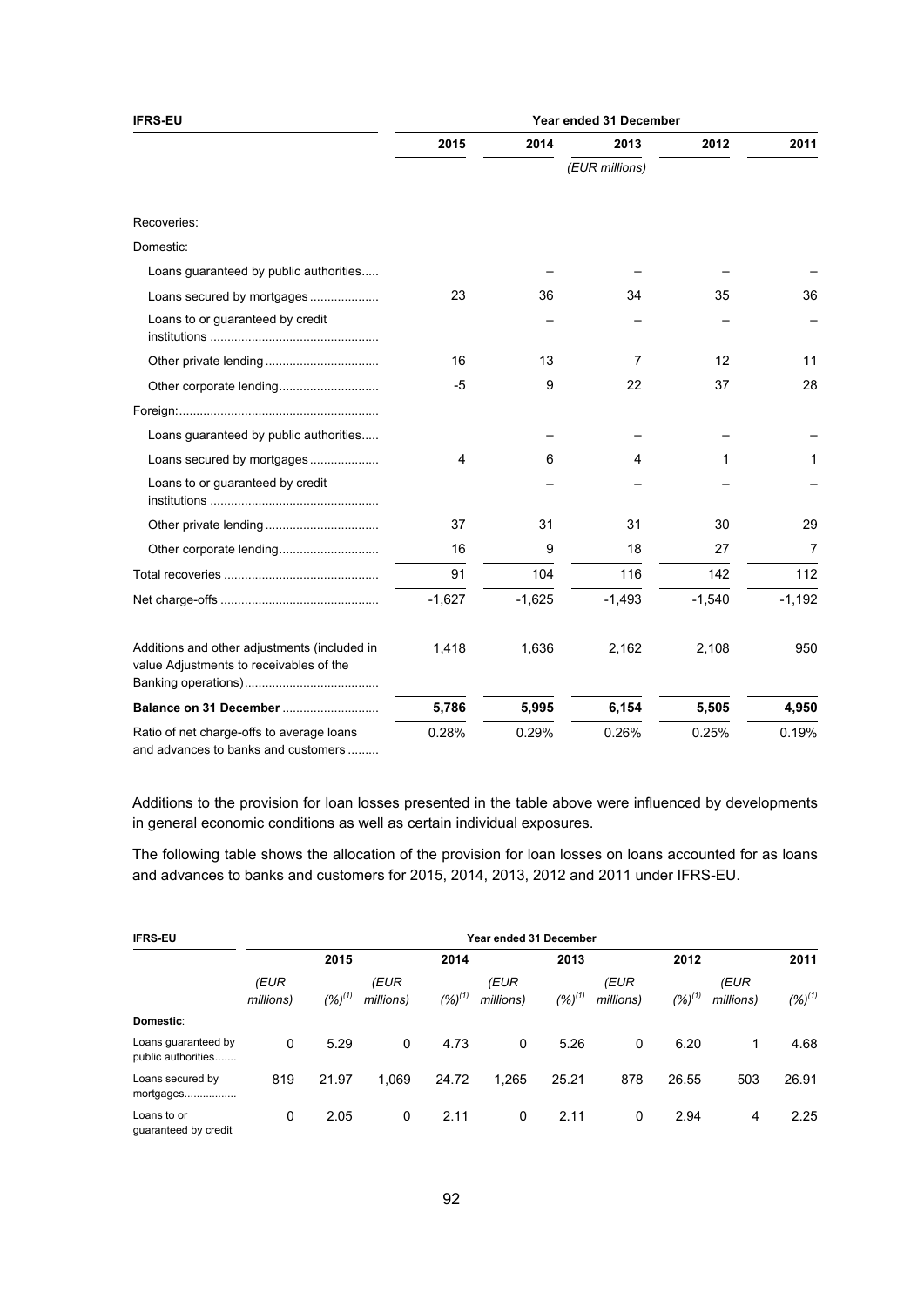| IFRS-EU | Year ended 31 December | | | | |
|---|---|---|---|---|---|
| | 2015 | 2014 | 2013 | 2012 | 2011 |
| | | | *(EUR millions)* | | |
| Recoveries: | | | | | |
| Domestic: | | | | | |
| Loans guaranteed by public authorities..... | | – | – | – | – |
| Loans secured by mortgages.................... | 23 | 36 | 34 | 35 | 36 |
| Loans to or guaranteed by credit institutions ................................................ | | – | – | – | – |
| Other private lending................................. | 16 | 13 | 7 | 12 | 11 |
| Other corporate lending............................ | -5 | 9 | 22 | 37 | 28 |
| Foreign:......................................................... | | | | | |
| Loans guaranteed by public authorities..... | | – | – | – | – |
| Loans secured by mortgages.................... | 4 | 6 | 4 | 1 | 1 |
| Loans to or guaranteed by credit institutions ................................................ | | – | – | – | – |
| Other private lending................................. | 37 | 31 | 31 | 30 | 29 |
| Other corporate lending............................ | 16 | 9 | 18 | 27 | 7 |
| Total recoveries ............................................ | 91 | 104 | 116 | 142 | 112 |
| Net charge-offs ............................................. | -1,627 | -1,625 | -1,493 | -1,540 | -1,192 |
| Additions and other adjustments (included in value Adjustments to receivables of the Banking operations)...................................... | 1,418 | 1,636 | 2,162 | 2,108 | 950 |
| **Balance on 31 December** ........................... | **5,786** | **5,995** | **6,154** | **5,505** | **4,950** |
| Ratio of net charge-offs to average loans and advances to banks and customers ......... | 0.28% | 0.29% | 0.26% | 0.25% | 0.19% |

Additions to the provision for loan losses presented in the table above were influenced by developments in general economic conditions as well as certain individual exposures.

The following table shows the allocation of the provision for loan losses on loans accounted for as loans and advances to banks and customers for 2015, 2014, 2013, 2012 and 2011 under IFRS-EU.

| IFRS-EU | Year ended 31 December | | | | | | | | | |
|---|---|---|---|---|---|---|---|---|---|---|
| | | 2015 | | 2014 | | 2013 | | 2012 | | 2011 |
| | *(EUR millions)* | *(%)*[(1)] | *(EUR millions)* | *(%)*[(1)] | *(EUR millions)* | *(%)*[(1)] | *(EUR millions)* | *(%)*[(1)] | *(EUR millions)* | *(%)*[(1)] |
| **Domestic**: | | | | | | | | | | |
| Loans guaranteed by public authorities....... | 0 | 5.29 | 0 | 4.73 | 0 | 5.26 | 0 | 6.20 | 1 | 4.68 |
| Loans secured by mortgages................ | 819 | 21.97 | 1,069 | 24.72 | 1,265 | 25.21 | 878 | 26.55 | 503 | 26.91 |
| Loans to or guaranteed by credit | 0 | 2.05 | 0 | 2.11 | 0 | 2.11 | 0 | 2.94 | 4 | 2.25 |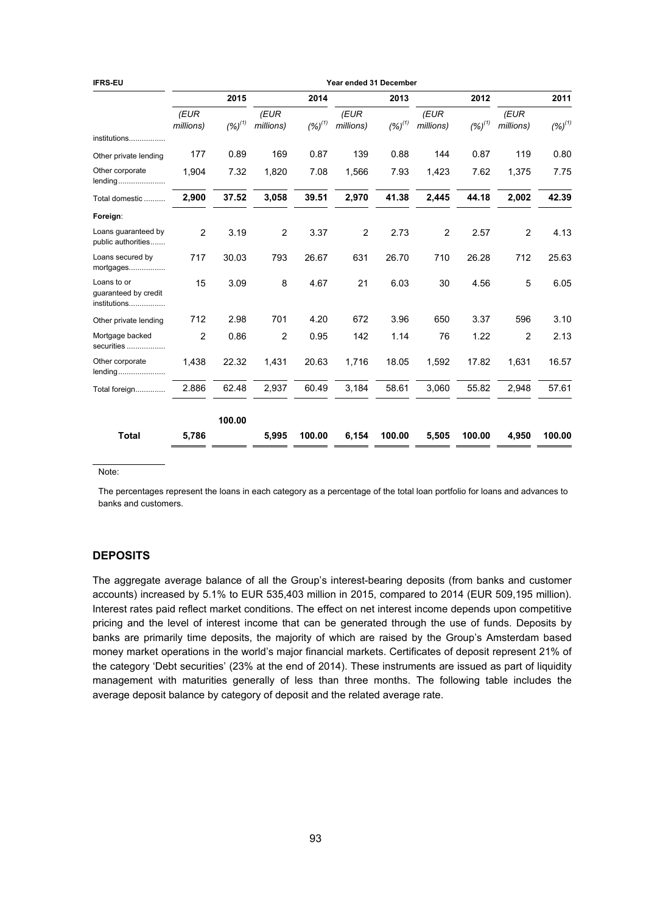| IFRS-EU | Year ended 31 December | | | | | | | | | |
|---|---|---|---|---|---|---|---|---|---|---|
| | 2015 | | 2014 | | 2013 | | 2012 | | 2011 | |
| | (EUR millions) | (%)[1] | (EUR millions) | (%)[1] | (EUR millions) | (%)[1] | (EUR millions) | (%)[1] | (EUR millions) | (%)[1] |
| institutions................. | | | | | | | | | | |
| Other private lending | 177 | 0.89 | 169 | 0.87 | 139 | 0.88 | 144 | 0.87 | 119 | 0.80 |
| Other corporate lending...................... | 1,904 | 7.32 | 1,820 | 7.08 | 1,566 | 7.93 | 1,423 | 7.62 | 1,375 | 7.75 |
| Total domestic .......... | **2,900** | **37.52** | **3,058** | **39.51** | **2,970** | **41.38** | **2,445** | **44.18** | **2,002** | **42.39** |
| **Foreign**: | | | | | | | | | | |
| Loans guaranteed by public authorities....... | 2 | 3.19 | 2 | 3.37 | 2 | 2.73 | 2 | 2.57 | 2 | 4.13 |
| Loans secured by mortgages................. | 717 | 30.03 | 793 | 26.67 | 631 | 26.70 | 710 | 26.28 | 712 | 25.63 |
| Loans to or guaranteed by credit institutions................. | 15 | 3.09 | 8 | 4.67 | 21 | 6.03 | 30 | 4.56 | 5 | 6.05 |
| Other private lending | 712 | 2.98 | 701 | 4.20 | 672 | 3.96 | 650 | 3.37 | 596 | 3.10 |
| Mortgage backed securities .................. | 2 | 0.86 | 2 | 0.95 | 142 | 1.14 | 76 | 1.22 | 2 | 2.13 |
| Other corporate lending...................... | 1,438 | 22.32 | 1,431 | 20.63 | 1,716 | 18.05 | 1,592 | 17.82 | 1,631 | 16.57 |
| Total foreign............. | 2.886 | 62.48 | 2,937 | 60.49 | 3,184 | 58.61 | 3,060 | 55.82 | 2,948 | 57.61 |
| **Total** | **5,786** | **100.00** | **5,995** | **100.00** | **6,154** | **100.00** | **5,505** | **100.00** | **4,950** | **100.00** |

Note:

The percentages represent the loans in each category as a percentage of the total loan portfolio for loans and advances to banks and customers.

## DEPOSITS

The aggregate average balance of all the Group's interest-bearing deposits (from banks and customer accounts) increased by 5.1% to EUR 535,403 million in 2015, compared to 2014 (EUR 509,195 million). Interest rates paid reflect market conditions. The effect on net interest income depends upon competitive pricing and the level of interest income that can be generated through the use of funds. Deposits by banks are primarily time deposits, the majority of which are raised by the Group's Amsterdam based money market operations in the world's major financial markets. Certificates of deposit represent 21% of the category 'Debt securities' (23% at the end of 2014). These instruments are issued as part of liquidity management with maturities generally of less than three months. The following table includes the average deposit balance by category of deposit and the related average rate.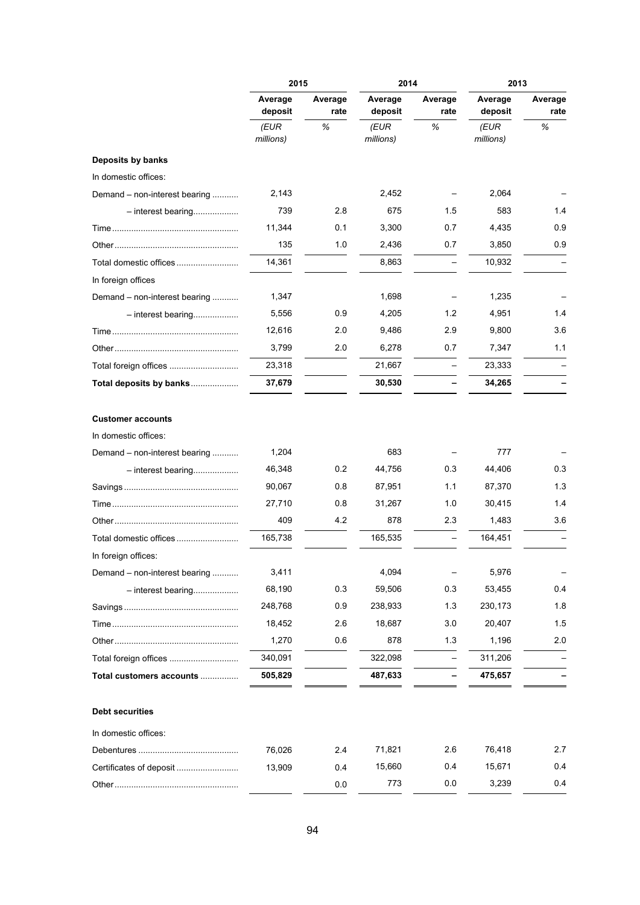| | 2015 | | 2014 | | 2013 | |
|---|---|---|---|---|---|---|
| | Average deposit | Average rate | Average deposit | Average rate | Average deposit | Average rate |
| | *(EUR millions)* | *%* | *(EUR millions)* | *%* | *(EUR millions)* | *%* |
| **Deposits by banks** | | | | | | |
| In domestic offices: | | | | | | |
| Demand – non-interest bearing | 2,143 | | 2,452 | – | 2,064 | – |
| – interest bearing | 739 | 2.8 | 675 | 1.5 | 583 | 1.4 |
| Time | 11,344 | 0.1 | 3,300 | 0.7 | 4,435 | 0.9 |
| Other | 135 | 1.0 | 2,436 | 0.7 | 3,850 | 0.9 |
| Total domestic offices | 14,361 | | 8,863 | – | 10,932 | – |
| In foreign offices | | | | | | |
| Demand – non-interest bearing | 1,347 | | 1,698 | – | 1,235 | – |
| – interest bearing | 5,556 | 0.9 | 4,205 | 1.2 | 4,951 | 1.4 |
| Time | 12,616 | 2.0 | 9,486 | 2.9 | 9,800 | 3.6 |
| Other | 3,799 | 2.0 | 6,278 | 0.7 | 7,347 | 1.1 |
| Total foreign offices | 23,318 | | 21,667 | – | 23,333 | – |
| **Total deposits by banks** | **37,679** | | **30,530** | **–** | **34,265** | **–** |
| **Customer accounts** | | | | | | |
| In domestic offices: | | | | | | |
| Demand – non-interest bearing | 1,204 | | 683 | – | 777 | – |
| – interest bearing | 46,348 | 0.2 | 44,756 | 0.3 | 44,406 | 0.3 |
| Savings | 90,067 | 0.8 | 87,951 | 1.1 | 87,370 | 1.3 |
| Time | 27,710 | 0.8 | 31,267 | 1.0 | 30,415 | 1.4 |
| Other | 409 | 4.2 | 878 | 2.3 | 1,483 | 3.6 |
| Total domestic offices | 165,738 | | 165,535 | – | 164,451 | – |
| In foreign offices: | | | | | | |
| Demand – non-interest bearing | 3,411 | | 4,094 | – | 5,976 | – |
| – interest bearing | 68,190 | 0.3 | 59,506 | 0.3 | 53,455 | 0.4 |
| Savings | 248,768 | 0.9 | 238,933 | 1.3 | 230,173 | 1.8 |
| Time | 18,452 | 2.6 | 18,687 | 3.0 | 20,407 | 1.5 |
| Other | 1,270 | 0.6 | 878 | 1.3 | 1,196 | 2.0 |
| Total foreign offices | 340,091 | | 322,098 | – | 311,206 | – |
| **Total customers accounts** | **505,829** | | **487,633** | **–** | **475,657** | **–** |
| **Debt securities** | | | | | | |
| In domestic offices: | | | | | | |
| Debentures | 76,026 | 2.4 | 71,821 | 2.6 | 76,418 | 2.7 |
| Certificates of deposit | 13,909 | 0.4 | 15,660 | 0.4 | 15,671 | 0.4 |
| Other | | 0.0 | 773 | 0.0 | 3,239 | 0.4 |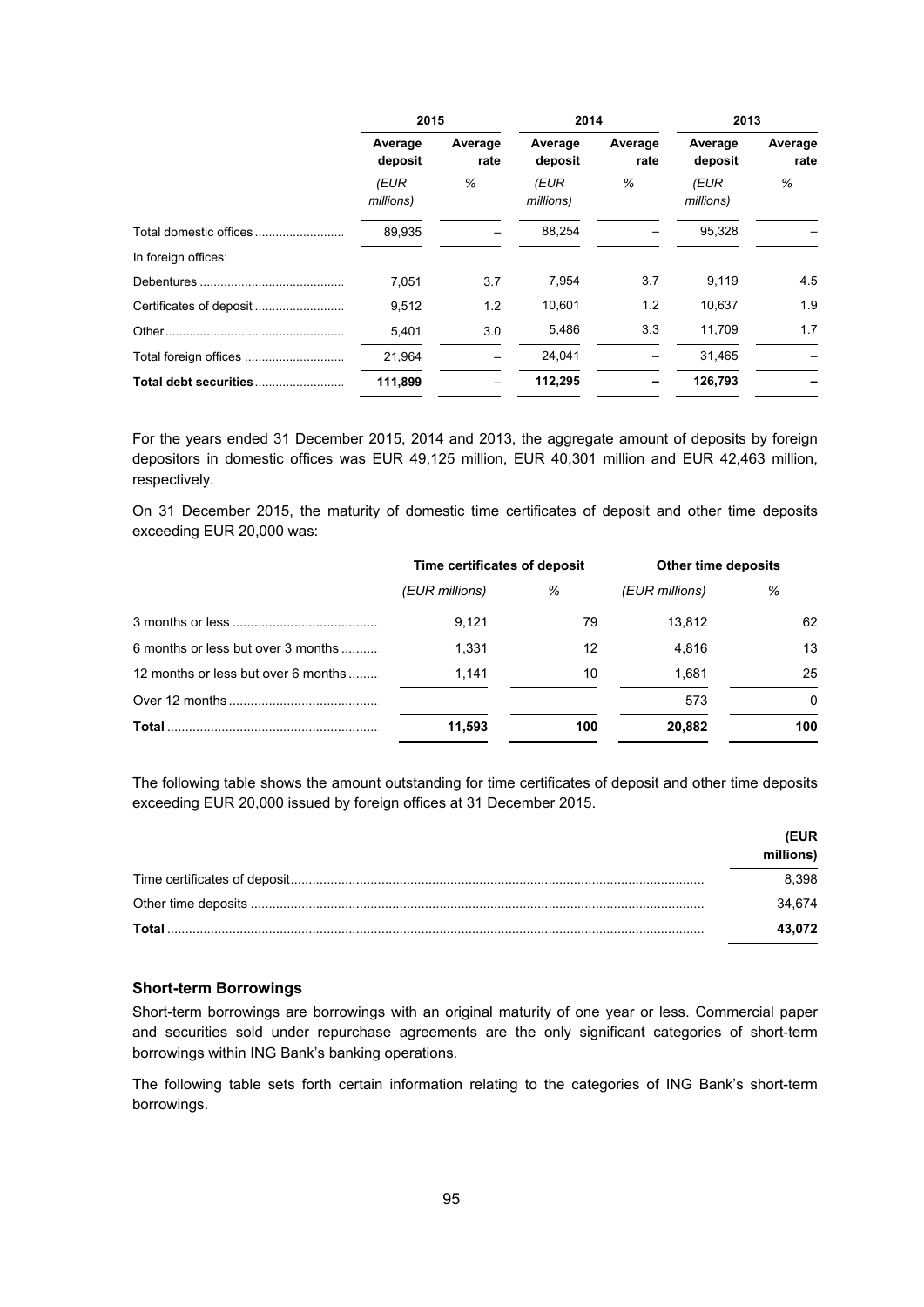| | 2015 | | 2014 | | 2013 | |
|---|---|---|---|---|---|---|
| | Average deposit | Average rate | Average deposit | Average rate | Average deposit | Average rate |
| | *(EUR millions)* | *%* | *(EUR millions)* | *%* | *(EUR millions)* | *%* |
| Total domestic offices | 89,935 | – | 88,254 | – | 95,328 | – |
| In foreign offices: | | | | | | |
| Debentures | 7,051 | 3.7 | 7,954 | 3.7 | 9,119 | 4.5 |
| Certificates of deposit | 9,512 | 1.2 | 10,601 | 1.2 | 10,637 | 1.9 |
| Other | 5,401 | 3.0 | 5,486 | 3.3 | 11,709 | 1.7 |
| Total foreign offices | 21,964 | – | 24,041 | – | 31,465 | – |
| **Total debt securities** | **111,899** | – | **112,295** | **–** | **126,793** | **–** |

For the years ended 31 December 2015, 2014 and 2013, the aggregate amount of deposits by foreign depositors in domestic offices was EUR 49,125 million, EUR 40,301 million and EUR 42,463 million, respectively.

On 31 December 2015, the maturity of domestic time certificates of deposit and other time deposits exceeding EUR 20,000 was:

| | Time certificates of deposit | | Other time deposits | |
|---|---|---|---|---|
| | *(EUR millions)* | *%* | *(EUR millions)* | *%* |
| 3 months or less | 9,121 | 79 | 13,812 | 62 |
| 6 months or less but over 3 months | 1,331 | 12 | 4,816 | 13 |
| 12 months or less but over 6 months | 1,141 | 10 | 1,681 | 25 |
| Over 12 months | | | 573 | 0 |
| **Total** | **11,593** | **100** | **20,882** | **100** |

The following table shows the amount outstanding for time certificates of deposit and other time deposits exceeding EUR 20,000 issued by foreign offices at 31 December 2015.

| | **(EUR millions)** |
|---|---|
| Time certificates of deposit | 8,398 |
| Other time deposits | 34,674 |
| **Total** | **43,072** |

### Short-term Borrowings

Short-term borrowings are borrowings with an original maturity of one year or less. Commercial paper and securities sold under repurchase agreements are the only significant categories of short-term borrowings within ING Bank's banking operations.

The following table sets forth certain information relating to the categories of ING Bank's short-term borrowings.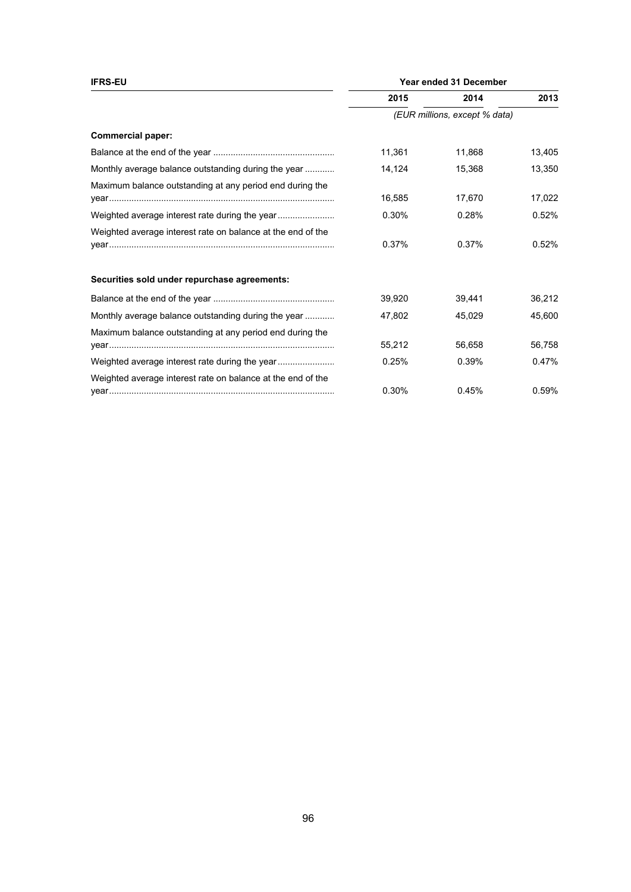| IFRS-EU | Year ended 31 December | | |
|---|---|---|---|
| | 2015 | 2014 | 2013 |
| | *(EUR millions, except % data)* | | |
| **Commercial paper:** | | | |
| Balance at the end of the year | 11,361 | 11,868 | 13,405 |
| Monthly average balance outstanding during the year | 14,124 | 15,368 | 13,350 |
| Maximum balance outstanding at any period end during the year | 16,585 | 17,670 | 17,022 |
| Weighted average interest rate during the year | 0.30% | 0.28% | 0.52% |
| Weighted average interest rate on balance at the end of the year | 0.37% | 0.37% | 0.52% |
| **Securities sold under repurchase agreements:** | | | |
| Balance at the end of the year | 39,920 | 39,441 | 36,212 |
| Monthly average balance outstanding during the year | 47,802 | 45,029 | 45,600 |
| Maximum balance outstanding at any period end during the year | 55,212 | 56,658 | 56,758 |
| Weighted average interest rate during the year | 0.25% | 0.39% | 0.47% |
| Weighted average interest rate on balance at the end of the year | 0.30% | 0.45% | 0.59% |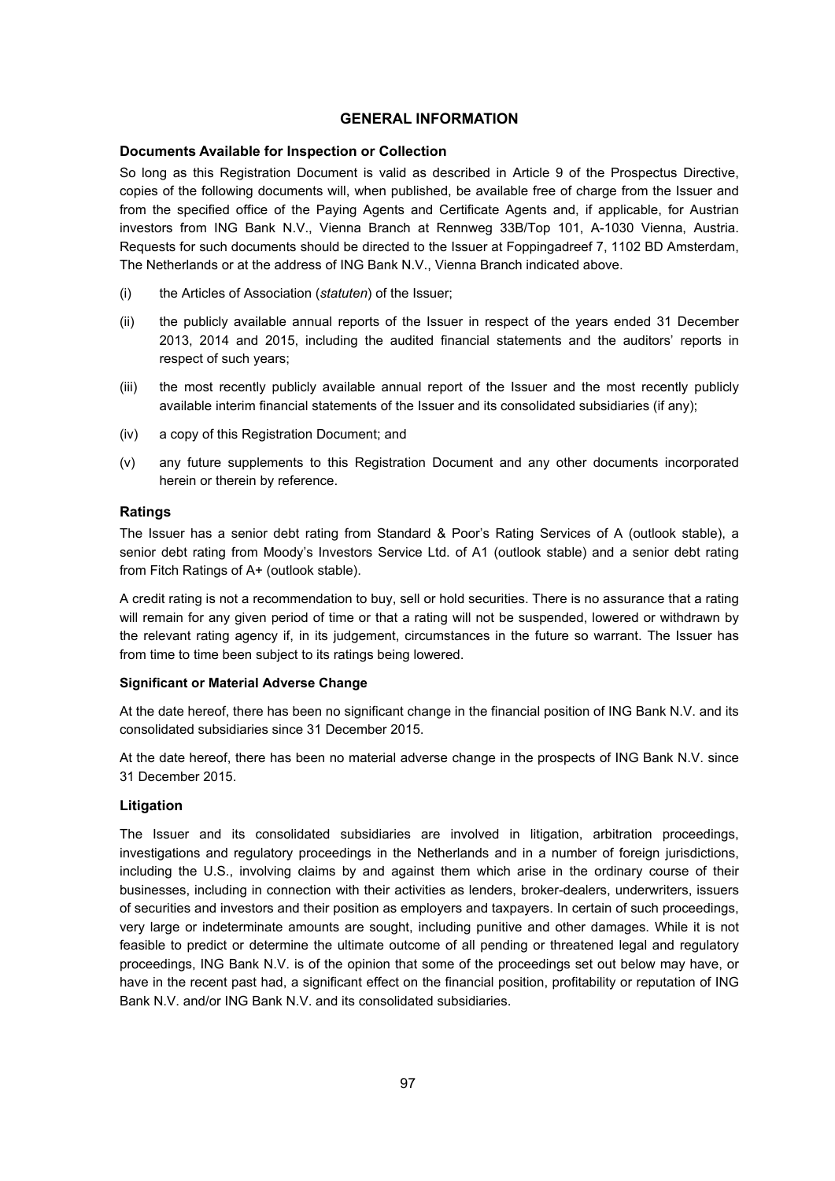## GENERAL INFORMATION

### Documents Available for Inspection or Collection

So long as this Registration Document is valid as described in Article 9 of the Prospectus Directive, copies of the following documents will, when published, be available free of charge from the Issuer and from the specified office of the Paying Agents and Certificate Agents and, if applicable, for Austrian investors from ING Bank N.V., Vienna Branch at Rennweg 33B/Top 101, A-1030 Vienna, Austria. Requests for such documents should be directed to the Issuer at Foppingadreef 7, 1102 BD Amsterdam, The Netherlands or at the address of ING Bank N.V., Vienna Branch indicated above.

(i) the Articles of Association (*statuten*) of the Issuer;

(ii) the publicly available annual reports of the Issuer in respect of the years ended 31 December 2013, 2014 and 2015, including the audited financial statements and the auditors' reports in respect of such years;

(iii) the most recently publicly available annual report of the Issuer and the most recently publicly available interim financial statements of the Issuer and its consolidated subsidiaries (if any);

(iv) a copy of this Registration Document; and

(v) any future supplements to this Registration Document and any other documents incorporated herein or therein by reference.

### Ratings

The Issuer has a senior debt rating from Standard & Poor's Rating Services of A (outlook stable), a senior debt rating from Moody's Investors Service Ltd. of A1 (outlook stable) and a senior debt rating from Fitch Ratings of A+ (outlook stable).

A credit rating is not a recommendation to buy, sell or hold securities. There is no assurance that a rating will remain for any given period of time or that a rating will not be suspended, lowered or withdrawn by the relevant rating agency if, in its judgement, circumstances in the future so warrant. The Issuer has from time to time been subject to its ratings being lowered.

#### Significant or Material Adverse Change

At the date hereof, there has been no significant change in the financial position of ING Bank N.V. and its consolidated subsidiaries since 31 December 2015.

At the date hereof, there has been no material adverse change in the prospects of ING Bank N.V. since 31 December 2015.

### Litigation

The Issuer and its consolidated subsidiaries are involved in litigation, arbitration proceedings, investigations and regulatory proceedings in the Netherlands and in a number of foreign jurisdictions, including the U.S., involving claims by and against them which arise in the ordinary course of their businesses, including in connection with their activities as lenders, broker-dealers, underwriters, issuers of securities and investors and their position as employers and taxpayers. In certain of such proceedings, very large or indeterminate amounts are sought, including punitive and other damages. While it is not feasible to predict or determine the ultimate outcome of all pending or threatened legal and regulatory proceedings, ING Bank N.V. is of the opinion that some of the proceedings set out below may have, or have in the recent past had, a significant effect on the financial position, profitability or reputation of ING Bank N.V. and/or ING Bank N.V. and its consolidated subsidiaries.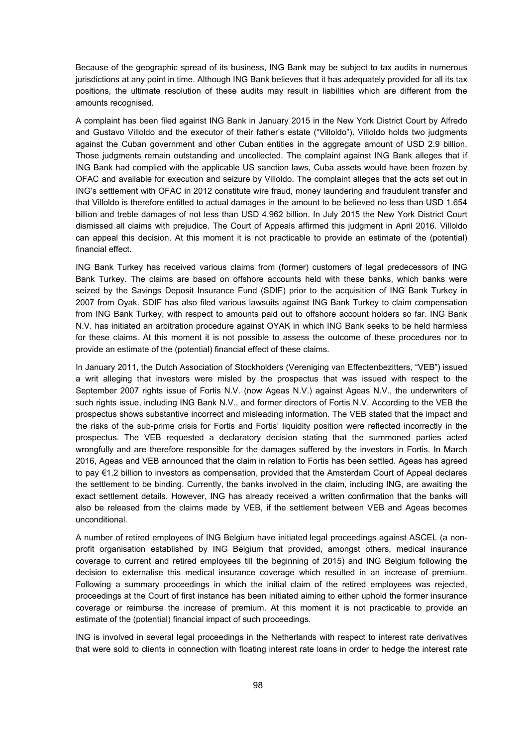Because of the geographic spread of its business, ING Bank may be subject to tax audits in numerous jurisdictions at any point in time. Although ING Bank believes that it has adequately provided for all its tax positions, the ultimate resolution of these audits may result in liabilities which are different from the amounts recognised.

A complaint has been filed against ING Bank in January 2015 in the New York District Court by Alfredo and Gustavo Villoldo and the executor of their father's estate ("Villoldo"). Villoldo holds two judgments against the Cuban government and other Cuban entities in the aggregate amount of USD 2.9 billion. Those judgments remain outstanding and uncollected. The complaint against ING Bank alleges that if ING Bank had complied with the applicable US sanction laws, Cuba assets would have been frozen by OFAC and available for execution and seizure by Villoldo. The complaint alleges that the acts set out in ING's settlement with OFAC in 2012 constitute wire fraud, money laundering and fraudulent transfer and that Villoldo is therefore entitled to actual damages in the amount to be believed no less than USD 1.654 billion and treble damages of not less than USD 4.962 billion. In July 2015 the New York District Court dismissed all claims with prejudice. The Court of Appeals affirmed this judgment in April 2016. Villoldo can appeal this decision. At this moment it is not practicable to provide an estimate of the (potential) financial effect.

ING Bank Turkey has received various claims from (former) customers of legal predecessors of ING Bank Turkey. The claims are based on offshore accounts held with these banks, which banks were seized by the Savings Deposit Insurance Fund (SDIF) prior to the acquisition of ING Bank Turkey in 2007 from Oyak. SDIF has also filed various lawsuits against ING Bank Turkey to claim compensation from ING Bank Turkey, with respect to amounts paid out to offshore account holders so far. ING Bank N.V. has initiated an arbitration procedure against OYAK in which ING Bank seeks to be held harmless for these claims. At this moment it is not possible to assess the outcome of these procedures nor to provide an estimate of the (potential) financial effect of these claims.

In January 2011, the Dutch Association of Stockholders (Vereniging van Effectenbezitters, "VEB") issued a writ alleging that investors were misled by the prospectus that was issued with respect to the September 2007 rights issue of Fortis N.V. (now Ageas N.V.) against Ageas N.V., the underwriters of such rights issue, including ING Bank N.V., and former directors of Fortis N.V. According to the VEB the prospectus shows substantive incorrect and misleading information. The VEB stated that the impact and the risks of the sub-prime crisis for Fortis and Fortis' liquidity position were reflected incorrectly in the prospectus. The VEB requested a declaratory decision stating that the summoned parties acted wrongfully and are therefore responsible for the damages suffered by the investors in Fortis. In March 2016, Ageas and VEB announced that the claim in relation to Fortis has been settled. Ageas has agreed to pay €1.2 billion to investors as compensation, provided that the Amsterdam Court of Appeal declares the settlement to be binding. Currently, the banks involved in the claim, including ING, are awaiting the exact settlement details. However, ING has already received a written confirmation that the banks will also be released from the claims made by VEB, if the settlement between VEB and Ageas becomes unconditional.

A number of retired employees of ING Belgium have initiated legal proceedings against ASCEL (a non-profit organisation established by ING Belgium that provided, amongst others, medical insurance coverage to current and retired employees till the beginning of 2015) and ING Belgium following the decision to externalise this medical insurance coverage which resulted in an increase of premium. Following a summary proceedings in which the initial claim of the retired employees was rejected, proceedings at the Court of first instance has been initiated aiming to either uphold the former insurance coverage or reimburse the increase of premium. At this moment it is not practicable to provide an estimate of the (potential) financial impact of such proceedings.

ING is involved in several legal proceedings in the Netherlands with respect to interest rate derivatives that were sold to clients in connection with floating interest rate loans in order to hedge the interest rate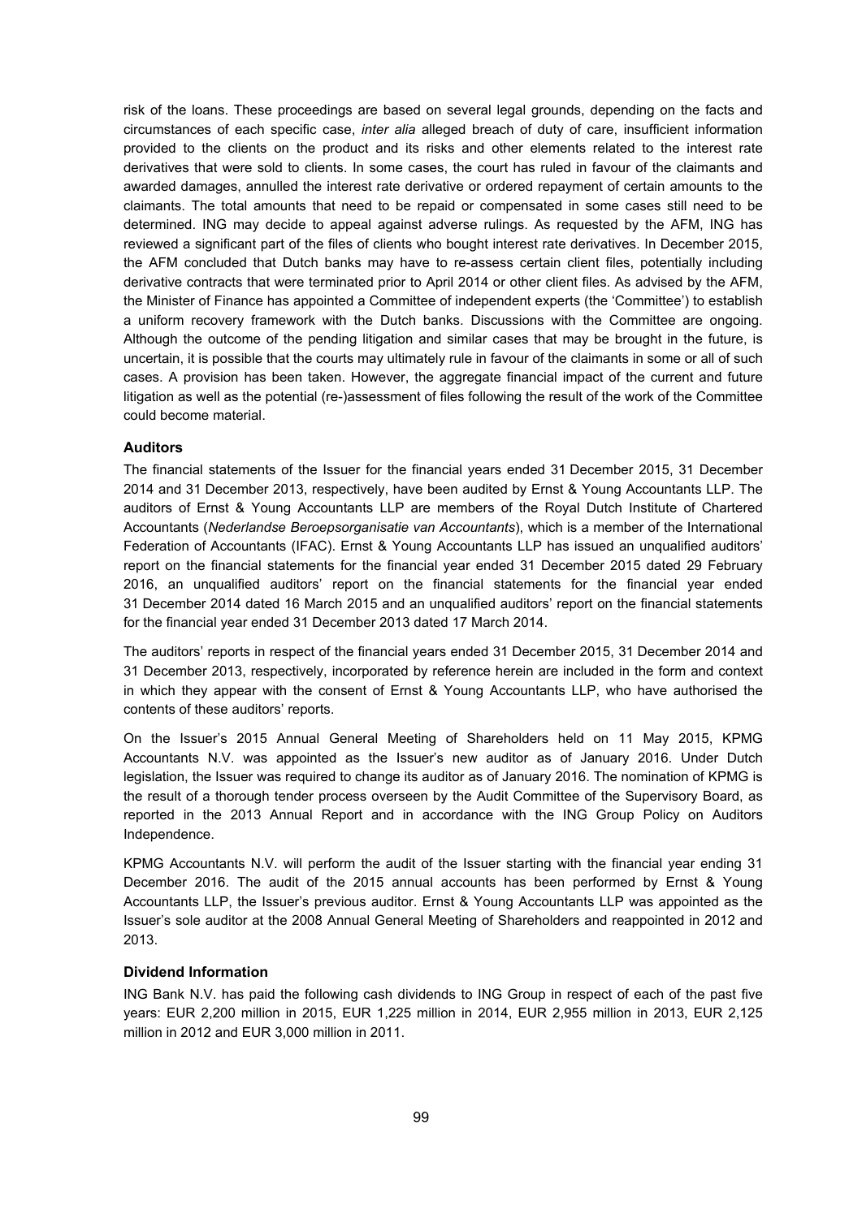risk of the loans. These proceedings are based on several legal grounds, depending on the facts and circumstances of each specific case, *inter alia* alleged breach of duty of care, insufficient information provided to the clients on the product and its risks and other elements related to the interest rate derivatives that were sold to clients. In some cases, the court has ruled in favour of the claimants and awarded damages, annulled the interest rate derivative or ordered repayment of certain amounts to the claimants. The total amounts that need to be repaid or compensated in some cases still need to be determined. ING may decide to appeal against adverse rulings. As requested by the AFM, ING has reviewed a significant part of the files of clients who bought interest rate derivatives. In December 2015, the AFM concluded that Dutch banks may have to re-assess certain client files, potentially including derivative contracts that were terminated prior to April 2014 or other client files. As advised by the AFM, the Minister of Finance has appointed a Committee of independent experts (the 'Committee') to establish a uniform recovery framework with the Dutch banks. Discussions with the Committee are ongoing. Although the outcome of the pending litigation and similar cases that may be brought in the future, is uncertain, it is possible that the courts may ultimately rule in favour of the claimants in some or all of such cases. A provision has been taken. However, the aggregate financial impact of the current and future litigation as well as the potential (re-)assessment of files following the result of the work of the Committee could become material.

### Auditors

The financial statements of the Issuer for the financial years ended 31 December 2015, 31 December 2014 and 31 December 2013, respectively, have been audited by Ernst & Young Accountants LLP. The auditors of Ernst & Young Accountants LLP are members of the Royal Dutch Institute of Chartered Accountants (*Nederlandse Beroepsorganisatie van Accountants*), which is a member of the International Federation of Accountants (IFAC). Ernst & Young Accountants LLP has issued an unqualified auditors' report on the financial statements for the financial year ended 31 December 2015 dated 29 February 2016, an unqualified auditors' report on the financial statements for the financial year ended 31 December 2014 dated 16 March 2015 and an unqualified auditors' report on the financial statements for the financial year ended 31 December 2013 dated 17 March 2014.

The auditors' reports in respect of the financial years ended 31 December 2015, 31 December 2014 and 31 December 2013, respectively, incorporated by reference herein are included in the form and context in which they appear with the consent of Ernst & Young Accountants LLP, who have authorised the contents of these auditors' reports.

On the Issuer's 2015 Annual General Meeting of Shareholders held on 11 May 2015, KPMG Accountants N.V. was appointed as the Issuer's new auditor as of January 2016. Under Dutch legislation, the Issuer was required to change its auditor as of January 2016. The nomination of KPMG is the result of a thorough tender process overseen by the Audit Committee of the Supervisory Board, as reported in the 2013 Annual Report and in accordance with the ING Group Policy on Auditors Independence.

KPMG Accountants N.V. will perform the audit of the Issuer starting with the financial year ending 31 December 2016. The audit of the 2015 annual accounts has been performed by Ernst & Young Accountants LLP, the Issuer's previous auditor. Ernst & Young Accountants LLP was appointed as the Issuer's sole auditor at the 2008 Annual General Meeting of Shareholders and reappointed in 2012 and 2013.

### Dividend Information

ING Bank N.V. has paid the following cash dividends to ING Group in respect of each of the past five years: EUR 2,200 million in 2015, EUR 1,225 million in 2014, EUR 2,955 million in 2013, EUR 2,125 million in 2012 and EUR 3,000 million in 2011.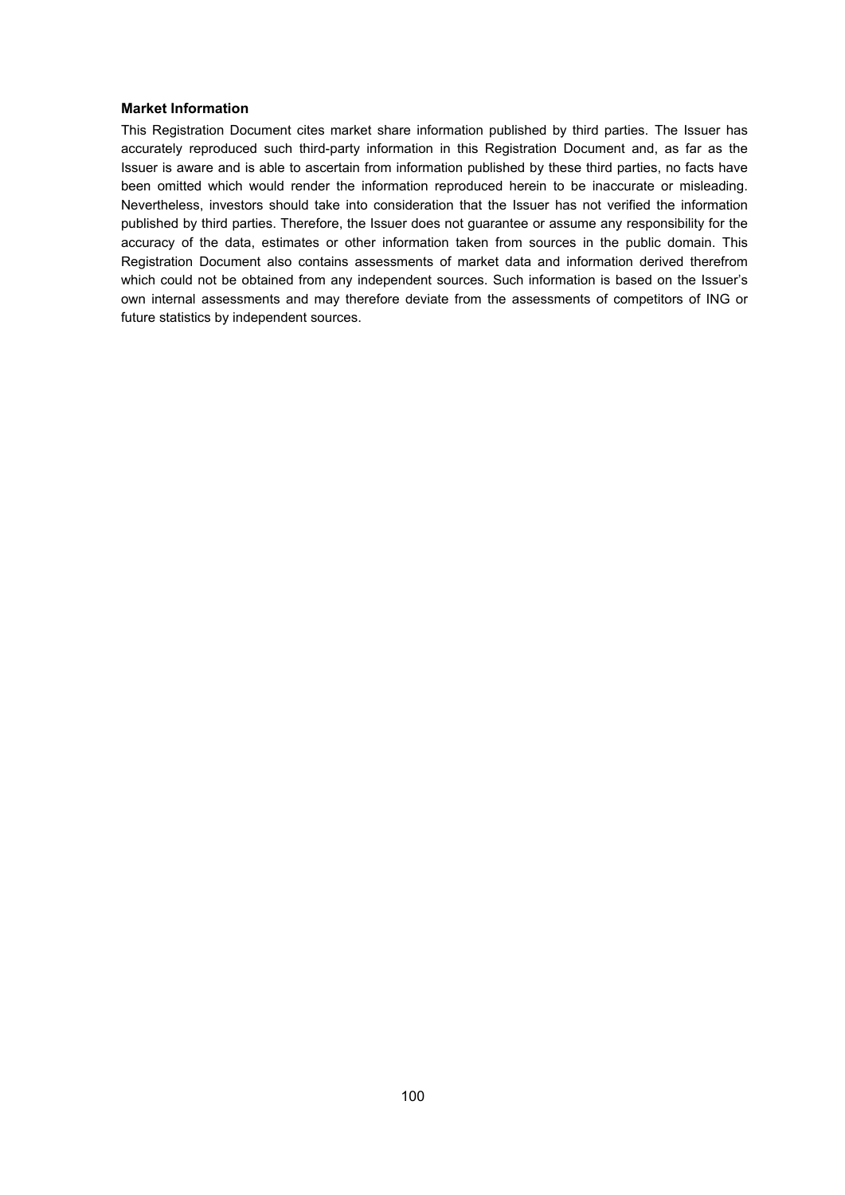**Market Information**

This Registration Document cites market share information published by third parties. The Issuer has accurately reproduced such third-party information in this Registration Document and, as far as the Issuer is aware and is able to ascertain from information published by these third parties, no facts have been omitted which would render the information reproduced herein to be inaccurate or misleading. Nevertheless, investors should take into consideration that the Issuer has not verified the information published by third parties. Therefore, the Issuer does not guarantee or assume any responsibility for the accuracy of the data, estimates or other information taken from sources in the public domain. This Registration Document also contains assessments of market data and information derived therefrom which could not be obtained from any independent sources. Such information is based on the Issuer's own internal assessments and may therefore deviate from the assessments of competitors of ING or future statistics by independent sources.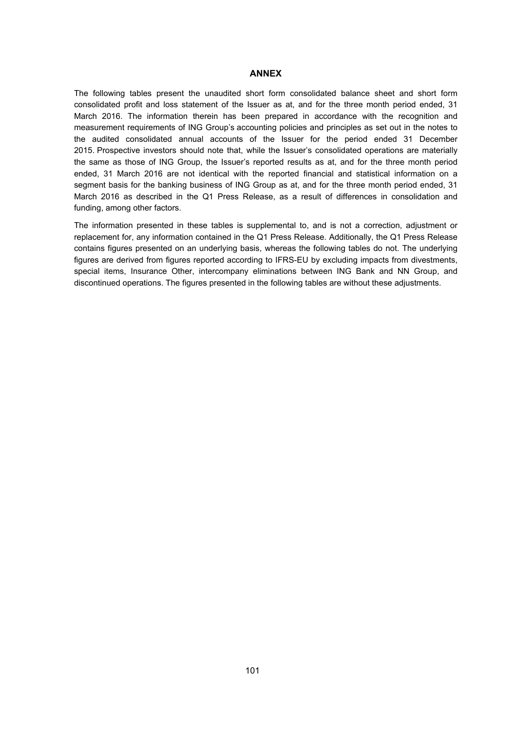# ANNEX

The following tables present the unaudited short form consolidated balance sheet and short form consolidated profit and loss statement of the Issuer as at, and for the three month period ended, 31 March 2016. The information therein has been prepared in accordance with the recognition and measurement requirements of ING Group's accounting policies and principles as set out in the notes to the audited consolidated annual accounts of the Issuer for the period ended 31 December 2015. Prospective investors should note that, while the Issuer's consolidated operations are materially the same as those of ING Group, the Issuer's reported results as at, and for the three month period ended, 31 March 2016 are not identical with the reported financial and statistical information on a segment basis for the banking business of ING Group as at, and for the three month period ended, 31 March 2016 as described in the Q1 Press Release, as a result of differences in consolidation and funding, among other factors.

The information presented in these tables is supplemental to, and is not a correction, adjustment or replacement for, any information contained in the Q1 Press Release. Additionally, the Q1 Press Release contains figures presented on an underlying basis, whereas the following tables do not. The underlying figures are derived from figures reported according to IFRS-EU by excluding impacts from divestments, special items, Insurance Other, intercompany eliminations between ING Bank and NN Group, and discontinued operations. The figures presented in the following tables are without these adjustments.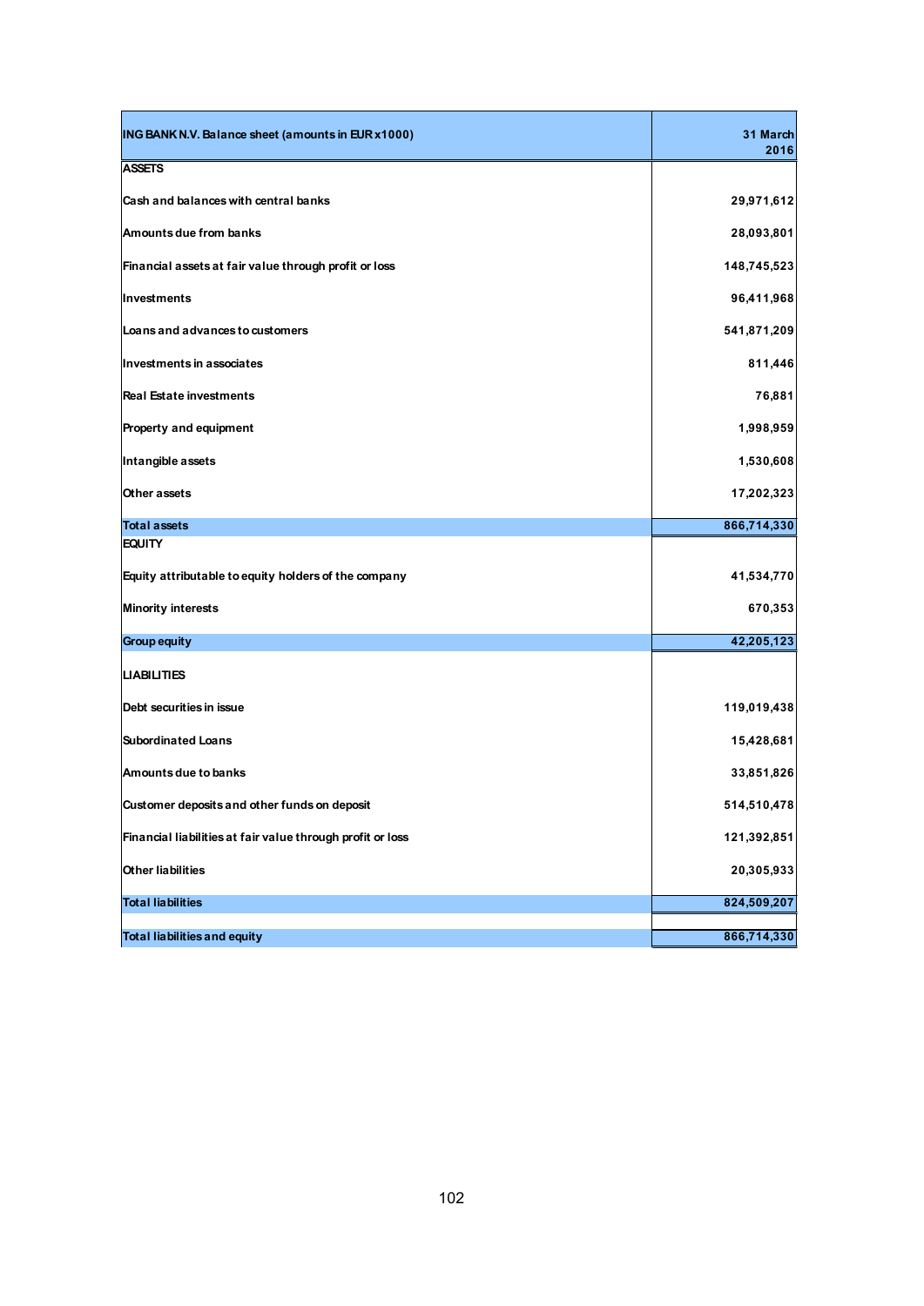| ING BANK N.V. Balance sheet (amounts in EUR x1000) | 31 March 2016 |
|---|---|
| **ASSETS** | |
| Cash and balances with central banks | 29,971,612 |
| Amounts due from banks | 28,093,801 |
| Financial assets at fair value through profit or loss | 148,745,523 |
| Investments | 96,411,968 |
| Loans and advances to customers | 541,871,209 |
| Investments in associates | 811,446 |
| Real Estate investments | 76,881 |
| Property and equipment | 1,998,959 |
| Intangible assets | 1,530,608 |
| Other assets | 17,202,323 |
| **Total assets** | **866,714,330** |
| **EQUITY** | |
| Equity attributable to equity holders of the company | 41,534,770 |
| Minority interests | 670,353 |
| **Group equity** | **42,205,123** |
| **LIABILITIES** | |
| Debt securities in issue | 119,019,438 |
| Subordinated Loans | 15,428,681 |
| Amounts due to banks | 33,851,826 |
| Customer deposits and other funds on deposit | 514,510,478 |
| Financial liabilities at fair value through profit or loss | 121,392,851 |
| Other liabilities | 20,305,933 |
| **Total liabilities** | **824,509,207** |
| **Total liabilities and equity** | **866,714,330** |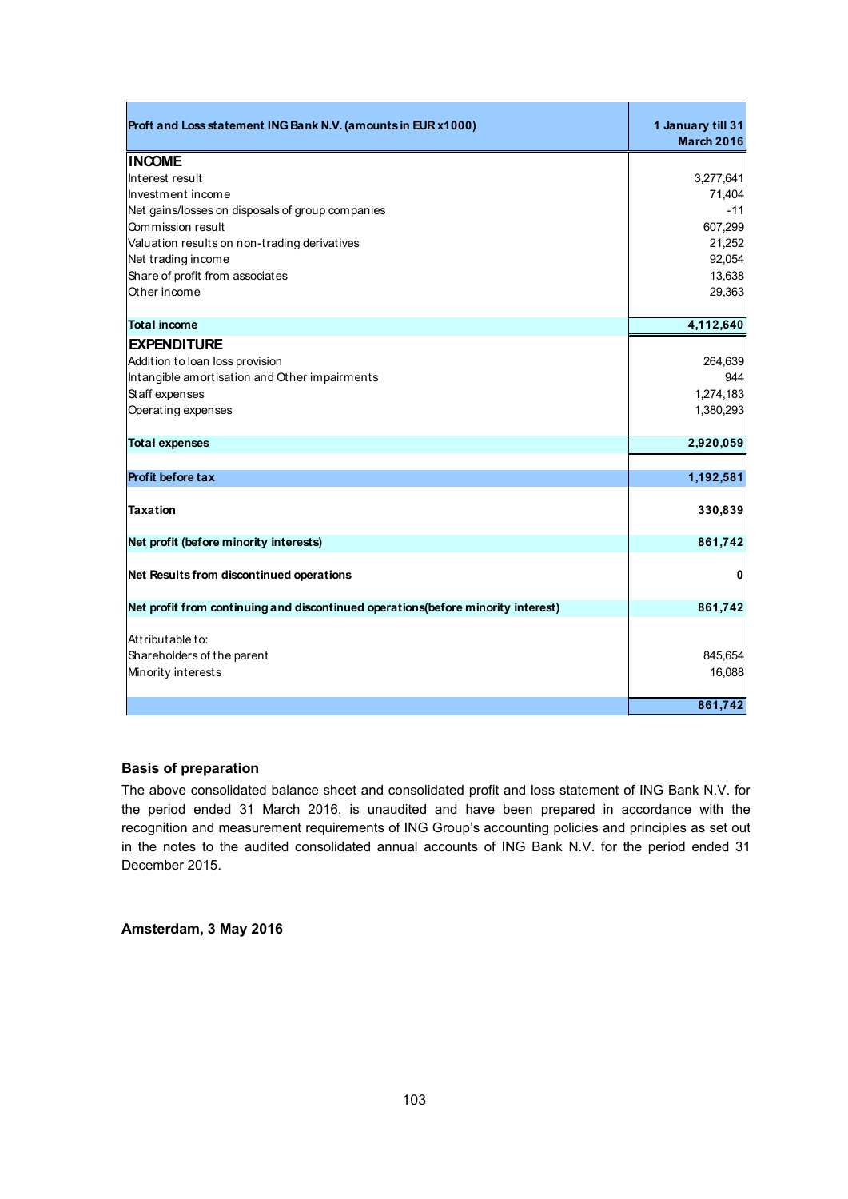| Proft and Loss statement ING Bank N.V. (amounts in EUR x1000) | 1 January till 31 March 2016 |
|---|---|
| **INCOME** | |
| Interest result | 3,277,641 |
| Investment income | 71,404 |
| Net gains/losses on disposals of group companies | -11 |
| Commission result | 607,299 |
| Valuation results on non-trading derivatives | 21,252 |
| Net trading income | 92,054 |
| Share of profit from associates | 13,638 |
| Other income | 29,363 |
| **Total income** | **4,112,640** |
| **EXPENDITURE** | |
| Addition to loan loss provision | 264,639 |
| Intangible amortisation and Other impairments | 944 |
| Staff expenses | 1,274,183 |
| Operating expenses | 1,380,293 |
| **Total expenses** | **2,920,059** |
| **Profit before tax** | **1,192,581** |
| **Taxation** | **330,839** |
| **Net profit (before minority interests)** | **861,742** |
| **Net Results from discontinued operations** | **0** |
| **Net profit from continuing and discontinued operations(before minority interest)** | **861,742** |
| Attributable to: | |
| Shareholders of the parent | 845,654 |
| Minority interests | 16,088 |
| | **861,742** |

### Basis of preparation

The above consolidated balance sheet and consolidated profit and loss statement of ING Bank N.V. for the period ended 31 March 2016, is unaudited and have been prepared in accordance with the recognition and measurement requirements of ING Group's accounting policies and principles as set out in the notes to the audited consolidated annual accounts of ING Bank N.V. for the period ended 31 December 2015.

**Amsterdam, 3 May 2016**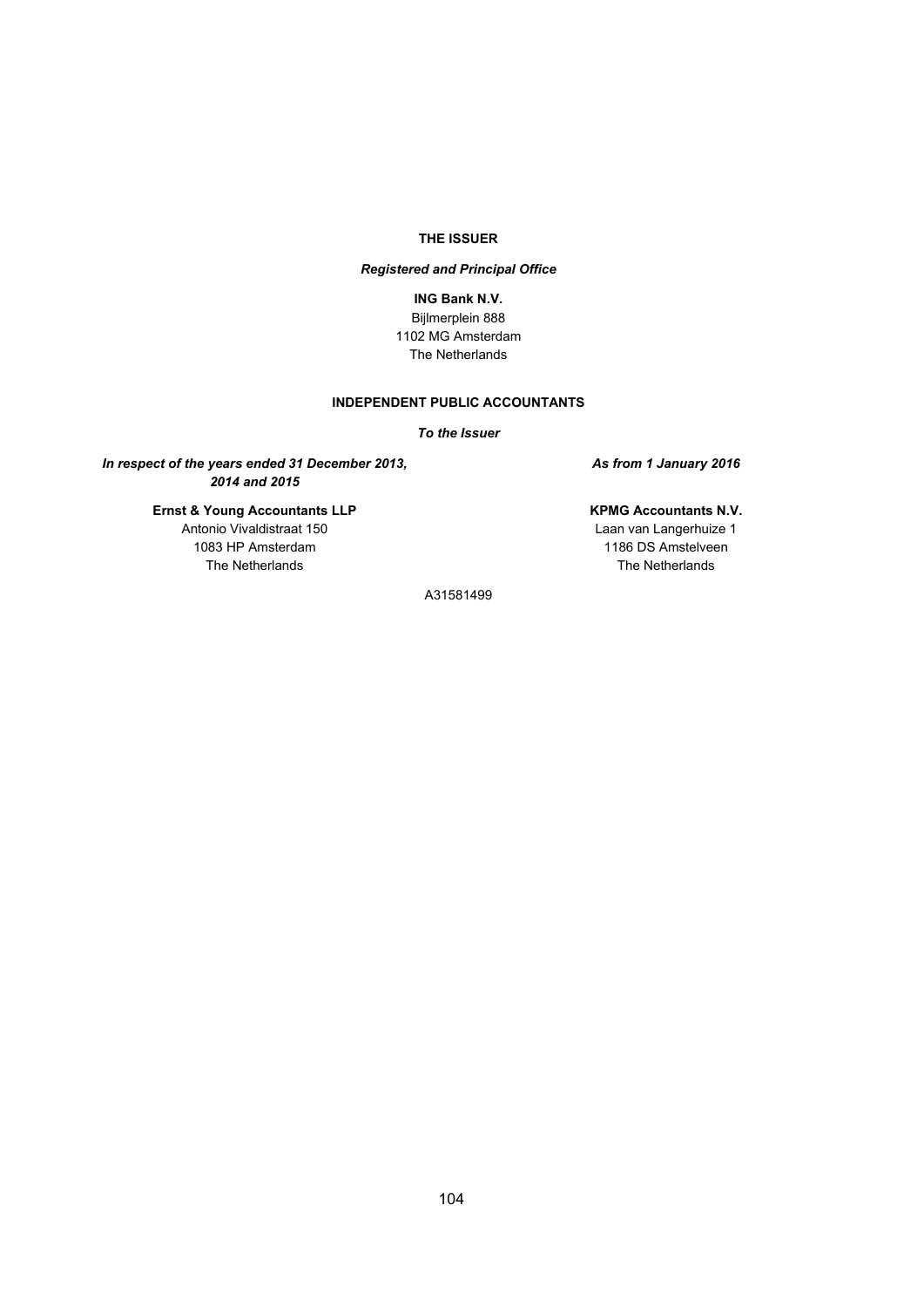**THE ISSUER**

***Registered and Principal Office***

**ING Bank N.V.**
Bijlmerplein 888
1102 MG Amsterdam
The Netherlands

**INDEPENDENT PUBLIC ACCOUNTANTS**

***To the Issuer***

***In respect of the years ended 31 December 2013, 2014 and 2015***

**Ernst & Young Accountants LLP**
Antonio Vivaldistraat 150
1083 HP Amsterdam
The Netherlands

***As from 1 January 2016***

**KPMG Accountants N.V.**
Laan van Langerhuize 1
1186 DS Amstelveen
The Netherlands

A31581499